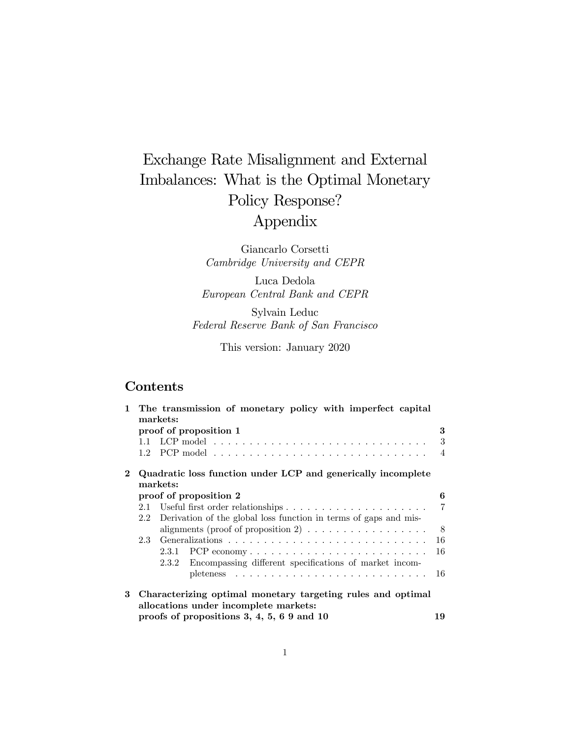# Exchange Rate Misalignment and External Imbalances: What is the Optimal Monetary Policy Response? Appendix

Giancarlo Corsetti
*Cambridge University and CEPR*

Luca Dedola
*European Central Bank and CEPR*

Sylvain Leduc
*Federal Reserve Bank of San Francisco*

This version: January 2020

## Contents

**1 The transmission of monetary policy with imperfect capital markets: proof of proposition 1** — **3**
- 1.1 LCP model — 3
- 1.2 PCP model — 4

**2 Quadratic loss function under LCP and generically incomplete markets: proof of proposition 2** — **6**
- 2.1 Useful first order relationships — 7
- 2.2 Derivation of the global loss function in terms of gaps and misalignments (proof of proposition 2) — 8
- 2.3 Generalizations — 16
  - 2.3.1 PCP economy — 16
  - 2.3.2 Encompassing different specifications of market incompleteness — 16

**3 Characterizing optimal monetary targeting rules and optimal allocations under incomplete markets: proofs of propositions 3, 4, 5, 6 9 and 10** — **19**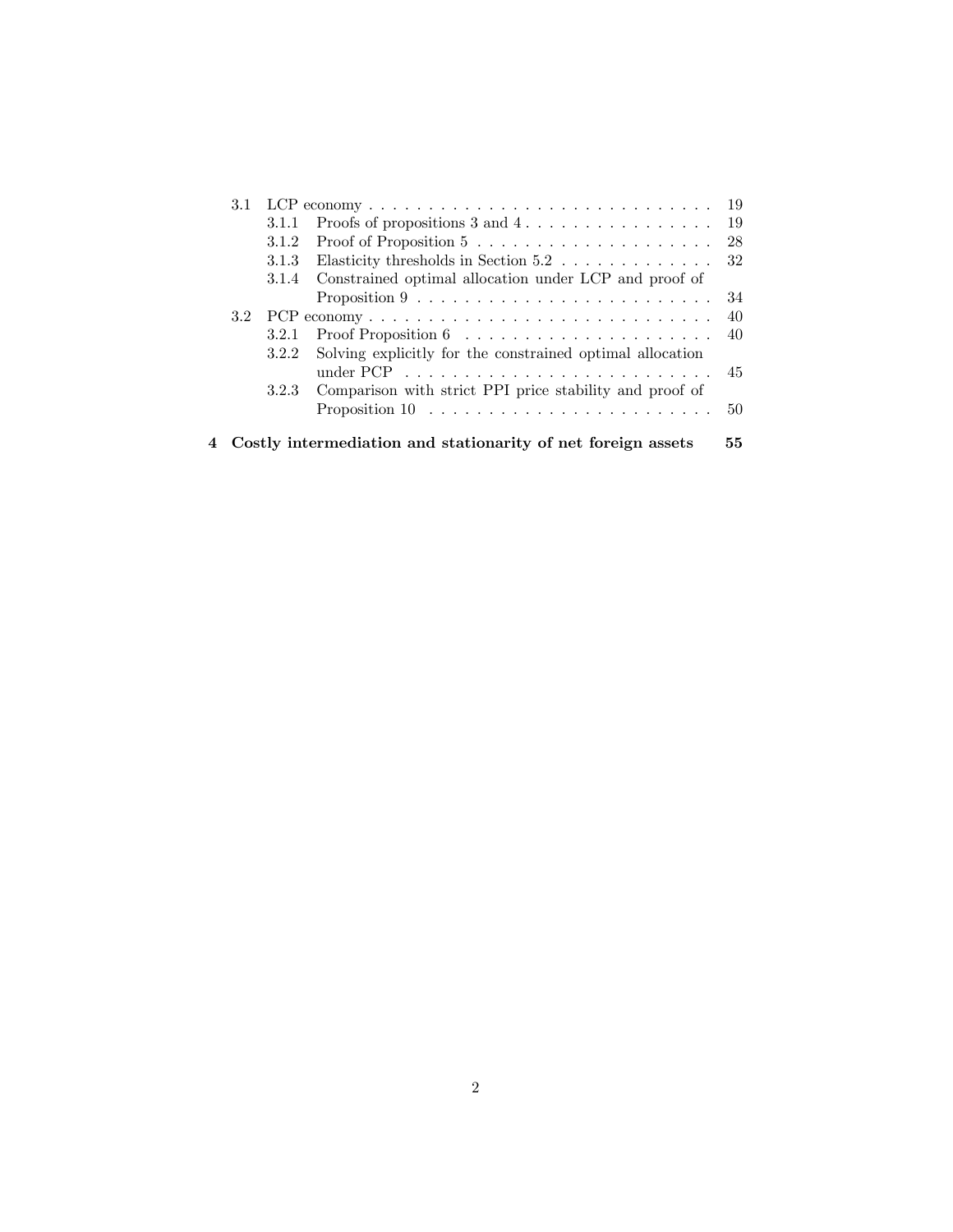- 3.1 LCP economy . . . . . . . . . . . . . . . . . . . . . . . . . . . . . . 19
  - 3.1.1 Proofs of propositions 3 and 4 . . . . . . . . . . . . . . . . 19
  - 3.1.2 Proof of Proposition 5 . . . . . . . . . . . . . . . . . . . . 28
  - 3.1.3 Elasticity thresholds in Section 5.2 . . . . . . . . . . . . . 32
  - 3.1.4 Constrained optimal allocation under LCP and proof of Proposition 9 . . . . . . . . . . . . . . . . . . . . . . . . . 34
- 3.2 PCP economy . . . . . . . . . . . . . . . . . . . . . . . . . . . . . . 40
  - 3.2.1 Proof Proposition 6 . . . . . . . . . . . . . . . . . . . . . 40
  - 3.2.2 Solving explicitly for the constrained optimal allocation under PCP . . . . . . . . . . . . . . . . . . . . . . . . . 45
  - 3.2.3 Comparison with strict PPI price stability and proof of Proposition 10 . . . . . . . . . . . . . . . . . . . . . . . . 50

**4 Costly intermediation and stationarity of net foreign assets 55**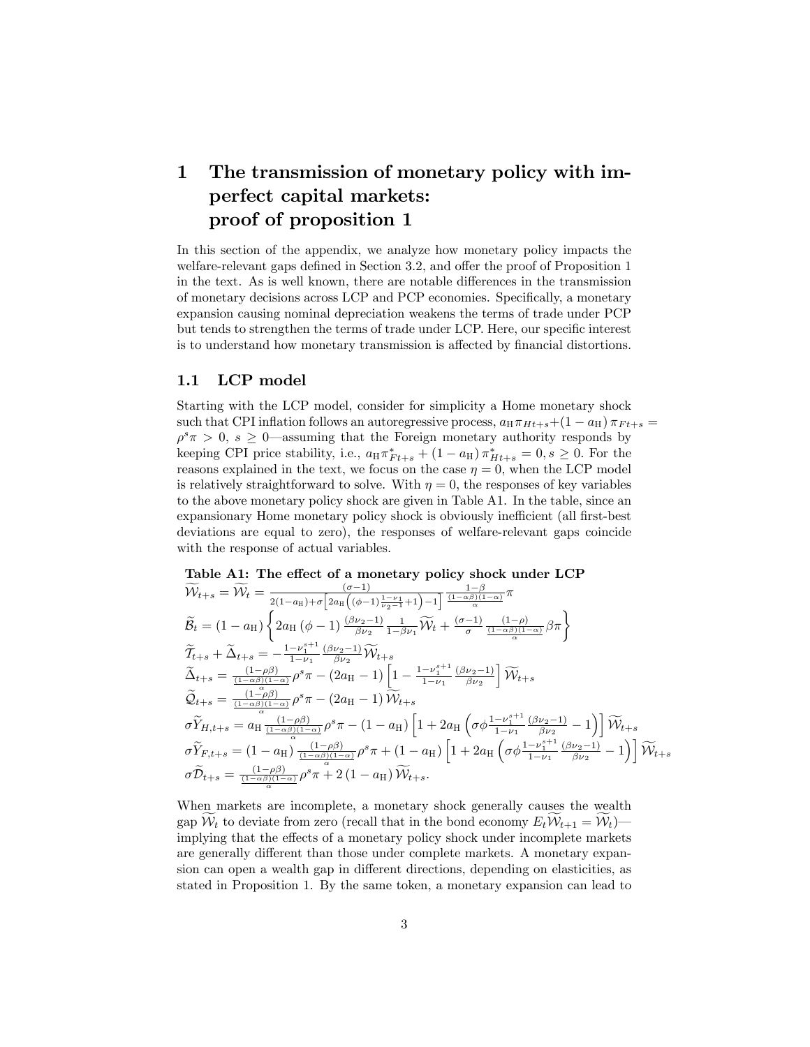# 1 The transmission of monetary policy with imperfect capital markets: proof of proposition 1

In this section of the appendix, we analyze how monetary policy impacts the welfare-relevant gaps defined in Section 3.2, and offer the proof of Proposition 1 in the text. As is well known, there are notable differences in the transmission of monetary decisions across LCP and PCP economies. Specifically, a monetary expansion causing nominal depreciation weakens the terms of trade under PCP but tends to strengthen the terms of trade under LCP. Here, our specific interest is to understand how monetary transmission is affected by financial distortions.

## 1.1 LCP model

Starting with the LCP model, consider for simplicity a Home monetary shock such that CPI inflation follows an autoregressive process, $a_{\rm H}\pi_{Ht+s}+(1-a_{\rm H})\,\pi_{Ft+s} = \rho^s\pi > 0$, $s \geq 0$—assuming that the Foreign monetary authority responds by keeping CPI price stability, i.e., $a_{\rm H}\pi^*_{Ft+s} + (1-a_{\rm H})\,\pi^*_{Ht+s} = 0, s \geq 0$. For the reasons explained in the text, we focus on the case $\eta = 0$, when the LCP model is relatively straightforward to solve. With $\eta = 0$, the responses of key variables to the above monetary policy shock are given in Table A1. In the table, since an expansionary Home monetary policy shock is obviously inefficient (all first-best deviations are equal to zero), the responses of welfare-relevant gaps coincide with the response of actual variables.

**Table A1: The effect of a monetary policy shock under LCP**

$$\widetilde{\mathcal{W}}_{t+s} = \widetilde{\mathcal{W}}_t = \frac{(\sigma-1)}{2(1-a_{\rm H})+\sigma\left[2a_{\rm H}\left((\phi-1)\frac{1-\nu_1}{\nu_2-1}+1\right)-1\right]}\frac{1-\beta}{\frac{(1-\alpha\beta)(1-\alpha)}{\alpha}}\pi$$

$$\widetilde{\mathcal{B}}_t = (1-a_{\rm H})\left\{2a_{\rm H}\,(\phi-1)\,\frac{(\beta\nu_2-1)}{\beta\nu_2}\frac{1}{1-\beta\nu_1}\widetilde{\mathcal{W}}_t + \frac{(\sigma-1)}{\sigma}\frac{(1-\rho)}{\frac{(1-\alpha\beta)(1-\alpha)}{\alpha}}\beta\pi\right\}$$

$$\widetilde{\mathcal{T}}_{t+s} + \widetilde{\Delta}_{t+s} = -\frac{1-\nu_1^{s+1}}{1-\nu_1}\frac{(\beta\nu_2-1)}{\beta\nu_2}\widetilde{\mathcal{W}}_{t+s}$$

$$\widetilde{\Delta}_{t+s} = \frac{(1-\rho\beta)}{\frac{(1-\alpha\beta)(1-\alpha)}{\alpha}}\rho^s\pi - (2a_{\rm H}-1)\left[1-\frac{1-\nu_1^{s+1}}{1-\nu_1}\frac{(\beta\nu_2-1)}{\beta\nu_2}\right]\widetilde{\mathcal{W}}_{t+s}$$

$$\widetilde{\mathcal{Q}}_{t+s} = \frac{(1-\rho\beta)}{\frac{(1-\alpha\beta)(1-\alpha)}{\alpha}}\rho^s\pi - (2a_{\rm H}-1)\,\widetilde{\mathcal{W}}_{t+s}$$

$$\sigma\widetilde{Y}_{H,t+s} = a_{\rm H}\frac{(1-\rho\beta)}{\frac{(1-\alpha\beta)(1-\alpha)}{\alpha}}\rho^s\pi - (1-a_{\rm H})\left[1+2a_{\rm H}\left(\sigma\phi\frac{1-\nu_1^{s+1}}{1-\nu_1}\frac{(\beta\nu_2-1)}{\beta\nu_2}-1\right)\right]\widetilde{\mathcal{W}}_{t+s}$$

$$\sigma\widetilde{Y}_{F,t+s} = (1-a_{\rm H})\frac{(1-\rho\beta)}{\frac{(1-\alpha\beta)(1-\alpha)}{\alpha}}\rho^s\pi + (1-a_{\rm H})\left[1+2a_{\rm H}\left(\sigma\phi\frac{1-\nu_1^{s+1}}{1-\nu_1}\frac{(\beta\nu_2-1)}{\beta\nu_2}-1\right)\right]\widetilde{\mathcal{W}}_{t+s}$$

$$\sigma\widetilde{\mathcal{D}}_{t+s} = \frac{(1-\rho\beta)}{\frac{(1-\alpha\beta)(1-\alpha)}{\alpha}}\rho^s\pi + 2\,(1-a_{\rm H})\,\widetilde{\mathcal{W}}_{t+s}.$$

When markets are incomplete, a monetary shock generally causes the wealth gap $\widetilde{\mathcal{W}}_t$ to deviate from zero (recall that in the bond economy $E_t\widetilde{\mathcal{W}}_{t+1} = \widetilde{\mathcal{W}}_t$)—implying that the effects of a monetary policy shock under incomplete markets are generally different than those under complete markets. A monetary expansion can open a wealth gap in different directions, depending on elasticities, as stated in Proposition 1. By the same token, a monetary expansion can lead to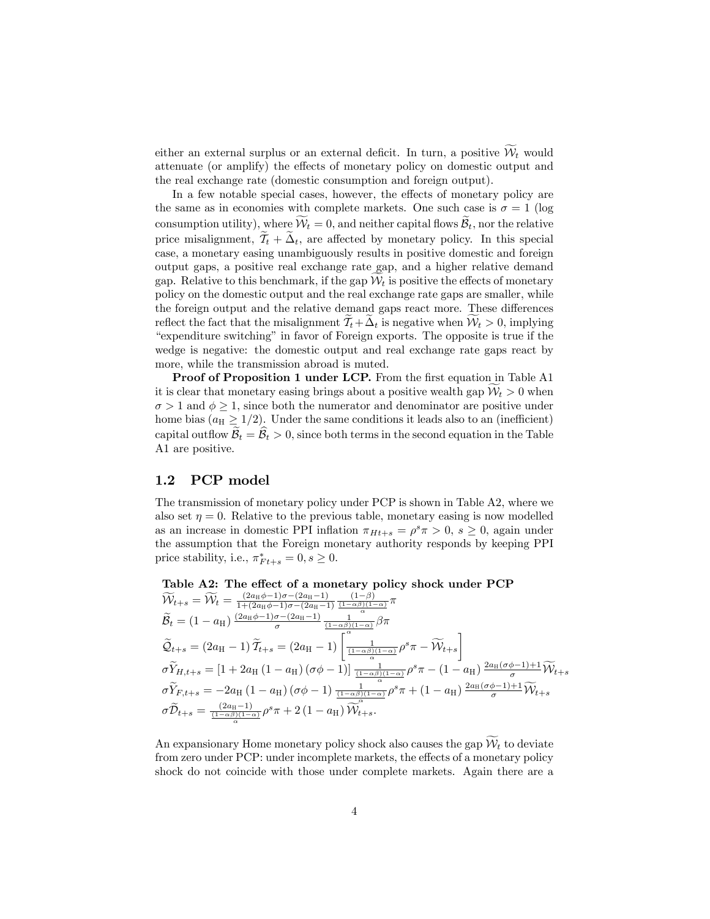either an external surplus or an external deficit. In turn, a positive $\widetilde{\mathcal{W}}_t$ would attenuate (or amplify) the effects of monetary policy on domestic output and the real exchange rate (domestic consumption and foreign output).

In a few notable special cases, however, the effects of monetary policy are the same as in economies with complete markets. One such case is $\sigma = 1$ (log consumption utility), where $\widetilde{\mathcal{W}}_t = 0$, and neither capital flows $\widetilde{\mathcal{B}}_t$, nor the relative price misalignment, $\widetilde{\mathcal{T}}_t + \widetilde{\Delta}_t$, are affected by monetary policy. In this special case, a monetary easing unambiguously results in positive domestic and foreign output gaps, a positive real exchange rate gap, and a higher relative demand gap. Relative to this benchmark, if the gap $\widetilde{\mathcal{W}}_t$ is positive the effects of monetary policy on the domestic output and the real exchange rate gaps are smaller, while the foreign output and the relative demand gaps react more. These differences reflect the fact that the misalignment $\widetilde{\mathcal{T}}_t + \widetilde{\Delta}_t$ is negative when $\widetilde{\mathcal{W}}_t > 0$, implying "expenditure switching" in favor of Foreign exports. The opposite is true if the wedge is negative: the domestic output and real exchange rate gaps react by more, while the transmission abroad is muted.

**Proof of Proposition 1 under LCP.** From the first equation in Table A1 it is clear that monetary easing brings about a positive wealth gap $\widetilde{\mathcal{W}}_t > 0$ when $\sigma > 1$ and $\phi \geq 1$, since both the numerator and denominator are positive under home bias ($a_{\mathrm{H}} \geq 1/2$). Under the same conditions it leads also to an (inefficient) capital outflow $\widetilde{\mathcal{B}}_t = \widehat{\mathcal{B}}_t > 0$, since both terms in the second equation in the Table A1 are positive.

## 1.2 PCP model

The transmission of monetary policy under PCP is shown in Table A2, where we also set $\eta = 0$. Relative to the previous table, monetary easing is now modelled as an increase in domestic PPI inflation $\pi_{Ht+s} = \rho^s \pi > 0$, $s \geq 0$, again under the assumption that the Foreign monetary authority responds by keeping PPI price stability, i.e., $\pi^*_{Ft+s} = 0, s \geq 0$.

**Table A2: The effect of a monetary policy shock under PCP**

$$\widetilde{\mathcal{W}}_{t+s} = \widetilde{\mathcal{W}}_t = \frac{(2a_{\mathrm{H}}\phi - 1)\sigma - (2a_{\mathrm{H}} - 1)}{1 + (2a_{\mathrm{H}}\phi - 1)\sigma - (2a_{\mathrm{H}} - 1)} \frac{(1-\beta)}{\frac{(1-\alpha\beta)(1-\alpha)}{\alpha}} \pi$$

$$\widetilde{\mathcal{B}}_t = (1 - a_{\mathrm{H}}) \frac{(2a_{\mathrm{H}}\phi - 1)\sigma - (2a_{\mathrm{H}} - 1)}{\sigma} \frac{1}{\frac{(1-\alpha\beta)(1-\alpha)}{\alpha}} \beta\pi$$

$$\widetilde{\mathcal{Q}}_{t+s} = (2a_{\mathrm{H}} - 1)\, \widetilde{\mathcal{T}}_{t+s} = (2a_{\mathrm{H}} - 1) \left[ \frac{1}{\frac{(1-\alpha\beta)(1-\alpha)}{\alpha}} \rho^s \pi - \widetilde{\mathcal{W}}_{t+s} \right]$$

$$\sigma \widetilde{Y}_{H,t+s} = \left[1 + 2a_{\mathrm{H}}(1 - a_{\mathrm{H}})(\sigma\phi - 1)\right] \frac{1}{\frac{(1-\alpha\beta)(1-\alpha)}{\alpha}} \rho^s \pi - (1 - a_{\mathrm{H}}) \frac{2a_{\mathrm{H}}(\sigma\phi - 1) + 1}{\sigma} \widetilde{\mathcal{W}}_{t+s}$$

$$\sigma \widetilde{Y}_{F,t+s} = -2a_{\mathrm{H}}(1 - a_{\mathrm{H}})(\sigma\phi - 1) \frac{1}{\frac{(1-\alpha\beta)(1-\alpha)}{\alpha}} \rho^s \pi + (1 - a_{\mathrm{H}}) \frac{2a_{\mathrm{H}}(\sigma\phi - 1) + 1}{\sigma} \widetilde{\mathcal{W}}_{t+s}$$

$$\sigma \widetilde{\mathcal{D}}_{t+s} = \frac{(2a_{\mathrm{H}} - 1)}{\frac{(1-\alpha\beta)(1-\alpha)}{\alpha}} \rho^s \pi + 2(1 - a_{\mathrm{H}}) \widetilde{\mathcal{W}}_{t+s}.$$

An expansionary Home monetary policy shock also causes the gap $\widetilde{\mathcal{W}}_t$ to deviate from zero under PCP: under incomplete markets, the effects of a monetary policy shock do not coincide with those under complete markets. Again there are a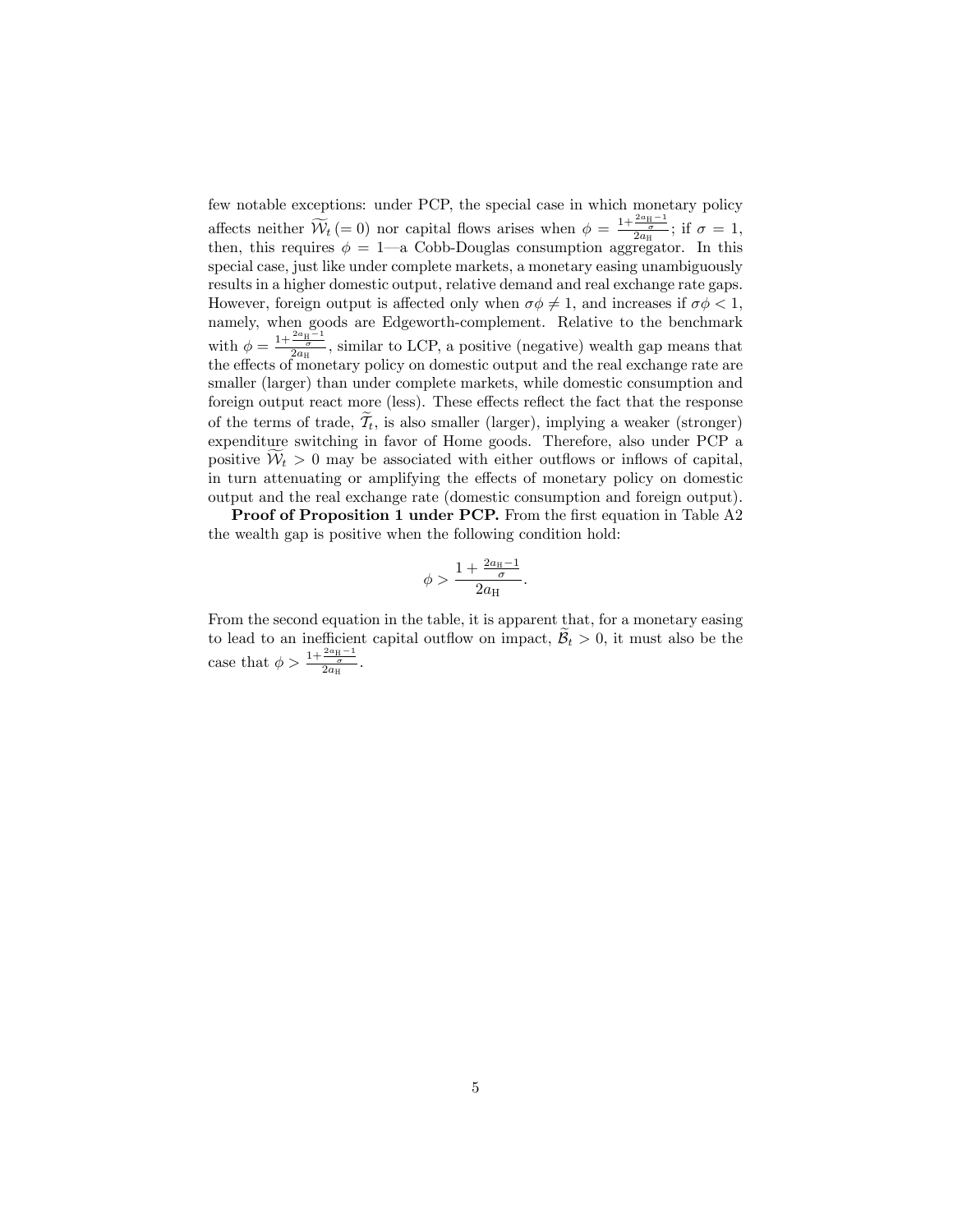few notable exceptions: under PCP, the special case in which monetary policy affects neither $\widetilde{\mathcal{W}}_t\,(=0)$ nor capital flows arises when $\phi = \frac{1+\frac{2a_{\rm H}-1}{\sigma}}{2a_{\rm H}}$; if $\sigma = 1$, then, this requires $\phi = 1$—a Cobb-Douglas consumption aggregator. In this special case, just like under complete markets, a monetary easing unambiguously results in a higher domestic output, relative demand and real exchange rate gaps. However, foreign output is affected only when $\sigma\phi \neq 1$, and increases if $\sigma\phi < 1$, namely, when goods are Edgeworth-complement. Relative to the benchmark with $\phi = \frac{1+\frac{2a_{\rm H}-1}{\sigma}}{2a_{\rm H}}$, similar to LCP, a positive (negative) wealth gap means that the effects of monetary policy on domestic output and the real exchange rate are smaller (larger) than under complete markets, while domestic consumption and foreign output react more (less). These effects reflect the fact that the response of the terms of trade, $\widetilde{\mathcal{T}}_t$, is also smaller (larger), implying a weaker (stronger) expenditure switching in favor of Home goods. Therefore, also under PCP a positive $\widetilde{\mathcal{W}}_t > 0$ may be associated with either outflows or inflows of capital, in turn attenuating or amplifying the effects of monetary policy on domestic output and the real exchange rate (domestic consumption and foreign output).

**Proof of Proposition 1 under PCP.** From the first equation in Table A2 the wealth gap is positive when the following condition hold:

$$\phi > \frac{1+\frac{2a_{\rm H}-1}{\sigma}}{2a_{\rm H}}.$$

From the second equation in the table, it is apparent that, for a monetary easing to lead to an inefficient capital outflow on impact, $\widetilde{\mathcal{B}}_t > 0$, it must also be the case that $\phi > \frac{1+\frac{2a_{\rm H}-1}{\sigma}}{2a_{\rm H}}$.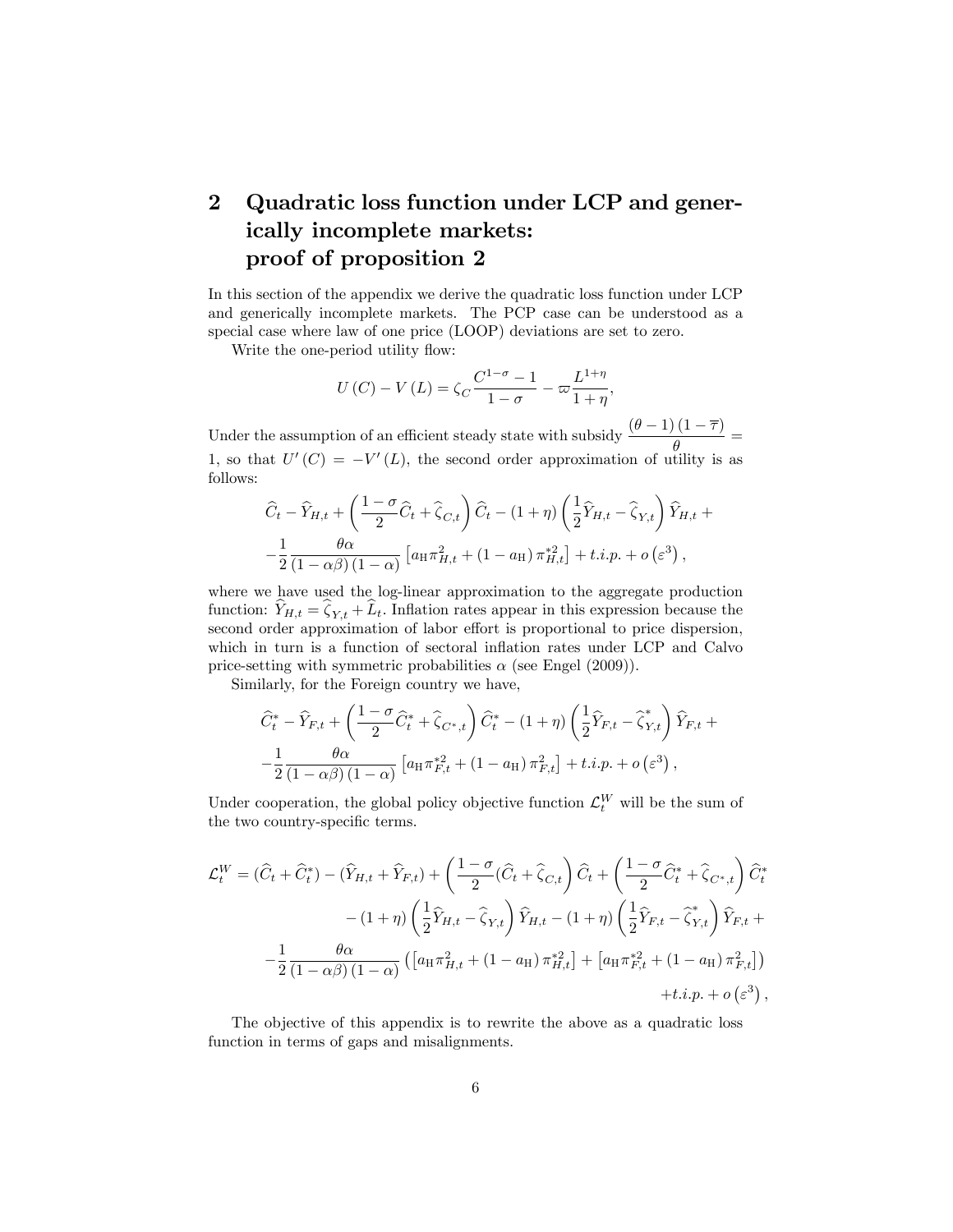## 2 Quadratic loss function under LCP and generically incomplete markets: proof of proposition 2

In this section of the appendix we derive the quadratic loss function under LCP and generically incomplete markets. The PCP case can be understood as a special case where law of one price (LOOP) deviations are set to zero.

Write the one-period utility flow:

$$U(C) - V(L) = \zeta_C \frac{C^{1-\sigma} - 1}{1-\sigma} - \varpi \frac{L^{1+\eta}}{1+\eta},$$

Under the assumption of an efficient steady state with subsidy $\frac{(\theta-1)(1-\overline{\tau})}{\theta} = 1$, so that $U'(C) = -V'(L)$, the second order approximation of utility is as follows:

$$\begin{aligned}
&\widehat{C}_t - \widehat{Y}_{H,t} + \left(\frac{1-\sigma}{2}\widehat{C}_t + \widehat{\zeta}_{C,t}\right)\widehat{C}_t - (1+\eta)\left(\frac{1}{2}\widehat{Y}_{H,t} - \widehat{\zeta}_{Y,t}\right)\widehat{Y}_{H,t} + \\
&-\frac{1}{2}\frac{\theta\alpha}{(1-\alpha\beta)(1-\alpha)}\left[a_{\mathrm{H}}\pi_{H,t}^2 + (1-a_{\mathrm{H}})\pi_{H,t}^{*2}\right] + t.i.p. + o\left(\varepsilon^3\right),
\end{aligned}$$

where we have used the log-linear approximation to the aggregate production function: $\widehat{Y}_{H,t} = \widehat{\zeta}_{Y,t} + \widehat{L}_t$. Inflation rates appear in this expression because the second order approximation of labor effort is proportional to price dispersion, which in turn is a function of sectoral inflation rates under LCP and Calvo price-setting with symmetric probabilities $\alpha$ (see Engel (2009)).

Similarly, for the Foreign country we have,

$$\begin{aligned}
&\widehat{C}_t^* - \widehat{Y}_{F,t} + \left(\frac{1-\sigma}{2}\widehat{C}_t^* + \widehat{\zeta}_{C^*,t}\right)\widehat{C}_t^* - (1+\eta)\left(\frac{1}{2}\widehat{Y}_{F,t} - \widehat{\zeta}_{Y,t}^*\right)\widehat{Y}_{F,t} + \\
&-\frac{1}{2}\frac{\theta\alpha}{(1-\alpha\beta)(1-\alpha)}\left[a_{\mathrm{H}}\pi_{F,t}^{*2} + (1-a_{\mathrm{H}})\pi_{F,t}^2\right] + t.i.p. + o\left(\varepsilon^3\right),
\end{aligned}$$

Under cooperation, the global policy objective function $\mathcal{L}_t^W$ will be the sum of the two country-specific terms.

$$\begin{aligned}
\mathcal{L}_t^W = {} & (\widehat{C}_t + \widehat{C}_t^*) - (\widehat{Y}_{H,t} + \widehat{Y}_{F,t}) + \left(\frac{1-\sigma}{2}(\widehat{C}_t + \widehat{\zeta}_{C,t}\right)\widehat{C}_t + \left(\frac{1-\sigma}{2}\widehat{C}_t^* + \widehat{\zeta}_{C^*,t}\right)\widehat{C}_t^* \\
& - (1+\eta)\left(\frac{1}{2}\widehat{Y}_{H,t} - \widehat{\zeta}_{Y,t}\right)\widehat{Y}_{H,t} - (1+\eta)\left(\frac{1}{2}\widehat{Y}_{F,t} - \widehat{\zeta}_{Y,t}^*\right)\widehat{Y}_{F,t} + \\
& -\frac{1}{2}\frac{\theta\alpha}{(1-\alpha\beta)(1-\alpha)}\left(\left[a_{\mathrm{H}}\pi_{H,t}^2 + (1-a_{\mathrm{H}})\pi_{H,t}^{*2}\right] + \left[a_{\mathrm{H}}\pi_{F,t}^{*2} + (1-a_{\mathrm{H}})\pi_{F,t}^2\right]\right) \\
& + t.i.p. + o\left(\varepsilon^3\right),
\end{aligned}$$

The objective of this appendix is to rewrite the above as a quadratic loss function in terms of gaps and misalignments.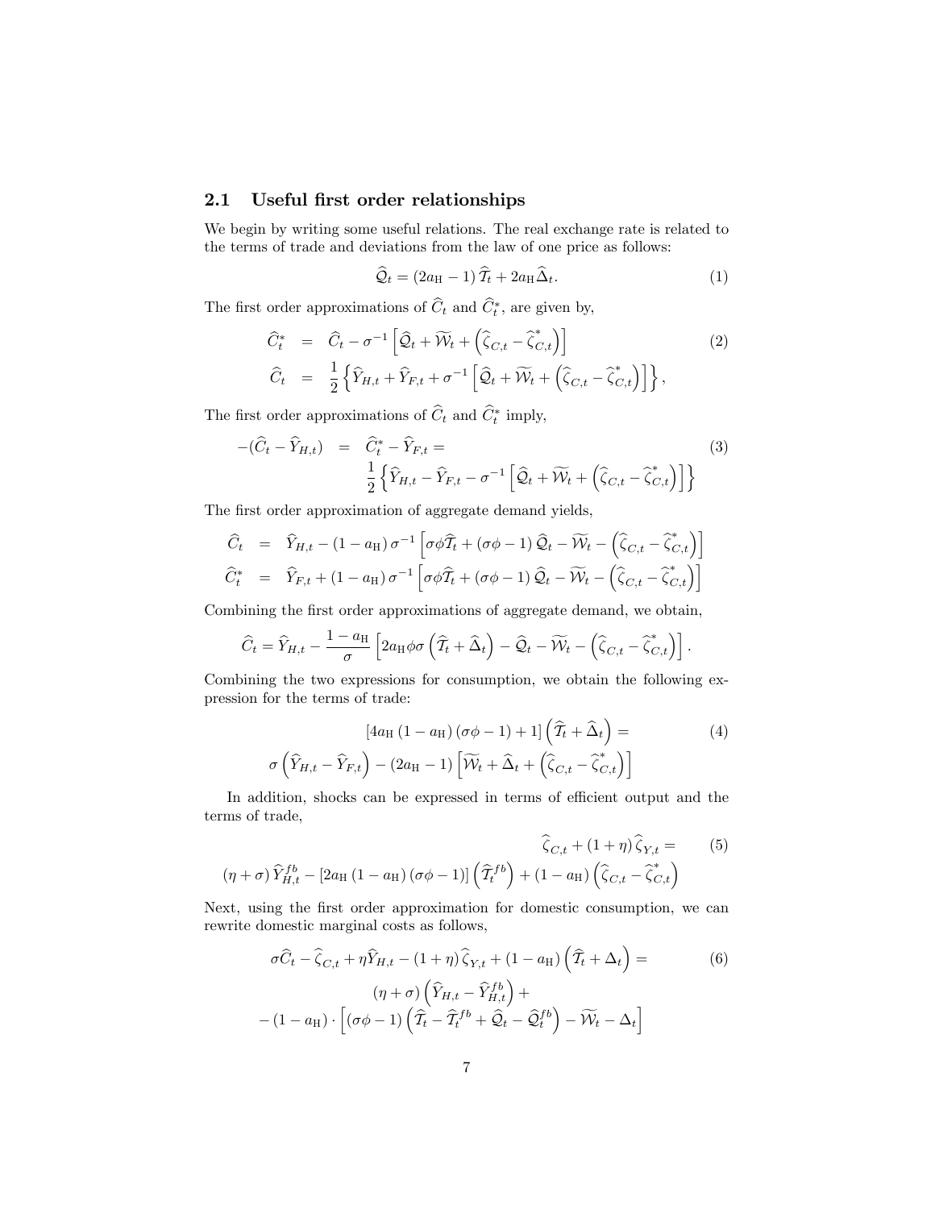## 2.1 Useful first order relationships

We begin by writing some useful relations. The real exchange rate is related to the terms of trade and deviations from the law of one price as follows:

$$\widehat{\mathcal{Q}}_t = (2a_{\mathrm{H}} - 1)\,\widehat{\mathcal{T}}_t + 2a_{\mathrm{H}}\widehat{\Delta}_t. \tag{1}$$

The first order approximations of $\widehat{C}_t$ and $\widehat{C}_t^*$, are given by,

$$\begin{aligned}
\widehat{C}_t^* &= \widehat{C}_t - \sigma^{-1}\left[\widehat{\mathcal{Q}}_t + \widetilde{\mathcal{W}}_t + \left(\widehat{\zeta}_{C,t} - \widehat{\zeta}_{C,t}^*\right)\right] \\
\widehat{C}_t &= \frac{1}{2}\left\{\widehat{Y}_{H,t} + \widehat{Y}_{F,t} + \sigma^{-1}\left[\widehat{\mathcal{Q}}_t + \widetilde{\mathcal{W}}_t + \left(\widehat{\zeta}_{C,t} - \widehat{\zeta}_{C,t}^*\right)\right]\right\},
\end{aligned} \tag{2}$$

The first order approximations of $\widehat{C}_t$ and $\widehat{C}_t^*$ imply,

$$\begin{aligned}
-(\widehat{C}_t - \widehat{Y}_{H,t}) &= \widehat{C}_t^* - \widehat{Y}_{F,t} = \\
& \frac{1}{2}\left\{\widehat{Y}_{H,t} - \widehat{Y}_{F,t} - \sigma^{-1}\left[\widehat{\mathcal{Q}}_t + \widetilde{\mathcal{W}}_t + \left(\widehat{\zeta}_{C,t} - \widehat{\zeta}_{C,t}^*\right)\right]\right\}
\end{aligned} \tag{3}$$

The first order approximation of aggregate demand yields,

$$\begin{aligned}
\widehat{C}_t &= \widehat{Y}_{H,t} - (1 - a_{\mathrm{H}})\,\sigma^{-1}\left[\sigma\phi\widehat{\mathcal{T}}_t + (\sigma\phi - 1)\,\widehat{\mathcal{Q}}_t - \widetilde{\mathcal{W}}_t - \left(\widehat{\zeta}_{C,t} - \widehat{\zeta}_{C,t}^*\right)\right] \\
\widehat{C}_t^* &= \widehat{Y}_{F,t} + (1 - a_{\mathrm{H}})\,\sigma^{-1}\left[\sigma\phi\widehat{\mathcal{T}}_t + (\sigma\phi - 1)\,\widehat{\mathcal{Q}}_t - \widetilde{\mathcal{W}}_t - \left(\widehat{\zeta}_{C,t} - \widehat{\zeta}_{C,t}^*\right)\right]
\end{aligned}$$

Combining the first order approximations of aggregate demand, we obtain,

$$\widehat{C}_t = \widehat{Y}_{H,t} - \frac{1 - a_{\mathrm{H}}}{\sigma}\left[2a_{\mathrm{H}}\phi\sigma\left(\widehat{\mathcal{T}}_t + \widehat{\Delta}_t\right) - \widehat{\mathcal{Q}}_t - \widetilde{\mathcal{W}}_t - \left(\widehat{\zeta}_{C,t} - \widehat{\zeta}_{C,t}^*\right)\right].$$

Combining the two expressions for consumption, we obtain the following expression for the terms of trade:

$$\begin{aligned}
&[4a_{\mathrm{H}}\,(1 - a_{\mathrm{H}})\,(\sigma\phi - 1) + 1]\left(\widehat{\mathcal{T}}_t + \widehat{\Delta}_t\right) = \\
&\sigma\left(\widehat{Y}_{H,t} - \widehat{Y}_{F,t}\right) - (2a_{\mathrm{H}} - 1)\left[\widetilde{\mathcal{W}}_t + \widehat{\Delta}_t + \left(\widehat{\zeta}_{C,t} - \widehat{\zeta}_{C,t}^*\right)\right]
\end{aligned} \tag{4}$$

In addition, shocks can be expressed in terms of efficient output and the terms of trade,

$$\begin{aligned}
&\widehat{\zeta}_{C,t} + (1 + \eta)\,\widehat{\zeta}_{Y,t} = \\
&(\eta + \sigma)\,\widehat{Y}_{H,t}^{fb} - [2a_{\mathrm{H}}\,(1 - a_{\mathrm{H}})\,(\sigma\phi - 1)]\left(\widehat{\mathcal{T}}_t^{fb}\right) + (1 - a_{\mathrm{H}})\left(\widehat{\zeta}_{C,t} - \widehat{\zeta}_{C,t}^*\right)
\end{aligned} \tag{5}$$

Next, using the first order approximation for domestic consumption, we can rewrite domestic marginal costs as follows,

$$\begin{aligned}
&\sigma\widehat{C}_t - \widehat{\zeta}_{C,t} + \eta\widehat{Y}_{H,t} - (1 + \eta)\,\widehat{\zeta}_{Y,t} + (1 - a_{\mathrm{H}})\left(\widehat{\mathcal{T}}_t + \Delta_t\right) = \\
&(\eta + \sigma)\left(\widehat{Y}_{H,t} - \widehat{Y}_{H,t}^{fb}\right) + \\
&- (1 - a_{\mathrm{H}})\cdot\left[(\sigma\phi - 1)\left(\widehat{\mathcal{T}}_t - \widehat{\mathcal{T}}_t^{fb} + \widehat{\mathcal{Q}}_t - \widehat{\mathcal{Q}}_t^{fb}\right) - \widetilde{\mathcal{W}}_t - \Delta_t\right]
\end{aligned} \tag{6}$$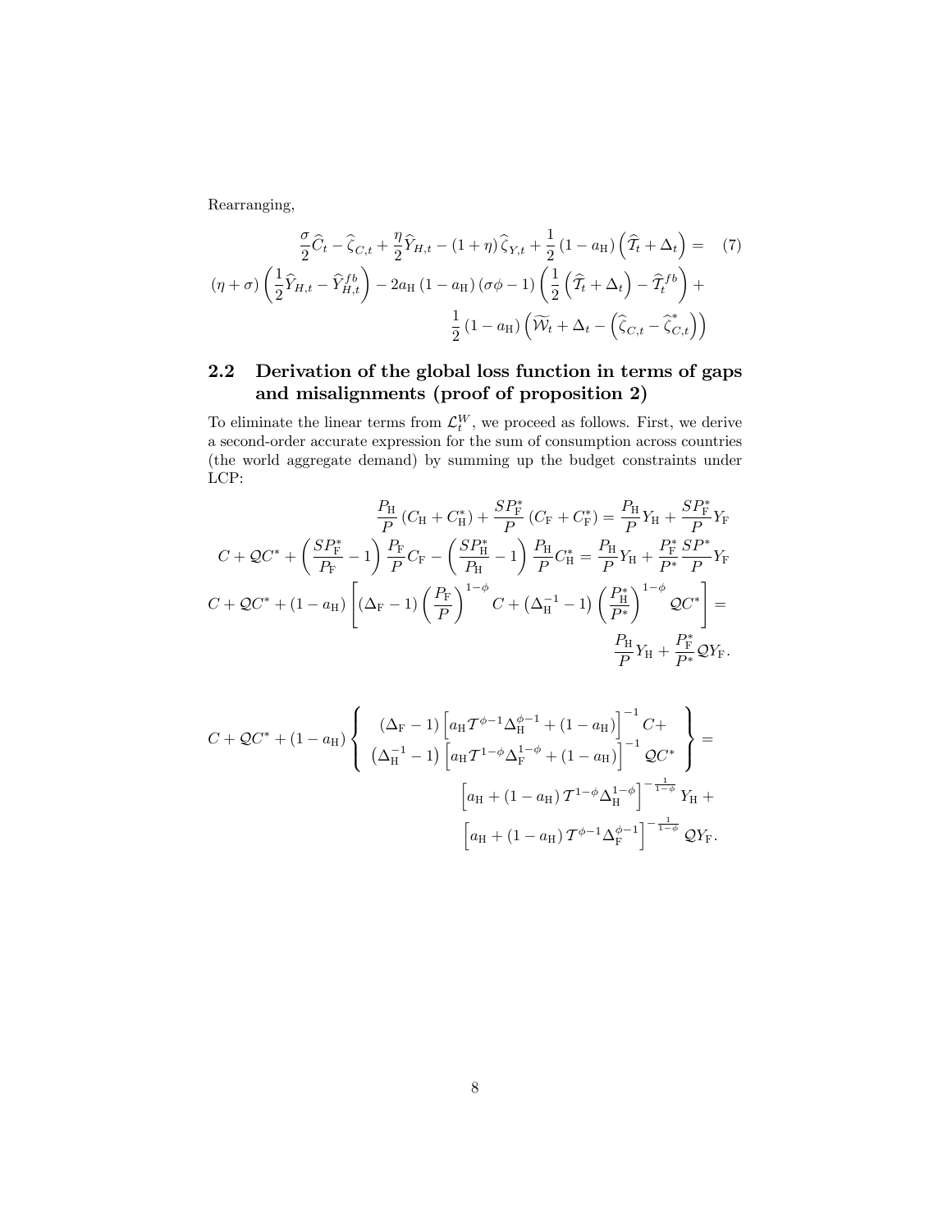Rearranging,

$$
\begin{aligned}
\frac{\sigma}{2}\widehat{C}_t - \widehat{\zeta}_{C,t} + \frac{\eta}{2}\widehat{Y}_{H,t} - (1+\eta)\widehat{\zeta}_{Y,t} + \frac{1}{2}(1-a_{\mathrm{H}})\left(\widehat{\mathcal{T}}_t + \Delta_t\right) = \quad (7) \\
(\eta+\sigma)\left(\frac{1}{2}\widehat{Y}_{H,t} - \widehat{Y}_{H,t}^{fb}\right) - 2a_{\mathrm{H}}(1-a_{\mathrm{H}})(\sigma\phi - 1)\left(\frac{1}{2}\left(\widehat{\mathcal{T}}_t + \Delta_t\right) - \widehat{\mathcal{T}}_t^{fb}\right) + \\
\frac{1}{2}(1-a_{\mathrm{H}})\left(\widetilde{\mathcal{W}}_t + \Delta_t - \left(\widehat{\zeta}_{C,t} - \widehat{\zeta}_{C,t}^{*}\right)\right)
\end{aligned}
$$

## 2.2 Derivation of the global loss function in terms of gaps and misalignments (proof of proposition 2)

To eliminate the linear terms from $\mathcal{L}_t^W$, we proceed as follows. First, we derive a second-order accurate expression for the sum of consumption across countries (the world aggregate demand) by summing up the budget constraints under LCP:

$$
\begin{aligned}
\frac{P_{\mathrm{H}}}{P}\left(C_{\mathrm{H}} + C_{\mathrm{H}}^{*}\right) + \frac{SP_{\mathrm{F}}^{*}}{P}\left(C_{\mathrm{F}} + C_{\mathrm{F}}^{*}\right) = \frac{P_{\mathrm{H}}}{P}Y_{\mathrm{H}} + \frac{SP_{\mathrm{F}}^{*}}{P}Y_{\mathrm{F}} \\
C + \mathcal{Q}C^{*} + \left(\frac{SP_{\mathrm{F}}^{*}}{P_{\mathrm{F}}} - 1\right)\frac{P_{\mathrm{F}}}{P}C_{\mathrm{F}} - \left(\frac{SP_{\mathrm{H}}^{*}}{P_{\mathrm{H}}} - 1\right)\frac{P_{\mathrm{H}}}{P}C_{\mathrm{H}}^{*} = \frac{P_{\mathrm{H}}}{P}Y_{\mathrm{H}} + \frac{P_{\mathrm{F}}^{*}}{P^{*}}\frac{SP^{*}}{P}Y_{\mathrm{F}} \\
C + \mathcal{Q}C^{*} + (1-a_{\mathrm{H}})\left[(\Delta_{\mathrm{F}} - 1)\left(\frac{P_{\mathrm{F}}}{P}\right)^{1-\phi}C + \left(\Delta_{\mathrm{H}}^{-1} - 1\right)\left(\frac{P_{\mathrm{H}}^{*}}{P^{*}}\right)^{1-\phi}\mathcal{Q}C^{*}\right] = \\
\frac{P_{\mathrm{H}}}{P}Y_{\mathrm{H}} + \frac{P_{\mathrm{F}}^{*}}{P^{*}}\mathcal{Q}Y_{\mathrm{F}}.
\end{aligned}
$$

$$
\begin{aligned}
C + \mathcal{Q}C^{*} + (1-a_{\mathrm{H}})\left\{
\begin{array}{c}
(\Delta_{\mathrm{F}} - 1)\left[a_{\mathrm{H}}\mathcal{T}^{\phi-1}\Delta_{\mathrm{H}}^{\phi-1} + (1-a_{\mathrm{H}})\right]^{-1}C + \\
\left(\Delta_{\mathrm{H}}^{-1} - 1\right)\left[a_{\mathrm{H}}\mathcal{T}^{1-\phi}\Delta_{\mathrm{F}}^{1-\phi} + (1-a_{\mathrm{H}})\right]^{-1}\mathcal{Q}C^{*}
\end{array}
\right\} = \\
\left[a_{\mathrm{H}} + (1-a_{\mathrm{H}})\mathcal{T}^{1-\phi}\Delta_{\mathrm{H}}^{1-\phi}\right]^{-\frac{1}{1-\phi}}Y_{\mathrm{H}} + \\
\left[a_{\mathrm{H}} + (1-a_{\mathrm{H}})\mathcal{T}^{\phi-1}\Delta_{\mathrm{F}}^{\phi-1}\right]^{-\frac{1}{1-\phi}}\mathcal{Q}Y_{\mathrm{F}}.
\end{aligned}
$$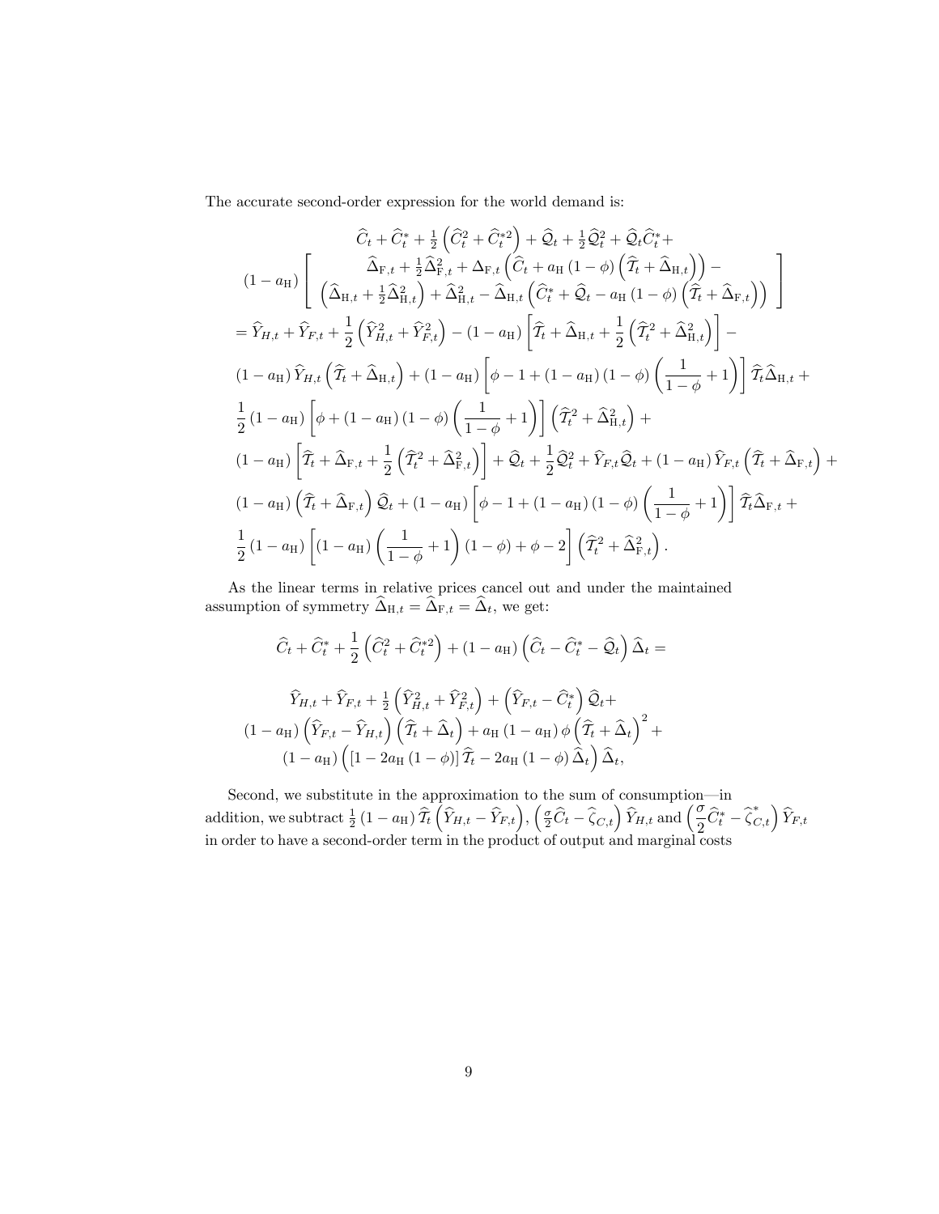The accurate second-order expression for the world demand is:

$$
\begin{aligned}
&(1-a_{\mathrm{H}})\left[\begin{array}{c}
\widehat{C}_t+\widehat{C}_t^*+\frac{1}{2}\left(\widehat{C}_t^2+\widehat{C}_t^{*2}\right)+\widehat{\mathcal{Q}}_t+\frac{1}{2}\widehat{\mathcal{Q}}_t^2+\widehat{\mathcal{Q}}_t\widehat{C}_t^*+ \\
\widehat{\Delta}_{\mathrm{F},t}+\frac{1}{2}\widehat{\Delta}_{\mathrm{F},t}^2+\Delta_{\mathrm{F},t}\left(\widehat{C}_t+a_{\mathrm{H}}\left(1-\phi\right)\left(\widehat{\mathcal{T}}_t+\widehat{\Delta}_{\mathrm{H},t}\right)\right)- \\
\left(\widehat{\Delta}_{\mathrm{H},t}+\frac{1}{2}\widehat{\Delta}_{\mathrm{H},t}^2\right)+\widehat{\Delta}_{\mathrm{H},t}^2-\widehat{\Delta}_{\mathrm{H},t}\left(\widehat{C}_t^*+\widehat{\mathcal{Q}}_t-a_{\mathrm{H}}\left(1-\phi\right)\left(\widehat{\mathcal{T}}_t+\widehat{\Delta}_{\mathrm{F},t}\right)\right)
\end{array}\right] \\
&=\widehat{Y}_{H,t}+\widehat{Y}_{F,t}+\frac{1}{2}\left(\widehat{Y}_{H,t}^2+\widehat{Y}_{F,t}^2\right)-(1-a_{\mathrm{H}})\left[\widehat{\mathcal{T}}_t+\widehat{\Delta}_{\mathrm{H},t}+\frac{1}{2}\left(\widehat{\mathcal{T}}_t^2+\widehat{\Delta}_{\mathrm{H},t}^2\right)\right]- \\
&(1-a_{\mathrm{H}})\,\widehat{Y}_{H,t}\left(\widehat{\mathcal{T}}_t+\widehat{\Delta}_{\mathrm{H},t}\right)+(1-a_{\mathrm{H}})\left[\phi-1+(1-a_{\mathrm{H}})(1-\phi)\left(\frac{1}{1-\phi}+1\right)\right]\widehat{\mathcal{T}}_t\widehat{\Delta}_{\mathrm{H},t}+ \\
&\frac{1}{2}(1-a_{\mathrm{H}})\left[\phi+(1-a_{\mathrm{H}})(1-\phi)\left(\frac{1}{1-\phi}+1\right)\right]\left(\widehat{\mathcal{T}}_t^2+\widehat{\Delta}_{\mathrm{H},t}^2\right)+ \\
&(1-a_{\mathrm{H}})\left[\widehat{\mathcal{T}}_t+\widehat{\Delta}_{\mathrm{F},t}+\frac{1}{2}\left(\widehat{\mathcal{T}}_t^2+\widehat{\Delta}_{\mathrm{F},t}^2\right)\right]+\widehat{\mathcal{Q}}_t+\frac{1}{2}\widehat{\mathcal{Q}}_t^2+\widehat{Y}_{F,t}\widehat{\mathcal{Q}}_t+(1-a_{\mathrm{H}})\,\widehat{Y}_{F,t}\left(\widehat{\mathcal{T}}_t+\widehat{\Delta}_{\mathrm{F},t}\right)+ \\
&(1-a_{\mathrm{H}})\left(\widehat{\mathcal{T}}_t+\widehat{\Delta}_{\mathrm{F},t}\right)\widehat{\mathcal{Q}}_t+(1-a_{\mathrm{H}})\left[\phi-1+(1-a_{\mathrm{H}})(1-\phi)\left(\frac{1}{1-\phi}+1\right)\right]\widehat{\mathcal{T}}_t\widehat{\Delta}_{\mathrm{F},t}+ \\
&\frac{1}{2}(1-a_{\mathrm{H}})\left[(1-a_{\mathrm{H}})\left(\frac{1}{1-\phi}+1\right)(1-\phi)+\phi-2\right]\left(\widehat{\mathcal{T}}_t^2+\widehat{\Delta}_{\mathrm{F},t}^2\right).
\end{aligned}
$$

As the linear terms in relative prices cancel out and under the maintained assumption of symmetry $\widehat{\Delta}_{\mathrm{H},t}=\widehat{\Delta}_{\mathrm{F},t}=\widehat{\Delta}_t$, we get:

$$
\widehat{C}_t+\widehat{C}_t^*+\frac{1}{2}\left(\widehat{C}_t^2+\widehat{C}_t^{*2}\right)+(1-a_{\mathrm{H}})\left(\widehat{C}_t-\widehat{C}_t^*-\widehat{\mathcal{Q}}_t\right)\widehat{\Delta}_t=
$$

$$
\begin{gathered}
\widehat{Y}_{H,t}+\widehat{Y}_{F,t}+\frac{1}{2}\left(\widehat{Y}_{H,t}^2+\widehat{Y}_{F,t}^2\right)+\left(\widehat{Y}_{F,t}-\widehat{C}_t^*\right)\widehat{\mathcal{Q}}_t+ \\
(1-a_{\mathrm{H}})\left(\widehat{Y}_{F,t}-\widehat{Y}_{H,t}\right)\left(\widehat{\mathcal{T}}_t+\widehat{\Delta}_t\right)+a_{\mathrm{H}}(1-a_{\mathrm{H}})\,\phi\left(\widehat{\mathcal{T}}_t+\widehat{\Delta}_t\right)^2+ \\
(1-a_{\mathrm{H}})\left(\left[1-2a_{\mathrm{H}}(1-\phi)\right]\widehat{\mathcal{T}}_t-2a_{\mathrm{H}}(1-\phi)\,\widehat{\Delta}_t\right)\widehat{\Delta}_t,
\end{gathered}
$$

Second, we substitute in the approximation to the sum of consumption—in addition, we subtract $\frac{1}{2}(1-a_{\mathrm{H}})\,\widehat{\mathcal{T}}_t\left(\widehat{Y}_{H,t}-\widehat{Y}_{F,t}\right)$, $\left(\frac{\sigma}{2}\widehat{C}_t-\widehat{\zeta}_{C,t}\right)\widehat{Y}_{H,t}$ and $\left(\frac{\sigma}{2}\widehat{C}_t^*-\widehat{\zeta}_{C,t}^*\right)\widehat{Y}_{F,t}$ in order to have a second-order term in the product of output and marginal costs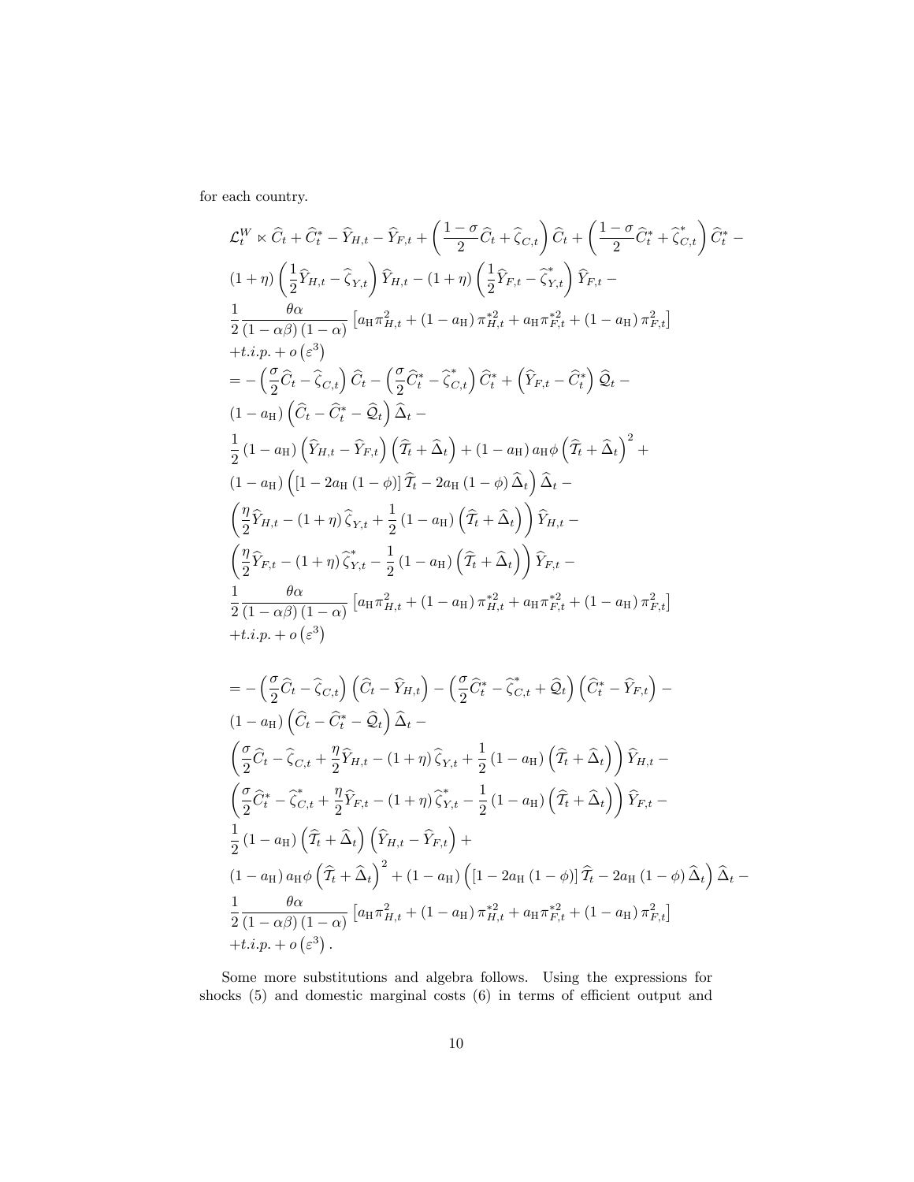for each country.

$$
\begin{aligned}
\mathcal{L}_t^W &\ltimes \widehat{C}_t + \widehat{C}_t^* - \widehat{Y}_{H,t} - \widehat{Y}_{F,t} + \left(\frac{1-\sigma}{2}\widehat{C}_t + \widehat{\zeta}_{C,t}\right)\widehat{C}_t + \left(\frac{1-\sigma}{2}\widehat{C}_t^* + \widehat{\zeta}_{C,t}^*\right)\widehat{C}_t^* - \\
&(1+\eta)\left(\frac{1}{2}\widehat{Y}_{H,t} - \widehat{\zeta}_{Y,t}\right)\widehat{Y}_{H,t} - (1+\eta)\left(\frac{1}{2}\widehat{Y}_{F,t} - \widehat{\zeta}_{Y,t}^*\right)\widehat{Y}_{F,t} - \\
&\frac{1}{2}\frac{\theta\alpha}{(1-\alpha\beta)(1-\alpha)}\left[a_{\mathrm{H}}\pi_{H,t}^2 + (1-a_{\mathrm{H}})\pi_{H,t}^{*2} + a_{\mathrm{H}}\pi_{F,t}^{*2} + (1-a_{\mathrm{H}})\pi_{F,t}^2\right] \\
&+t.i.p. + o\left(\varepsilon^3\right) \\
&= -\left(\frac{\sigma}{2}\widehat{C}_t - \widehat{\zeta}_{C,t}\right)\widehat{C}_t - \left(\frac{\sigma}{2}\widehat{C}_t^* - \widehat{\zeta}_{C,t}^*\right)\widehat{C}_t^* + \left(\widehat{Y}_{F,t} - \widehat{C}_t^*\right)\widehat{\mathcal{Q}}_t - \\
&(1-a_{\mathrm{H}})\left(\widehat{C}_t - \widehat{C}_t^* - \widehat{\mathcal{Q}}_t\right)\widehat{\Delta}_t - \\
&\frac{1}{2}(1-a_{\mathrm{H}})\left(\widehat{Y}_{H,t} - \widehat{Y}_{F,t}\right)\left(\widehat{\mathcal{T}}_t + \widehat{\Delta}_t\right) + (1-a_{\mathrm{H}})a_{\mathrm{H}}\phi\left(\widehat{\mathcal{T}}_t + \widehat{\Delta}_t\right)^2 + \\
&(1-a_{\mathrm{H}})\left(\left[1-2a_{\mathrm{H}}(1-\phi)\right]\widehat{\mathcal{T}}_t - 2a_{\mathrm{H}}(1-\phi)\widehat{\Delta}_t\right)\widehat{\Delta}_t - \\
&\left(\frac{\eta}{2}\widehat{Y}_{H,t} - (1+\eta)\widehat{\zeta}_{Y,t} + \frac{1}{2}(1-a_{\mathrm{H}})\left(\widehat{\mathcal{T}}_t + \widehat{\Delta}_t\right)\right)\widehat{Y}_{H,t} - \\
&\left(\frac{\eta}{2}\widehat{Y}_{F,t} - (1+\eta)\widehat{\zeta}_{Y,t}^* - \frac{1}{2}(1-a_{\mathrm{H}})\left(\widehat{\mathcal{T}}_t + \widehat{\Delta}_t\right)\right)\widehat{Y}_{F,t} - \\
&\frac{1}{2}\frac{\theta\alpha}{(1-\alpha\beta)(1-\alpha)}\left[a_{\mathrm{H}}\pi_{H,t}^2 + (1-a_{\mathrm{H}})\pi_{H,t}^{*2} + a_{\mathrm{H}}\pi_{F,t}^{*2} + (1-a_{\mathrm{H}})\pi_{F,t}^2\right] \\
&+t.i.p. + o\left(\varepsilon^3\right)
\end{aligned}
$$

$$
\begin{aligned}
&= -\left(\frac{\sigma}{2}\widehat{C}_t - \widehat{\zeta}_{C,t}\right)\left(\widehat{C}_t - \widehat{Y}_{H,t}\right) - \left(\frac{\sigma}{2}\widehat{C}_t^* - \widehat{\zeta}_{C,t}^* + \widehat{\mathcal{Q}}_t\right)\left(\widehat{C}_t^* - \widehat{Y}_{F,t}\right) - \\
&(1-a_{\mathrm{H}})\left(\widehat{C}_t - \widehat{C}_t^* - \widehat{\mathcal{Q}}_t\right)\widehat{\Delta}_t - \\
&\left(\frac{\sigma}{2}\widehat{C}_t - \widehat{\zeta}_{C,t} + \frac{\eta}{2}\widehat{Y}_{H,t} - (1+\eta)\widehat{\zeta}_{Y,t} + \frac{1}{2}(1-a_{\mathrm{H}})\left(\widehat{\mathcal{T}}_t + \widehat{\Delta}_t\right)\right)\widehat{Y}_{H,t} - \\
&\left(\frac{\sigma}{2}\widehat{C}_t^* - \widehat{\zeta}_{C,t}^* + \frac{\eta}{2}\widehat{Y}_{F,t} - (1+\eta)\widehat{\zeta}_{Y,t}^* - \frac{1}{2}(1-a_{\mathrm{H}})\left(\widehat{\mathcal{T}}_t + \widehat{\Delta}_t\right)\right)\widehat{Y}_{F,t} - \\
&\frac{1}{2}(1-a_{\mathrm{H}})\left(\widehat{\mathcal{T}}_t + \widehat{\Delta}_t\right)\left(\widehat{Y}_{H,t} - \widehat{Y}_{F,t}\right) + \\
&(1-a_{\mathrm{H}})a_{\mathrm{H}}\phi\left(\widehat{\mathcal{T}}_t + \widehat{\Delta}_t\right)^2 + (1-a_{\mathrm{H}})\left(\left[1-2a_{\mathrm{H}}(1-\phi)\right]\widehat{\mathcal{T}}_t - 2a_{\mathrm{H}}(1-\phi)\widehat{\Delta}_t\right)\widehat{\Delta}_t - \\
&\frac{1}{2}\frac{\theta\alpha}{(1-\alpha\beta)(1-\alpha)}\left[a_{\mathrm{H}}\pi_{H,t}^2 + (1-a_{\mathrm{H}})\pi_{H,t}^{*2} + a_{\mathrm{H}}\pi_{F,t}^{*2} + (1-a_{\mathrm{H}})\pi_{F,t}^2\right] \\
&+t.i.p. + o\left(\varepsilon^3\right).
\end{aligned}
$$

Some more substitutions and algebra follows. Using the expressions for shocks (5) and domestic marginal costs (6) in terms of efficient output and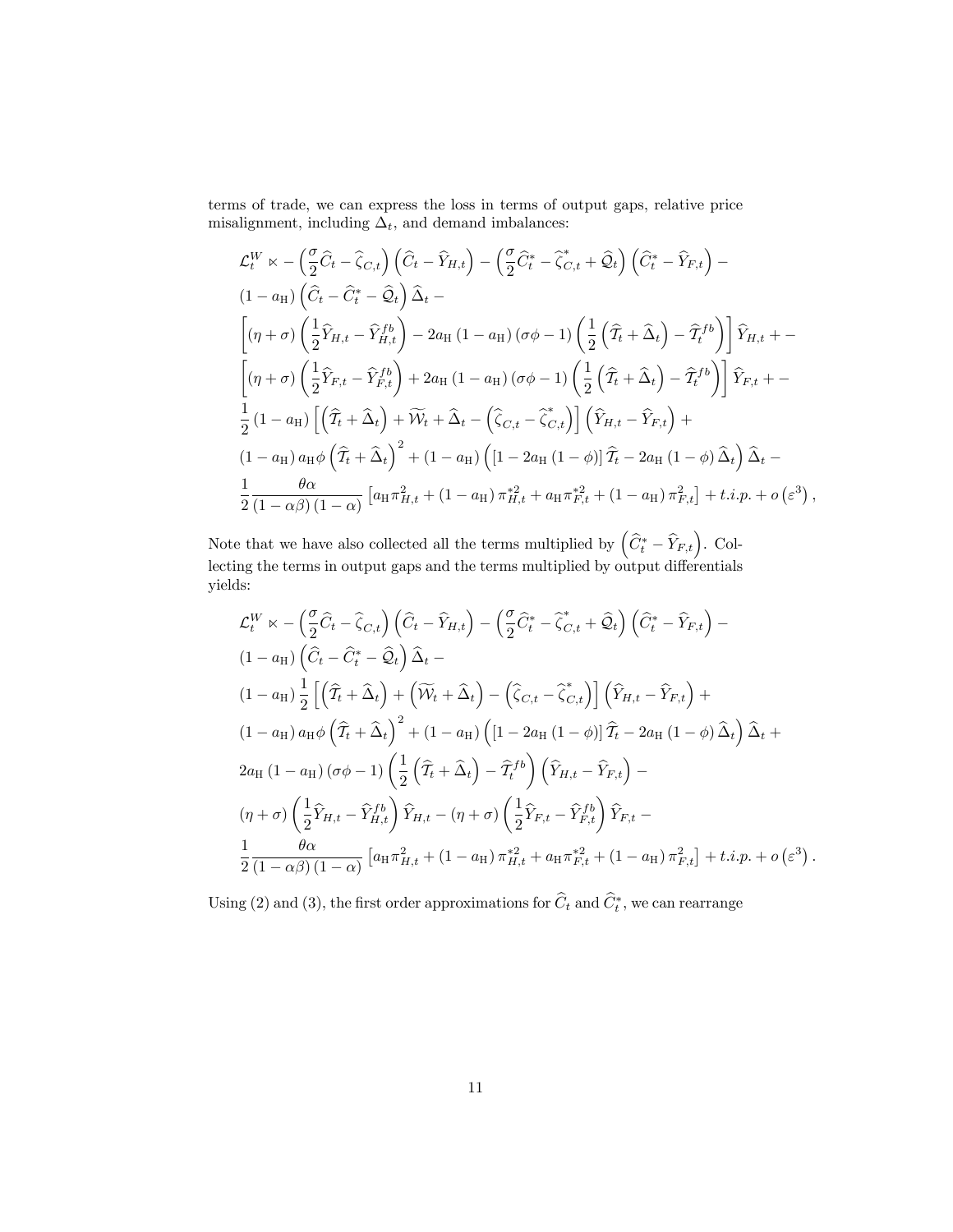terms of trade, we can express the loss in terms of output gaps, relative price misalignment, including $\Delta_t$, and demand imbalances:

$$
\begin{aligned}
\mathcal{L}_t^W \ltimes & -\left(\frac{\sigma}{2}\widehat{C}_t - \widehat{\zeta}_{C,t}\right)\left(\widehat{C}_t - \widehat{Y}_{H,t}\right) - \left(\frac{\sigma}{2}\widehat{C}_t^* - \widehat{\zeta}_{C,t}^* + \widehat{\mathcal{Q}}_t\right)\left(\widehat{C}_t^* - \widehat{Y}_{F,t}\right) - \\
& (1-a_{\mathrm{H}})\left(\widehat{C}_t - \widehat{C}_t^* - \widehat{\mathcal{Q}}_t\right)\widehat{\Delta}_t - \\
& \left[(\eta+\sigma)\left(\frac{1}{2}\widehat{Y}_{H,t} - \widehat{Y}_{H,t}^{fb}\right) - 2a_{\mathrm{H}}(1-a_{\mathrm{H}})(\sigma\phi-1)\left(\frac{1}{2}\left(\widehat{\mathcal{T}}_t + \widehat{\Delta}_t\right) - \widehat{\mathcal{T}}_t^{fb}\right)\right]\widehat{Y}_{H,t} + - \\
& \left[(\eta+\sigma)\left(\frac{1}{2}\widehat{Y}_{F,t} - \widehat{Y}_{F,t}^{fb}\right) + 2a_{\mathrm{H}}(1-a_{\mathrm{H}})(\sigma\phi-1)\left(\frac{1}{2}\left(\widehat{\mathcal{T}}_t + \widehat{\Delta}_t\right) - \widehat{\mathcal{T}}_t^{fb}\right)\right]\widehat{Y}_{F,t} + - \\
& \frac{1}{2}(1-a_{\mathrm{H}})\left[\left(\widehat{\mathcal{T}}_t + \widehat{\Delta}_t\right) + \widetilde{\mathcal{W}}_t + \widehat{\Delta}_t - \left(\widehat{\zeta}_{C,t} - \widehat{\zeta}_{C,t}^*\right)\right]\left(\widehat{Y}_{H,t} - \widehat{Y}_{F,t}\right) + \\
& (1-a_{\mathrm{H}})a_{\mathrm{H}}\phi\left(\widehat{\mathcal{T}}_t + \widehat{\Delta}_t\right)^2 + (1-a_{\mathrm{H}})\left(\left[1-2a_{\mathrm{H}}(1-\phi)\right]\widehat{\mathcal{T}}_t - 2a_{\mathrm{H}}(1-\phi)\widehat{\Delta}_t\right)\widehat{\Delta}_t - \\
& \frac{1}{2}\frac{\theta\alpha}{(1-\alpha\beta)(1-\alpha)}\left[a_{\mathrm{H}}\pi_{H,t}^2 + (1-a_{\mathrm{H}})\pi_{H,t}^{*2} + a_{\mathrm{H}}\pi_{F,t}^{*2} + (1-a_{\mathrm{H}})\pi_{F,t}^2\right] + t.i.p. + o\left(\varepsilon^3\right),
\end{aligned}
$$

Note that we have also collected all the terms multiplied by $\left(\widehat{C}_t^* - \widehat{Y}_{F,t}\right)$. Collecting the terms in output gaps and the terms multiplied by output differentials yields:

$$
\begin{aligned}
\mathcal{L}_t^W \ltimes & -\left(\frac{\sigma}{2}\widehat{C}_t - \widehat{\zeta}_{C,t}\right)\left(\widehat{C}_t - \widehat{Y}_{H,t}\right) - \left(\frac{\sigma}{2}\widehat{C}_t^* - \widehat{\zeta}_{C,t}^* + \widehat{\mathcal{Q}}_t\right)\left(\widehat{C}_t^* - \widehat{Y}_{F,t}\right) - \\
& (1-a_{\mathrm{H}})\left(\widehat{C}_t - \widehat{C}_t^* - \widehat{\mathcal{Q}}_t\right)\widehat{\Delta}_t - \\
& (1-a_{\mathrm{H}})\frac{1}{2}\left[\left(\widehat{\mathcal{T}}_t + \widehat{\Delta}_t\right) + \left(\widetilde{\mathcal{W}}_t + \widehat{\Delta}_t\right) - \left(\widehat{\zeta}_{C,t} - \widehat{\zeta}_{C,t}^*\right)\right]\left(\widehat{Y}_{H,t} - \widehat{Y}_{F,t}\right) + \\
& (1-a_{\mathrm{H}})a_{\mathrm{H}}\phi\left(\widehat{\mathcal{T}}_t + \widehat{\Delta}_t\right)^2 + (1-a_{\mathrm{H}})\left(\left[1-2a_{\mathrm{H}}(1-\phi)\right]\widehat{\mathcal{T}}_t - 2a_{\mathrm{H}}(1-\phi)\widehat{\Delta}_t\right)\widehat{\Delta}_t + \\
& 2a_{\mathrm{H}}(1-a_{\mathrm{H}})(\sigma\phi-1)\left(\frac{1}{2}\left(\widehat{\mathcal{T}}_t + \widehat{\Delta}_t\right) - \widehat{\mathcal{T}}_t^{fb}\right)\left(\widehat{Y}_{H,t} - \widehat{Y}_{F,t}\right) - \\
& (\eta+\sigma)\left(\frac{1}{2}\widehat{Y}_{H,t} - \widehat{Y}_{H,t}^{fb}\right)\widehat{Y}_{H,t} - (\eta+\sigma)\left(\frac{1}{2}\widehat{Y}_{F,t} - \widehat{Y}_{F,t}^{fb}\right)\widehat{Y}_{F,t} - \\
& \frac{1}{2}\frac{\theta\alpha}{(1-\alpha\beta)(1-\alpha)}\left[a_{\mathrm{H}}\pi_{H,t}^2 + (1-a_{\mathrm{H}})\pi_{H,t}^{*2} + a_{\mathrm{H}}\pi_{F,t}^{*2} + (1-a_{\mathrm{H}})\pi_{F,t}^2\right] + t.i.p. + o\left(\varepsilon^3\right).
\end{aligned}
$$

Using (2) and (3), the first order approximations for $\widehat{C}_t$ and $\widehat{C}_t^*$, we can rearrange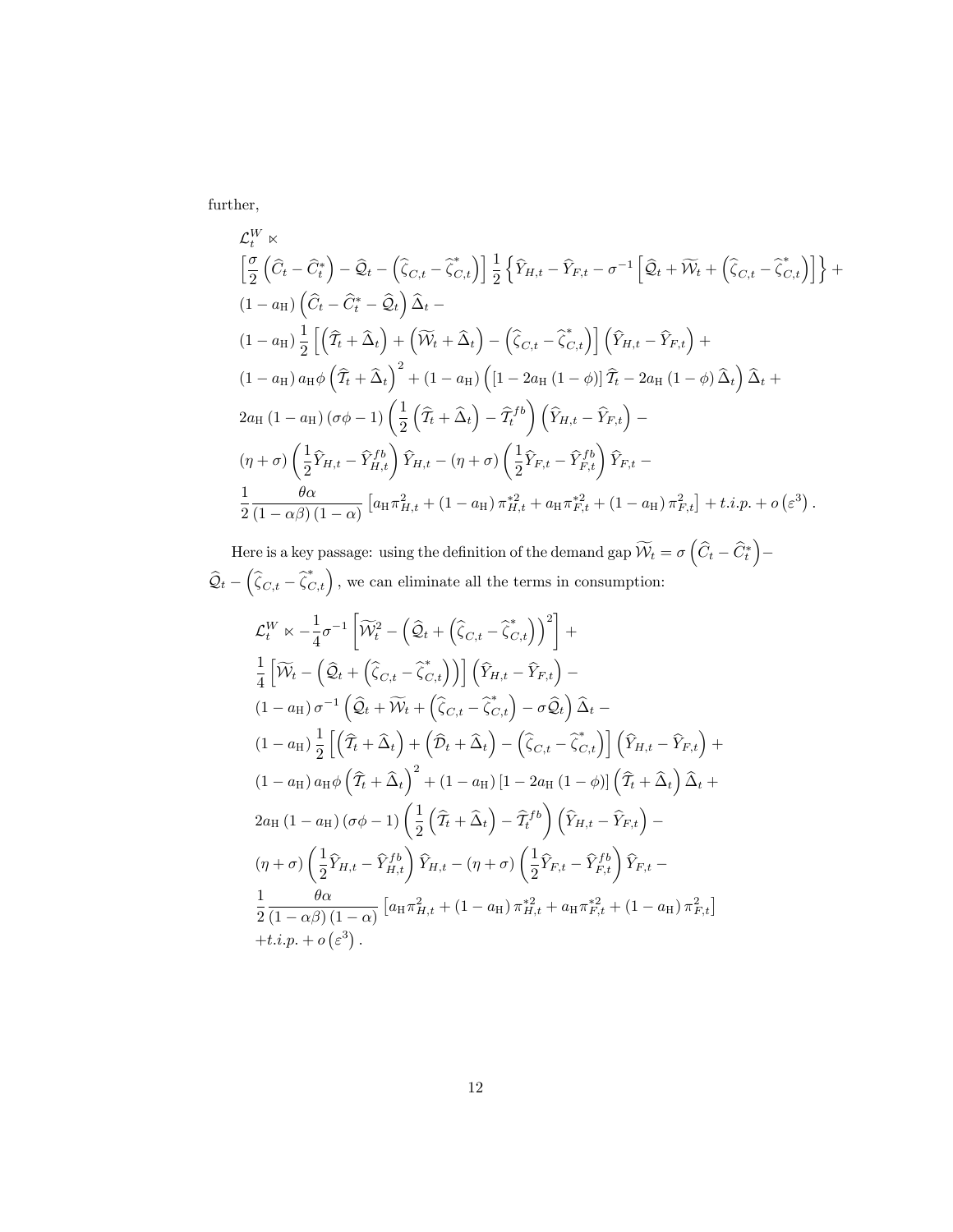further,

$$
\begin{aligned}
&\mathcal{L}_t^W \ltimes \\
&\left[\frac{\sigma}{2}\left(\widehat{C}_t-\widehat{C}_t^*\right)-\widehat{\mathcal{Q}}_t-\left(\widehat{\zeta}_{C,t}-\widehat{\zeta}_{C,t}^*\right)\right]\frac{1}{2}\left\{\widehat{Y}_{H,t}-\widehat{Y}_{F,t}-\sigma^{-1}\left[\widehat{\mathcal{Q}}_t+\widetilde{\mathcal{W}}_t+\left(\widehat{\zeta}_{C,t}-\widehat{\zeta}_{C,t}^*\right)\right]\right\}+\\
&\left(1-a_{\rm H}\right)\left(\widehat{C}_t-\widehat{C}_t^*-\widehat{\mathcal{Q}}_t\right)\widehat{\Delta}_t-\\
&\left(1-a_{\rm H}\right)\frac{1}{2}\left[\left(\widehat{\mathcal{T}}_t+\widehat{\Delta}_t\right)+\left(\widetilde{\mathcal{W}}_t+\widehat{\Delta}_t\right)-\left(\widehat{\zeta}_{C,t}-\widehat{\zeta}_{C,t}^*\right)\right]\left(\widehat{Y}_{H,t}-\widehat{Y}_{F,t}\right)+\\
&\left(1-a_{\rm H}\right)a_{\rm H}\phi\left(\widehat{\mathcal{T}}_t+\widehat{\Delta}_t\right)^2+\left(1-a_{\rm H}\right)\left(\left[1-2a_{\rm H}\left(1-\phi\right)\right]\widehat{\mathcal{T}}_t-2a_{\rm H}\left(1-\phi\right)\widehat{\Delta}_t\right)\widehat{\Delta}_t+\\
&2a_{\rm H}\left(1-a_{\rm H}\right)\left(\sigma\phi-1\right)\left(\frac{1}{2}\left(\widehat{\mathcal{T}}_t+\widehat{\Delta}_t\right)-\widehat{\mathcal{T}}_t^{fb}\right)\left(\widehat{Y}_{H,t}-\widehat{Y}_{F,t}\right)-\\
&\left(\eta+\sigma\right)\left(\frac{1}{2}\widehat{Y}_{H,t}-\widehat{Y}_{H,t}^{fb}\right)\widehat{Y}_{H,t}-\left(\eta+\sigma\right)\left(\frac{1}{2}\widehat{Y}_{F,t}-\widehat{Y}_{F,t}^{fb}\right)\widehat{Y}_{F,t}-\\
&\frac{1}{2}\frac{\theta\alpha}{\left(1-\alpha\beta\right)\left(1-\alpha\right)}\left[a_{\rm H}\pi_{H,t}^2+\left(1-a_{\rm H}\right)\pi_{H,t}^{*2}+a_{\rm H}\pi_{F,t}^{*2}+\left(1-a_{\rm H}\right)\pi_{F,t}^2\right]+t.i.p.+o\left(\varepsilon^3\right).
\end{aligned}
$$

Here is a key passage: using the definition of the demand gap $\widetilde{\mathcal{W}}_t=\sigma\left(\widehat{C}_t-\widehat{C}_t^*\right)-\widehat{\mathcal{Q}}_t-\left(\widehat{\zeta}_{C,t}-\widehat{\zeta}_{C,t}^*\right)$, we can eliminate all the terms in consumption:

$$
\begin{aligned}
&\mathcal{L}_t^W \ltimes -\frac{1}{4}\sigma^{-1}\left[\widetilde{\mathcal{W}}_t^2-\left(\widehat{\mathcal{Q}}_t+\left(\widehat{\zeta}_{C,t}-\widehat{\zeta}_{C,t}^*\right)\right)^2\right]+\\
&\frac{1}{4}\left[\widetilde{\mathcal{W}}_t-\left(\widehat{\mathcal{Q}}_t+\left(\widehat{\zeta}_{C,t}-\widehat{\zeta}_{C,t}^*\right)\right)\right]\left(\widehat{Y}_{H,t}-\widehat{Y}_{F,t}\right)-\\
&\left(1-a_{\rm H}\right)\sigma^{-1}\left(\widehat{\mathcal{Q}}_t+\widetilde{\mathcal{W}}_t+\left(\widehat{\zeta}_{C,t}-\widehat{\zeta}_{C,t}^*\right)-\sigma\widehat{\mathcal{Q}}_t\right)\widehat{\Delta}_t-\\
&\left(1-a_{\rm H}\right)\frac{1}{2}\left[\left(\widehat{\mathcal{T}}_t+\widehat{\Delta}_t\right)+\left(\widehat{\mathcal{D}}_t+\widehat{\Delta}_t\right)-\left(\widehat{\zeta}_{C,t}-\widehat{\zeta}_{C,t}^*\right)\right]\left(\widehat{Y}_{H,t}-\widehat{Y}_{F,t}\right)+\\
&\left(1-a_{\rm H}\right)a_{\rm H}\phi\left(\widehat{\mathcal{T}}_t+\widehat{\Delta}_t\right)^2+\left(1-a_{\rm H}\right)\left[1-2a_{\rm H}\left(1-\phi\right)\right]\left(\widehat{\mathcal{T}}_t+\widehat{\Delta}_t\right)\widehat{\Delta}_t+\\
&2a_{\rm H}\left(1-a_{\rm H}\right)\left(\sigma\phi-1\right)\left(\frac{1}{2}\left(\widehat{\mathcal{T}}_t+\widehat{\Delta}_t\right)-\widehat{\mathcal{T}}_t^{fb}\right)\left(\widehat{Y}_{H,t}-\widehat{Y}_{F,t}\right)-\\
&\left(\eta+\sigma\right)\left(\frac{1}{2}\widehat{Y}_{H,t}-\widehat{Y}_{H,t}^{fb}\right)\widehat{Y}_{H,t}-\left(\eta+\sigma\right)\left(\frac{1}{2}\widehat{Y}_{F,t}-\widehat{Y}_{F,t}^{fb}\right)\widehat{Y}_{F,t}-\\
&\frac{1}{2}\frac{\theta\alpha}{\left(1-\alpha\beta\right)\left(1-\alpha\right)}\left[a_{\rm H}\pi_{H,t}^2+\left(1-a_{\rm H}\right)\pi_{H,t}^{*2}+a_{\rm H}\pi_{F,t}^{*2}+\left(1-a_{\rm H}\right)\pi_{F,t}^2\right]\\
&+t.i.p.+o\left(\varepsilon^3\right).
\end{aligned}
$$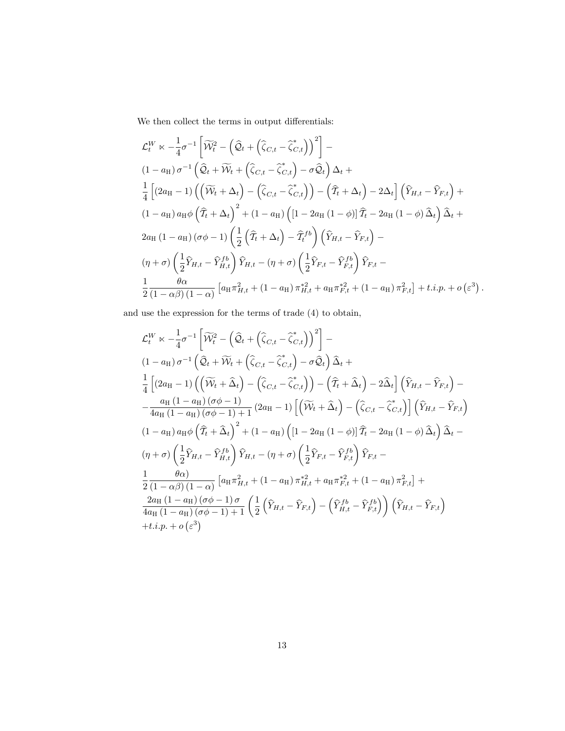We then collect the terms in output differentials:

$$
\begin{aligned}
\mathcal{L}_t^W &\ltimes -\frac{1}{4}\sigma^{-1}\left[\widetilde{\mathcal{W}}_t^2 - \left(\widehat{\mathcal{Q}}_t + \left(\widehat{\zeta}_{C,t} - \widehat{\zeta}_{C,t}^*\right)\right)^2\right] - \\
&(1-a_{\rm H})\,\sigma^{-1}\left(\widehat{\mathcal{Q}}_t + \widetilde{\mathcal{W}}_t + \left(\widehat{\zeta}_{C,t} - \widehat{\zeta}_{C,t}^*\right) - \sigma\widehat{\mathcal{Q}}_t\right)\Delta_t + \\
&\frac{1}{4}\left[(2a_{\rm H}-1)\left(\left(\widetilde{\mathcal{W}}_t + \Delta_t\right) - \left(\widehat{\zeta}_{C,t} - \widehat{\zeta}_{C,t}^*\right)\right) - \left(\widehat{\mathcal{T}}_t + \Delta_t\right) - 2\Delta_t\right]\left(\widehat{Y}_{H,t} - \widehat{Y}_{F,t}\right) + \\
&(1-a_{\rm H})\,a_{\rm H}\phi\left(\widehat{\mathcal{T}}_t + \Delta_t\right)^2 + (1-a_{\rm H})\left(\left[1 - 2a_{\rm H}(1-\phi)\right]\widehat{\mathcal{T}}_t - 2a_{\rm H}(1-\phi)\,\widehat{\Delta}_t\right)\widehat{\Delta}_t + \\
&2a_{\rm H}(1-a_{\rm H})(\sigma\phi - 1)\left(\frac{1}{2}\left(\widehat{\mathcal{T}}_t + \Delta_t\right) - \widehat{\mathcal{T}}_t^{fb}\right)\left(\widehat{Y}_{H,t} - \widehat{Y}_{F,t}\right) - \\
&(\eta+\sigma)\left(\frac{1}{2}\widehat{Y}_{H,t} - \widehat{Y}_{H,t}^{fb}\right)\widehat{Y}_{H,t} - (\eta+\sigma)\left(\frac{1}{2}\widehat{Y}_{F,t} - \widehat{Y}_{F,t}^{fb}\right)\widehat{Y}_{F,t} - \\
&\frac{1}{2}\frac{\theta\alpha}{(1-\alpha\beta)(1-\alpha)}\left[a_{\rm H}\pi_{H,t}^2 + (1-a_{\rm H})\,\pi_{H,t}^{*2} + a_{\rm H}\pi_{F,t}^{*2} + (1-a_{\rm H})\,\pi_{F,t}^2\right] + t.i.p. + o\left(\varepsilon^3\right).
\end{aligned}
$$

and use the expression for the terms of trade (4) to obtain,

$$
\begin{aligned}
\mathcal{L}_t^W &\ltimes -\frac{1}{4}\sigma^{-1}\left[\widetilde{\mathcal{W}}_t^2 - \left(\widehat{\mathcal{Q}}_t + \left(\widehat{\zeta}_{C,t} - \widehat{\zeta}_{C,t}^*\right)\right)^2\right] - \\
&(1-a_{\rm H})\,\sigma^{-1}\left(\widehat{\mathcal{Q}}_t + \widetilde{\mathcal{W}}_t + \left(\widehat{\zeta}_{C,t} - \widehat{\zeta}_{C,t}^*\right) - \sigma\widehat{\mathcal{Q}}_t\right)\widehat{\Delta}_t + \\
&\frac{1}{4}\left[(2a_{\rm H}-1)\left(\left(\widetilde{\mathcal{W}}_t + \widehat{\Delta}_t\right) - \left(\widehat{\zeta}_{C,t} - \widehat{\zeta}_{C,t}^*\right)\right) - \left(\widehat{\mathcal{T}}_t + \widehat{\Delta}_t\right) - 2\widehat{\Delta}_t\right]\left(\widehat{Y}_{H,t} - \widehat{Y}_{F,t}\right) - \\
&-\frac{a_{\rm H}(1-a_{\rm H})(\sigma\phi-1)}{4a_{\rm H}(1-a_{\rm H})(\sigma\phi-1)+1}(2a_{\rm H}-1)\left[\left(\widetilde{\mathcal{W}}_t + \widehat{\Delta}_t\right) - \left(\widehat{\zeta}_{C,t} - \widehat{\zeta}_{C,t}^*\right)\right]\left(\widehat{Y}_{H,t} - \widehat{Y}_{F,t}\right) \\
&(1-a_{\rm H})\,a_{\rm H}\phi\left(\widehat{\mathcal{T}}_t + \widehat{\Delta}_t\right)^2 + (1-a_{\rm H})\left(\left[1 - 2a_{\rm H}(1-\phi)\right]\widehat{\mathcal{T}}_t - 2a_{\rm H}(1-\phi)\,\widehat{\Delta}_t\right)\widehat{\Delta}_t - \\
&(\eta+\sigma)\left(\frac{1}{2}\widehat{Y}_{H,t} - \widehat{Y}_{H,t}^{fb}\right)\widehat{Y}_{H,t} - (\eta+\sigma)\left(\frac{1}{2}\widehat{Y}_{F,t} - \widehat{Y}_{F,t}^{fb}\right)\widehat{Y}_{F,t} - \\
&\frac{1}{2}\frac{\theta\alpha)}{(1-\alpha\beta)(1-\alpha)}\left[a_{\rm H}\pi_{H,t}^2 + (1-a_{\rm H})\,\pi_{H,t}^{*2} + a_{\rm H}\pi_{F,t}^{*2} + (1-a_{\rm H})\,\pi_{F,t}^2\right] + \\
&\frac{2a_{\rm H}(1-a_{\rm H})(\sigma\phi-1)\,\sigma}{4a_{\rm H}(1-a_{\rm H})(\sigma\phi-1)+1}\left(\frac{1}{2}\left(\widehat{Y}_{H,t} - \widehat{Y}_{F,t}\right) - \left(\widehat{Y}_{H,t}^{fb} - \widehat{Y}_{F,t}^{fb}\right)\right)\left(\widehat{Y}_{H,t} - \widehat{Y}_{F,t}\right) \\
&+ t.i.p. + o\left(\varepsilon^3\right)
\end{aligned}
$$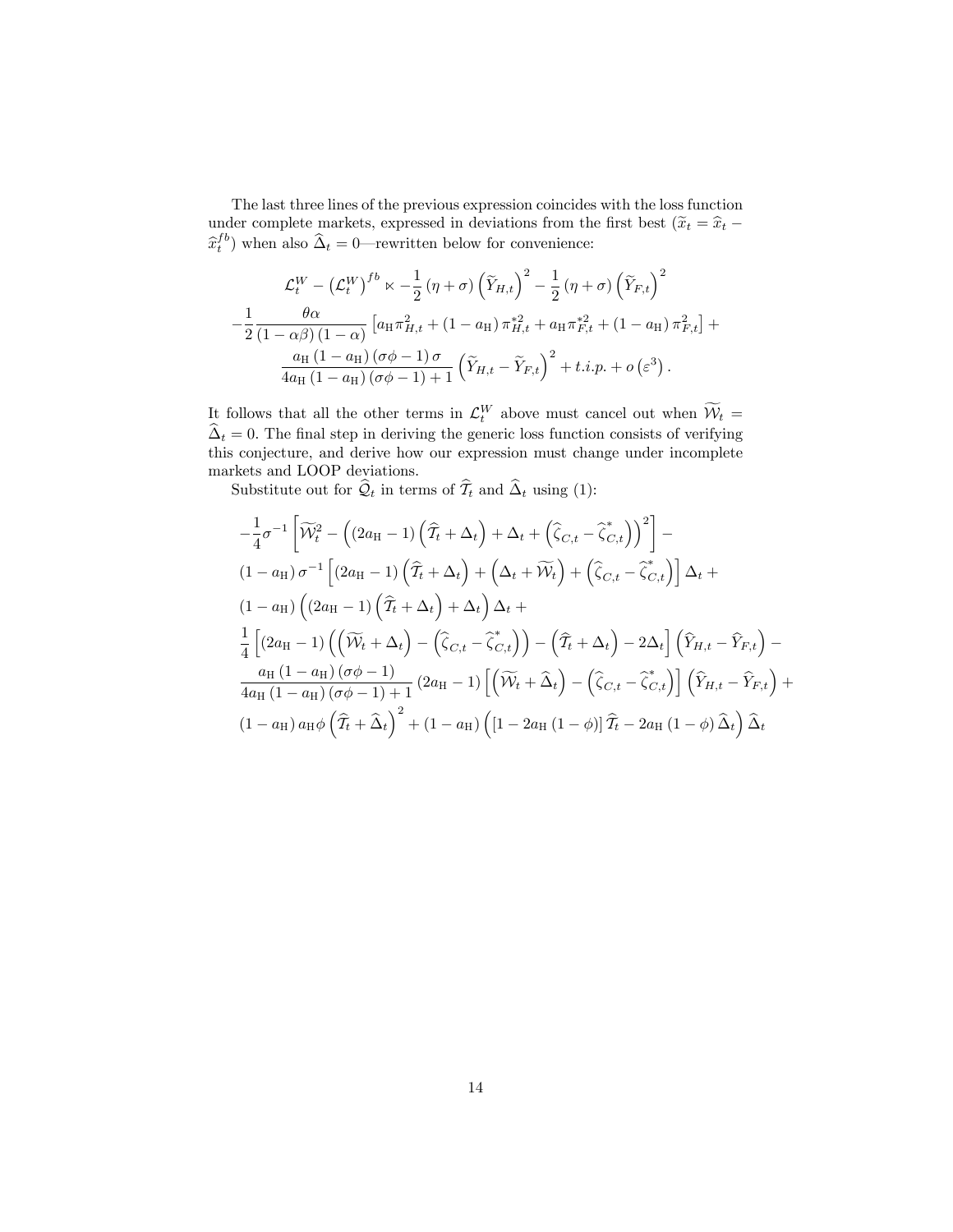The last three lines of the previous expression coincides with the loss function under complete markets, expressed in deviations from the first best ($\widetilde{x}_t = \widehat{x}_t - \widehat{x}_t^{fb}$) when also $\widehat{\Delta}_t = 0$—rewritten below for convenience:

$$
\begin{aligned}
&\mathcal{L}_t^W - \left(\mathcal{L}_t^W\right)^{fb} \ltimes -\frac{1}{2}(\eta+\sigma)\left(\widetilde{Y}_{H,t}\right)^2 - \frac{1}{2}(\eta+\sigma)\left(\widetilde{Y}_{F,t}\right)^2 \\
&-\frac{1}{2}\frac{\theta\alpha}{(1-\alpha\beta)(1-\alpha)}\left[a_{\rm H}\pi_{H,t}^2 + (1-a_{\rm H})\pi_{H,t}^{*2} + a_{\rm H}\pi_{F,t}^{*2} + (1-a_{\rm H})\pi_{F,t}^2\right] + \\
&\qquad \frac{a_{\rm H}(1-a_{\rm H})(\sigma\phi-1)\sigma}{4a_{\rm H}(1-a_{\rm H})(\sigma\phi-1)+1}\left(\widetilde{Y}_{H,t} - \widetilde{Y}_{F,t}\right)^2 + t.i.p. + o\left(\varepsilon^3\right).
\end{aligned}
$$

It follows that all the other terms in $\mathcal{L}_t^W$ above must cancel out when $\widetilde{\mathcal{W}}_t = \widehat{\Delta}_t = 0$. The final step in deriving the generic loss function consists of verifying this conjecture, and derive how our expression must change under incomplete markets and LOOP deviations.

Substitute out for $\widehat{\mathcal{Q}}_t$ in terms of $\widehat{\mathcal{T}}_t$ and $\widehat{\Delta}_t$ using (1):

$$
\begin{aligned}
&-\frac{1}{4}\sigma^{-1}\left[\widetilde{\mathcal{W}}_t^2 - \left((2a_{\rm H}-1)\left(\widehat{\mathcal{T}}_t + \Delta_t\right) + \Delta_t + \left(\widehat{\zeta}_{C,t} - \widehat{\zeta}_{C,t}^*\right)\right)^2\right] - \\
&(1-a_{\rm H})\sigma^{-1}\left[(2a_{\rm H}-1)\left(\widehat{\mathcal{T}}_t + \Delta_t\right) + \left(\Delta_t + \widetilde{\mathcal{W}}_t\right) + \left(\widehat{\zeta}_{C,t} - \widehat{\zeta}_{C,t}^*\right)\right]\Delta_t + \\
&(1-a_{\rm H})\left((2a_{\rm H}-1)\left(\widehat{\mathcal{T}}_t + \Delta_t\right) + \Delta_t\right)\Delta_t + \\
&\frac{1}{4}\left[(2a_{\rm H}-1)\left(\left(\widetilde{\mathcal{W}}_t + \Delta_t\right) - \left(\widehat{\zeta}_{C,t} - \widehat{\zeta}_{C,t}^*\right)\right) - \left(\widehat{\mathcal{T}}_t + \Delta_t\right) - 2\Delta_t\right]\left(\widehat{Y}_{H,t} - \widehat{Y}_{F,t}\right) - \\
&\frac{a_{\rm H}(1-a_{\rm H})(\sigma\phi-1)}{4a_{\rm H}(1-a_{\rm H})(\sigma\phi-1)+1}(2a_{\rm H}-1)\left[\left(\widetilde{\mathcal{W}}_t + \widehat{\Delta}_t\right) - \left(\widehat{\zeta}_{C,t} - \widehat{\zeta}_{C,t}^*\right)\right]\left(\widehat{Y}_{H,t} - \widehat{Y}_{F,t}\right) + \\
&(1-a_{\rm H})a_{\rm H}\phi\left(\widehat{\mathcal{T}}_t + \widehat{\Delta}_t\right)^2 + (1-a_{\rm H})\left(\left[1-2a_{\rm H}(1-\phi)\right]\widehat{\mathcal{T}}_t - 2a_{\rm H}(1-\phi)\widehat{\Delta}_t\right)\widehat{\Delta}_t
\end{aligned}
$$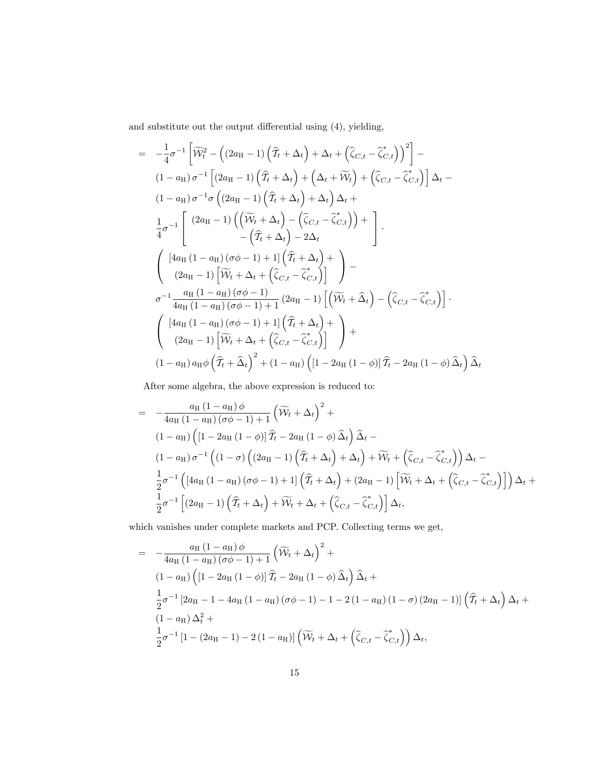and substitute out the output differential using (4), yielding,

$$
\begin{aligned}
= \quad & -\frac{1}{4}\sigma^{-1}\left[\widetilde{\mathcal{W}}_t^2 - \left((2a_{\mathrm{H}}-1)\left(\widehat{\mathcal{T}}_t+\Delta_t\right)+\Delta_t+\left(\widehat{\zeta}_{C,t}-\widehat{\zeta}^*_{C,t}\right)\right)^2\right] - \\
& (1-a_{\mathrm{H}})\,\sigma^{-1}\left[(2a_{\mathrm{H}}-1)\left(\widehat{\mathcal{T}}_t+\Delta_t\right)+\left(\Delta_t+\widetilde{\mathcal{W}}_t\right)+\left(\widehat{\zeta}_{C,t}-\widehat{\zeta}^*_{C,t}\right)\right]\Delta_t - \\
& (1-a_{\mathrm{H}})\,\sigma^{-1}\sigma\left((2a_{\mathrm{H}}-1)\left(\widehat{\mathcal{T}}_t+\Delta_t\right)+\Delta_t\right)\Delta_t + \\
& \frac{1}{4}\sigma^{-1}\left[\begin{array}{c} (2a_{\mathrm{H}}-1)\left(\left(\widetilde{\mathcal{W}}_t+\Delta_t\right)-\left(\widehat{\zeta}_{C,t}-\widehat{\zeta}^*_{C,t}\right)\right)+ \\ -\left(\widehat{\mathcal{T}}_t+\Delta_t\right)-2\Delta_t \end{array}\right]. \\
& \left(\begin{array}{c} \left[4a_{\mathrm{H}}(1-a_{\mathrm{H}})(\sigma\phi-1)+1\right]\left(\widehat{\mathcal{T}}_t+\Delta_t\right)+ \\ (2a_{\mathrm{H}}-1)\left[\widetilde{\mathcal{W}}_t+\Delta_t+\left(\widehat{\zeta}_{C,t}-\widehat{\zeta}^*_{C,t}\right)\right] \end{array}\right) - \\
& \sigma^{-1}\frac{a_{\mathrm{H}}(1-a_{\mathrm{H}})(\sigma\phi-1)}{4a_{\mathrm{H}}(1-a_{\mathrm{H}})(\sigma\phi-1)+1}(2a_{\mathrm{H}}-1)\left[\left(\widetilde{\mathcal{W}}_t+\widehat{\Delta}_t\right)-\left(\widehat{\zeta}_{C,t}-\widehat{\zeta}^*_{C,t}\right)\right]\cdot \\
& \left(\begin{array}{c} \left[4a_{\mathrm{H}}(1-a_{\mathrm{H}})(\sigma\phi-1)+1\right]\left(\widehat{\mathcal{T}}_t+\Delta_t\right)+ \\ (2a_{\mathrm{H}}-1)\left[\widetilde{\mathcal{W}}_t+\Delta_t+\left(\widehat{\zeta}_{C,t}-\widehat{\zeta}^*_{C,t}\right)\right] \end{array}\right) + \\
& (1-a_{\mathrm{H}})\,a_{\mathrm{H}}\phi\left(\widehat{\mathcal{T}}_t+\widehat{\Delta}_t\right)^2+(1-a_{\mathrm{H}})\left(\left[1-2a_{\mathrm{H}}(1-\phi)\right]\widehat{\mathcal{T}}_t-2a_{\mathrm{H}}(1-\phi)\,\widehat{\Delta}_t\right)\widehat{\Delta}_t
\end{aligned}
$$

After some algebra, the above expression is reduced to:

$$
\begin{aligned}
= \quad & -\frac{a_{\mathrm{H}}(1-a_{\mathrm{H}})\,\phi}{4a_{\mathrm{H}}(1-a_{\mathrm{H}})(\sigma\phi-1)+1}\left(\widetilde{\mathcal{W}}_t+\Delta_t\right)^2 + \\
& (1-a_{\mathrm{H}})\left(\left[1-2a_{\mathrm{H}}(1-\phi)\right]\widehat{\mathcal{T}}_t-2a_{\mathrm{H}}(1-\phi)\,\widehat{\Delta}_t\right)\widehat{\Delta}_t - \\
& (1-a_{\mathrm{H}})\,\sigma^{-1}\left((1-\sigma)\left((2a_{\mathrm{H}}-1)\left(\widehat{\mathcal{T}}_t+\Delta_t\right)+\Delta_t\right)+\widetilde{\mathcal{W}}_t+\left(\widehat{\zeta}_{C,t}-\widehat{\zeta}^*_{C,t}\right)\right)\Delta_t - \\
& \frac{1}{2}\sigma^{-1}\left(\left[4a_{\mathrm{H}}(1-a_{\mathrm{H}})(\sigma\phi-1)+1\right]\left(\widehat{\mathcal{T}}_t+\Delta_t\right)+(2a_{\mathrm{H}}-1)\left[\widetilde{\mathcal{W}}_t+\Delta_t+\left(\widehat{\zeta}_{C,t}-\widehat{\zeta}^*_{C,t}\right)\right]\right)\Delta_t + \\
& \frac{1}{2}\sigma^{-1}\left[(2a_{\mathrm{H}}-1)\left(\widehat{\mathcal{T}}_t+\Delta_t\right)+\widetilde{\mathcal{W}}_t+\Delta_t+\left(\widehat{\zeta}_{C,t}-\widehat{\zeta}^*_{C,t}\right)\right]\Delta_t,
\end{aligned}
$$

which vanishes under complete markets and PCP. Collecting terms we get,

$$
\begin{aligned}
= \quad & -\frac{a_{\mathrm{H}}(1-a_{\mathrm{H}})\,\phi}{4a_{\mathrm{H}}(1-a_{\mathrm{H}})(\sigma\phi-1)+1}\left(\widetilde{\mathcal{W}}_t+\Delta_t\right)^2 + \\
& (1-a_{\mathrm{H}})\left(\left[1-2a_{\mathrm{H}}(1-\phi)\right]\widehat{\mathcal{T}}_t-2a_{\mathrm{H}}(1-\phi)\,\widehat{\Delta}_t\right)\widehat{\Delta}_t + \\
& \frac{1}{2}\sigma^{-1}\left[2a_{\mathrm{H}}-1-4a_{\mathrm{H}}(1-a_{\mathrm{H}})(\sigma\phi-1)-1-2(1-a_{\mathrm{H}})(1-\sigma)(2a_{\mathrm{H}}-1)\right]\left(\widehat{\mathcal{T}}_t+\Delta_t\right)\Delta_t + \\
& (1-a_{\mathrm{H}})\,\Delta_t^2 + \\
& \frac{1}{2}\sigma^{-1}\left[1-(2a_{\mathrm{H}}-1)-2(1-a_{\mathrm{H}})\right]\left(\widetilde{\mathcal{W}}_t+\Delta_t+\left(\widehat{\zeta}_{C,t}-\widehat{\zeta}^*_{C,t}\right)\right)\Delta_t,
\end{aligned}
$$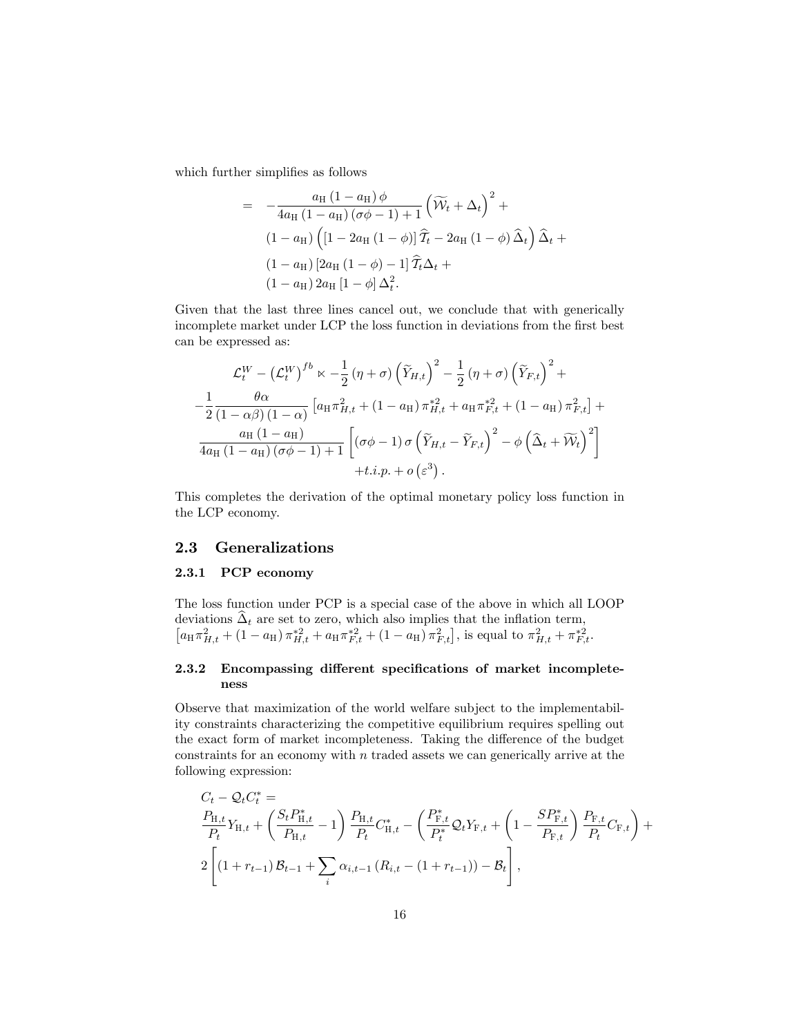which further simplifies as follows

$$
\begin{aligned}
= \quad & -\frac{a_{\rm H}\left(1-a_{\rm H}\right)\phi}{4a_{\rm H}\left(1-a_{\rm H}\right)\left(\sigma\phi-1\right)+1}\left(\widetilde{\mathcal{W}}_t+\Delta_t\right)^2+ \\
& \left(1-a_{\rm H}\right)\left(\left[1-2a_{\rm H}\left(1-\phi\right)\right]\widehat{\mathcal{T}}_t-2a_{\rm H}\left(1-\phi\right)\widehat{\Delta}_t\right)\widehat{\Delta}_t+ \\
& \left(1-a_{\rm H}\right)\left[2a_{\rm H}\left(1-\phi\right)-1\right]\widehat{\mathcal{T}}_t\Delta_t+ \\
& \left(1-a_{\rm H}\right)2a_{\rm H}\left[1-\phi\right]\Delta_t^2.
\end{aligned}
$$

Given that the last three lines cancel out, we conclude that with generically incomplete market under LCP the loss function in deviations from the first best can be expressed as:

$$
\begin{aligned}
\mathcal{L}_t^W-\left(\mathcal{L}_t^W\right)^{fb} \ltimes & -\frac{1}{2}\left(\eta+\sigma\right)\left(\widetilde{Y}_{H,t}\right)^2-\frac{1}{2}\left(\eta+\sigma\right)\left(\widetilde{Y}_{F,t}\right)^2+ \\
-\frac{1}{2}\frac{\theta\alpha}{\left(1-\alpha\beta\right)\left(1-\alpha\right)} & \left[a_{\rm H}\pi_{H,t}^2+\left(1-a_{\rm H}\right)\pi_{H,t}^{*2}+a_{\rm H}\pi_{F,t}^{*2}+\left(1-a_{\rm H}\right)\pi_{F,t}^2\right]+ \\
\frac{a_{\rm H}\left(1-a_{\rm H}\right)}{4a_{\rm H}\left(1-a_{\rm H}\right)\left(\sigma\phi-1\right)+1} & \left[\left(\sigma\phi-1\right)\sigma\left(\widetilde{Y}_{H,t}-\widetilde{Y}_{F,t}\right)^2-\phi\left(\widehat{\Delta}_t+\widetilde{\mathcal{W}}_t\right)^2\right] \\
& +t.i.p.+o\left(\varepsilon^3\right).
\end{aligned}
$$

This completes the derivation of the optimal monetary policy loss function in the LCP economy.

## 2.3 Generalizations

### 2.3.1 PCP economy

The loss function under PCP is a special case of the above in which all LOOP deviations $\widehat{\Delta}_t$ are set to zero, which also implies that the inflation term, $\left[a_{\rm H}\pi_{H,t}^2+\left(1-a_{\rm H}\right)\pi_{H,t}^{*2}+a_{\rm H}\pi_{F,t}^{*2}+\left(1-a_{\rm H}\right)\pi_{F,t}^2\right]$, is equal to $\pi_{H,t}^2+\pi_{F,t}^{*2}$.

### 2.3.2 Encompassing different specifications of market incompleteness

Observe that maximization of the world welfare subject to the implementability constraints characterizing the competitive equilibrium requires spelling out the exact form of market incompleteness. Taking the difference of the budget constraints for an economy with $n$ traded assets we can generically arrive at the following expression:

$$
\begin{aligned}
& C_t-\mathcal{Q}_tC_t^*= \\
& \frac{P_{{\rm H},t}}{P_t}Y_{{\rm H},t}+\left(\frac{S_tP_{{\rm H},t}^*}{P_{{\rm H},t}}-1\right)\frac{P_{{\rm H},t}}{P_t}C_{{\rm H},t}^*-\left(\frac{P_{{\rm F},t}^*}{P_t^*}\mathcal{Q}_tY_{{\rm F},t}+\left(1-\frac{SP_{{\rm F},t}^*}{P_{{\rm F},t}}\right)\frac{P_{{\rm F},t}}{P_t}C_{{\rm F},t}\right)+ \\
& 2\left[\left(1+r_{t-1}\right)\mathcal{B}_{t-1}+\sum_i\alpha_{i,t-1}\left(R_{i,t}-\left(1+r_{t-1}\right)\right)-\mathcal{B}_t\right],
\end{aligned}
$$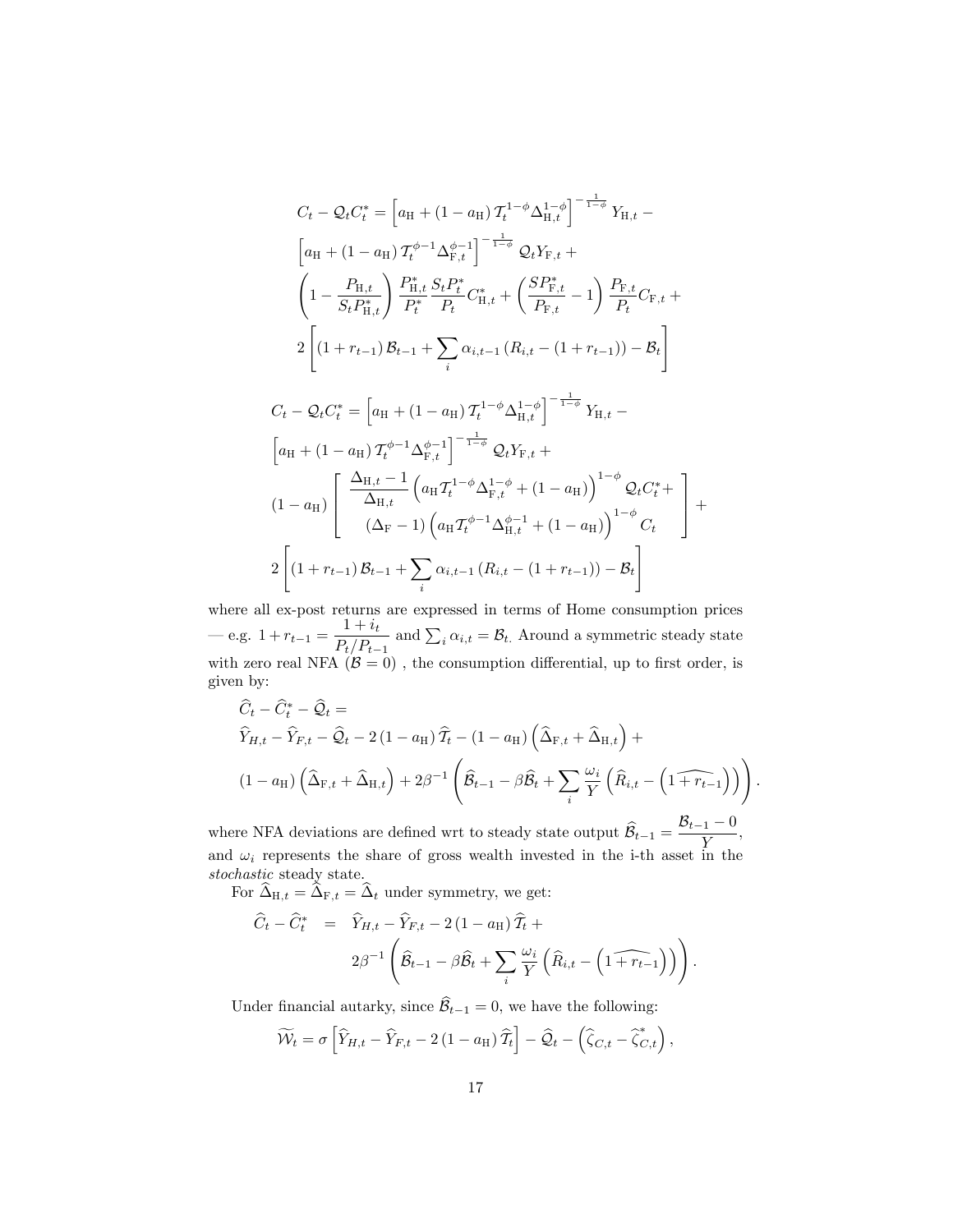$$
\begin{aligned}
C_t - \mathcal{Q}_t C_t^* = &\left[a_{\mathrm{H}} + (1-a_{\mathrm{H}})\,\mathcal{T}_t^{1-\phi}\Delta_{\mathrm{H},t}^{1-\phi}\right]^{-\frac{1}{1-\phi}} Y_{\mathrm{H},t} - \\
&\left[a_{\mathrm{H}} + (1-a_{\mathrm{H}})\,\mathcal{T}_t^{\phi-1}\Delta_{\mathrm{F},t}^{\phi-1}\right]^{-\frac{1}{1-\phi}} \mathcal{Q}_t Y_{\mathrm{F},t} + \\
&\left(1 - \frac{P_{\mathrm{H},t}}{S_t P_{\mathrm{H},t}^*}\right)\frac{P_{\mathrm{H},t}^*}{P_t^*}\frac{S_t P_t^*}{P_t} C_{\mathrm{H},t}^* + \left(\frac{S P_{\mathrm{F},t}^*}{P_{\mathrm{F},t}} - 1\right)\frac{P_{\mathrm{F},t}}{P_t} C_{\mathrm{F},t} + \\
&2\left[(1+r_{t-1})\,\mathcal{B}_{t-1} + \sum_i \alpha_{i,t-1}\left(R_{i,t} - (1+r_{t-1})\right) - \mathcal{B}_t\right]
\end{aligned}
$$

$$
\begin{aligned}
C_t - \mathcal{Q}_t C_t^* = &\left[a_{\mathrm{H}} + (1-a_{\mathrm{H}})\,\mathcal{T}_t^{1-\phi}\Delta_{\mathrm{H},t}^{1-\phi}\right]^{-\frac{1}{1-\phi}} Y_{\mathrm{H},t} - \\
&\left[a_{\mathrm{H}} + (1-a_{\mathrm{H}})\,\mathcal{T}_t^{\phi-1}\Delta_{\mathrm{F},t}^{\phi-1}\right]^{-\frac{1}{1-\phi}} \mathcal{Q}_t Y_{\mathrm{F},t} + \\
&(1-a_{\mathrm{H}})\left[\begin{array}{c} \dfrac{\Delta_{\mathrm{H},t}-1}{\Delta_{\mathrm{H},t}}\left(a_{\mathrm{H}}\mathcal{T}_t^{1-\phi}\Delta_{\mathrm{F},t}^{1-\phi} + (1-a_{\mathrm{H}})\right)^{1-\phi}\mathcal{Q}_t C_t^* + \\ (\Delta_{\mathrm{F}} - 1)\left(a_{\mathrm{H}}\mathcal{T}_t^{\phi-1}\Delta_{\mathrm{H},t}^{\phi-1} + (1-a_{\mathrm{H}})\right)^{1-\phi} C_t \end{array}\right] + \\
&2\left[(1+r_{t-1})\,\mathcal{B}_{t-1} + \sum_i \alpha_{i,t-1}\left(R_{i,t} - (1+r_{t-1})\right) - \mathcal{B}_t\right]
\end{aligned}
$$

where all ex-post returns are expressed in terms of Home consumption prices — e.g. $1 + r_{t-1} = \dfrac{1+i_t}{P_t/P_{t-1}}$ and $\sum_i \alpha_{i,t} = \mathcal{B}_t$. Around a symmetric steady state with zero real NFA $(\mathcal{B} = 0)$ , the consumption differential, up to first order, is given by:

$$
\begin{aligned}
&\widehat{C}_t - \widehat{C}_t^* - \widehat{\mathcal{Q}}_t = \\
&\widehat{Y}_{H,t} - \widehat{Y}_{F,t} - \widehat{\mathcal{Q}}_t - 2(1-a_{\mathrm{H}})\,\widehat{\mathcal{T}}_t - (1-a_{\mathrm{H}})\left(\widehat{\Delta}_{\mathrm{F},t} + \widehat{\Delta}_{\mathrm{H},t}\right) + \\
&(1-a_{\mathrm{H}})\left(\widehat{\Delta}_{\mathrm{F},t} + \widehat{\Delta}_{\mathrm{H},t}\right) + 2\beta^{-1}\left(\widehat{\mathcal{B}}_{t-1} - \beta\widehat{\mathcal{B}}_t + \sum_i \frac{\omega_i}{Y}\left(\widehat{R}_{i,t} - \left(\widehat{1+r_{t-1}}\right)\right)\right).
\end{aligned}
$$

where NFA deviations are defined wrt to steady state output $\widehat{\mathcal{B}}_{t-1} = \dfrac{\mathcal{B}_{t-1} - 0}{Y}$, and $\omega_i$ represents the share of gross wealth invested in the i-th asset in the *stochastic* steady state.

For $\widehat{\Delta}_{\mathrm{H},t} = \widehat{\Delta}_{\mathrm{F},t} = \widehat{\Delta}_t$ under symmetry, we get:

$$
\begin{aligned}
\widehat{C}_t - \widehat{C}_t^* \;=\; &\widehat{Y}_{H,t} - \widehat{Y}_{F,t} - 2(1-a_{\mathrm{H}})\,\widehat{\mathcal{T}}_t + \\
&2\beta^{-1}\left(\widehat{\mathcal{B}}_{t-1} - \beta\widehat{\mathcal{B}}_t + \sum_i \frac{\omega_i}{Y}\left(\widehat{R}_{i,t} - \left(\widehat{1+r_{t-1}}\right)\right)\right).
\end{aligned}
$$

Under financial autarky, since $\widehat{\mathcal{B}}_{t-1} = 0$, we have the following:

$$
\widetilde{\mathcal{W}}_t = \sigma\left[\widehat{Y}_{H,t} - \widehat{Y}_{F,t} - 2(1-a_{\mathrm{H}})\,\widehat{\mathcal{T}}_t\right] - \widehat{\mathcal{Q}}_t - \left(\widehat{\zeta}_{C,t} - \widehat{\zeta}_{C,t}^*\right),
$$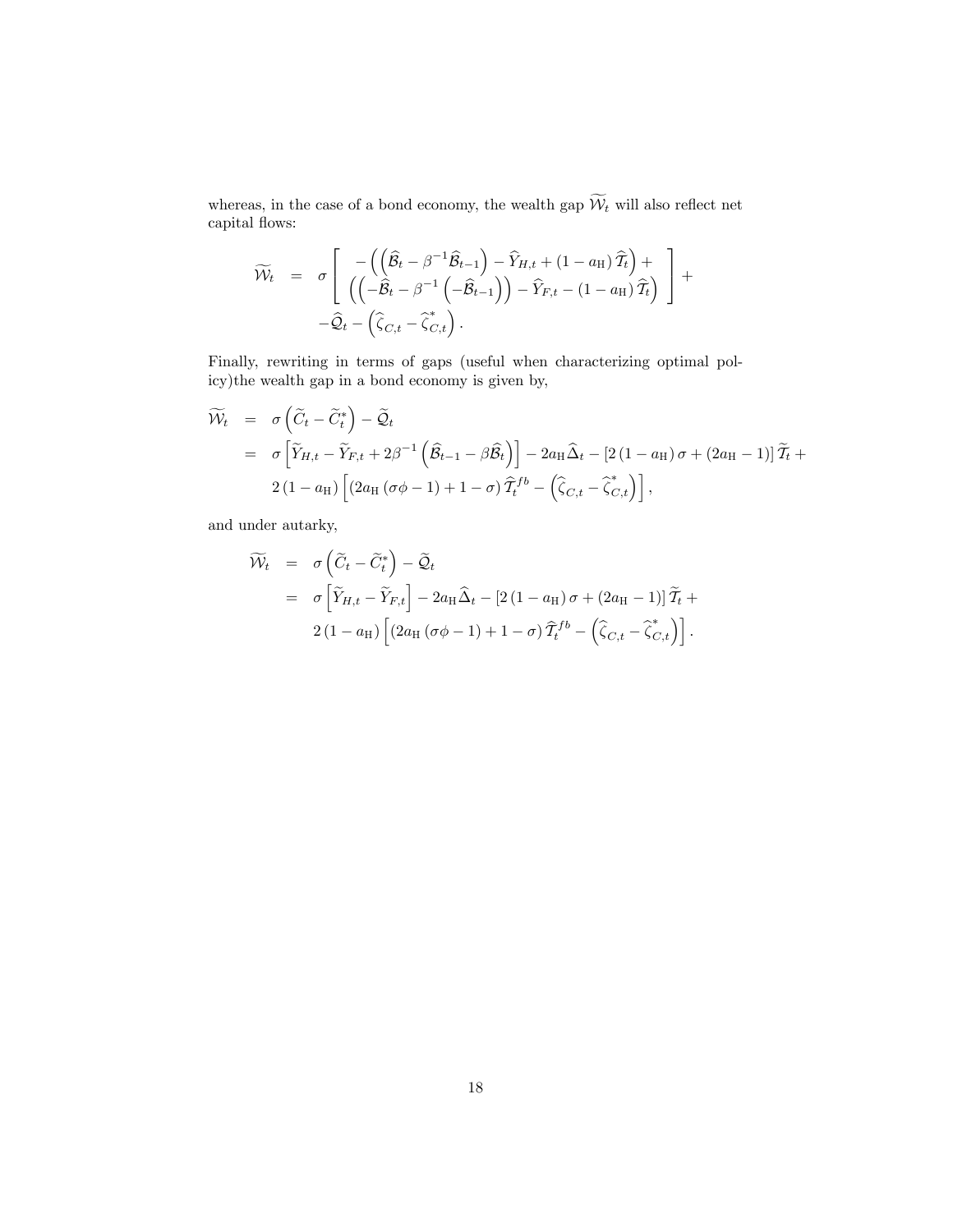whereas, in the case of a bond economy, the wealth gap $\widetilde{\mathcal{W}}_t$ will also reflect net capital flows:

$$
\begin{aligned}
\widetilde{\mathcal{W}}_t &= \sigma \left[ \begin{array}{c} -\left( \left( \widehat{\mathcal{B}}_t - \beta^{-1} \widehat{\mathcal{B}}_{t-1} \right) - \widehat{Y}_{H,t} + (1-a_{\mathrm{H}}) \widehat{\mathcal{T}}_t \right) + \\ \left( \left( -\widehat{\mathcal{B}}_t - \beta^{-1} \left( -\widehat{\mathcal{B}}_{t-1} \right) \right) - \widehat{Y}_{F,t} - (1-a_{\mathrm{H}}) \widehat{\mathcal{T}}_t \right) \end{array} \right] + \\
&\quad - \widehat{\mathcal{Q}}_t - \left( \widehat{\zeta}_{C,t} - \widehat{\zeta}^*_{C,t} \right).
\end{aligned}
$$

Finally, rewriting in terms of gaps (useful when characterizing optimal policy)the wealth gap in a bond economy is given by,

$$
\begin{aligned}
\widetilde{\mathcal{W}}_t &= \sigma \left( \widetilde{C}_t - \widetilde{C}^*_t \right) - \widetilde{\mathcal{Q}}_t \\
&= \sigma \left[ \widetilde{Y}_{H,t} - \widetilde{Y}_{F,t} + 2\beta^{-1} \left( \widehat{\mathcal{B}}_{t-1} - \beta \widehat{\mathcal{B}}_t \right) \right] - 2a_{\mathrm{H}} \widehat{\Delta}_t - \left[ 2(1-a_{\mathrm{H}}) \sigma + (2a_{\mathrm{H}} - 1) \right] \widetilde{\mathcal{T}}_t + \\
&\quad 2(1-a_{\mathrm{H}}) \left[ \left( 2a_{\mathrm{H}} (\sigma\phi - 1) + 1 - \sigma \right) \widehat{\mathcal{T}}^{fb}_t - \left( \widehat{\zeta}_{C,t} - \widehat{\zeta}^*_{C,t} \right) \right],
\end{aligned}
$$

and under autarky,

$$
\begin{aligned}
\widetilde{\mathcal{W}}_t &= \sigma \left( \widetilde{C}_t - \widetilde{C}^*_t \right) - \widetilde{\mathcal{Q}}_t \\
&= \sigma \left[ \widetilde{Y}_{H,t} - \widetilde{Y}_{F,t} \right] - 2a_{\mathrm{H}} \widehat{\Delta}_t - \left[ 2(1-a_{\mathrm{H}}) \sigma + (2a_{\mathrm{H}} - 1) \right] \widetilde{\mathcal{T}}_t + \\
&\quad 2(1-a_{\mathrm{H}}) \left[ \left( 2a_{\mathrm{H}} (\sigma\phi - 1) + 1 - \sigma \right) \widehat{\mathcal{T}}^{fb}_t - \left( \widehat{\zeta}_{C,t} - \widehat{\zeta}^*_{C,t} \right) \right].
\end{aligned}
$$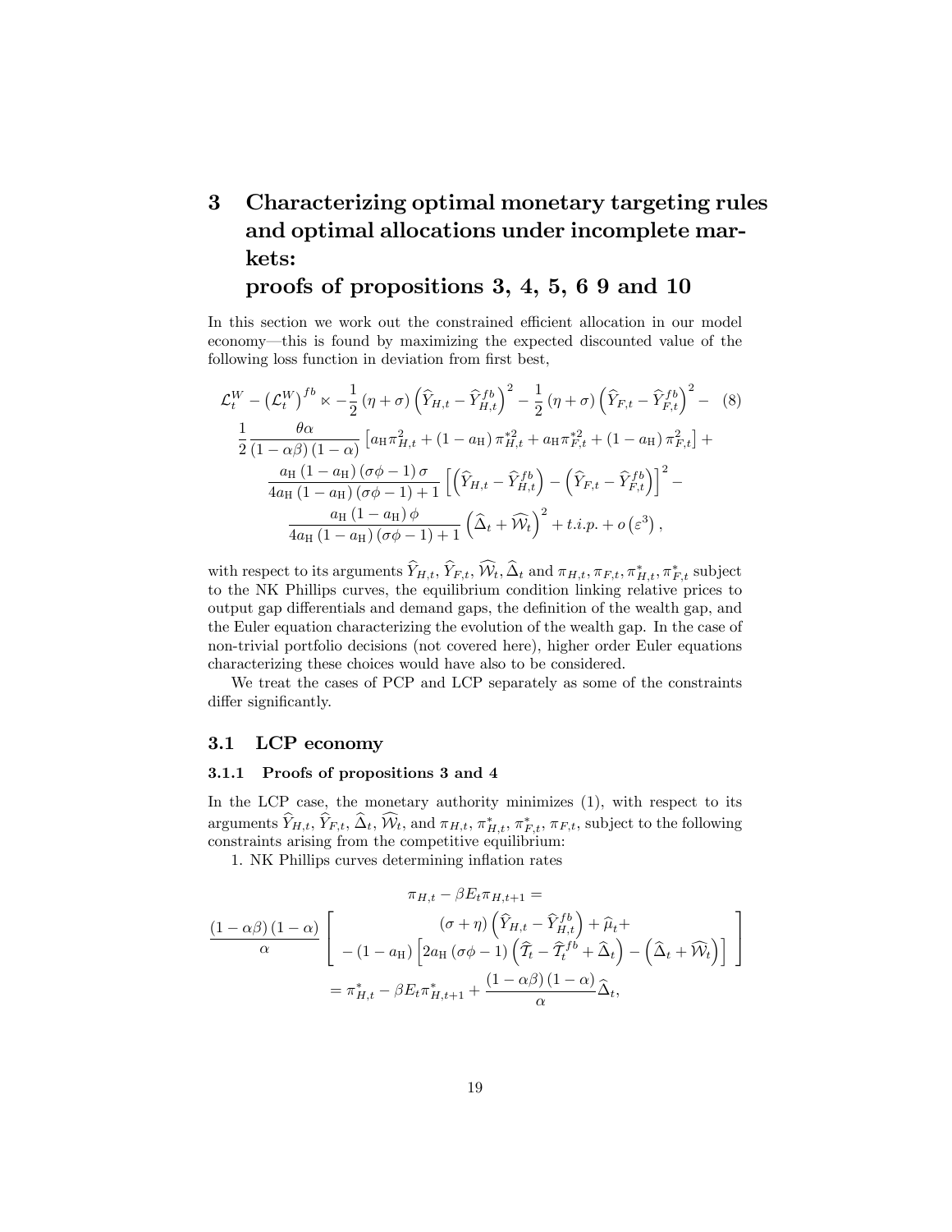# 3 Characterizing optimal monetary targeting rules and optimal allocations under incomplete markets: proofs of propositions 3, 4, 5, 6 9 and 10

In this section we work out the constrained efficient allocation in our model economy—this is found by maximizing the expected discounted value of the following loss function in deviation from first best,

$$
\begin{aligned}
\mathcal{L}_t^W - \left(\mathcal{L}_t^W\right)^{fb} \propto & -\frac{1}{2}\left(\eta+\sigma\right)\left(\widehat{Y}_{H,t}-\widehat{Y}_{H,t}^{fb}\right)^2 - \frac{1}{2}\left(\eta+\sigma\right)\left(\widehat{Y}_{F,t}-\widehat{Y}_{F,t}^{fb}\right)^2 - \\
& \frac{1}{2}\frac{\theta\alpha}{\left(1-\alpha\beta\right)\left(1-\alpha\right)}\left[a_{\mathrm{H}}\pi_{H,t}^2 + \left(1-a_{\mathrm{H}}\right)\pi_{H,t}^{*2} + a_{\mathrm{H}}\pi_{F,t}^{*2} + \left(1-a_{\mathrm{H}}\right)\pi_{F,t}^2\right] + \\
& \frac{a_{\mathrm{H}}\left(1-a_{\mathrm{H}}\right)\left(\sigma\phi-1\right)\sigma}{4a_{\mathrm{H}}\left(1-a_{\mathrm{H}}\right)\left(\sigma\phi-1\right)+1}\left[\left(\widehat{Y}_{H,t}-\widehat{Y}_{H,t}^{fb}\right)-\left(\widehat{Y}_{F,t}-\widehat{Y}_{F,t}^{fb}\right)\right]^2 - \\
& \frac{a_{\mathrm{H}}\left(1-a_{\mathrm{H}}\right)\phi}{4a_{\mathrm{H}}\left(1-a_{\mathrm{H}}\right)\left(\sigma\phi-1\right)+1}\left(\widehat{\Delta}_t+\widehat{\mathcal{W}}_t\right)^2 + t.i.p. + o\left(\varepsilon^3\right),
\end{aligned} \tag{8}
$$

with respect to its arguments $\widehat{Y}_{H,t}$, $\widehat{Y}_{F,t}$, $\widehat{\mathcal{W}}_t$, $\widehat{\Delta}_t$ and $\pi_{H,t}, \pi_{F,t}, \pi_{H,t}^*, \pi_{F,t}^*$ subject to the NK Phillips curves, the equilibrium condition linking relative prices to output gap differentials and demand gaps, the definition of the wealth gap, and the Euler equation characterizing the evolution of the wealth gap. In the case of non-trivial portfolio decisions (not covered here), higher order Euler equations characterizing these choices would have also to be considered.

We treat the cases of PCP and LCP separately as some of the constraints differ significantly.

## 3.1 LCP economy

### 3.1.1 Proofs of propositions 3 and 4

In the LCP case, the monetary authority minimizes (1), with respect to its arguments $\widehat{Y}_{H,t}$, $\widehat{Y}_{F,t}$, $\widehat{\Delta}_t$, $\widehat{\mathcal{W}}_t$, and $\pi_{H,t}$, $\pi_{H,t}^*$, $\pi_{F,t}^*$, $\pi_{F,t}$, subject to the following constraints arising from the competitive equilibrium:

1. NK Phillips curves determining inflation rates

$$
\begin{aligned}
& \pi_{H,t} - \beta E_t \pi_{H,t+1} = \\
& \frac{\left(1-\alpha\beta\right)\left(1-\alpha\right)}{\alpha}\left[\begin{array}{c}\left(\sigma+\eta\right)\left(\widehat{Y}_{H,t}-\widehat{Y}_{H,t}^{fb}\right)+\widehat{\mu}_t + \\ -\left(1-a_{\mathrm{H}}\right)\left[2a_{\mathrm{H}}\left(\sigma\phi-1\right)\left(\widehat{\mathcal{T}}_t-\widehat{\mathcal{T}}_t^{fb}+\widehat{\Delta}_t\right)-\left(\widehat{\Delta}_t+\widehat{\mathcal{W}}_t\right)\right]\end{array}\right] \\
& = \pi_{H,t}^* - \beta E_t \pi_{H,t+1}^* + \frac{\left(1-\alpha\beta\right)\left(1-\alpha\right)}{\alpha}\widehat{\Delta}_t,
\end{aligned}
$$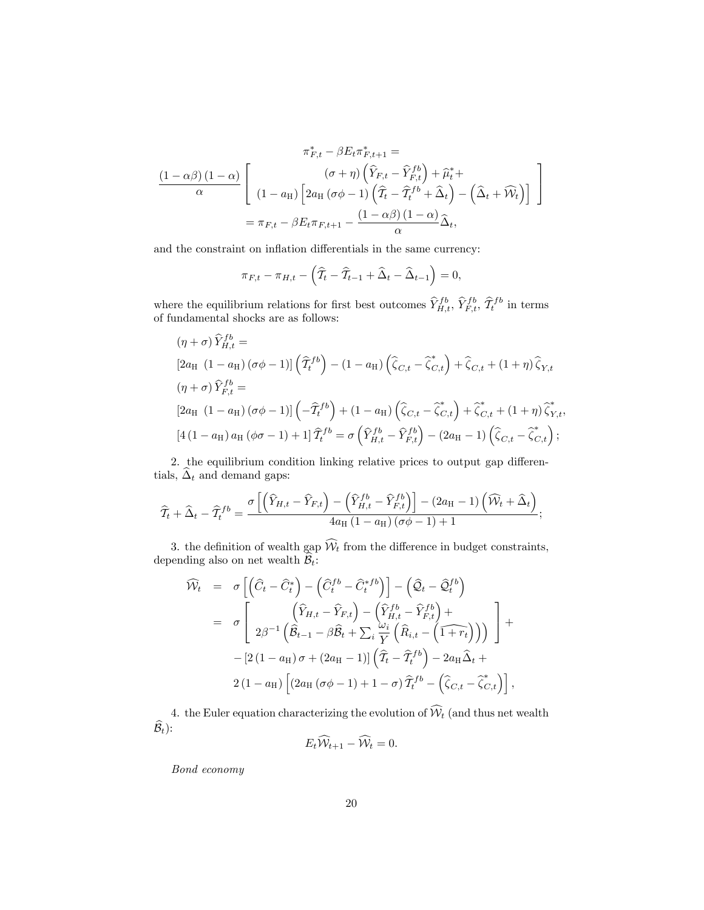$$
\pi^*_{F,t} - \beta E_t \pi^*_{F,t+1} =
$$

$$
\frac{(1-\alpha\beta)(1-\alpha)}{\alpha} \left[ \begin{array}{c} (\sigma+\eta)\left(\widehat{Y}_{F,t} - \widehat{Y}^{fb}_{F,t}\right) + \widehat{\mu}^*_t + \\ (1-a_{\rm H})\left[2a_{\rm H}(\sigma\phi-1)\left(\widehat{\mathcal{T}}_t - \widehat{\mathcal{T}}^{fb}_t + \widehat{\Delta}_t\right) - \left(\widehat{\Delta}_t + \widehat{\mathcal{W}}_t\right)\right] \end{array} \right]
$$

$$
= \pi_{F,t} - \beta E_t \pi_{F,t+1} - \frac{(1-\alpha\beta)(1-\alpha)}{\alpha}\widehat{\Delta}_t,
$$

and the constraint on inflation differentials in the same currency:

$$
\pi_{F,t} - \pi_{H,t} - \left(\widehat{\mathcal{T}}_t - \widehat{\mathcal{T}}_{t-1} + \widehat{\Delta}_t - \widehat{\Delta}_{t-1}\right) = 0,
$$

where the equilibrium relations for first best outcomes $\widehat{Y}^{fb}_{H,t}$, $\widehat{Y}^{fb}_{F,t}$, $\widehat{\mathcal{T}}^{fb}_t$ in terms of fundamental shocks are as follows:

$$
\begin{aligned}
&(\eta+\sigma)\widehat{Y}^{fb}_{H,t} = \\
&\left[2a_{\rm H}\ (1-a_{\rm H})(\sigma\phi-1)\right]\left(\widehat{\mathcal{T}}^{fb}_t\right) - (1-a_{\rm H})\left(\widehat{\zeta}_{C,t} - \widehat{\zeta}^*_{C,t}\right) + \widehat{\zeta}_{C,t} + (1+\eta)\widehat{\zeta}_{Y,t} \\
&(\eta+\sigma)\widehat{Y}^{fb}_{F,t} = \\
&\left[2a_{\rm H}\ (1-a_{\rm H})(\sigma\phi-1)\right]\left(-\widehat{\mathcal{T}}^{fb}_t\right) + (1-a_{\rm H})\left(\widehat{\zeta}_{C,t} - \widehat{\zeta}^*_{C,t}\right) + \widehat{\zeta}^*_{C,t} + (1+\eta)\widehat{\zeta}^*_{Y,t}, \\
&\left[4(1-a_{\rm H})a_{\rm H}(\phi\sigma-1)+1\right]\widehat{\mathcal{T}}^{fb}_t = \sigma\left(\widehat{Y}^{fb}_{H,t} - \widehat{Y}^{fb}_{F,t}\right) - (2a_{\rm H}-1)\left(\widehat{\zeta}_{C,t} - \widehat{\zeta}^*_{C,t}\right);
\end{aligned}
$$

2. the equilibrium condition linking relative prices to output gap differentials, $\widehat{\Delta}_t$ and demand gaps:

$$
\widehat{\mathcal{T}}_t + \widehat{\Delta}_t - \widehat{\mathcal{T}}^{fb}_t = \frac{\sigma\left[\left(\widehat{Y}_{H,t} - \widehat{Y}_{F,t}\right) - \left(\widehat{Y}^{fb}_{H,t} - \widehat{Y}^{fb}_{F,t}\right)\right] - (2a_{\rm H}-1)\left(\widehat{\mathcal{W}}_t + \widehat{\Delta}_t\right)}{4a_{\rm H}(1-a_{\rm H})(\sigma\phi-1)+1};
$$

3. the definition of wealth gap $\widehat{\mathcal{W}}_t$ from the difference in budget constraints, depending also on net wealth $\widehat{\mathcal{B}}_t$:

$$
\begin{aligned}
\widehat{\mathcal{W}}_t &= \sigma\left[\left(\widehat{C}_t - \widehat{C}^*_t\right) - \left(\widehat{C}^{fb}_t - \widehat{C}^{*fb}_t\right)\right] - \left(\widehat{\mathcal{Q}}_t - \widehat{\mathcal{Q}}^{fb}_t\right) \\
&= \sigma\left[ \begin{array}{c} \left(\widehat{Y}_{H,t} - \widehat{Y}_{F,t}\right) - \left(\widehat{Y}^{fb}_{H,t} - \widehat{Y}^{fb}_{F,t}\right) + \\ 2\beta^{-1}\left(\widehat{\mathcal{B}}_{t-1} - \beta\widehat{\mathcal{B}}_t + \sum_i \frac{\omega_i}{Y}\left(\widehat{R}_{i,t} - \left(\widehat{1+r_t}\right)\right)\right) \end{array}\right] + \\
&\quad - \left[2(1-a_{\rm H})\sigma + (2a_{\rm H}-1)\right]\left(\widehat{\mathcal{T}}_t - \widehat{\mathcal{T}}^{fb}_t\right) - 2a_{\rm H}\widehat{\Delta}_t + \\
&\quad 2(1-a_{\rm H})\left[(2a_{\rm H}(\sigma\phi-1)+1-\sigma)\widehat{\mathcal{T}}^{fb}_t - \left(\widehat{\zeta}_{C,t} - \widehat{\zeta}^*_{C,t}\right)\right],
\end{aligned}
$$

4. the Euler equation characterizing the evolution of $\widehat{\mathcal{W}}_t$ (and thus net wealth $\widehat{\mathcal{B}}_t$):

$$
E_t\widehat{\mathcal{W}}_{t+1} - \widehat{\mathcal{W}}_t = 0.
$$

*Bond economy*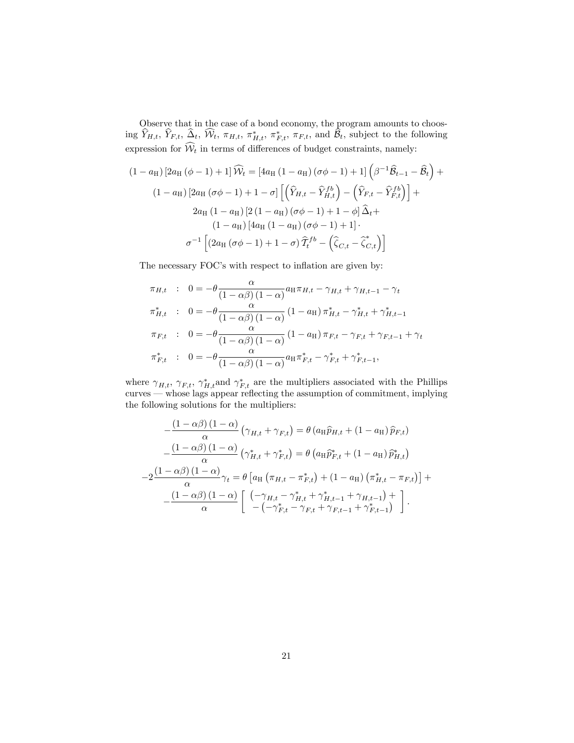Observe that in the case of a bond economy, the program amounts to choosing $\widehat{Y}_{H,t}$, $\widehat{Y}_{F,t}$, $\widehat{\Delta}_t$, $\widehat{\mathcal{W}}_t$, $\pi_{H,t}$, $\pi^*_{H,t}$, $\pi^*_{F,t}$, $\pi_{F,t}$, and $\widehat{\mathcal{B}}_t$, subject to the following expression for $\widehat{\mathcal{W}}_t$ in terms of differences of budget constraints, namely:

$$
\begin{aligned}
(1-a_{\mathrm{H}})\left[2a_{\mathrm{H}}(\phi-1)+1\right]\widehat{\mathcal{W}}_t &= \left[4a_{\mathrm{H}}(1-a_{\mathrm{H}})(\sigma\phi-1)+1\right]\left(\beta^{-1}\widehat{\mathcal{B}}_{t-1}-\widehat{\mathcal{B}}_t\right)+ \\
&(1-a_{\mathrm{H}})\left[2a_{\mathrm{H}}(\sigma\phi-1)+1-\sigma\right]\left[\left(\widehat{Y}_{H,t}-\widehat{Y}^{fb}_{H,t}\right)-\left(\widehat{Y}_{F,t}-\widehat{Y}^{fb}_{F,t}\right)\right]+ \\
&2a_{\mathrm{H}}(1-a_{\mathrm{H}})\left[2(1-a_{\mathrm{H}})(\sigma\phi-1)+1-\phi\right]\widehat{\Delta}_t+ \\
&(1-a_{\mathrm{H}})\left[4a_{\mathrm{H}}(1-a_{\mathrm{H}})(\sigma\phi-1)+1\right]\cdot \\
&\sigma^{-1}\left[\left(2a_{\mathrm{H}}(\sigma\phi-1)+1-\sigma\right)\widehat{\mathcal{T}}^{fb}_t-\left(\widehat{\zeta}_{C,t}-\widehat{\zeta}^*_{C,t}\right)\right]
\end{aligned}
$$

The necessary FOC's with respect to inflation are given by:

$$
\begin{aligned}
\pi_{H,t} &: \quad 0=-\theta\frac{\alpha}{(1-\alpha\beta)(1-\alpha)}a_{\mathrm{H}}\pi_{H,t}-\gamma_{H,t}+\gamma_{H,t-1}-\gamma_t \\
\pi^*_{H,t} &: \quad 0=-\theta\frac{\alpha}{(1-\alpha\beta)(1-\alpha)}(1-a_{\mathrm{H}})\pi^*_{H,t}-\gamma^*_{H,t}+\gamma^*_{H,t-1} \\
\pi_{F,t} &: \quad 0=-\theta\frac{\alpha}{(1-\alpha\beta)(1-\alpha)}(1-a_{\mathrm{H}})\pi_{F,t}-\gamma_{F,t}+\gamma_{F,t-1}+\gamma_t \\
\pi^*_{F,t} &: \quad 0=-\theta\frac{\alpha}{(1-\alpha\beta)(1-\alpha)}a_{\mathrm{H}}\pi^*_{F,t}-\gamma^*_{F,t}+\gamma^*_{F,t-1},
\end{aligned}
$$

where $\gamma_{H,t}$, $\gamma_{F,t}$, $\gamma^*_{H,t}$ and $\gamma^*_{F,t}$ are the multipliers associated with the Phillips curves — whose lags appear reflecting the assumption of commitment, implying the following solutions for the multipliers:

$$
\begin{aligned}
-\frac{(1-\alpha\beta)(1-\alpha)}{\alpha}\left(\gamma_{H,t}+\gamma_{F,t}\right) &= \theta\left(a_{\mathrm{H}}\widehat{p}_{H,t}+(1-a_{\mathrm{H}})\widehat{p}_{F,t}\right) \\
-\frac{(1-\alpha\beta)(1-\alpha)}{\alpha}\left(\gamma^*_{H,t}+\gamma^*_{F,t}\right) &= \theta\left(a_{\mathrm{H}}\widehat{p}^*_{F,t}+(1-a_{\mathrm{H}})\widehat{p}^*_{H,t}\right) \\
-2\frac{(1-\alpha\beta)(1-\alpha)}{\alpha}\gamma_t &= \theta\left[a_{\mathrm{H}}\left(\pi_{H,t}-\pi^*_{F,t}\right)+(1-a_{\mathrm{H}})\left(\pi^*_{H,t}-\pi_{F,t}\right)\right]+ \\
-\frac{(1-\alpha\beta)(1-\alpha)}{\alpha}&\left[\begin{array}{c}\left(-\gamma_{H,t}-\gamma^*_{H,t}+\gamma^*_{H,t-1}+\gamma_{H,t-1}\right)+ \\ -\left(-\gamma^*_{F,t}-\gamma_{F,t}+\gamma_{F,t-1}+\gamma^*_{F,t-1}\right)\end{array}\right].
\end{aligned}
$$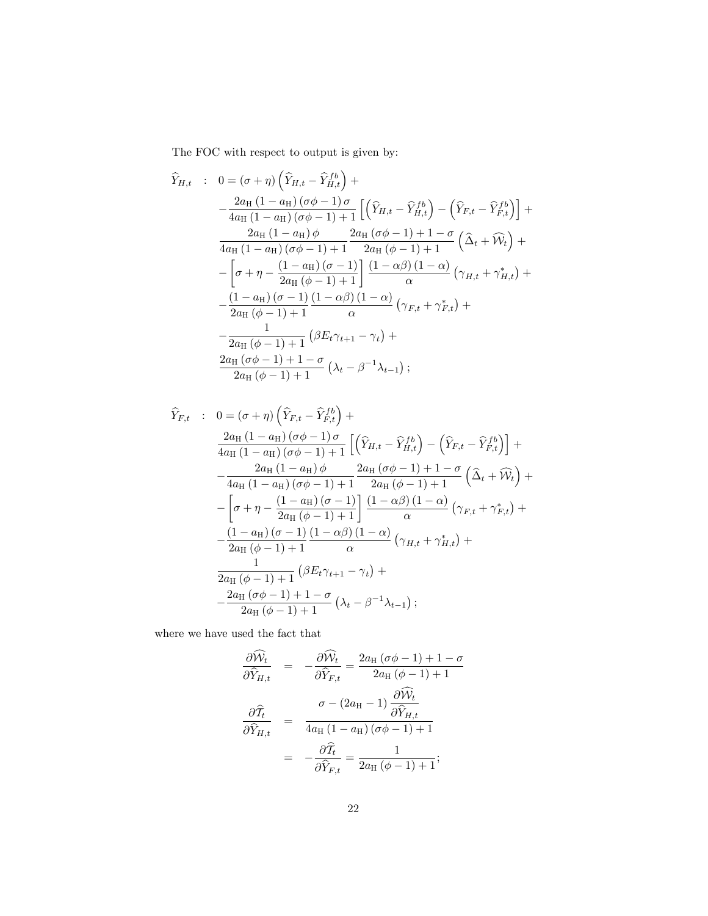The FOC with respect to output is given by:

$$
\begin{aligned}
\widehat{Y}_{H,t} \quad : \quad 0 =& \left(\sigma+\eta\right)\left(\widehat{Y}_{H,t}-\widehat{Y}_{H,t}^{fb}\right)+ \\
& -\frac{2a_{\mathrm{H}}\left(1-a_{\mathrm{H}}\right)\left(\sigma\phi-1\right)\sigma}{4a_{\mathrm{H}}\left(1-a_{\mathrm{H}}\right)\left(\sigma\phi-1\right)+1}\left[\left(\widehat{Y}_{H,t}-\widehat{Y}_{H,t}^{fb}\right)-\left(\widehat{Y}_{F,t}-\widehat{Y}_{F,t}^{fb}\right)\right]+ \\
& \frac{2a_{\mathrm{H}}\left(1-a_{\mathrm{H}}\right)\phi}{4a_{\mathrm{H}}\left(1-a_{\mathrm{H}}\right)\left(\sigma\phi-1\right)+1}\frac{2a_{\mathrm{H}}\left(\sigma\phi-1\right)+1-\sigma}{2a_{\mathrm{H}}\left(\phi-1\right)+1}\left(\widehat{\Delta}_{t}+\widehat{\mathcal{W}}_{t}\right)+ \\
& -\left[\sigma+\eta-\frac{\left(1-a_{\mathrm{H}}\right)\left(\sigma-1\right)}{2a_{\mathrm{H}}\left(\phi-1\right)+1}\right]\frac{\left(1-\alpha\beta\right)\left(1-\alpha\right)}{\alpha}\left(\gamma_{H,t}+\gamma_{H,t}^{*}\right)+ \\
& -\frac{\left(1-a_{\mathrm{H}}\right)\left(\sigma-1\right)}{2a_{\mathrm{H}}\left(\phi-1\right)+1}\frac{\left(1-\alpha\beta\right)\left(1-\alpha\right)}{\alpha}\left(\gamma_{F,t}+\gamma_{F,t}^{*}\right)+ \\
& -\frac{1}{2a_{\mathrm{H}}\left(\phi-1\right)+1}\left(\beta E_{t}\gamma_{t+1}-\gamma_{t}\right)+ \\
& \frac{2a_{\mathrm{H}}\left(\sigma\phi-1\right)+1-\sigma}{2a_{\mathrm{H}}\left(\phi-1\right)+1}\left(\lambda_{t}-\beta^{-1}\lambda_{t-1}\right);
\end{aligned}
$$

$$
\begin{aligned}
\widehat{Y}_{F,t} \quad : \quad 0 =& \left(\sigma+\eta\right)\left(\widehat{Y}_{F,t}-\widehat{Y}_{F,t}^{fb}\right)+ \\
& \frac{2a_{\mathrm{H}}\left(1-a_{\mathrm{H}}\right)\left(\sigma\phi-1\right)\sigma}{4a_{\mathrm{H}}\left(1-a_{\mathrm{H}}\right)\left(\sigma\phi-1\right)+1}\left[\left(\widehat{Y}_{H,t}-\widehat{Y}_{H,t}^{fb}\right)-\left(\widehat{Y}_{F,t}-\widehat{Y}_{F,t}^{fb}\right)\right]+ \\
& -\frac{2a_{\mathrm{H}}\left(1-a_{\mathrm{H}}\right)\phi}{4a_{\mathrm{H}}\left(1-a_{\mathrm{H}}\right)\left(\sigma\phi-1\right)+1}\frac{2a_{\mathrm{H}}\left(\sigma\phi-1\right)+1-\sigma}{2a_{\mathrm{H}}\left(\phi-1\right)+1}\left(\widehat{\Delta}_{t}+\widehat{\mathcal{W}}_{t}\right)+ \\
& -\left[\sigma+\eta-\frac{\left(1-a_{\mathrm{H}}\right)\left(\sigma-1\right)}{2a_{\mathrm{H}}\left(\phi-1\right)+1}\right]\frac{\left(1-\alpha\beta\right)\left(1-\alpha\right)}{\alpha}\left(\gamma_{F,t}+\gamma_{F,t}^{*}\right)+ \\
& -\frac{\left(1-a_{\mathrm{H}}\right)\left(\sigma-1\right)}{2a_{\mathrm{H}}\left(\phi-1\right)+1}\frac{\left(1-\alpha\beta\right)\left(1-\alpha\right)}{\alpha}\left(\gamma_{H,t}+\gamma_{H,t}^{*}\right)+ \\
& \frac{1}{2a_{\mathrm{H}}\left(\phi-1\right)+1}\left(\beta E_{t}\gamma_{t+1}-\gamma_{t}\right)+ \\
& -\frac{2a_{\mathrm{H}}\left(\sigma\phi-1\right)+1-\sigma}{2a_{\mathrm{H}}\left(\phi-1\right)+1}\left(\lambda_{t}-\beta^{-1}\lambda_{t-1}\right);
\end{aligned}
$$

where we have used the fact that

$$
\begin{aligned}
\frac{\partial\widehat{\mathcal{W}}_{t}}{\partial\widehat{Y}_{H,t}} &= -\frac{\partial\widehat{\mathcal{W}}_{t}}{\partial\widehat{Y}_{F,t}}=\frac{2a_{\mathrm{H}}\left(\sigma\phi-1\right)+1-\sigma}{2a_{\mathrm{H}}\left(\phi-1\right)+1} \\
\frac{\partial\widehat{\mathcal{T}}_{t}}{\partial\widehat{Y}_{H,t}} &= \frac{\sigma-\left(2a_{\mathrm{H}}-1\right)\dfrac{\partial\widehat{\mathcal{W}}_{t}}{\partial\widehat{Y}_{H,t}}}{4a_{\mathrm{H}}\left(1-a_{\mathrm{H}}\right)\left(\sigma\phi-1\right)+1} \\
&= -\frac{\partial\widehat{\mathcal{T}}_{t}}{\partial\widehat{Y}_{F,t}}=\frac{1}{2a_{\mathrm{H}}\left(\phi-1\right)+1};
\end{aligned}
$$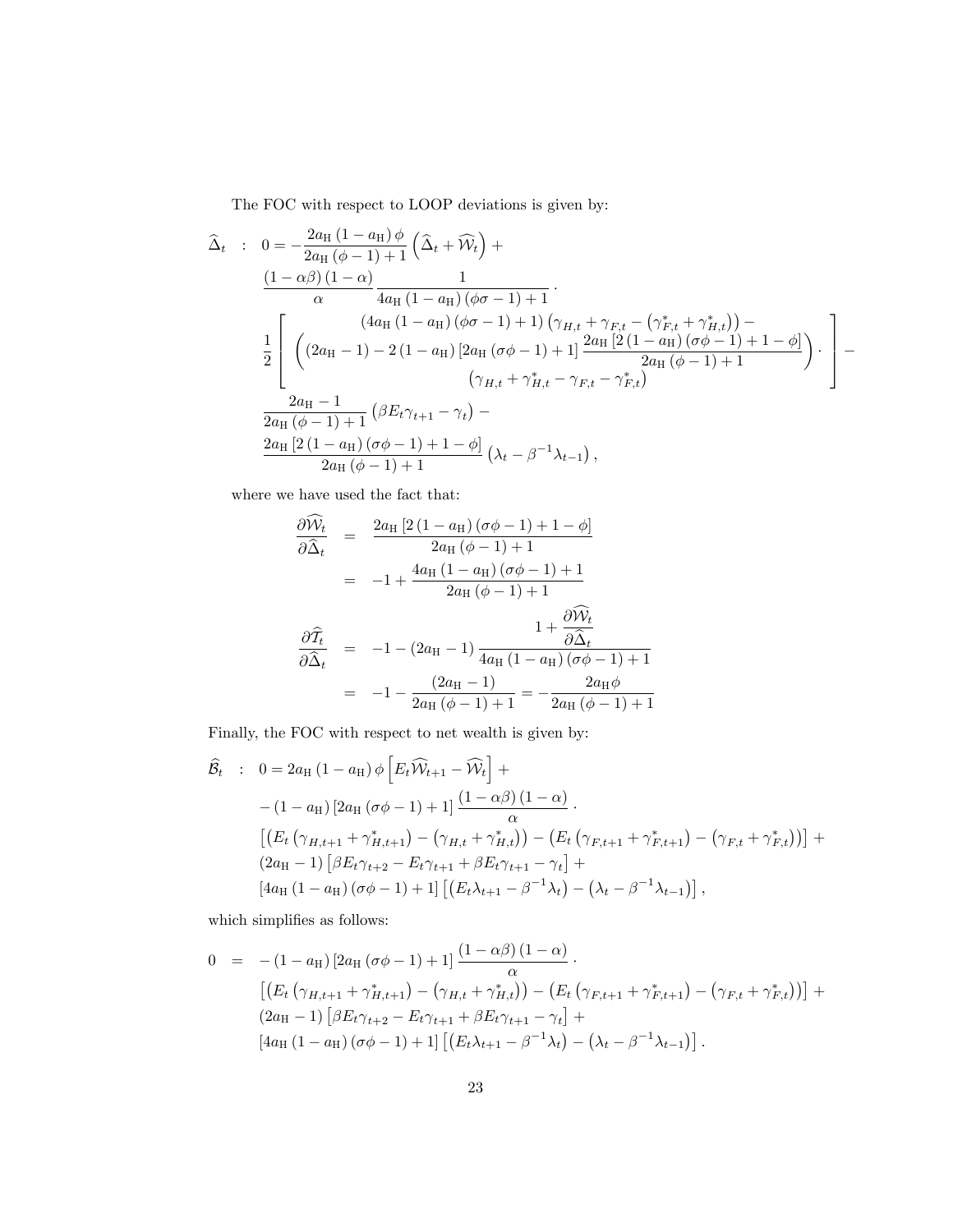The FOC with respect to LOOP deviations is given by:

$$
\begin{aligned}
\widehat{\Delta}_t \quad : \quad 0 = & -\frac{2a_{\mathrm{H}}\left(1-a_{\mathrm{H}}\right)\phi}{2a_{\mathrm{H}}\left(\phi-1\right)+1}\left(\widehat{\Delta}_t+\widehat{\mathcal{W}}_t\right)+ \\
& \frac{\left(1-\alpha\beta\right)\left(1-\alpha\right)}{\alpha}\frac{1}{4a_{\mathrm{H}}\left(1-a_{\mathrm{H}}\right)\left(\phi\sigma-1\right)+1}\cdot \\
& \frac{1}{2}\left[\begin{array}{c}\left(4a_{\mathrm{H}}\left(1-a_{\mathrm{H}}\right)\left(\phi\sigma-1\right)+1\right)\left(\gamma_{H,t}+\gamma_{F,t}-\left(\gamma_{F,t}^{*}+\gamma_{H,t}^{*}\right)\right)- \\ \left(\left(2a_{\mathrm{H}}-1\right)-2\left(1-a_{\mathrm{H}}\right)\left[2a_{\mathrm{H}}\left(\sigma\phi-1\right)+1\right]\frac{2a_{\mathrm{H}}\left[2\left(1-a_{\mathrm{H}}\right)\left(\sigma\phi-1\right)+1-\phi\right]}{2a_{\mathrm{H}}\left(\phi-1\right)+1}\right)\cdot \\ \left(\gamma_{H,t}+\gamma_{H,t}^{*}-\gamma_{F,t}-\gamma_{F,t}^{*}\right)\end{array}\right]- \\
& \frac{2a_{\mathrm{H}}-1}{2a_{\mathrm{H}}\left(\phi-1\right)+1}\left(\beta E_t\gamma_{t+1}-\gamma_t\right)- \\
& \frac{2a_{\mathrm{H}}\left[2\left(1-a_{\mathrm{H}}\right)\left(\sigma\phi-1\right)+1-\phi\right]}{2a_{\mathrm{H}}\left(\phi-1\right)+1}\left(\lambda_t-\beta^{-1}\lambda_{t-1}\right),
\end{aligned}
$$

where we have used the fact that:

$$
\begin{aligned}
\frac{\partial\widehat{\mathcal{W}}_t}{\partial\widehat{\Delta}_t} &= \frac{2a_{\mathrm{H}}\left[2\left(1-a_{\mathrm{H}}\right)\left(\sigma\phi-1\right)+1-\phi\right]}{2a_{\mathrm{H}}\left(\phi-1\right)+1} \\
&= -1+\frac{4a_{\mathrm{H}}\left(1-a_{\mathrm{H}}\right)\left(\sigma\phi-1\right)+1}{2a_{\mathrm{H}}\left(\phi-1\right)+1} \\
\frac{\partial\widehat{\mathcal{T}}_t}{\partial\widehat{\Delta}_t} &= -1-\left(2a_{\mathrm{H}}-1\right)\frac{1+\dfrac{\partial\widehat{\mathcal{W}}_t}{\partial\widehat{\Delta}_t}}{4a_{\mathrm{H}}\left(1-a_{\mathrm{H}}\right)\left(\sigma\phi-1\right)+1} \\
&= -1-\frac{\left(2a_{\mathrm{H}}-1\right)}{2a_{\mathrm{H}}\left(\phi-1\right)+1}=-\frac{2a_{\mathrm{H}}\phi}{2a_{\mathrm{H}}\left(\phi-1\right)+1}
\end{aligned}
$$

Finally, the FOC with respect to net wealth is given by:

$$
\begin{aligned}
\widehat{\mathcal{B}}_t \quad : \quad 0 = & \, 2a_{\mathrm{H}}\left(1-a_{\mathrm{H}}\right)\phi\left[E_t\widehat{\mathcal{W}}_{t+1}-\widehat{\mathcal{W}}_t\right]+ \\
& -\left(1-a_{\mathrm{H}}\right)\left[2a_{\mathrm{H}}\left(\sigma\phi-1\right)+1\right]\frac{\left(1-\alpha\beta\right)\left(1-\alpha\right)}{\alpha}\cdot \\
& \left[\left(E_t\left(\gamma_{H,t+1}+\gamma_{H,t+1}^{*}\right)-\left(\gamma_{H,t}+\gamma_{H,t}^{*}\right)\right)-\left(E_t\left(\gamma_{F,t+1}+\gamma_{F,t+1}^{*}\right)-\left(\gamma_{F,t}+\gamma_{F,t}^{*}\right)\right)\right]+ \\
& \left(2a_{\mathrm{H}}-1\right)\left[\beta E_t\gamma_{t+2}-E_t\gamma_{t+1}+\beta E_t\gamma_{t+1}-\gamma_t\right]+ \\
& \left[4a_{\mathrm{H}}\left(1-a_{\mathrm{H}}\right)\left(\sigma\phi-1\right)+1\right]\left[\left(E_t\lambda_{t+1}-\beta^{-1}\lambda_t\right)-\left(\lambda_t-\beta^{-1}\lambda_{t-1}\right)\right],
\end{aligned}
$$

which simplifies as follows:

$$
\begin{aligned}
0 \quad = \quad & -\left(1-a_{\mathrm{H}}\right)\left[2a_{\mathrm{H}}\left(\sigma\phi-1\right)+1\right]\frac{\left(1-\alpha\beta\right)\left(1-\alpha\right)}{\alpha}\cdot \\
& \left[\left(E_t\left(\gamma_{H,t+1}+\gamma_{H,t+1}^{*}\right)-\left(\gamma_{H,t}+\gamma_{H,t}^{*}\right)\right)-\left(E_t\left(\gamma_{F,t+1}+\gamma_{F,t+1}^{*}\right)-\left(\gamma_{F,t}+\gamma_{F,t}^{*}\right)\right)\right]+ \\
& \left(2a_{\mathrm{H}}-1\right)\left[\beta E_t\gamma_{t+2}-E_t\gamma_{t+1}+\beta E_t\gamma_{t+1}-\gamma_t\right]+ \\
& \left[4a_{\mathrm{H}}\left(1-a_{\mathrm{H}}\right)\left(\sigma\phi-1\right)+1\right]\left[\left(E_t\lambda_{t+1}-\beta^{-1}\lambda_t\right)-\left(\lambda_t-\beta^{-1}\lambda_{t-1}\right)\right].
\end{aligned}
$$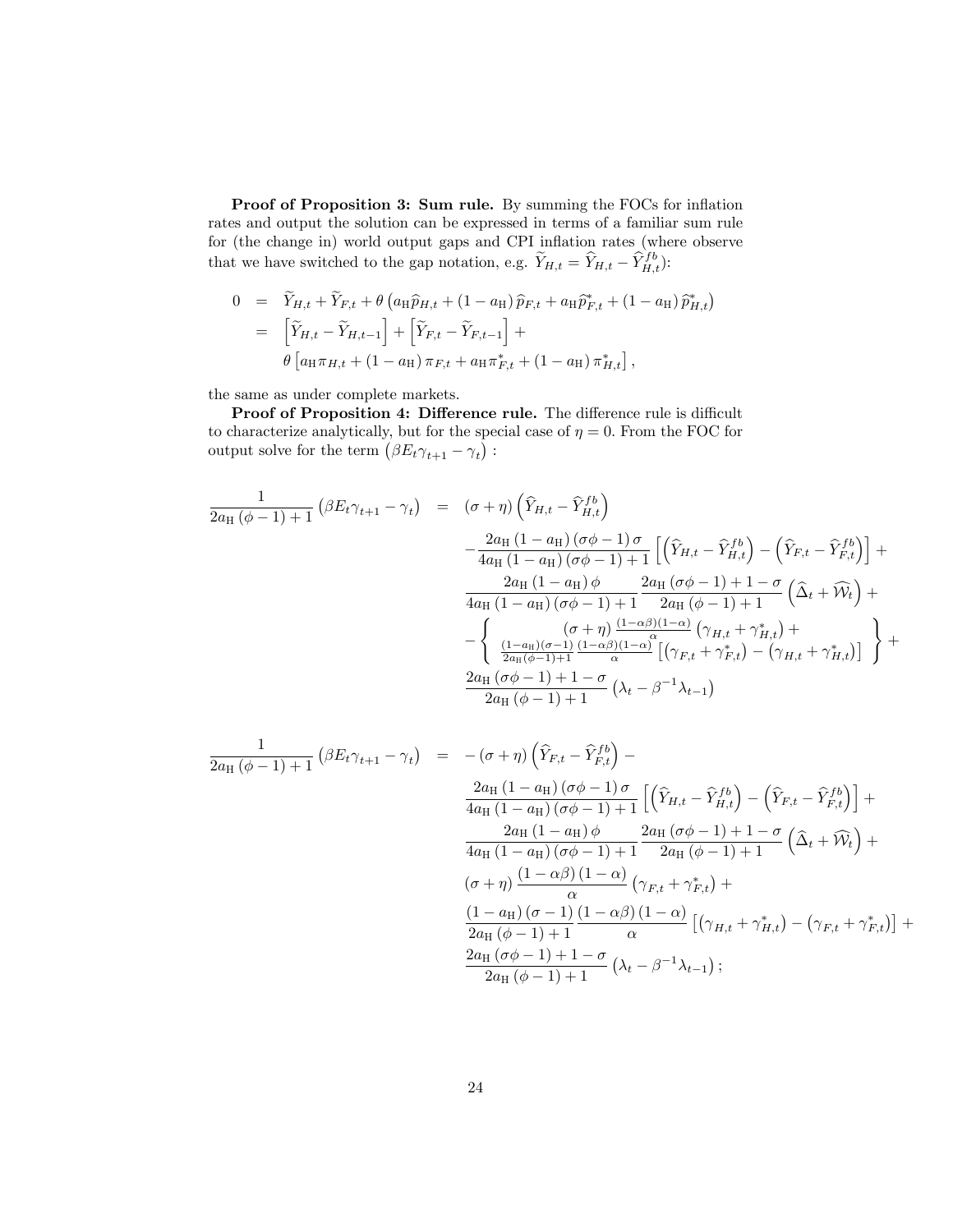**Proof of Proposition 3: Sum rule.** By summing the FOCs for inflation rates and output the solution can be expressed in terms of a familiar sum rule for (the change in) world output gaps and CPI inflation rates (where observe that we have switched to the gap notation, e.g. $\widetilde{Y}_{H,t} = \widehat{Y}_{H,t} - \widehat{Y}^{fb}_{H,t}$):

$$
\begin{aligned}
0 &= \widetilde{Y}_{H,t} + \widetilde{Y}_{F,t} + \theta \left( a_{\mathrm{H}} \widehat{p}_{H,t} + (1 - a_{\mathrm{H}}) \widehat{p}_{F,t} + a_{\mathrm{H}} \widehat{p}^{*}_{F,t} + (1 - a_{\mathrm{H}}) \widehat{p}^{*}_{H,t} \right) \\
&= \left[ \widetilde{Y}_{H,t} - \widetilde{Y}_{H,t-1} \right] + \left[ \widetilde{Y}_{F,t} - \widetilde{Y}_{F,t-1} \right] + \\
&\quad \theta \left[ a_{\mathrm{H}} \pi_{H,t} + (1 - a_{\mathrm{H}}) \pi_{F,t} + a_{\mathrm{H}} \pi^{*}_{F,t} + (1 - a_{\mathrm{H}}) \pi^{*}_{H,t} \right],
\end{aligned}
$$

the same as under complete markets.

**Proof of Proposition 4: Difference rule.** The difference rule is difficult to characterize analytically, but for the special case of $\eta = 0$. From the FOC for output solve for the term $\left(\beta E_t \gamma_{t+1} - \gamma_t\right)$ :

$$
\begin{aligned}
\frac{1}{2a_{\mathrm{H}}(\phi - 1) + 1} \left( \beta E_t \gamma_{t+1} - \gamma_t \right) &= (\sigma + \eta) \left( \widehat{Y}_{H,t} - \widehat{Y}^{fb}_{H,t} \right) \\
&\quad - \frac{2a_{\mathrm{H}}(1 - a_{\mathrm{H}})(\sigma\phi - 1)\sigma}{4a_{\mathrm{H}}(1 - a_{\mathrm{H}})(\sigma\phi - 1) + 1} \left[ \left( \widehat{Y}_{H,t} - \widehat{Y}^{fb}_{H,t} \right) - \left( \widehat{Y}_{F,t} - \widehat{Y}^{fb}_{F,t} \right) \right] + \\
&\quad \frac{2a_{\mathrm{H}}(1 - a_{\mathrm{H}})\phi}{4a_{\mathrm{H}}(1 - a_{\mathrm{H}})(\sigma\phi - 1) + 1} \frac{2a_{\mathrm{H}}(\sigma\phi - 1) + 1 - \sigma}{2a_{\mathrm{H}}(\phi - 1) + 1} \left( \widehat{\Delta}_t + \widehat{\mathcal{W}}_t \right) + \\
&\quad - \left\{ \begin{array}{c} (\sigma + \eta) \frac{(1 - \alpha\beta)(1 - \alpha)}{\alpha} \left( \gamma_{H,t} + \gamma^{*}_{H,t} \right) + \\ \frac{(1 - a_{\mathrm{H}})(\sigma - 1)}{2a_{\mathrm{H}}(\phi - 1) + 1} \frac{(1 - \alpha\beta)(1 - \alpha)}{\alpha} \left[ \left( \gamma_{F,t} + \gamma^{*}_{F,t} \right) - \left( \gamma_{H,t} + \gamma^{*}_{H,t} \right) \right] \end{array} \right\} + \\
&\quad \frac{2a_{\mathrm{H}}(\sigma\phi - 1) + 1 - \sigma}{2a_{\mathrm{H}}(\phi - 1) + 1} \left( \lambda_t - \beta^{-1} \lambda_{t-1} \right)
\end{aligned}
$$

$$
\begin{aligned}
\frac{1}{2a_{\mathrm{H}}(\phi - 1) + 1} \left( \beta E_t \gamma_{t+1} - \gamma_t \right) &= -(\sigma + \eta) \left( \widehat{Y}_{F,t} - \widehat{Y}^{fb}_{F,t} \right) - \\
&\quad \frac{2a_{\mathrm{H}}(1 - a_{\mathrm{H}})(\sigma\phi - 1)\sigma}{4a_{\mathrm{H}}(1 - a_{\mathrm{H}})(\sigma\phi - 1) + 1} \left[ \left( \widehat{Y}_{H,t} - \widehat{Y}^{fb}_{H,t} \right) - \left( \widehat{Y}_{F,t} - \widehat{Y}^{fb}_{F,t} \right) \right] + \\
&\quad \frac{2a_{\mathrm{H}}(1 - a_{\mathrm{H}})\phi}{4a_{\mathrm{H}}(1 - a_{\mathrm{H}})(\sigma\phi - 1) + 1} \frac{2a_{\mathrm{H}}(\sigma\phi - 1) + 1 - \sigma}{2a_{\mathrm{H}}(\phi - 1) + 1} \left( \widehat{\Delta}_t + \widehat{\mathcal{W}}_t \right) + \\
&\quad (\sigma + \eta) \frac{(1 - \alpha\beta)(1 - \alpha)}{\alpha} \left( \gamma_{F,t} + \gamma^{*}_{F,t} \right) + \\
&\quad \frac{(1 - a_{\mathrm{H}})(\sigma - 1)}{2a_{\mathrm{H}}(\phi - 1) + 1} \frac{(1 - \alpha\beta)(1 - \alpha)}{\alpha} \left[ \left( \gamma_{H,t} + \gamma^{*}_{H,t} \right) - \left( \gamma_{F,t} + \gamma^{*}_{F,t} \right) \right] + \\
&\quad \frac{2a_{\mathrm{H}}(\sigma\phi - 1) + 1 - \sigma}{2a_{\mathrm{H}}(\phi - 1) + 1} \left( \lambda_t - \beta^{-1} \lambda_{t-1} \right);
\end{aligned}
$$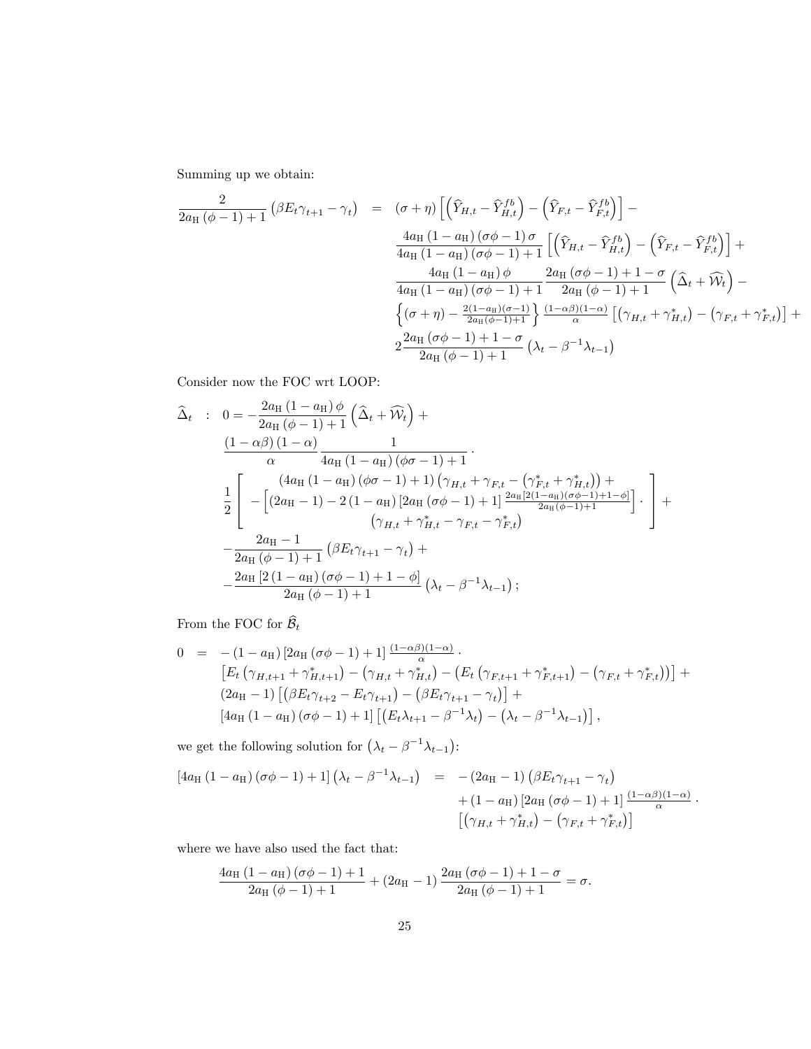Summing up we obtain:

$$
\begin{aligned}
\frac{2}{2a_{\mathrm{H}}(\phi-1)+1}\left(\beta E_t\gamma_{t+1}-\gamma_t\right) &= (\sigma+\eta)\left[\left(\widehat{Y}_{H,t}-\widehat{Y}_{H,t}^{fb}\right)-\left(\widehat{Y}_{F,t}-\widehat{Y}_{F,t}^{fb}\right)\right]- \\
&\quad \frac{4a_{\mathrm{H}}(1-a_{\mathrm{H}})(\sigma\phi-1)\sigma}{4a_{\mathrm{H}}(1-a_{\mathrm{H}})(\sigma\phi-1)+1}\left[\left(\widehat{Y}_{H,t}-\widehat{Y}_{H,t}^{fb}\right)-\left(\widehat{Y}_{F,t}-\widehat{Y}_{F,t}^{fb}\right)\right]+ \\
&\quad \frac{4a_{\mathrm{H}}(1-a_{\mathrm{H}})\phi}{4a_{\mathrm{H}}(1-a_{\mathrm{H}})(\sigma\phi-1)+1}\frac{2a_{\mathrm{H}}(\sigma\phi-1)+1-\sigma}{2a_{\mathrm{H}}(\phi-1)+1}\left(\widehat{\Delta}_t+\widehat{\mathcal{W}}_t\right)- \\
&\quad \left\{(\sigma+\eta)-\tfrac{2(1-a_{\mathrm{H}})(\sigma-1)}{2a_{\mathrm{H}}(\phi-1)+1}\right\}\tfrac{(1-\alpha\beta)(1-\alpha)}{\alpha}\left[\left(\gamma_{H,t}+\gamma_{H,t}^{*}\right)-\left(\gamma_{F,t}+\gamma_{F,t}^{*}\right)\right]+ \\
&\quad 2\frac{2a_{\mathrm{H}}(\sigma\phi-1)+1-\sigma}{2a_{\mathrm{H}}(\phi-1)+1}\left(\lambda_t-\beta^{-1}\lambda_{t-1}\right)
\end{aligned}
$$

Consider now the FOC wrt LOOP:

$$
\begin{aligned}
\widehat{\Delta}_t \;:\; 0 &= -\frac{2a_{\mathrm{H}}(1-a_{\mathrm{H}})\phi}{2a_{\mathrm{H}}(\phi-1)+1}\left(\widehat{\Delta}_t+\widehat{\mathcal{W}}_t\right)+ \\
&\quad \frac{(1-\alpha\beta)(1-\alpha)}{\alpha}\frac{1}{4a_{\mathrm{H}}(1-a_{\mathrm{H}})(\phi\sigma-1)+1}\cdot \\
&\quad \frac{1}{2}\left[\begin{array}{c}
\left(4a_{\mathrm{H}}(1-a_{\mathrm{H}})(\phi\sigma-1)+1\right)\left(\gamma_{H,t}+\gamma_{F,t}-\left(\gamma_{F,t}^{*}+\gamma_{H,t}^{*}\right)\right)+ \\
-\left[(2a_{\mathrm{H}}-1)-2(1-a_{\mathrm{H}})\left[2a_{\mathrm{H}}(\sigma\phi-1)+1\right]\frac{2a_{\mathrm{H}}\left[2(1-a_{\mathrm{H}})(\sigma\phi-1)+1-\phi\right]}{2a_{\mathrm{H}}(\phi-1)+1}\right]\cdot \\
\left(\gamma_{H,t}+\gamma_{H,t}^{*}-\gamma_{F,t}-\gamma_{F,t}^{*}\right)
\end{array}\right]+ \\
&\quad -\frac{2a_{\mathrm{H}}-1}{2a_{\mathrm{H}}(\phi-1)+1}\left(\beta E_t\gamma_{t+1}-\gamma_t\right)+ \\
&\quad -\frac{2a_{\mathrm{H}}\left[2(1-a_{\mathrm{H}})(\sigma\phi-1)+1-\phi\right]}{2a_{\mathrm{H}}(\phi-1)+1}\left(\lambda_t-\beta^{-1}\lambda_{t-1}\right);
\end{aligned}
$$

From the FOC for $\widehat{\mathcal{B}}_t$

$$
\begin{aligned}
0 &= -(1-a_{\mathrm{H}})\left[2a_{\mathrm{H}}(\sigma\phi-1)+1\right]\tfrac{(1-\alpha\beta)(1-\alpha)}{\alpha}\cdot \\
&\quad \left[E_t\left(\gamma_{H,t+1}+\gamma_{H,t+1}^{*}\right)-\left(\gamma_{H,t}+\gamma_{H,t}^{*}\right)-\left(E_t\left(\gamma_{F,t+1}+\gamma_{F,t+1}^{*}\right)-\left(\gamma_{F,t}+\gamma_{F,t}^{*}\right)\right)\right]+ \\
&\quad (2a_{\mathrm{H}}-1)\left[\left(\beta E_t\gamma_{t+2}-E_t\gamma_{t+1}\right)-\left(\beta E_t\gamma_{t+1}-\gamma_t\right)\right]+ \\
&\quad \left[4a_{\mathrm{H}}(1-a_{\mathrm{H}})(\sigma\phi-1)+1\right]\left[\left(E_t\lambda_{t+1}-\beta^{-1}\lambda_t\right)-\left(\lambda_t-\beta^{-1}\lambda_{t-1}\right)\right],
\end{aligned}
$$

we get the following solution for $\left(\lambda_t-\beta^{-1}\lambda_{t-1}\right)$:

$$
\begin{aligned}
\left[4a_{\mathrm{H}}(1-a_{\mathrm{H}})(\sigma\phi-1)+1\right]\left(\lambda_t-\beta^{-1}\lambda_{t-1}\right) &= -(2a_{\mathrm{H}}-1)\left(\beta E_t\gamma_{t+1}-\gamma_t\right) \\
&\quad +(1-a_{\mathrm{H}})\left[2a_{\mathrm{H}}(\sigma\phi-1)+1\right]\tfrac{(1-\alpha\beta)(1-\alpha)}{\alpha}\cdot \\
&\quad \left[\left(\gamma_{H,t}+\gamma_{H,t}^{*}\right)-\left(\gamma_{F,t}+\gamma_{F,t}^{*}\right)\right]
\end{aligned}
$$

where we have also used the fact that:

$$
\frac{4a_{\mathrm{H}}(1-a_{\mathrm{H}})(\sigma\phi-1)+1}{2a_{\mathrm{H}}(\phi-1)+1}+(2a_{\mathrm{H}}-1)\frac{2a_{\mathrm{H}}(\sigma\phi-1)+1-\sigma}{2a_{\mathrm{H}}(\phi-1)+1}=\sigma.
$$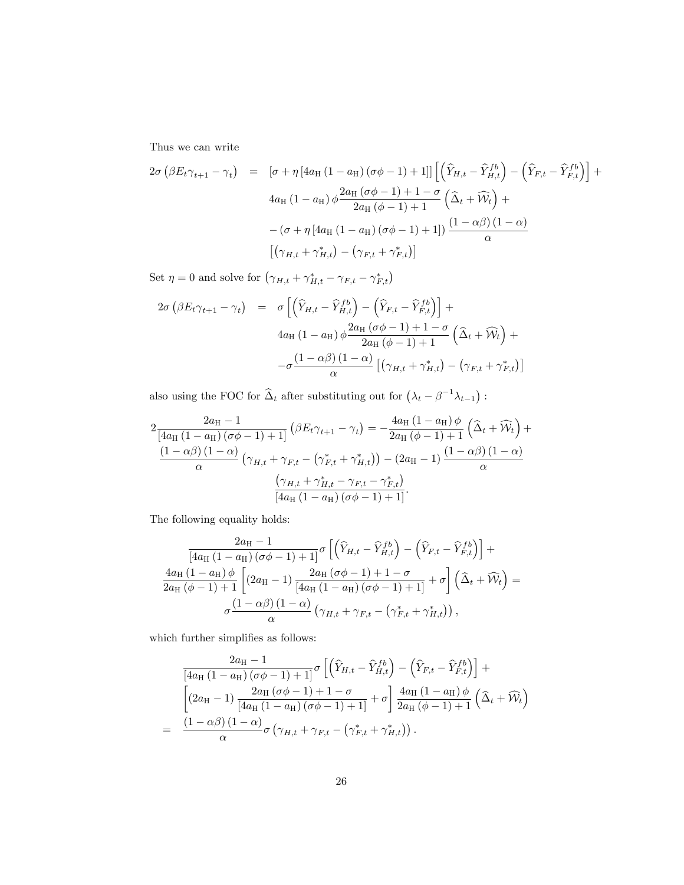Thus we can write

$$
\begin{aligned}
2\sigma\left(\beta E_t\gamma_{t+1}-\gamma_t\right) &= \left[\sigma+\eta\left[4a_{\rm H}\left(1-a_{\rm H}\right)\left(\sigma\phi-1\right)+1\right]\right]\left[\left(\widehat{Y}_{H,t}-\widehat{Y}_{H,t}^{fb}\right)-\left(\widehat{Y}_{F,t}-\widehat{Y}_{F,t}^{fb}\right)\right]+\\
&\quad 4a_{\rm H}\left(1-a_{\rm H}\right)\phi\frac{2a_{\rm H}\left(\sigma\phi-1\right)+1-\sigma}{2a_{\rm H}\left(\phi-1\right)+1}\left(\widehat{\Delta}_t+\widehat{\mathcal{W}}_t\right)+\\
&\quad -\left(\sigma+\eta\left[4a_{\rm H}\left(1-a_{\rm H}\right)\left(\sigma\phi-1\right)+1\right]\right)\frac{\left(1-\alpha\beta\right)\left(1-\alpha\right)}{\alpha}\\
&\quad \left[\left(\gamma_{H,t}+\gamma_{H,t}^{*}\right)-\left(\gamma_{F,t}+\gamma_{F,t}^{*}\right)\right]
\end{aligned}
$$

Set $\eta=0$ and solve for $\left(\gamma_{H,t}+\gamma_{H,t}^{*}-\gamma_{F,t}-\gamma_{F,t}^{*}\right)$

$$
\begin{aligned}
2\sigma\left(\beta E_t\gamma_{t+1}-\gamma_t\right) &= \sigma\left[\left(\widehat{Y}_{H,t}-\widehat{Y}_{H,t}^{fb}\right)-\left(\widehat{Y}_{F,t}-\widehat{Y}_{F,t}^{fb}\right)\right]+\\
&\quad 4a_{\rm H}\left(1-a_{\rm H}\right)\phi\frac{2a_{\rm H}\left(\sigma\phi-1\right)+1-\sigma}{2a_{\rm H}\left(\phi-1\right)+1}\left(\widehat{\Delta}_t+\widehat{\mathcal{W}}_t\right)+\\
&\quad -\sigma\frac{\left(1-\alpha\beta\right)\left(1-\alpha\right)}{\alpha}\left[\left(\gamma_{H,t}+\gamma_{H,t}^{*}\right)-\left(\gamma_{F,t}+\gamma_{F,t}^{*}\right)\right]
\end{aligned}
$$

also using the FOC for $\widehat{\Delta}_t$ after substituting out for $\left(\lambda_t-\beta^{-1}\lambda_{t-1}\right)$ :

$$
\begin{aligned}
&2\frac{2a_{\rm H}-1}{\left[4a_{\rm H}\left(1-a_{\rm H}\right)\left(\sigma\phi-1\right)+1\right]}\left(\beta E_t\gamma_{t+1}-\gamma_t\right)=-\frac{4a_{\rm H}\left(1-a_{\rm H}\right)\phi}{2a_{\rm H}\left(\phi-1\right)+1}\left(\widehat{\Delta}_t+\widehat{\mathcal{W}}_t\right)+\\
&\frac{\left(1-\alpha\beta\right)\left(1-\alpha\right)}{\alpha}\left(\gamma_{H,t}+\gamma_{F,t}-\left(\gamma_{F,t}^{*}+\gamma_{H,t}^{*}\right)\right)-\left(2a_{\rm H}-1\right)\frac{\left(1-\alpha\beta\right)\left(1-\alpha\right)}{\alpha}\\
&\qquad\frac{\left(\gamma_{H,t}+\gamma_{H,t}^{*}-\gamma_{F,t}-\gamma_{F,t}^{*}\right)}{\left[4a_{\rm H}\left(1-a_{\rm H}\right)\left(\sigma\phi-1\right)+1\right]}.
\end{aligned}
$$

The following equality holds:

$$
\begin{aligned}
&\frac{2a_{\rm H}-1}{\left[4a_{\rm H}\left(1-a_{\rm H}\right)\left(\sigma\phi-1\right)+1\right]}\sigma\left[\left(\widehat{Y}_{H,t}-\widehat{Y}_{H,t}^{fb}\right)-\left(\widehat{Y}_{F,t}-\widehat{Y}_{F,t}^{fb}\right)\right]+\\
&\frac{4a_{\rm H}\left(1-a_{\rm H}\right)\phi}{2a_{\rm H}\left(\phi-1\right)+1}\left[\left(2a_{\rm H}-1\right)\frac{2a_{\rm H}\left(\sigma\phi-1\right)+1-\sigma}{\left[4a_{\rm H}\left(1-a_{\rm H}\right)\left(\sigma\phi-1\right)+1\right]}+\sigma\right]\left(\widehat{\Delta}_t+\widehat{\mathcal{W}}_t\right)=\\
&\sigma\frac{\left(1-\alpha\beta\right)\left(1-\alpha\right)}{\alpha}\left(\gamma_{H,t}+\gamma_{F,t}-\left(\gamma_{F,t}^{*}+\gamma_{H,t}^{*}\right)\right),
\end{aligned}
$$

which further simplifies as follows:

$$
\begin{aligned}
&\frac{2a_{\rm H}-1}{\left[4a_{\rm H}\left(1-a_{\rm H}\right)\left(\sigma\phi-1\right)+1\right]}\sigma\left[\left(\widehat{Y}_{H,t}-\widehat{Y}_{H,t}^{fb}\right)-\left(\widehat{Y}_{F,t}-\widehat{Y}_{F,t}^{fb}\right)\right]+\\
&\left[\left(2a_{\rm H}-1\right)\frac{2a_{\rm H}\left(\sigma\phi-1\right)+1-\sigma}{\left[4a_{\rm H}\left(1-a_{\rm H}\right)\left(\sigma\phi-1\right)+1\right]}+\sigma\right]\frac{4a_{\rm H}\left(1-a_{\rm H}\right)\phi}{2a_{\rm H}\left(\phi-1\right)+1}\left(\widehat{\Delta}_t+\widehat{\mathcal{W}}_t\right)\\
=\;&\frac{\left(1-\alpha\beta\right)\left(1-\alpha\right)}{\alpha}\sigma\left(\gamma_{H,t}+\gamma_{F,t}-\left(\gamma_{F,t}^{*}+\gamma_{H,t}^{*}\right)\right).
\end{aligned}
$$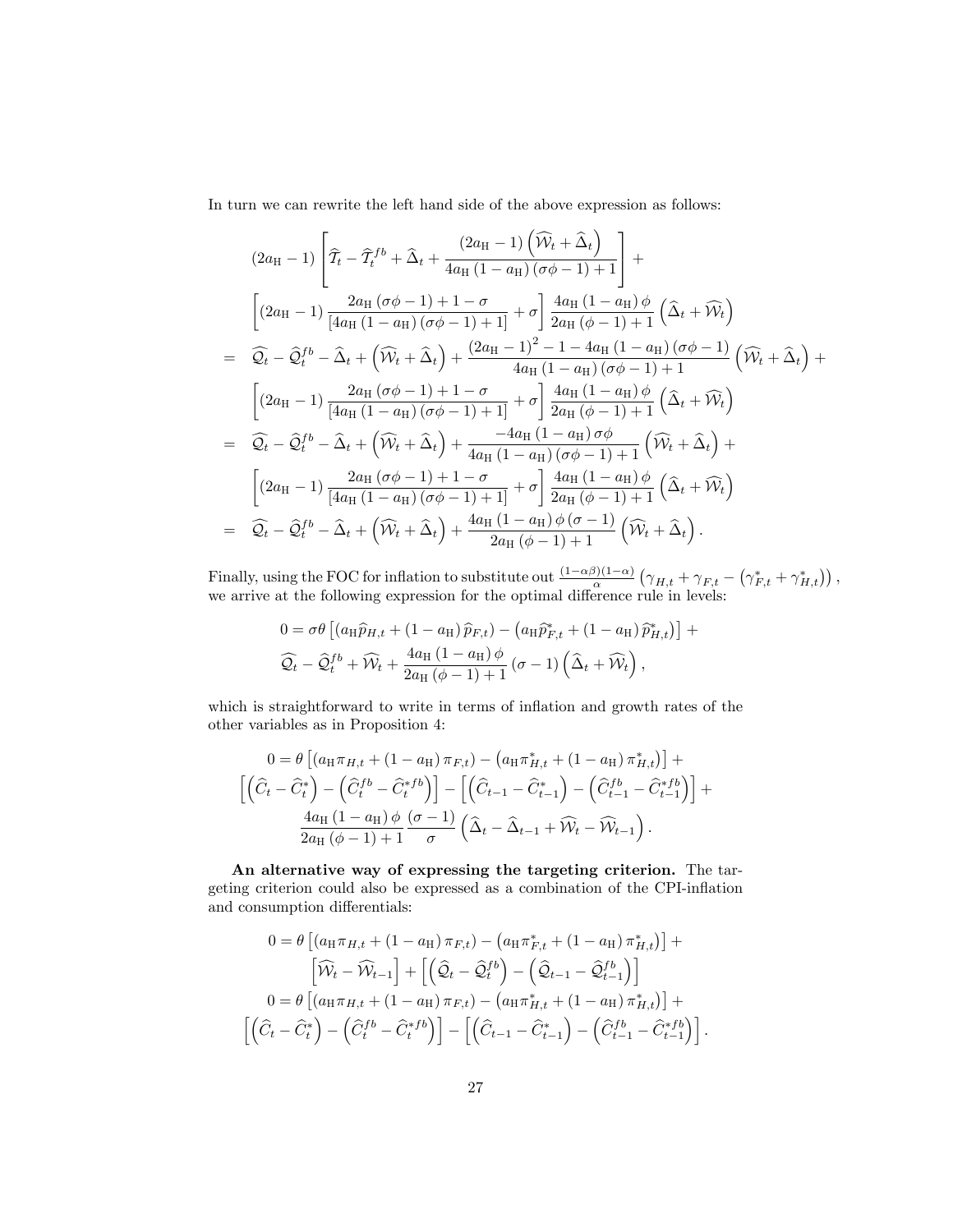In turn we can rewrite the left hand side of the above expression as follows:

$$
\begin{aligned}
& (2a_{\rm H}-1)\left[\widehat{\mathcal{T}}_t - \widehat{\mathcal{T}}_t^{fb} + \widehat{\Delta}_t + \frac{(2a_{\rm H}-1)\left(\widehat{\mathcal{W}}_t + \widehat{\Delta}_t\right)}{4a_{\rm H}(1-a_{\rm H})(\sigma\phi-1)+1}\right] + \\
& \left[(2a_{\rm H}-1)\frac{2a_{\rm H}(\sigma\phi-1)+1-\sigma}{[4a_{\rm H}(1-a_{\rm H})(\sigma\phi-1)+1]} + \sigma\right]\frac{4a_{\rm H}(1-a_{\rm H})\phi}{2a_{\rm H}(\phi-1)+1}\left(\widehat{\Delta}_t + \widehat{\mathcal{W}}_t\right) \\
= \; & \widehat{\mathcal{Q}}_t - \widehat{\mathcal{Q}}_t^{fb} - \widehat{\Delta}_t + \left(\widehat{\mathcal{W}}_t + \widehat{\Delta}_t\right) + \frac{(2a_{\rm H}-1)^2 - 1 - 4a_{\rm H}(1-a_{\rm H})(\sigma\phi-1)}{4a_{\rm H}(1-a_{\rm H})(\sigma\phi-1)+1}\left(\widehat{\mathcal{W}}_t + \widehat{\Delta}_t\right) + \\
& \left[(2a_{\rm H}-1)\frac{2a_{\rm H}(\sigma\phi-1)+1-\sigma}{[4a_{\rm H}(1-a_{\rm H})(\sigma\phi-1)+1]} + \sigma\right]\frac{4a_{\rm H}(1-a_{\rm H})\phi}{2a_{\rm H}(\phi-1)+1}\left(\widehat{\Delta}_t + \widehat{\mathcal{W}}_t\right) \\
= \; & \widehat{\mathcal{Q}}_t - \widehat{\mathcal{Q}}_t^{fb} - \widehat{\Delta}_t + \left(\widehat{\mathcal{W}}_t + \widehat{\Delta}_t\right) + \frac{-4a_{\rm H}(1-a_{\rm H})\sigma\phi}{4a_{\rm H}(1-a_{\rm H})(\sigma\phi-1)+1}\left(\widehat{\mathcal{W}}_t + \widehat{\Delta}_t\right) + \\
& \left[(2a_{\rm H}-1)\frac{2a_{\rm H}(\sigma\phi-1)+1-\sigma}{[4a_{\rm H}(1-a_{\rm H})(\sigma\phi-1)+1]} + \sigma\right]\frac{4a_{\rm H}(1-a_{\rm H})\phi}{2a_{\rm H}(\phi-1)+1}\left(\widehat{\Delta}_t + \widehat{\mathcal{W}}_t\right) \\
= \; & \widehat{\mathcal{Q}}_t - \widehat{\mathcal{Q}}_t^{fb} - \widehat{\Delta}_t + \left(\widehat{\mathcal{W}}_t + \widehat{\Delta}_t\right) + \frac{4a_{\rm H}(1-a_{\rm H})\phi(\sigma-1)}{2a_{\rm H}(\phi-1)+1}\left(\widehat{\mathcal{W}}_t + \widehat{\Delta}_t\right).
\end{aligned}
$$

Finally, using the FOC for inflation to substitute out $\frac{(1-\alpha\beta)(1-\alpha)}{\alpha}\left(\gamma_{H,t} + \gamma_{F,t} - \left(\gamma_{F,t}^* + \gamma_{H,t}^*\right)\right)$, we arrive at the following expression for the optimal difference rule in levels:

$$
\begin{aligned}
0 = \; & \sigma\theta\left[(a_{\rm H}\widehat{p}_{H,t} + (1-a_{\rm H})\widehat{p}_{F,t}) - \left(a_{\rm H}\widehat{p}_{F,t}^* + (1-a_{\rm H})\widehat{p}_{H,t}^*\right)\right] + \\
& \widehat{\mathcal{Q}}_t - \widehat{\mathcal{Q}}_t^{fb} + \widehat{\mathcal{W}}_t + \frac{4a_{\rm H}(1-a_{\rm H})\phi}{2a_{\rm H}(\phi-1)+1}(\sigma-1)\left(\widehat{\Delta}_t + \widehat{\mathcal{W}}_t\right),
\end{aligned}
$$

which is straightforward to write in terms of inflation and growth rates of the other variables as in Proposition 4:

$$
\begin{aligned}
0 = \; & \theta\left[(a_{\rm H}\pi_{H,t} + (1-a_{\rm H})\pi_{F,t}) - \left(a_{\rm H}\pi_{H,t}^* + (1-a_{\rm H})\pi_{H,t}^*\right)\right] + \\
& \left[\left(\widehat{C}_t - \widehat{C}_t^*\right) - \left(\widehat{C}_t^{fb} - \widehat{C}_t^{*fb}\right)\right] - \left[\left(\widehat{C}_{t-1} - \widehat{C}_{t-1}^*\right) - \left(\widehat{C}_{t-1}^{fb} - \widehat{C}_{t-1}^{*fb}\right)\right] + \\
& \frac{4a_{\rm H}(1-a_{\rm H})\phi}{2a_{\rm H}(\phi-1)+1}\frac{(\sigma-1)}{\sigma}\left(\widehat{\Delta}_t - \widehat{\Delta}_{t-1} + \widehat{\mathcal{W}}_t - \widehat{\mathcal{W}}_{t-1}\right).
\end{aligned}
$$

**An alternative way of expressing the targeting criterion.** The targeting criterion could also be expressed as a combination of the CPI-inflation and consumption differentials:

$$
\begin{aligned}
0 = \; & \theta\left[(a_{\rm H}\pi_{H,t} + (1-a_{\rm H})\pi_{F,t}) - \left(a_{\rm H}\pi_{F,t}^* + (1-a_{\rm H})\pi_{H,t}^*\right)\right] + \\
& \left[\widehat{\mathcal{W}}_t - \widehat{\mathcal{W}}_{t-1}\right] + \left[\left(\widehat{\mathcal{Q}}_t - \widehat{\mathcal{Q}}_t^{fb}\right) - \left(\widehat{\mathcal{Q}}_{t-1} - \widehat{\mathcal{Q}}_{t-1}^{fb}\right)\right] \\
0 = \; & \theta\left[(a_{\rm H}\pi_{H,t} + (1-a_{\rm H})\pi_{F,t}) - \left(a_{\rm H}\pi_{H,t}^* + (1-a_{\rm H})\pi_{H,t}^*\right)\right] + \\
& \left[\left(\widehat{C}_t - \widehat{C}_t^*\right) - \left(\widehat{C}_t^{fb} - \widehat{C}_t^{*fb}\right)\right] - \left[\left(\widehat{C}_{t-1} - \widehat{C}_{t-1}^*\right) - \left(\widehat{C}_{t-1}^{fb} - \widehat{C}_{t-1}^{*fb}\right)\right].
\end{aligned}
$$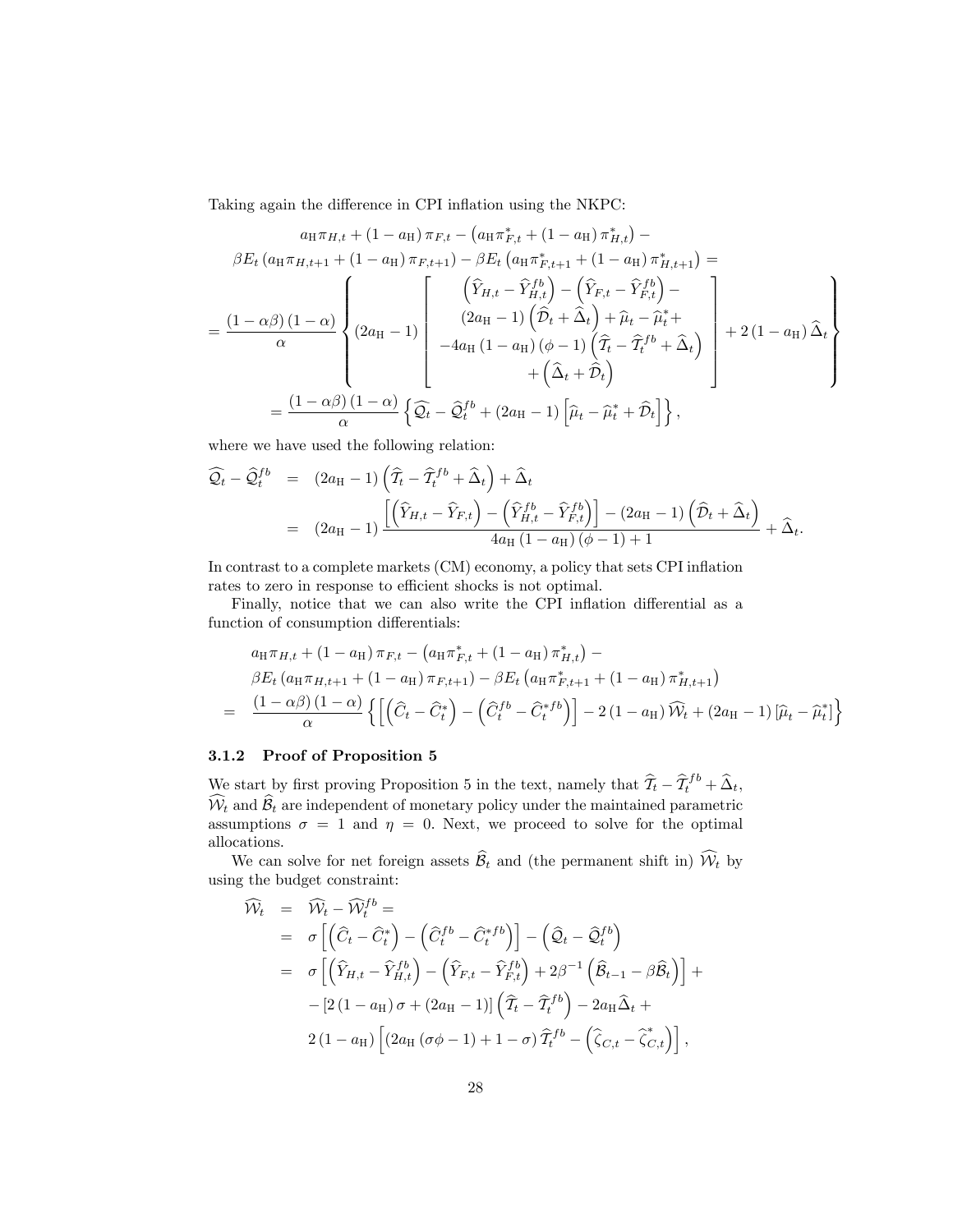Taking again the difference in CPI inflation using the NKPC:

$$
\begin{aligned}
& a_{\mathrm{H}}\pi_{H,t} + (1-a_{\mathrm{H}})\pi_{F,t} - \left(a_{\mathrm{H}}\pi^*_{F,t} + (1-a_{\mathrm{H}})\pi^*_{H,t}\right) - \\
& \beta E_t\left(a_{\mathrm{H}}\pi_{H,t+1} + (1-a_{\mathrm{H}})\pi_{F,t+1}\right) - \beta E_t\left(a_{\mathrm{H}}\pi^*_{F,t+1} + (1-a_{\mathrm{H}})\pi^*_{H,t+1}\right) = \\
= & \frac{(1-\alpha\beta)(1-\alpha)}{\alpha}\left\{ (2a_{\mathrm{H}}-1)\left[\begin{array}{c} \left(\widehat{Y}_{H,t} - \widehat{Y}^{fb}_{H,t}\right) - \left(\widehat{Y}_{F,t} - \widehat{Y}^{fb}_{F,t}\right) - \\ (2a_{\mathrm{H}}-1)\left(\widehat{\mathcal{D}}_t + \widehat{\Delta}_t\right) + \widehat{\mu}_t - \widehat{\mu}^*_t + \\ -4a_{\mathrm{H}}(1-a_{\mathrm{H}})(\phi-1)\left(\widehat{\mathcal{T}}_t - \widehat{\mathcal{T}}^{fb}_t + \widehat{\Delta}_t\right) \\ + \left(\widehat{\Delta}_t + \widehat{\mathcal{D}}_t\right) \end{array}\right] + 2(1-a_{\mathrm{H}})\widehat{\Delta}_t \right\} \\
= & \frac{(1-\alpha\beta)(1-\alpha)}{\alpha}\left\{\widehat{\mathcal{Q}}_t - \widehat{\mathcal{Q}}^{fb}_t + (2a_{\mathrm{H}}-1)\left[\widehat{\mu}_t - \widehat{\mu}^*_t + \widehat{\mathcal{D}}_t\right]\right\},
\end{aligned}
$$

where we have used the following relation:

$$
\begin{aligned}
\widehat{\mathcal{Q}}_t - \widehat{\mathcal{Q}}^{fb}_t &= (2a_{\mathrm{H}}-1)\left(\widehat{\mathcal{T}}_t - \widehat{\mathcal{T}}^{fb}_t + \widehat{\Delta}_t\right) + \widehat{\Delta}_t \\
&= (2a_{\mathrm{H}}-1)\frac{\left[\left(\widehat{Y}_{H,t} - \widehat{Y}_{F,t}\right) - \left(\widehat{Y}^{fb}_{H,t} - \widehat{Y}^{fb}_{F,t}\right)\right] - (2a_{\mathrm{H}}-1)\left(\widehat{\mathcal{D}}_t + \widehat{\Delta}_t\right)}{4a_{\mathrm{H}}(1-a_{\mathrm{H}})(\phi-1)+1} + \widehat{\Delta}_t.
\end{aligned}
$$

In contrast to a complete markets (CM) economy, a policy that sets CPI inflation rates to zero in response to efficient shocks is not optimal.

Finally, notice that we can also write the CPI inflation differential as a function of consumption differentials:

$$
\begin{aligned}
& a_{\mathrm{H}}\pi_{H,t} + (1-a_{\mathrm{H}})\pi_{F,t} - \left(a_{\mathrm{H}}\pi^*_{F,t} + (1-a_{\mathrm{H}})\pi^*_{H,t}\right) - \\
& \beta E_t\left(a_{\mathrm{H}}\pi_{H,t+1} + (1-a_{\mathrm{H}})\pi_{F,t+1}\right) - \beta E_t\left(a_{\mathrm{H}}\pi^*_{F,t+1} + (1-a_{\mathrm{H}})\pi^*_{H,t+1}\right) \\
= & \frac{(1-\alpha\beta)(1-\alpha)}{\alpha}\left\{\left[\left(\widehat{C}_t - \widehat{C}^*_t\right) - \left(\widehat{C}^{fb}_t - \widehat{C}^{*fb}_t\right)\right] - 2(1-a_{\mathrm{H}})\widehat{\mathcal{W}}_t + (2a_{\mathrm{H}}-1)\left[\widehat{\mu}_t - \widehat{\mu}^*_t\right]\right\}
\end{aligned}
$$

### 3.1.2 Proof of Proposition 5

We start by first proving Proposition 5 in the text, namely that $\widehat{\mathcal{T}}_t - \widehat{\mathcal{T}}^{fb}_t + \widehat{\Delta}_t$, $\widehat{\mathcal{W}}_t$ and $\widehat{\mathcal{B}}_t$ are independent of monetary policy under the maintained parametric assumptions $\sigma = 1$ and $\eta = 0$. Next, we proceed to solve for the optimal allocations.

We can solve for net foreign assets $\widehat{\mathcal{B}}_t$ and (the permanent shift in) $\widehat{\mathcal{W}}_t$ by using the budget constraint:

$$
\begin{aligned}
\widehat{\mathcal{W}}_t &= \widehat{\mathcal{W}}_t - \widehat{\mathcal{W}}^{fb}_t = \\
&= \sigma\left[\left(\widehat{C}_t - \widehat{C}^*_t\right) - \left(\widehat{C}^{fb}_t - \widehat{C}^{*fb}_t\right)\right] - \left(\widehat{\mathcal{Q}}_t - \widehat{\mathcal{Q}}^{fb}_t\right) \\
&= \sigma\left[\left(\widehat{Y}_{H,t} - \widehat{Y}^{fb}_{H,t}\right) - \left(\widehat{Y}_{F,t} - \widehat{Y}^{fb}_{F,t}\right) + 2\beta^{-1}\left(\widehat{\mathcal{B}}_{t-1} - \beta\widehat{\mathcal{B}}_t\right)\right] + \\
&\quad - \left[2(1-a_{\mathrm{H}})\sigma + (2a_{\mathrm{H}}-1)\right]\left(\widehat{\mathcal{T}}_t - \widehat{\mathcal{T}}^{fb}_t\right) - 2a_{\mathrm{H}}\widehat{\Delta}_t + \\
&\quad 2(1-a_{\mathrm{H}})\left[\left(2a_{\mathrm{H}}(\sigma\phi-1) + 1 - \sigma\right)\widehat{\mathcal{T}}^{fb}_t - \left(\widehat{\zeta}_{C,t} - \widehat{\zeta}^*_{C,t}\right)\right],
\end{aligned}
$$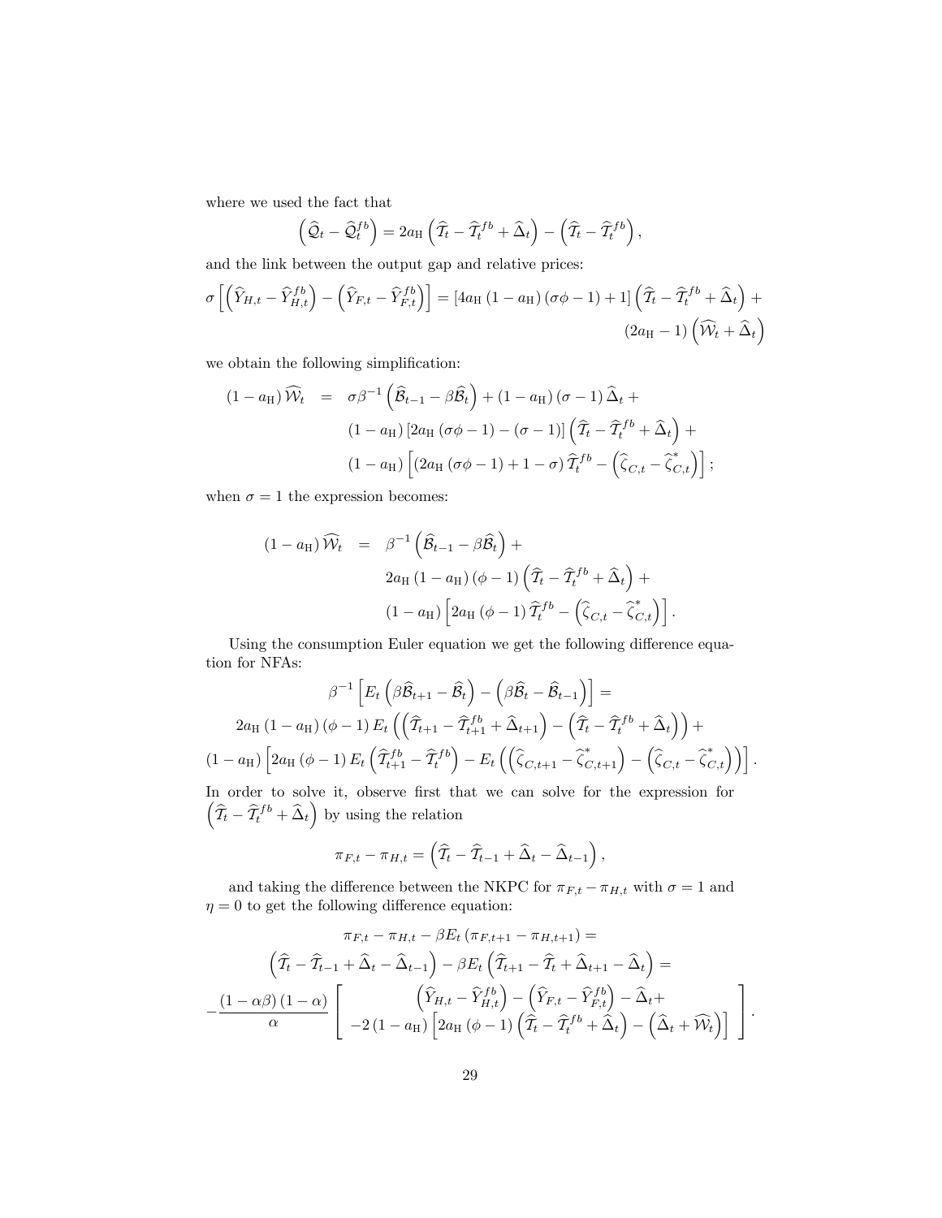where we used the fact that

$$\left(\widehat{\mathcal{Q}}_t - \widehat{\mathcal{Q}}_t^{fb}\right) = 2a_{\rm H}\left(\widehat{\mathcal{T}}_t - \widehat{\mathcal{T}}_t^{fb} + \widehat{\Delta}_t\right) - \left(\widehat{\mathcal{T}}_t - \widehat{\mathcal{T}}_t^{fb}\right),$$

and the link between the output gap and relative prices:

$$\sigma\left[\left(\widehat{Y}_{H,t} - \widehat{Y}_{H,t}^{fb}\right) - \left(\widehat{Y}_{F,t} - \widehat{Y}_{F,t}^{fb}\right)\right] = \left[4a_{\rm H}\left(1-a_{\rm H}\right)\left(\sigma\phi - 1\right) + 1\right]\left(\widehat{\mathcal{T}}_t - \widehat{\mathcal{T}}_t^{fb} + \widehat{\Delta}_t\right) + \left(2a_{\rm H} - 1\right)\left(\widehat{\mathcal{W}}_t + \widehat{\Delta}_t\right)$$

we obtain the following simplification:

$$\begin{aligned}
\left(1-a_{\rm H}\right)\widehat{\mathcal{W}}_t \;=\;& \sigma\beta^{-1}\left(\widehat{\mathcal{B}}_{t-1} - \beta\widehat{\mathcal{B}}_t\right) + \left(1-a_{\rm H}\right)\left(\sigma - 1\right)\widehat{\Delta}_t + \\
& \left(1-a_{\rm H}\right)\left[2a_{\rm H}\left(\sigma\phi - 1\right) - \left(\sigma - 1\right)\right]\left(\widehat{\mathcal{T}}_t - \widehat{\mathcal{T}}_t^{fb} + \widehat{\Delta}_t\right) + \\
& \left(1-a_{\rm H}\right)\left[\left(2a_{\rm H}\left(\sigma\phi - 1\right) + 1 - \sigma\right)\widehat{\mathcal{T}}_t^{fb} - \left(\widehat{\zeta}_{C,t} - \widehat{\zeta}_{C,t}^{*}\right)\right];
\end{aligned}$$

when $\sigma = 1$ the expression becomes:

$$\begin{aligned}
\left(1-a_{\rm H}\right)\widehat{\mathcal{W}}_t \;=\;& \beta^{-1}\left(\widehat{\mathcal{B}}_{t-1} - \beta\widehat{\mathcal{B}}_t\right) + \\
& 2a_{\rm H}\left(1-a_{\rm H}\right)\left(\phi - 1\right)\left(\widehat{\mathcal{T}}_t - \widehat{\mathcal{T}}_t^{fb} + \widehat{\Delta}_t\right) + \\
& \left(1-a_{\rm H}\right)\left[2a_{\rm H}\left(\phi - 1\right)\widehat{\mathcal{T}}_t^{fb} - \left(\widehat{\zeta}_{C,t} - \widehat{\zeta}_{C,t}^{*}\right)\right].
\end{aligned}$$

Using the consumption Euler equation we get the following difference equation for NFAs:

$$\begin{aligned}
&\beta^{-1}\left[E_t\left(\beta\widehat{\mathcal{B}}_{t+1} - \widehat{\mathcal{B}}_t\right) - \left(\beta\widehat{\mathcal{B}}_t - \widehat{\mathcal{B}}_{t-1}\right)\right] = \\
&2a_{\rm H}\left(1-a_{\rm H}\right)\left(\phi - 1\right)E_t\left(\left(\widehat{\mathcal{T}}_{t+1} - \widehat{\mathcal{T}}_{t+1}^{fb} + \widehat{\Delta}_{t+1}\right) - \left(\widehat{\mathcal{T}}_t - \widehat{\mathcal{T}}_t^{fb} + \widehat{\Delta}_t\right)\right) + \\
&\left(1-a_{\rm H}\right)\left[2a_{\rm H}\left(\phi - 1\right)E_t\left(\widehat{\mathcal{T}}_{t+1}^{fb} - \widehat{\mathcal{T}}_t^{fb}\right) - E_t\left(\left(\widehat{\zeta}_{C,t+1} - \widehat{\zeta}_{C,t+1}^{*}\right) - \left(\widehat{\zeta}_{C,t} - \widehat{\zeta}_{C,t}^{*}\right)\right)\right].
\end{aligned}$$

In order to solve it, observe first that we can solve for the expression for $\left(\widehat{\mathcal{T}}_t - \widehat{\mathcal{T}}_t^{fb} + \widehat{\Delta}_t\right)$ by using the relation

$$\pi_{F,t} - \pi_{H,t} = \left(\widehat{\mathcal{T}}_t - \widehat{\mathcal{T}}_{t-1} + \widehat{\Delta}_t - \widehat{\Delta}_{t-1}\right),$$

and taking the difference between the NKPC for $\pi_{F,t} - \pi_{H,t}$ with $\sigma = 1$ and $\eta = 0$ to get the following difference equation:

$$\begin{aligned}
&\pi_{F,t} - \pi_{H,t} - \beta E_t\left(\pi_{F,t+1} - \pi_{H,t+1}\right) = \\
&\left(\widehat{\mathcal{T}}_t - \widehat{\mathcal{T}}_{t-1} + \widehat{\Delta}_t - \widehat{\Delta}_{t-1}\right) - \beta E_t\left(\widehat{\mathcal{T}}_{t+1} - \widehat{\mathcal{T}}_t + \widehat{\Delta}_{t+1} - \widehat{\Delta}_t\right) = \\
&-\frac{\left(1-\alpha\beta\right)\left(1-\alpha\right)}{\alpha}\left[\begin{array}{c}
\left(\widehat{Y}_{H,t} - \widehat{Y}_{H,t}^{fb}\right) - \left(\widehat{Y}_{F,t} - \widehat{Y}_{F,t}^{fb}\right) - \widehat{\Delta}_t + \\
-2\left(1-a_{\rm H}\right)\left[2a_{\rm H}\left(\phi - 1\right)\left(\widehat{\mathcal{T}}_t - \widehat{\mathcal{T}}_t^{fb} + \widehat{\Delta}_t\right) - \left(\widehat{\Delta}_t + \widehat{\mathcal{W}}_t\right)\right]
\end{array}\right].
\end{aligned}$$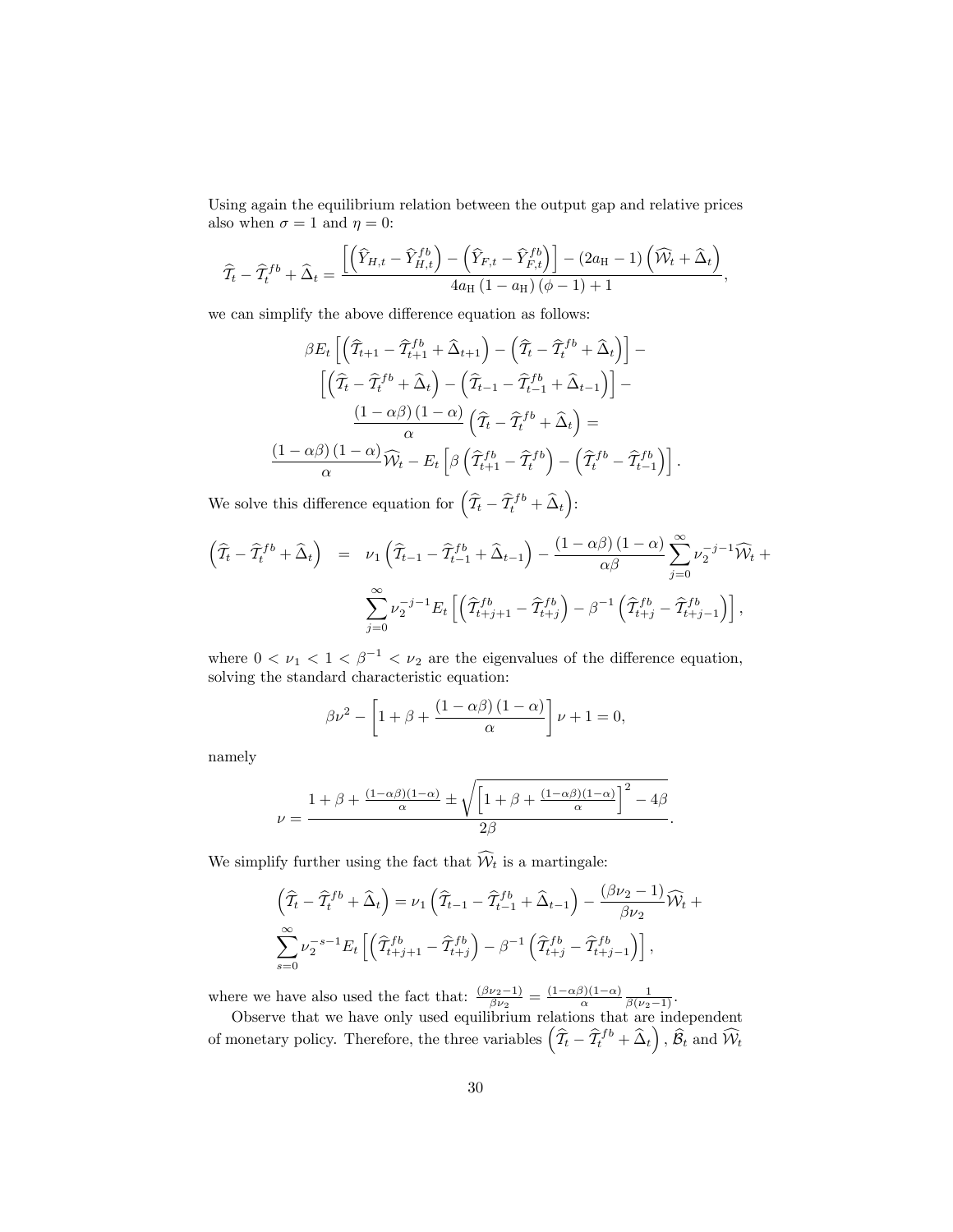Using again the equilibrium relation between the output gap and relative prices also when $\sigma = 1$ and $\eta = 0$:

$$
\widehat{\mathcal{T}}_t - \widehat{\mathcal{T}}_t^{fb} + \widehat{\Delta}_t = \frac{\left[\left(\widehat{Y}_{H,t} - \widehat{Y}_{H,t}^{fb}\right) - \left(\widehat{Y}_{F,t} - \widehat{Y}_{F,t}^{fb}\right)\right] - \left(2a_{\mathrm{H}} - 1\right)\left(\widehat{\mathcal{W}}_t + \widehat{\Delta}_t\right)}{4a_{\mathrm{H}}\left(1 - a_{\mathrm{H}}\right)\left(\phi - 1\right) + 1},
$$

we can simplify the above difference equation as follows:

$$
\begin{gathered}
\beta E_t\left[\left(\widehat{\mathcal{T}}_{t+1} - \widehat{\mathcal{T}}_{t+1}^{fb} + \widehat{\Delta}_{t+1}\right) - \left(\widehat{\mathcal{T}}_t - \widehat{\mathcal{T}}_t^{fb} + \widehat{\Delta}_t\right)\right] - \\
\left[\left(\widehat{\mathcal{T}}_t - \widehat{\mathcal{T}}_t^{fb} + \widehat{\Delta}_t\right) - \left(\widehat{\mathcal{T}}_{t-1} - \widehat{\mathcal{T}}_{t-1}^{fb} + \widehat{\Delta}_{t-1}\right)\right] - \\
\frac{(1-\alpha\beta)(1-\alpha)}{\alpha}\left(\widehat{\mathcal{T}}_t - \widehat{\mathcal{T}}_t^{fb} + \widehat{\Delta}_t\right) = \\
\frac{(1-\alpha\beta)(1-\alpha)}{\alpha}\widehat{\mathcal{W}}_t - E_t\left[\beta\left(\widehat{\mathcal{T}}_{t+1}^{fb} - \widehat{\mathcal{T}}_t^{fb}\right) - \left(\widehat{\mathcal{T}}_t^{fb} - \widehat{\mathcal{T}}_{t-1}^{fb}\right)\right].
\end{gathered}
$$

We solve this difference equation for $\left(\widehat{\mathcal{T}}_t - \widehat{\mathcal{T}}_t^{fb} + \widehat{\Delta}_t\right)$:

$$
\begin{aligned}
\left(\widehat{\mathcal{T}}_t - \widehat{\mathcal{T}}_t^{fb} + \widehat{\Delta}_t\right) &= \nu_1\left(\widehat{\mathcal{T}}_{t-1} - \widehat{\mathcal{T}}_{t-1}^{fb} + \widehat{\Delta}_{t-1}\right) - \frac{(1-\alpha\beta)(1-\alpha)}{\alpha\beta}\sum_{j=0}^{\infty}\nu_2^{-j-1}\widehat{\mathcal{W}}_t + \\
&\quad \sum_{j=0}^{\infty}\nu_2^{-j-1}E_t\left[\left(\widehat{\mathcal{T}}_{t+j+1}^{fb} - \widehat{\mathcal{T}}_{t+j}^{fb}\right) - \beta^{-1}\left(\widehat{\mathcal{T}}_{t+j}^{fb} - \widehat{\mathcal{T}}_{t+j-1}^{fb}\right)\right],
\end{aligned}
$$

where $0 < \nu_1 < 1 < \beta^{-1} < \nu_2$ are the eigenvalues of the difference equation, solving the standard characteristic equation:

$$
\beta\nu^2 - \left[1 + \beta + \frac{(1-\alpha\beta)(1-\alpha)}{\alpha}\right]\nu + 1 = 0,
$$

namely

$$
\nu = \frac{1 + \beta + \frac{(1-\alpha\beta)(1-\alpha)}{\alpha} \pm \sqrt{\left[1 + \beta + \frac{(1-\alpha\beta)(1-\alpha)}{\alpha}\right]^2 - 4\beta}}{2\beta}.
$$

We simplify further using the fact that $\widehat{\mathcal{W}}_t$ is a martingale:

$$
\begin{gathered}
\left(\widehat{\mathcal{T}}_t - \widehat{\mathcal{T}}_t^{fb} + \widehat{\Delta}_t\right) = \nu_1\left(\widehat{\mathcal{T}}_{t-1} - \widehat{\mathcal{T}}_{t-1}^{fb} + \widehat{\Delta}_{t-1}\right) - \frac{(\beta\nu_2 - 1)}{\beta\nu_2}\widehat{\mathcal{W}}_t + \\
\sum_{s=0}^{\infty}\nu_2^{-s-1}E_t\left[\left(\widehat{\mathcal{T}}_{t+j+1}^{fb} - \widehat{\mathcal{T}}_{t+j}^{fb}\right) - \beta^{-1}\left(\widehat{\mathcal{T}}_{t+j}^{fb} - \widehat{\mathcal{T}}_{t+j-1}^{fb}\right)\right],
\end{gathered}
$$

where we have also used the fact that: $\frac{(\beta\nu_2 - 1)}{\beta\nu_2} = \frac{(1-\alpha\beta)(1-\alpha)}{\alpha}\frac{1}{\beta(\nu_2 - 1)}$.

Observe that we have only used equilibrium relations that are independent of monetary policy. Therefore, the three variables $\left(\widehat{\mathcal{T}}_t - \widehat{\mathcal{T}}_t^{fb} + \widehat{\Delta}_t\right)$, $\widehat{\mathcal{B}}_t$ and $\widehat{\mathcal{W}}_t$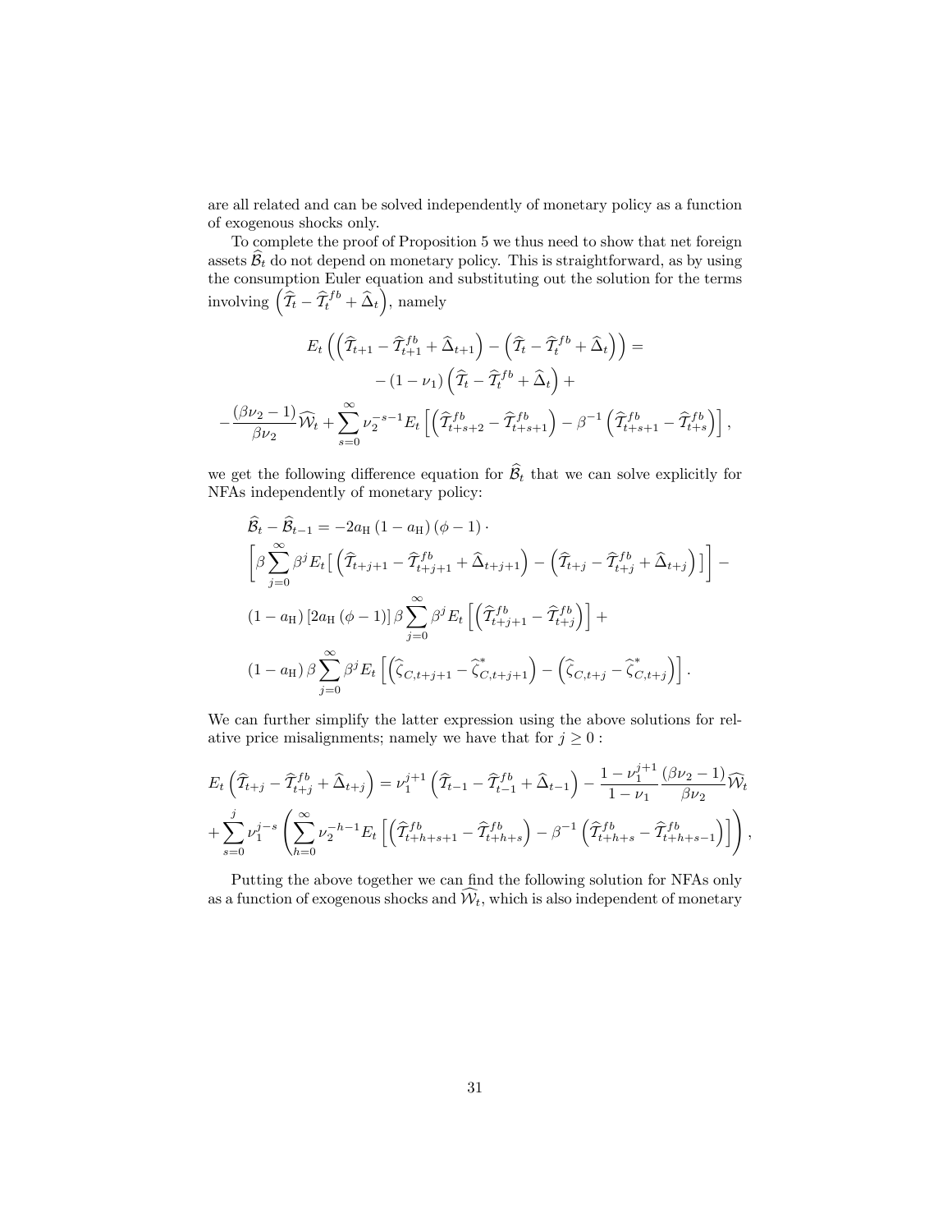are all related and can be solved independently of monetary policy as a function of exogenous shocks only.

To complete the proof of Proposition 5 we thus need to show that net foreign assets $\widehat{\mathcal{B}}_t$ do not depend on monetary policy. This is straightforward, as by using the consumption Euler equation and substituting out the solution for the terms involving $\left(\widehat{\mathcal{T}}_t - \widehat{\mathcal{T}}_t^{fb} + \widehat{\Delta}_t\right)$, namely

$$
\begin{aligned}
E_t\left(\left(\widehat{\mathcal{T}}_{t+1} - \widehat{\mathcal{T}}_{t+1}^{fb} + \widehat{\Delta}_{t+1}\right) - \left(\widehat{\mathcal{T}}_t - \widehat{\mathcal{T}}_t^{fb} + \widehat{\Delta}_t\right)\right) = \\
-\left(1-\nu_1\right)\left(\widehat{\mathcal{T}}_t - \widehat{\mathcal{T}}_t^{fb} + \widehat{\Delta}_t\right) + \\
-\frac{\left(\beta\nu_2 - 1\right)}{\beta\nu_2}\widehat{\mathcal{W}}_t + \sum_{s=0}^{\infty}\nu_2^{-s-1}E_t\left[\left(\widehat{\mathcal{T}}_{t+s+2}^{fb} - \widehat{\mathcal{T}}_{t+s+1}^{fb}\right) - \beta^{-1}\left(\widehat{\mathcal{T}}_{t+s+1}^{fb} - \widehat{\mathcal{T}}_{t+s}^{fb}\right)\right],
\end{aligned}
$$

we get the following difference equation for $\widehat{\mathcal{B}}_t$ that we can solve explicitly for NFAs independently of monetary policy:

$$
\begin{aligned}
&\widehat{\mathcal{B}}_t - \widehat{\mathcal{B}}_{t-1} = -2a_{\mathrm{H}}\left(1-a_{\mathrm{H}}\right)\left(\phi-1\right)\cdot \\
&\left[\beta\sum_{j=0}^{\infty}\beta^j E_t\left[\left(\widehat{\mathcal{T}}_{t+j+1} - \widehat{\mathcal{T}}_{t+j+1}^{fb} + \widehat{\Delta}_{t+j+1}\right) - \left(\widehat{\mathcal{T}}_{t+j} - \widehat{\mathcal{T}}_{t+j}^{fb} + \widehat{\Delta}_{t+j}\right)\right]\right] - \\
&\left(1-a_{\mathrm{H}}\right)\left[2a_{\mathrm{H}}\left(\phi-1\right)\right]\beta\sum_{j=0}^{\infty}\beta^j E_t\left[\left(\widehat{\mathcal{T}}_{t+j+1}^{fb} - \widehat{\mathcal{T}}_{t+j}^{fb}\right)\right] + \\
&\left(1-a_{\mathrm{H}}\right)\beta\sum_{j=0}^{\infty}\beta^j E_t\left[\left(\widehat{\zeta}_{C,t+j+1} - \widehat{\zeta}_{C,t+j+1}^{*}\right) - \left(\widehat{\zeta}_{C,t+j} - \widehat{\zeta}_{C,t+j}^{*}\right)\right].
\end{aligned}
$$

We can further simplify the latter expression using the above solutions for relative price misalignments; namely we have that for $j \geq 0$ :

$$
\begin{aligned}
&E_t\left(\widehat{\mathcal{T}}_{t+j} - \widehat{\mathcal{T}}_{t+j}^{fb} + \widehat{\Delta}_{t+j}\right) = \nu_1^{j+1}\left(\widehat{\mathcal{T}}_{t-1} - \widehat{\mathcal{T}}_{t-1}^{fb} + \widehat{\Delta}_{t-1}\right) - \frac{1-\nu_1^{j+1}}{1-\nu_1}\frac{\left(\beta\nu_2-1\right)}{\beta\nu_2}\widehat{\mathcal{W}}_t \\
&+\sum_{s=0}^{j}\nu_1^{j-s}\left(\sum_{h=0}^{\infty}\nu_2^{-h-1}E_t\left[\left(\widehat{\mathcal{T}}_{t+h+s+1}^{fb} - \widehat{\mathcal{T}}_{t+h+s}^{fb}\right) - \beta^{-1}\left(\widehat{\mathcal{T}}_{t+h+s}^{fb} - \widehat{\mathcal{T}}_{t+h+s-1}^{fb}\right)\right]\right),
\end{aligned}
$$

Putting the above together we can find the following solution for NFAs only as a function of exogenous shocks and $\widehat{\mathcal{W}}_t$, which is also independent of monetary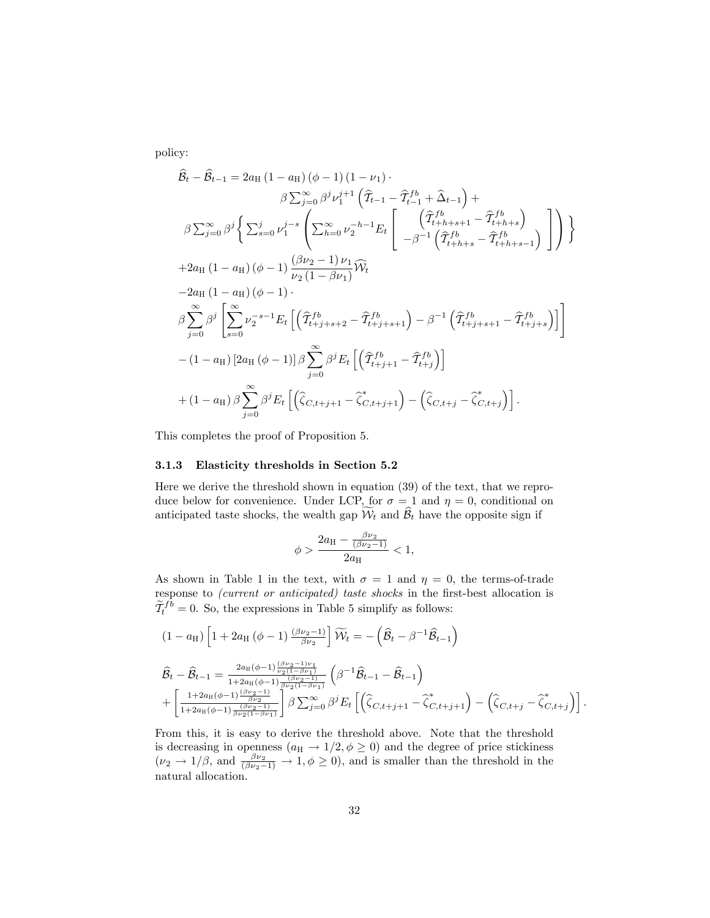policy:

$$
\begin{aligned}
&\widehat{\mathcal{B}}_t - \widehat{\mathcal{B}}_{t-1} = 2a_{\rm H}\left(1-a_{\rm H}\right)\left(\phi-1\right)\left(1-\nu_1\right)\cdot \\
&\qquad\qquad \beta\textstyle\sum_{j=0}^{\infty}\beta^j\nu_1^{j+1}\left(\widehat{\mathcal{T}}_{t-1}-\widehat{\mathcal{T}}_{t-1}^{fb}+\widehat{\Delta}_{t-1}\right)+ \\
&\quad \beta\textstyle\sum_{j=0}^{\infty}\beta^j\left\{\sum_{s=0}^{j}\nu_1^{j-s}\left(\sum_{h=0}^{\infty}\nu_2^{-h-1}E_t\left[\begin{array}{c}\left(\widehat{\mathcal{T}}_{t+h+s+1}^{fb}-\widehat{\mathcal{T}}_{t+h+s}^{fb}\right)\\ -\beta^{-1}\left(\widehat{\mathcal{T}}_{t+h+s}^{fb}-\widehat{\mathcal{T}}_{t+h+s-1}^{fb}\right)\end{array}\right]\right)\right\} \\
&+2a_{\rm H}\left(1-a_{\rm H}\right)\left(\phi-1\right)\frac{\left(\beta\nu_2-1\right)\nu_1}{\nu_2\left(1-\beta\nu_1\right)}\widehat{\mathcal{W}}_t \\
&-2a_{\rm H}\left(1-a_{\rm H}\right)\left(\phi-1\right)\cdot \\
&\beta\sum_{j=0}^{\infty}\beta^j\left[\sum_{s=0}^{\infty}\nu_2^{-s-1}E_t\left[\left(\widehat{\mathcal{T}}_{t+j+s+2}^{fb}-\widehat{\mathcal{T}}_{t+j+s+1}^{fb}\right)-\beta^{-1}\left(\widehat{\mathcal{T}}_{t+j+s+1}^{fb}-\widehat{\mathcal{T}}_{t+j+s}^{fb}\right)\right]\right] \\
&-\left(1-a_{\rm H}\right)\left[2a_{\rm H}\left(\phi-1\right)\right]\beta\sum_{j=0}^{\infty}\beta^jE_t\left[\left(\widehat{\mathcal{T}}_{t+j+1}^{fb}-\widehat{\mathcal{T}}_{t+j}^{fb}\right)\right] \\
&+\left(1-a_{\rm H}\right)\beta\sum_{j=0}^{\infty}\beta^jE_t\left[\left(\widehat{\zeta}_{C,t+j+1}-\widehat{\zeta}_{C,t+j+1}^{*}\right)-\left(\widehat{\zeta}_{C,t+j}-\widehat{\zeta}_{C,t+j}^{*}\right)\right].
\end{aligned}
$$

This completes the proof of Proposition 5.

### 3.1.3 Elasticity thresholds in Section 5.2

Here we derive the threshold shown in equation (39) of the text, that we reproduce below for convenience. Under LCP, for $\sigma = 1$ and $\eta = 0$, conditional on anticipated taste shocks, the wealth gap $\widetilde{\mathcal{W}}_t$ and $\widehat{\mathcal{B}}_t$ have the opposite sign if

$$
\phi > \frac{2a_{\rm H}-\frac{\beta\nu_2}{(\beta\nu_2-1)}}{2a_{\rm H}} < 1,
$$

As shown in Table 1 in the text, with $\sigma = 1$ and $\eta = 0$, the terms-of-trade response to *(current or anticipated) taste shocks* in the first-best allocation is $\widetilde{\mathcal{T}}_t^{fb} = 0$. So, the expressions in Table 5 simplify as follows:

$$
\left(1-a_{\rm H}\right)\left[1+2a_{\rm H}\left(\phi-1\right)\frac{\left(\beta\nu_2-1\right)}{\beta\nu_2}\right]\widetilde{\mathcal{W}}_t = -\left(\widehat{\mathcal{B}}_t-\beta^{-1}\widehat{\mathcal{B}}_{t-1}\right)
$$

$$
\begin{aligned}
&\widehat{\mathcal{B}}_t-\widehat{\mathcal{B}}_{t-1} = \frac{2a_{\rm H}(\phi-1)\frac{(\beta\nu_2-1)\nu_1}{\nu_2(1-\beta\nu_1)}}{1+2a_{\rm H}(\phi-1)\frac{(\beta\nu_2-1)}{\beta\nu_2(1-\beta\nu_1)}}\left(\beta^{-1}\widehat{\mathcal{B}}_{t-1}-\widehat{\mathcal{B}}_{t-1}\right) \\
&+\left[\frac{1+2a_{\rm H}(\phi-1)\frac{(\beta\nu_2-1)}{\beta\nu_2}}{1+2a_{\rm H}(\phi-1)\frac{(\beta\nu_2-1)}{\beta\nu_2(1-\beta\nu_1)}}\right]\beta\textstyle\sum_{j=0}^{\infty}\beta^jE_t\left[\left(\widehat{\zeta}_{C,t+j+1}-\widehat{\zeta}_{C,t+j+1}^{*}\right)-\left(\widehat{\zeta}_{C,t+j}-\widehat{\zeta}_{C,t+j}^{*}\right)\right].
\end{aligned}
$$

From this, it is easy to derive the threshold above. Note that the threshold is decreasing in openness ($a_{\rm H} \to 1/2, \phi \geq 0$) and the degree of price stickiness ($\nu_2 \to 1/\beta$, and $\frac{\beta\nu_2}{(\beta\nu_2-1)} \to 1, \phi \geq 0$), and is smaller than the threshold in the natural allocation.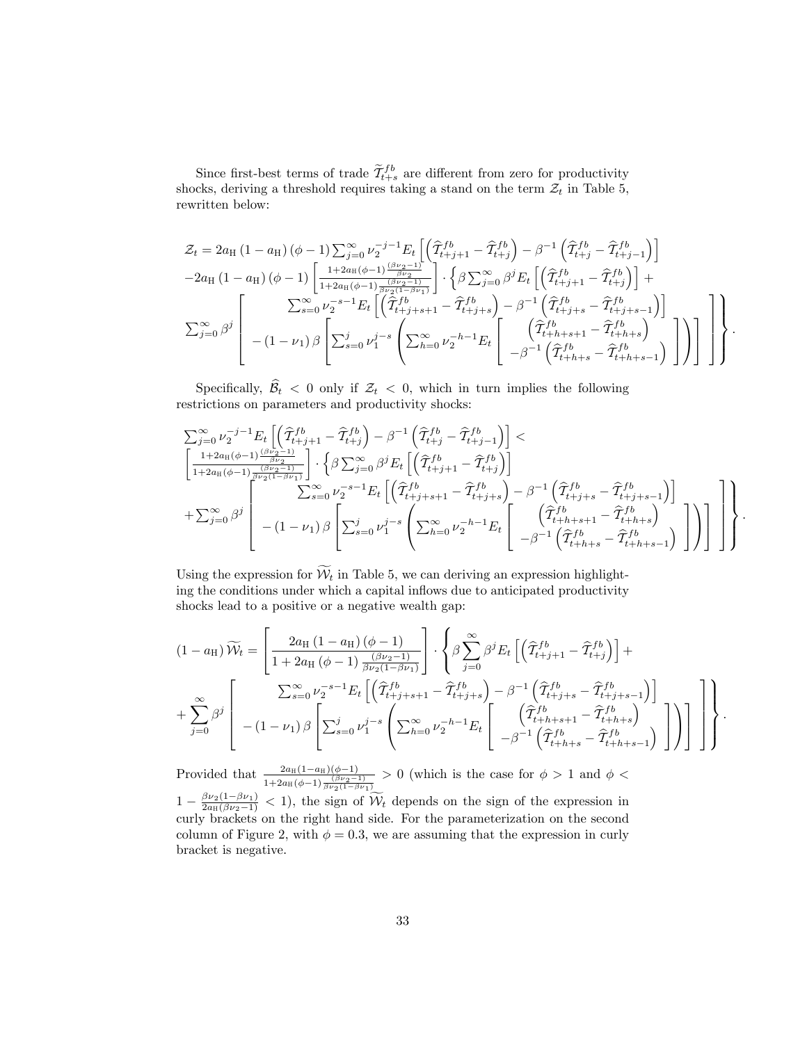Since first-best terms of trade $\widetilde{\mathcal{T}}_{t+s}^{fb}$ are different from zero for productivity shocks, deriving a threshold requires taking a stand on the term $\mathcal{Z}_t$ in Table 5, rewritten below:

$$
\begin{aligned}
\mathcal{Z}_t &= 2a_{\mathrm{H}}\left(1-a_{\mathrm{H}}\right)(\phi-1)\sum_{j=0}^{\infty}\nu_2^{-j-1}E_t\left[\left(\widehat{\mathcal{T}}_{t+j+1}^{fb}-\widehat{\mathcal{T}}_{t+j}^{fb}\right)-\beta^{-1}\left(\widehat{\mathcal{T}}_{t+j}^{fb}-\widehat{\mathcal{T}}_{t+j-1}^{fb}\right)\right] \\
&-2a_{\mathrm{H}}\left(1-a_{\mathrm{H}}\right)(\phi-1)\left[\frac{1+2a_{\mathrm{H}}(\phi-1)\frac{(\beta\nu_2-1)}{\beta\nu_2}}{1+2a_{\mathrm{H}}(\phi-1)\frac{(\beta\nu_2-1)}{\beta\nu_2(1-\beta\nu_1)}}\right]\cdot\left\{\beta\sum_{j=0}^{\infty}\beta^j E_t\left[\left(\widehat{\mathcal{T}}_{t+j+1}^{fb}-\widehat{\mathcal{T}}_{t+j}^{fb}\right)\right]+\right. \\
&\left.\sum_{j=0}^{\infty}\beta^j\left[\begin{array}{c}\sum_{s=0}^{\infty}\nu_2^{-s-1}E_t\left[\left(\widehat{\mathcal{T}}_{t+j+s+1}^{fb}-\widehat{\mathcal{T}}_{t+j+s}^{fb}\right)-\beta^{-1}\left(\widehat{\mathcal{T}}_{t+j+s}^{fb}-\widehat{\mathcal{T}}_{t+j+s-1}^{fb}\right)\right] \\ -\left(1-\nu_1\right)\beta\left[\sum_{s=0}^{j}\nu_1^{j-s}\left(\sum_{h=0}^{\infty}\nu_2^{-h-1}E_t\left[\begin{array}{c}\left(\widehat{\mathcal{T}}_{t+h+s+1}^{fb}-\widehat{\mathcal{T}}_{t+h+s}^{fb}\right) \\ -\beta^{-1}\left(\widehat{\mathcal{T}}_{t+h+s}^{fb}-\widehat{\mathcal{T}}_{t+h+s-1}^{fb}\right)\end{array}\right]\right)\right]\end{array}\right]\right\}.
\end{aligned}
$$

Specifically, $\widehat{\mathcal{B}}_t < 0$ only if $\mathcal{Z}_t < 0$, which in turn implies the following restrictions on parameters and productivity shocks:

$$
\begin{aligned}
&\sum_{j=0}^{\infty}\nu_2^{-j-1}E_t\left[\left(\widehat{\mathcal{T}}_{t+j+1}^{fb}-\widehat{\mathcal{T}}_{t+j}^{fb}\right)-\beta^{-1}\left(\widehat{\mathcal{T}}_{t+j}^{fb}-\widehat{\mathcal{T}}_{t+j-1}^{fb}\right)\right] < \\
&\left[\frac{1+2a_{\mathrm{H}}(\phi-1)\frac{(\beta\nu_2-1)}{\beta\nu_2}}{1+2a_{\mathrm{H}}(\phi-1)\frac{(\beta\nu_2-1)}{\beta\nu_2(1-\beta\nu_1)}}\right]\cdot\left\{\beta\sum_{j=0}^{\infty}\beta^j E_t\left[\left(\widehat{\mathcal{T}}_{t+j+1}^{fb}-\widehat{\mathcal{T}}_{t+j}^{fb}\right)\right]\right. \\
&\left.+\sum_{j=0}^{\infty}\beta^j\left[\begin{array}{c}\sum_{s=0}^{\infty}\nu_2^{-s-1}E_t\left[\left(\widehat{\mathcal{T}}_{t+j+s+1}^{fb}-\widehat{\mathcal{T}}_{t+j+s}^{fb}\right)-\beta^{-1}\left(\widehat{\mathcal{T}}_{t+j+s}^{fb}-\widehat{\mathcal{T}}_{t+j+s-1}^{fb}\right)\right] \\ -\left(1-\nu_1\right)\beta\left[\sum_{s=0}^{j}\nu_1^{j-s}\left(\sum_{h=0}^{\infty}\nu_2^{-h-1}E_t\left[\begin{array}{c}\left(\widehat{\mathcal{T}}_{t+h+s+1}^{fb}-\widehat{\mathcal{T}}_{t+h+s}^{fb}\right) \\ -\beta^{-1}\left(\widehat{\mathcal{T}}_{t+h+s}^{fb}-\widehat{\mathcal{T}}_{t+h+s-1}^{fb}\right)\end{array}\right]\right)\right]\end{array}\right]\right\}.
\end{aligned}
$$

Using the expression for $\widetilde{\mathcal{W}}_t$ in Table 5, we can deriving an expression highlighting the conditions under which a capital inflows due to anticipated productivity shocks lead to a positive or a negative wealth gap:

$$
\begin{aligned}
\left(1-a_{\mathrm{H}}\right)\widetilde{\mathcal{W}}_t &= \left[\frac{2a_{\mathrm{H}}\left(1-a_{\mathrm{H}}\right)(\phi-1)}{1+2a_{\mathrm{H}}(\phi-1)\frac{(\beta\nu_2-1)}{\beta\nu_2(1-\beta\nu_1)}}\right]\cdot\left\{\beta\sum_{j=0}^{\infty}\beta^j E_t\left[\left(\widehat{\mathcal{T}}_{t+j+1}^{fb}-\widehat{\mathcal{T}}_{t+j}^{fb}\right)\right]+\right. \\
&\left.+\sum_{j=0}^{\infty}\beta^j\left[\begin{array}{c}\sum_{s=0}^{\infty}\nu_2^{-s-1}E_t\left[\left(\widehat{\mathcal{T}}_{t+j+s+1}^{fb}-\widehat{\mathcal{T}}_{t+j+s}^{fb}\right)-\beta^{-1}\left(\widehat{\mathcal{T}}_{t+j+s}^{fb}-\widehat{\mathcal{T}}_{t+j+s-1}^{fb}\right)\right] \\ -\left(1-\nu_1\right)\beta\left[\sum_{s=0}^{j}\nu_1^{j-s}\left(\sum_{h=0}^{\infty}\nu_2^{-h-1}E_t\left[\begin{array}{c}\left(\widehat{\mathcal{T}}_{t+h+s+1}^{fb}-\widehat{\mathcal{T}}_{t+h+s}^{fb}\right) \\ -\beta^{-1}\left(\widehat{\mathcal{T}}_{t+h+s}^{fb}-\widehat{\mathcal{T}}_{t+h+s-1}^{fb}\right)\end{array}\right]\right)\right]\end{array}\right]\right\}.
\end{aligned}
$$

Provided that $\frac{2a_{\mathrm{H}}(1-a_{\mathrm{H}})(\phi-1)}{1+2a_{\mathrm{H}}(\phi-1)\frac{(\beta\nu_2-1)}{\beta\nu_2(1-\beta\nu_1)}} > 0$ (which is the case for $\phi > 1$ and $\phi < 1-\frac{\beta\nu_2(1-\beta\nu_1)}{2a_{\mathrm{H}}(\beta\nu_2-1)} < 1$), the sign of $\widetilde{\mathcal{W}}_t$ depends on the sign of the expression in curly brackets on the right hand side. For the parameterization on the second column of Figure 2, with $\phi = 0.3$, we are assuming that the expression in curly bracket is negative.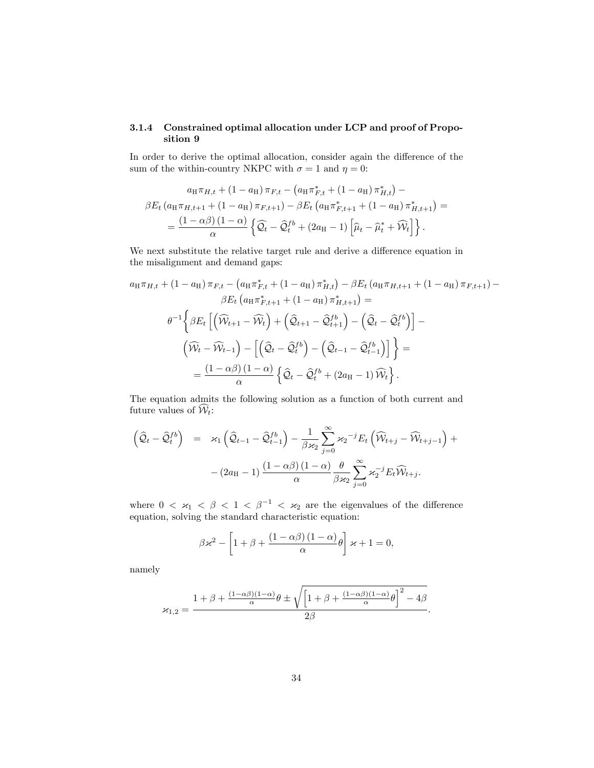### 3.1.4 Constrained optimal allocation under LCP and proof of Proposition 9

In order to derive the optimal allocation, consider again the difference of the sum of the within-country NKPC with $\sigma = 1$ and $\eta = 0$:

$$
\begin{gathered}
a_{\mathrm{H}}\pi_{H,t} + (1-a_{\mathrm{H}})\,\pi_{F,t} - \left(a_{\mathrm{H}}\pi^*_{F,t} + (1-a_{\mathrm{H}})\,\pi^*_{H,t}\right) - \\
\beta E_t\left(a_{\mathrm{H}}\pi_{H,t+1} + (1-a_{\mathrm{H}})\,\pi_{F,t+1}\right) - \beta E_t\left(a_{\mathrm{H}}\pi^*_{F,t+1} + (1-a_{\mathrm{H}})\,\pi^*_{H,t+1}\right) = \\
= \frac{(1-\alpha\beta)(1-\alpha)}{\alpha}\left\{\widehat{\mathcal{Q}}_t - \widehat{\mathcal{Q}}^{fb}_t + (2a_{\mathrm{H}}-1)\left[\widehat{\mu}_t - \widehat{\mu}^*_t + \widehat{\mathcal{W}}_t\right]\right\}.
\end{gathered}
$$

We next substitute the relative target rule and derive a difference equation in the misalignment and demand gaps:

$$
\begin{gathered}
a_{\mathrm{H}}\pi_{H,t} + (1-a_{\mathrm{H}})\,\pi_{F,t} - \left(a_{\mathrm{H}}\pi^*_{F,t} + (1-a_{\mathrm{H}})\,\pi^*_{H,t}\right) - \beta E_t\left(a_{\mathrm{H}}\pi_{H,t+1} + (1-a_{\mathrm{H}})\,\pi_{F,t+1}\right) - \\
\beta E_t\left(a_{\mathrm{H}}\pi^*_{F,t+1} + (1-a_{\mathrm{H}})\,\pi^*_{H,t+1}\right) = \\
\theta^{-1}\Bigg\{\beta E_t\left[\left(\widehat{\mathcal{W}}_{t+1} - \widehat{\mathcal{W}}_t\right) + \left(\widehat{\mathcal{Q}}_{t+1} - \widehat{\mathcal{Q}}^{fb}_{t+1}\right) - \left(\widehat{\mathcal{Q}}_t - \widehat{\mathcal{Q}}^{fb}_t\right)\right] - \\
\left(\widehat{\mathcal{W}}_t - \widehat{\mathcal{W}}_{t-1}\right) - \left[\left(\widehat{\mathcal{Q}}_t - \widehat{\mathcal{Q}}^{fb}_t\right) - \left(\widehat{\mathcal{Q}}_{t-1} - \widehat{\mathcal{Q}}^{fb}_{t-1}\right)\right]\Bigg\} = \\
= \frac{(1-\alpha\beta)(1-\alpha)}{\alpha}\left\{\widehat{\mathcal{Q}}_t - \widehat{\mathcal{Q}}^{fb}_t + (2a_{\mathrm{H}}-1)\,\widehat{\mathcal{W}}_t\right\}.
\end{gathered}
$$

The equation admits the following solution as a function of both current and future values of $\widehat{\mathcal{W}}_t$:

$$
\begin{aligned}
\left(\widehat{\mathcal{Q}}_t - \widehat{\mathcal{Q}}^{fb}_t\right) &= \varkappa_1\left(\widehat{\mathcal{Q}}_{t-1} - \widehat{\mathcal{Q}}^{fb}_{t-1}\right) - \frac{1}{\beta\varkappa_2}\sum_{j=0}^{\infty}{\varkappa_2}^{-j}E_t\left(\widehat{\mathcal{W}}_{t+j} - \widehat{\mathcal{W}}_{t+j-1}\right) + \\
&\quad - (2a_{\mathrm{H}}-1)\,\frac{(1-\alpha\beta)(1-\alpha)}{\alpha}\,\frac{\theta}{\beta\varkappa_2}\sum_{j=0}^{\infty}\varkappa_2^{-j}E_t\widehat{\mathcal{W}}_{t+j}.
\end{aligned}
$$

where $0 < \varkappa_1 < \beta < 1 < \beta^{-1} < \varkappa_2$ are the eigenvalues of the difference equation, solving the standard characteristic equation:

$$
\beta\varkappa^2 - \left[1 + \beta + \frac{(1-\alpha\beta)(1-\alpha)}{\alpha}\theta\right]\varkappa + 1 = 0,
$$

namely

$$
\varkappa_{1,2} = \frac{1 + \beta + \frac{(1-\alpha\beta)(1-\alpha)}{\alpha}\theta \pm \sqrt{\left[1 + \beta + \frac{(1-\alpha\beta)(1-\alpha)}{\alpha}\theta\right]^2 - 4\beta}}{2\beta}.
$$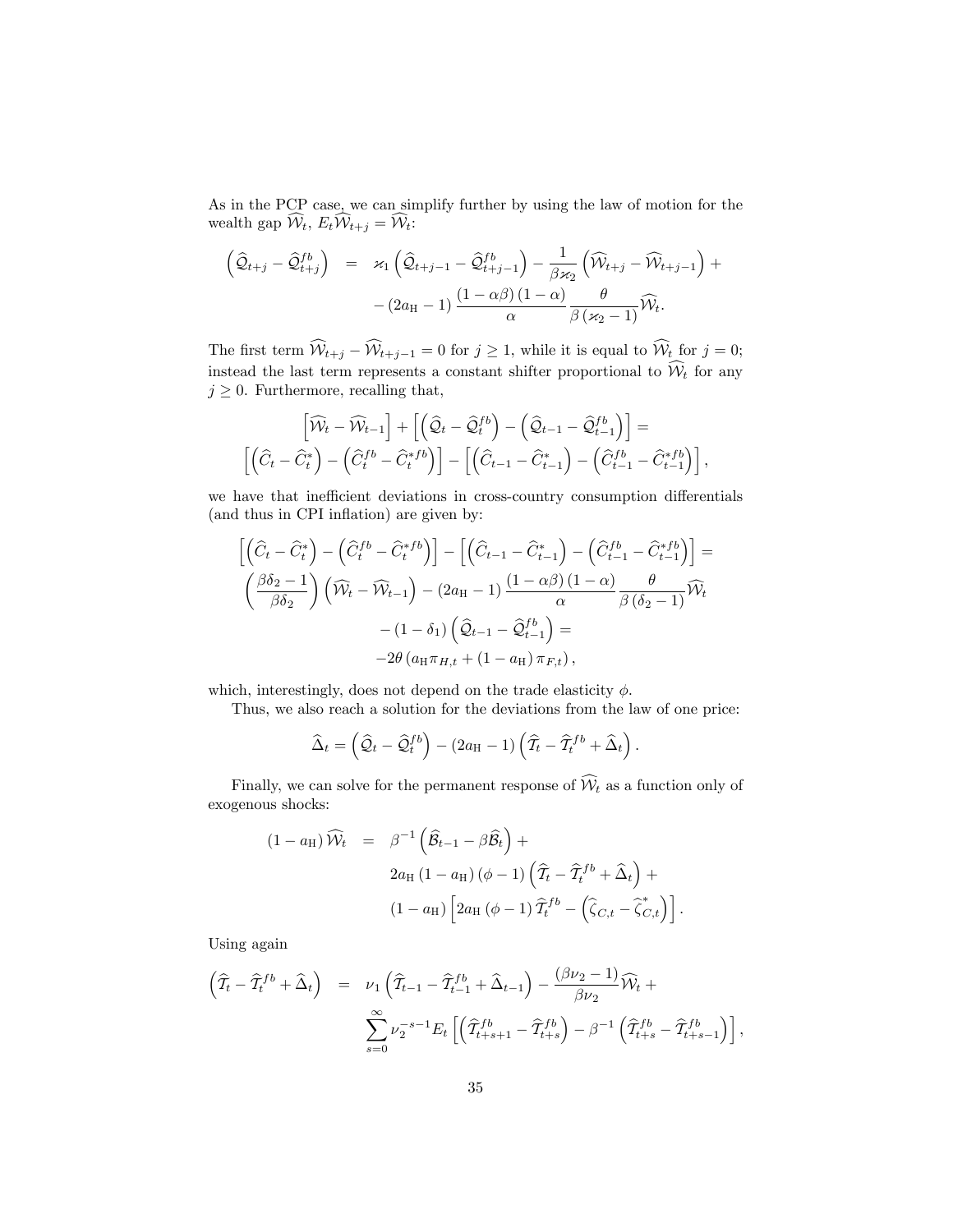As in the PCP case, we can simplify further by using the law of motion for the wealth gap $\widehat{\mathcal{W}}_t$, $E_t\widehat{\mathcal{W}}_{t+j} = \widehat{\mathcal{W}}_t$:

$$
\begin{aligned}
\left(\widehat{\mathcal{Q}}_{t+j} - \widehat{\mathcal{Q}}^{fb}_{t+j}\right) &= \varkappa_1 \left(\widehat{\mathcal{Q}}_{t+j-1} - \widehat{\mathcal{Q}}^{fb}_{t+j-1}\right) - \frac{1}{\beta\varkappa_2}\left(\widehat{\mathcal{W}}_{t+j} - \widehat{\mathcal{W}}_{t+j-1}\right) + \\
&\quad - (2a_{\mathrm{H}} - 1)\frac{(1-\alpha\beta)(1-\alpha)}{\alpha}\frac{\theta}{\beta(\varkappa_2 - 1)}\widehat{\mathcal{W}}_t.
\end{aligned}
$$

The first term $\widehat{\mathcal{W}}_{t+j} - \widehat{\mathcal{W}}_{t+j-1} = 0$ for $j \geq 1$, while it is equal to $\widehat{\mathcal{W}}_t$ for $j = 0$; instead the last term represents a constant shifter proportional to $\widehat{\mathcal{W}}_t$ for any $j \geq 0$. Furthermore, recalling that,

$$
\begin{gathered}
\left[\widehat{\mathcal{W}}_t - \widehat{\mathcal{W}}_{t-1}\right] + \left[\left(\widehat{\mathcal{Q}}_t - \widehat{\mathcal{Q}}^{fb}_t\right) - \left(\widehat{\mathcal{Q}}_{t-1} - \widehat{\mathcal{Q}}^{fb}_{t-1}\right)\right] = \\
\left[\left(\widehat{C}_t - \widehat{C}^*_t\right) - \left(\widehat{C}^{fb}_t - \widehat{C}^{*fb}_t\right)\right] - \left[\left(\widehat{C}_{t-1} - \widehat{C}^*_{t-1}\right) - \left(\widehat{C}^{fb}_{t-1} - \widehat{C}^{*fb}_{t-1}\right)\right],
\end{gathered}
$$

we have that inefficient deviations in cross-country consumption differentials (and thus in CPI inflation) are given by:

$$
\begin{gathered}
\left[\left(\widehat{C}_t - \widehat{C}^*_t\right) - \left(\widehat{C}^{fb}_t - \widehat{C}^{*fb}_t\right)\right] - \left[\left(\widehat{C}_{t-1} - \widehat{C}^*_{t-1}\right) - \left(\widehat{C}^{fb}_{t-1} - \widehat{C}^{*fb}_{t-1}\right)\right] = \\
\left(\frac{\beta\delta_2 - 1}{\beta\delta_2}\right)\left(\widehat{\mathcal{W}}_t - \widehat{\mathcal{W}}_{t-1}\right) - (2a_{\mathrm{H}} - 1)\frac{(1-\alpha\beta)(1-\alpha)}{\alpha}\frac{\theta}{\beta(\delta_2 - 1)}\widehat{\mathcal{W}}_t \\
- (1 - \delta_1)\left(\widehat{\mathcal{Q}}_{t-1} - \widehat{\mathcal{Q}}^{fb}_{t-1}\right) = \\
-2\theta\left(a_{\mathrm{H}}\pi_{H,t} + (1 - a_{\mathrm{H}})\pi_{F,t}\right),
\end{gathered}
$$

which, interestingly, does not depend on the trade elasticity $\phi$.

Thus, we also reach a solution for the deviations from the law of one price:

$$
\widehat{\Delta}_t = \left(\widehat{\mathcal{Q}}_t - \widehat{\mathcal{Q}}^{fb}_t\right) - (2a_{\mathrm{H}} - 1)\left(\widehat{\mathcal{T}}_t - \widehat{\mathcal{T}}^{fb}_t + \widehat{\Delta}_t\right).
$$

Finally, we can solve for the permanent response of $\widehat{\mathcal{W}}_t$ as a function only of exogenous shocks:

$$
\begin{aligned}
(1 - a_{\mathrm{H}})\widehat{\mathcal{W}}_t &= \beta^{-1}\left(\widehat{\mathcal{B}}_{t-1} - \beta\widehat{\mathcal{B}}_t\right) + \\
&\quad 2a_{\mathrm{H}}(1 - a_{\mathrm{H}})(\phi - 1)\left(\widehat{\mathcal{T}}_t - \widehat{\mathcal{T}}^{fb}_t + \widehat{\Delta}_t\right) + \\
&\quad (1 - a_{\mathrm{H}})\left[2a_{\mathrm{H}}(\phi - 1)\widehat{\mathcal{T}}^{fb}_t - \left(\widehat{\zeta}_{C,t} - \widehat{\zeta}^*_{C,t}\right)\right].
\end{aligned}
$$

Using again

$$
\begin{aligned}
\left(\widehat{\mathcal{T}}_t - \widehat{\mathcal{T}}^{fb}_t + \widehat{\Delta}_t\right) &= \nu_1\left(\widehat{\mathcal{T}}_{t-1} - \widehat{\mathcal{T}}^{fb}_{t-1} + \widehat{\Delta}_{t-1}\right) - \frac{(\beta\nu_2 - 1)}{\beta\nu_2}\widehat{\mathcal{W}}_t + \\
&\quad \sum_{s=0}^{\infty}\nu_2^{-s-1}E_t\left[\left(\widehat{\mathcal{T}}^{fb}_{t+s+1} - \widehat{\mathcal{T}}^{fb}_{t+s}\right) - \beta^{-1}\left(\widehat{\mathcal{T}}^{fb}_{t+s} - \widehat{\mathcal{T}}^{fb}_{t+s-1}\right)\right],
\end{aligned}
$$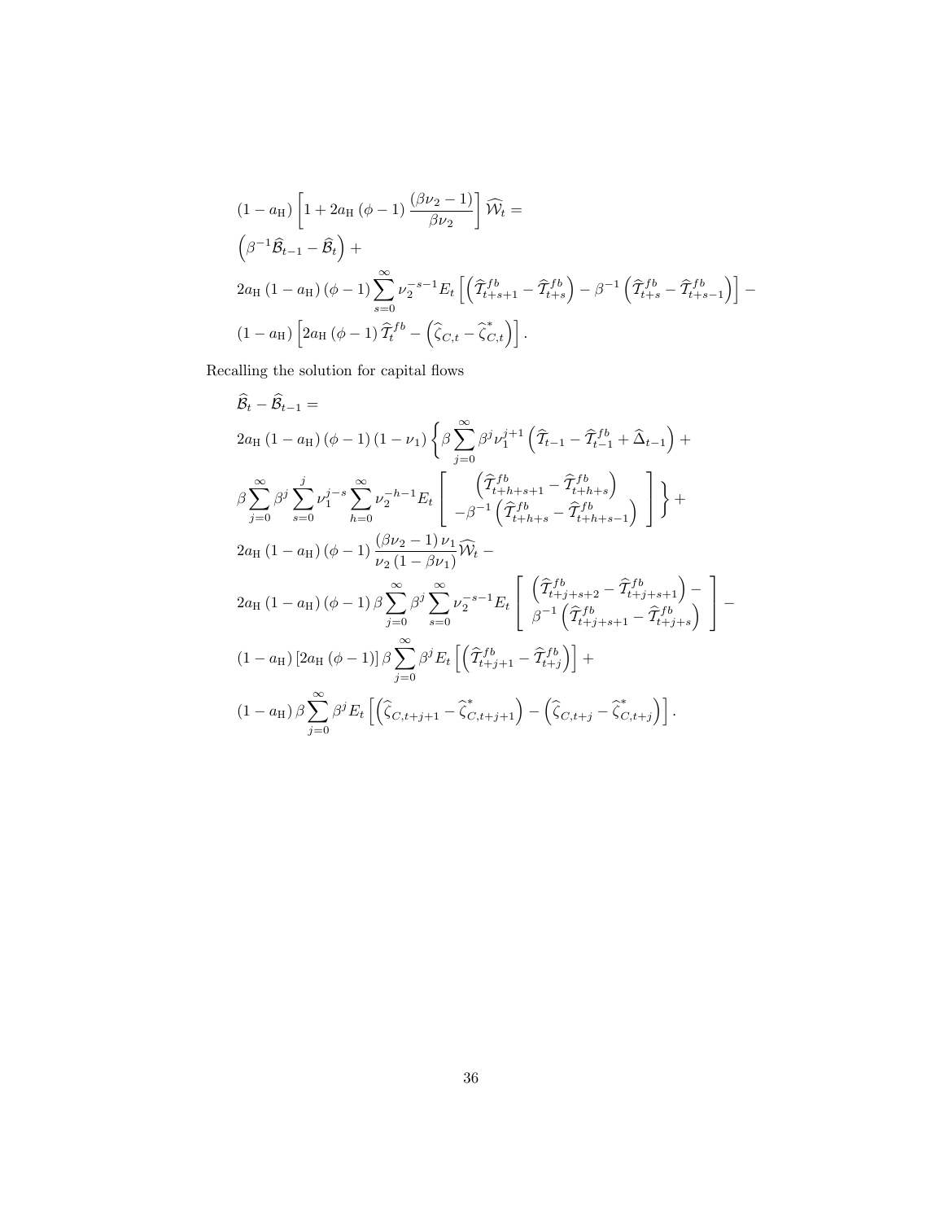$$
\begin{aligned}
&(1-a_{\rm H})\left[1+2a_{\rm H}\left(\phi-1\right)\frac{(\beta\nu_2-1)}{\beta\nu_2}\right]\widehat{\mathcal{W}}_t = \\
&\left(\beta^{-1}\widehat{\mathcal{B}}_{t-1}-\widehat{\mathcal{B}}_t\right)+ \\
&2a_{\rm H}\left(1-a_{\rm H}\right)\left(\phi-1\right)\sum_{s=0}^{\infty}\nu_2^{-s-1}E_t\left[\left(\widehat{\mathcal{T}}_{t+s+1}^{fb}-\widehat{\mathcal{T}}_{t+s}^{fb}\right)-\beta^{-1}\left(\widehat{\mathcal{T}}_{t+s}^{fb}-\widehat{\mathcal{T}}_{t+s-1}^{fb}\right)\right]- \\
&(1-a_{\rm H})\left[2a_{\rm H}\left(\phi-1\right)\widehat{\mathcal{T}}_t^{fb}-\left(\widehat{\zeta}_{C,t}-\widehat{\zeta}_{C,t}^{*}\right)\right].
\end{aligned}
$$

Recalling the solution for capital flows

$$
\begin{aligned}
&\widehat{\mathcal{B}}_t-\widehat{\mathcal{B}}_{t-1} = \\
&2a_{\rm H}\left(1-a_{\rm H}\right)\left(\phi-1\right)\left(1-\nu_1\right)\left\{\beta\sum_{j=0}^{\infty}\beta^j\nu_1^{j+1}\left(\widehat{\mathcal{T}}_{t-1}-\widehat{\mathcal{T}}_{t-1}^{fb}+\widehat{\Delta}_{t-1}\right)+\right. \\
&\left.\beta\sum_{j=0}^{\infty}\beta^j\sum_{s=0}^{j}\nu_1^{j-s}\sum_{h=0}^{\infty}\nu_2^{-h-1}E_t\left[\begin{array}{c}\left(\widehat{\mathcal{T}}_{t+h+s+1}^{fb}-\widehat{\mathcal{T}}_{t+h+s}^{fb}\right)\\ -\beta^{-1}\left(\widehat{\mathcal{T}}_{t+h+s}^{fb}-\widehat{\mathcal{T}}_{t+h+s-1}^{fb}\right)\end{array}\right]\right\}+ \\
&2a_{\rm H}\left(1-a_{\rm H}\right)\left(\phi-1\right)\frac{(\beta\nu_2-1)\,\nu_1}{\nu_2\left(1-\beta\nu_1\right)}\widehat{\mathcal{W}}_t- \\
&2a_{\rm H}\left(1-a_{\rm H}\right)\left(\phi-1\right)\beta\sum_{j=0}^{\infty}\beta^j\sum_{s=0}^{\infty}\nu_2^{-s-1}E_t\left[\begin{array}{c}\left(\widehat{\mathcal{T}}_{t+j+s+2}^{fb}-\widehat{\mathcal{T}}_{t+j+s+1}^{fb}\right)-\\ \beta^{-1}\left(\widehat{\mathcal{T}}_{t+j+s+1}^{fb}-\widehat{\mathcal{T}}_{t+j+s}^{fb}\right)\end{array}\right]- \\
&(1-a_{\rm H})\left[2a_{\rm H}\left(\phi-1\right)\right]\beta\sum_{j=0}^{\infty}\beta^jE_t\left[\left(\widehat{\mathcal{T}}_{t+j+1}^{fb}-\widehat{\mathcal{T}}_{t+j}^{fb}\right)\right]+ \\
&(1-a_{\rm H})\,\beta\sum_{j=0}^{\infty}\beta^jE_t\left[\left(\widehat{\zeta}_{C,t+j+1}-\widehat{\zeta}_{C,t+j+1}^{*}\right)-\left(\widehat{\zeta}_{C,t+j}-\widehat{\zeta}_{C,t+j}^{*}\right)\right].
\end{aligned}
$$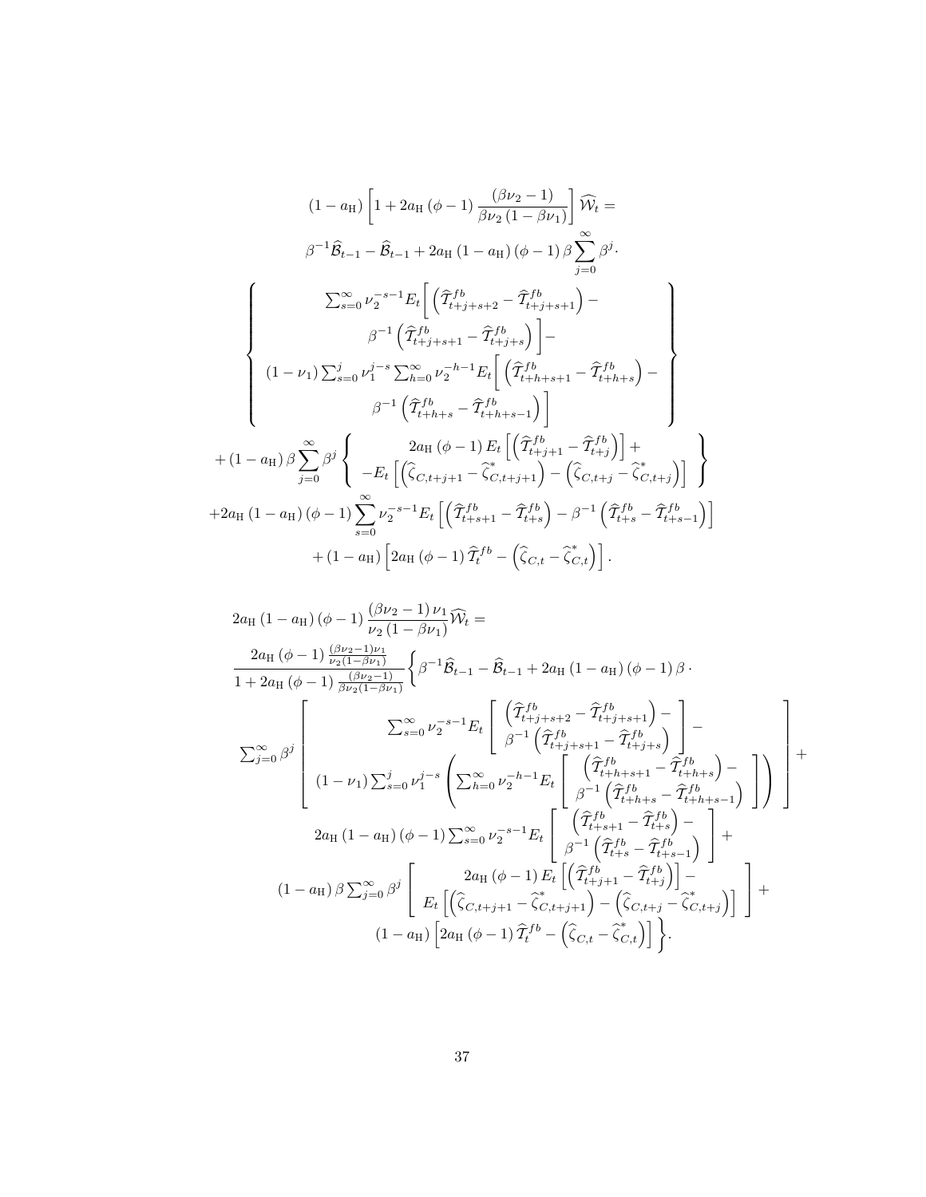$$
\begin{gathered}
\left(1-a_{\mathrm{H}}\right)\left[1+2a_{\mathrm{H}}\left(\phi-1\right)\frac{\left(\beta\nu_2-1\right)}{\beta\nu_2\left(1-\beta\nu_1\right)}\right]\widehat{\mathcal{W}}_t = \\
\beta^{-1}\widehat{\mathcal{B}}_{t-1}-\widehat{\mathcal{B}}_{t-1}+2a_{\mathrm{H}}\left(1-a_{\mathrm{H}}\right)\left(\phi-1\right)\beta\sum_{j=0}^{\infty}\beta^j\cdot \\
\left\{\begin{array}{c}
\sum_{s=0}^{\infty}\nu_2^{-s-1}E_t\bigg[\left(\widehat{\mathcal{T}}^{fb}_{t+j+s+2}-\widehat{\mathcal{T}}^{fb}_{t+j+s+1}\right)- \\
\beta^{-1}\left(\widehat{\mathcal{T}}^{fb}_{t+j+s+1}-\widehat{\mathcal{T}}^{fb}_{t+j+s}\right)\bigg]- \\
\left(1-\nu_1\right)\sum_{s=0}^{j}\nu_1^{j-s}\sum_{h=0}^{\infty}\nu_2^{-h-1}E_t\bigg[\left(\widehat{\mathcal{T}}^{fb}_{t+h+s+1}-\widehat{\mathcal{T}}^{fb}_{t+h+s}\right)- \\
\beta^{-1}\left(\widehat{\mathcal{T}}^{fb}_{t+h+s}-\widehat{\mathcal{T}}^{fb}_{t+h+s-1}\right)\bigg]
\end{array}\right\} \\
+\left(1-a_{\mathrm{H}}\right)\beta\sum_{j=0}^{\infty}\beta^j\left\{\begin{array}{c}
2a_{\mathrm{H}}\left(\phi-1\right)E_t\left[\left(\widehat{\mathcal{T}}^{fb}_{t+j+1}-\widehat{\mathcal{T}}^{fb}_{t+j}\right)\right]+ \\
-E_t\left[\left(\widehat{\zeta}_{C,t+j+1}-\widehat{\zeta}^*_{C,t+j+1}\right)-\left(\widehat{\zeta}_{C,t+j}-\widehat{\zeta}^*_{C,t+j}\right)\right]
\end{array}\right\} \\
+2a_{\mathrm{H}}\left(1-a_{\mathrm{H}}\right)\left(\phi-1\right)\sum_{s=0}^{\infty}\nu_2^{-s-1}E_t\left[\left(\widehat{\mathcal{T}}^{fb}_{t+s+1}-\widehat{\mathcal{T}}^{fb}_{t+s}\right)-\beta^{-1}\left(\widehat{\mathcal{T}}^{fb}_{t+s}-\widehat{\mathcal{T}}^{fb}_{t+s-1}\right)\right] \\
+\left(1-a_{\mathrm{H}}\right)\left[2a_{\mathrm{H}}\left(\phi-1\right)\widehat{\mathcal{T}}^{fb}_t-\left(\widehat{\zeta}_{C,t}-\widehat{\zeta}^*_{C,t}\right)\right].
\end{gathered}
$$

$$
\begin{gathered}
2a_{\mathrm{H}}\left(1-a_{\mathrm{H}}\right)\left(\phi-1\right)\frac{\left(\beta\nu_2-1\right)\nu_1}{\nu_2\left(1-\beta\nu_1\right)}\widehat{\mathcal{W}}_t = \\
\frac{2a_{\mathrm{H}}\left(\phi-1\right)\frac{\left(\beta\nu_2-1\right)\nu_1}{\nu_2\left(1-\beta\nu_1\right)}}{1+2a_{\mathrm{H}}\left(\phi-1\right)\frac{\left(\beta\nu_2-1\right)}{\beta\nu_2\left(1-\beta\nu_1\right)}}\Bigg\{\beta^{-1}\widehat{\mathcal{B}}_{t-1}-\widehat{\mathcal{B}}_{t-1}+2a_{\mathrm{H}}\left(1-a_{\mathrm{H}}\right)\left(\phi-1\right)\beta\cdot \\
\sum_{j=0}^{\infty}\beta^j\left[\begin{array}{c}
\sum_{s=0}^{\infty}\nu_2^{-s-1}E_t\left[\begin{array}{c}\left(\widehat{\mathcal{T}}^{fb}_{t+j+s+2}-\widehat{\mathcal{T}}^{fb}_{t+j+s+1}\right)- \\ \beta^{-1}\left(\widehat{\mathcal{T}}^{fb}_{t+j+s+1}-\widehat{\mathcal{T}}^{fb}_{t+j+s}\right)\end{array}\right]- \\
\left(1-\nu_1\right)\sum_{s=0}^{j}\nu_1^{j-s}\left(\sum_{h=0}^{\infty}\nu_2^{-h-1}E_t\left[\begin{array}{c}\left(\widehat{\mathcal{T}}^{fb}_{t+h+s+1}-\widehat{\mathcal{T}}^{fb}_{t+h+s}\right)- \\ \beta^{-1}\left(\widehat{\mathcal{T}}^{fb}_{t+h+s}-\widehat{\mathcal{T}}^{fb}_{t+h+s-1}\right)\end{array}\right]\right)
\end{array}\right]+ \\
2a_{\mathrm{H}}\left(1-a_{\mathrm{H}}\right)\left(\phi-1\right)\sum_{s=0}^{\infty}\nu_2^{-s-1}E_t\left[\begin{array}{c}\left(\widehat{\mathcal{T}}^{fb}_{t+s+1}-\widehat{\mathcal{T}}^{fb}_{t+s}\right)- \\ \beta^{-1}\left(\widehat{\mathcal{T}}^{fb}_{t+s}-\widehat{\mathcal{T}}^{fb}_{t+s-1}\right)\end{array}\right]+ \\
\left(1-a_{\mathrm{H}}\right)\beta\sum_{j=0}^{\infty}\beta^j\left[\begin{array}{c}2a_{\mathrm{H}}\left(\phi-1\right)E_t\left[\left(\widehat{\mathcal{T}}^{fb}_{t+j+1}-\widehat{\mathcal{T}}^{fb}_{t+j}\right)\right]- \\ E_t\left[\left(\widehat{\zeta}_{C,t+j+1}-\widehat{\zeta}^*_{C,t+j+1}\right)-\left(\widehat{\zeta}_{C,t+j}-\widehat{\zeta}^*_{C,t+j}\right)\right]\end{array}\right]+ \\
\left(1-a_{\mathrm{H}}\right)\left[2a_{\mathrm{H}}\left(\phi-1\right)\widehat{\mathcal{T}}^{fb}_t-\left(\widehat{\zeta}_{C,t}-\widehat{\zeta}^*_{C,t}\right)\right]\Bigg\}.
\end{gathered}
$$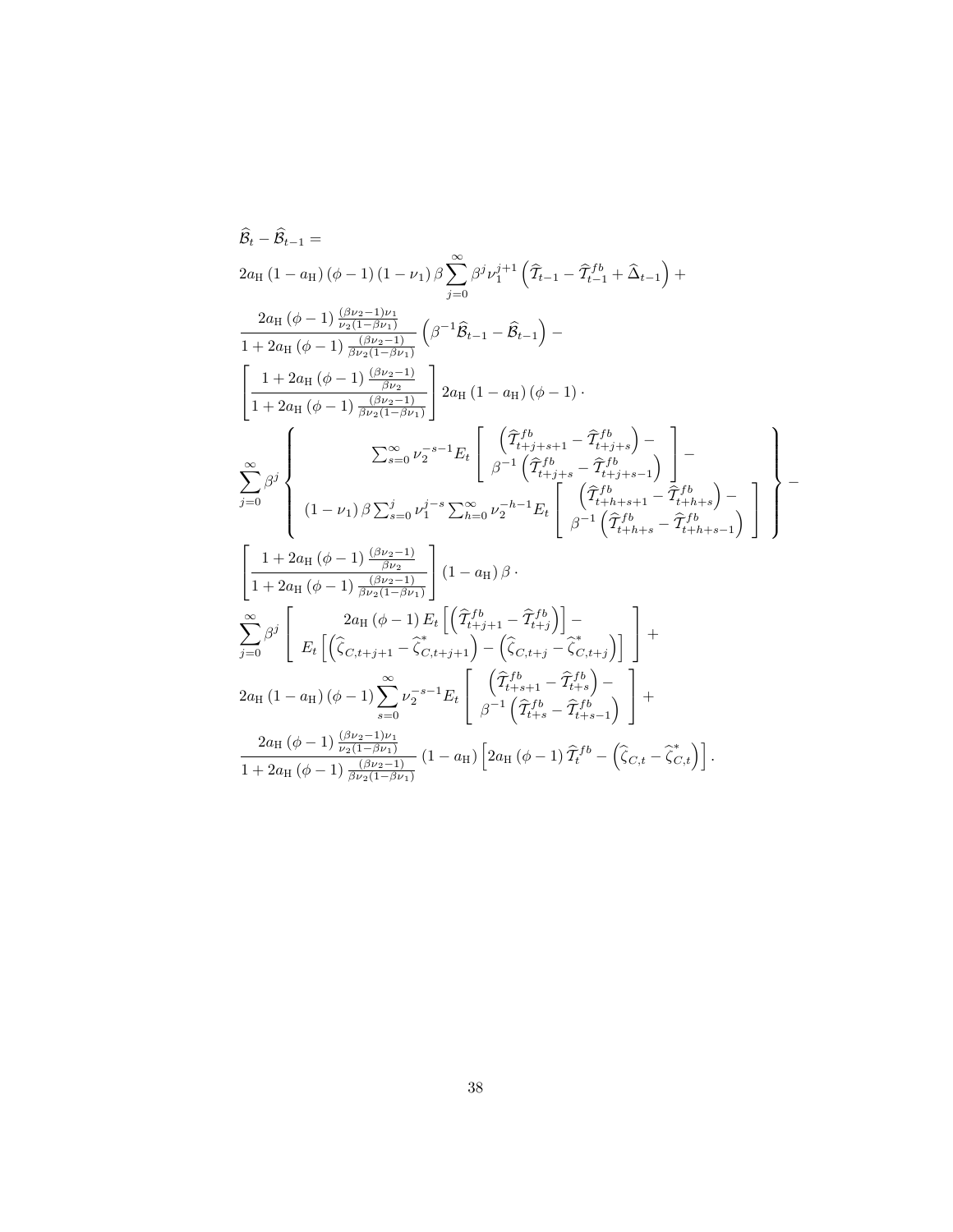$$
\begin{aligned}
&\widehat{\mathcal{B}}_t - \widehat{\mathcal{B}}_{t-1} = \\
&2a_{\mathrm{H}}\left(1-a_{\mathrm{H}}\right)\left(\phi-1\right)\left(1-\nu_1\right)\beta\sum_{j=0}^{\infty}\beta^j\nu_1^{j+1}\left(\widehat{\mathcal{T}}_{t-1}-\widehat{\mathcal{T}}_{t-1}^{fb}+\widehat{\Delta}_{t-1}\right)+ \\
&\frac{2a_{\mathrm{H}}\left(\phi-1\right)\frac{(\beta\nu_2-1)\nu_1}{\nu_2(1-\beta\nu_1)}}{1+2a_{\mathrm{H}}\left(\phi-1\right)\frac{(\beta\nu_2-1)}{\beta\nu_2(1-\beta\nu_1)}}\left(\beta^{-1}\widehat{\mathcal{B}}_{t-1}-\widehat{\mathcal{B}}_{t-1}\right)- \\
&\left[\frac{1+2a_{\mathrm{H}}\left(\phi-1\right)\frac{(\beta\nu_2-1)}{\beta\nu_2}}{1+2a_{\mathrm{H}}\left(\phi-1\right)\frac{(\beta\nu_2-1)}{\beta\nu_2(1-\beta\nu_1)}}\right]2a_{\mathrm{H}}\left(1-a_{\mathrm{H}}\right)\left(\phi-1\right)\cdot \\
&\sum_{j=0}^{\infty}\beta^j\left\{\begin{array}{c}
\sum_{s=0}^{\infty}\nu_2^{-s-1}E_t\left[\begin{array}{c}\left(\widehat{\mathcal{T}}_{t+j+s+1}^{fb}-\widehat{\mathcal{T}}_{t+j+s}^{fb}\right)- \\ \beta^{-1}\left(\widehat{\mathcal{T}}_{t+j+s}^{fb}-\widehat{\mathcal{T}}_{t+j+s-1}^{fb}\right)\end{array}\right]- \\
\left(1-\nu_1\right)\beta\sum_{s=0}^{j}\nu_1^{j-s}\sum_{h=0}^{\infty}\nu_2^{-h-1}E_t\left[\begin{array}{c}\left(\widehat{\mathcal{T}}_{t+h+s+1}^{fb}-\widehat{\mathcal{T}}_{t+h+s}^{fb}\right)- \\ \beta^{-1}\left(\widehat{\mathcal{T}}_{t+h+s}^{fb}-\widehat{\mathcal{T}}_{t+h+s-1}^{fb}\right)\end{array}\right]
\end{array}\right\}- \\
&\left[\frac{1+2a_{\mathrm{H}}\left(\phi-1\right)\frac{(\beta\nu_2-1)}{\beta\nu_2}}{1+2a_{\mathrm{H}}\left(\phi-1\right)\frac{(\beta\nu_2-1)}{\beta\nu_2(1-\beta\nu_1)}}\right]\left(1-a_{\mathrm{H}}\right)\beta\cdot \\
&\sum_{j=0}^{\infty}\beta^j\left[\begin{array}{c}2a_{\mathrm{H}}\left(\phi-1\right)E_t\left[\left(\widehat{\mathcal{T}}_{t+j+1}^{fb}-\widehat{\mathcal{T}}_{t+j}^{fb}\right)\right]- \\ E_t\left[\left(\widehat{\zeta}_{C,t+j+1}-\widehat{\zeta}_{C,t+j+1}^{*}\right)-\left(\widehat{\zeta}_{C,t+j}-\widehat{\zeta}_{C,t+j}^{*}\right)\right]\end{array}\right]+ \\
&2a_{\mathrm{H}}\left(1-a_{\mathrm{H}}\right)\left(\phi-1\right)\sum_{s=0}^{\infty}\nu_2^{-s-1}E_t\left[\begin{array}{c}\left(\widehat{\mathcal{T}}_{t+s+1}^{fb}-\widehat{\mathcal{T}}_{t+s}^{fb}\right)- \\ \beta^{-1}\left(\widehat{\mathcal{T}}_{t+s}^{fb}-\widehat{\mathcal{T}}_{t+s-1}^{fb}\right)\end{array}\right]+ \\
&\frac{2a_{\mathrm{H}}\left(\phi-1\right)\frac{(\beta\nu_2-1)\nu_1}{\nu_2(1-\beta\nu_1)}}{1+2a_{\mathrm{H}}\left(\phi-1\right)\frac{(\beta\nu_2-1)}{\beta\nu_2(1-\beta\nu_1)}}\left(1-a_{\mathrm{H}}\right)\left[2a_{\mathrm{H}}\left(\phi-1\right)\widehat{\mathcal{T}}_t^{fb}-\left(\widehat{\zeta}_{C,t}-\widehat{\zeta}_{C,t}^{*}\right)\right].
\end{aligned}
$$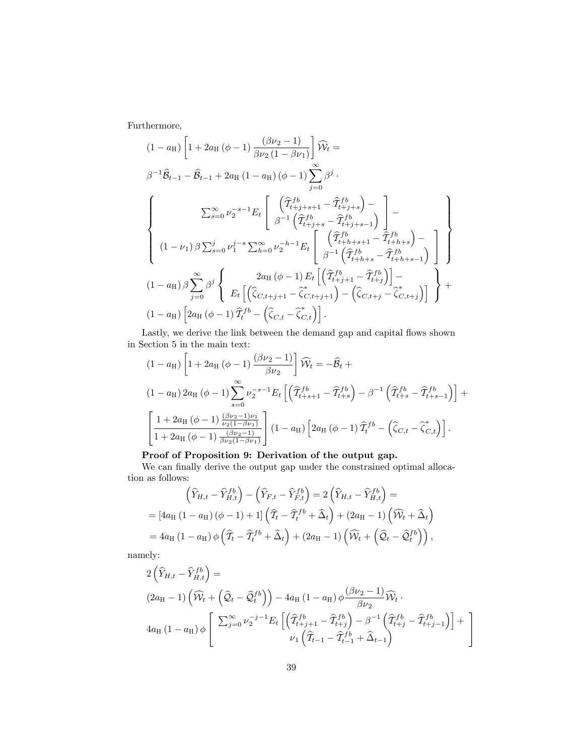Furthermore,

$$
\begin{aligned}
&(1-a_{\mathrm{H}})\left[1+2a_{\mathrm{H}}(\phi-1)\frac{(\beta\nu_2-1)}{\beta\nu_2(1-\beta\nu_1)}\right]\widehat{\mathcal{W}}_t = \\
&\beta^{-1}\widehat{\mathcal{B}}_{t-1}-\widehat{\mathcal{B}}_{t-1}+2a_{\mathrm{H}}(1-a_{\mathrm{H}})(\phi-1)\sum_{j=0}^{\infty}\beta^j\cdot \\
&\left\{\begin{array}{c}
\sum_{s=0}^{\infty}\nu_2^{-s-1}E_t\left[\begin{array}{c}\left(\widehat{\mathcal{T}}_{t+j+s+1}^{fb}-\widehat{\mathcal{T}}_{t+j+s}^{fb}\right)- \\ \beta^{-1}\left(\widehat{\mathcal{T}}_{t+j+s}^{fb}-\widehat{\mathcal{T}}_{t+j+s-1}^{fb}\right)\end{array}\right]- \\
(1-\nu_1)\beta\sum_{s=0}^{j}\nu_1^{j-s}\sum_{h=0}^{\infty}\nu_2^{-h-1}E_t\left[\begin{array}{c}\left(\widehat{\mathcal{T}}_{t+h+s+1}^{fb}-\widehat{\mathcal{T}}_{t+h+s}^{fb}\right)- \\ \beta^{-1}\left(\widehat{\mathcal{T}}_{t+h+s}^{fb}-\widehat{\mathcal{T}}_{t+h+s-1}^{fb}\right)\end{array}\right]
\end{array}\right\} \\
&(1-a_{\mathrm{H}})\beta\sum_{j=0}^{\infty}\beta^j\left\{\begin{array}{c}2a_{\mathrm{H}}(\phi-1)E_t\left[\left(\widehat{\mathcal{T}}_{t+j+1}^{fb}-\widehat{\mathcal{T}}_{t+j}^{fb}\right)\right]- \\ E_t\left[\left(\widehat{\zeta}_{C,t+j+1}-\widehat{\zeta}_{C,t+j+1}^{*}\right)-\left(\widehat{\zeta}_{C,t+j}-\widehat{\zeta}_{C,t+j}^{*}\right)\right]\end{array}\right\}+ \\
&(1-a_{\mathrm{H}})\left[2a_{\mathrm{H}}(\phi-1)\widehat{\mathcal{T}}_t^{fb}-\left(\widehat{\zeta}_{C,t}-\widehat{\zeta}_{C,t}^{*}\right)\right].
\end{aligned}
$$

Lastly, we derive the link between the demand gap and capital flows shown in Section 5 in the main text:

$$
\begin{aligned}
&(1-a_{\mathrm{H}})\left[1+2a_{\mathrm{H}}(\phi-1)\frac{(\beta\nu_2-1)}{\beta\nu_2}\right]\widehat{\mathcal{W}}_t = -\widehat{\mathcal{B}}_t+ \\
&(1-a_{\mathrm{H}})\,2a_{\mathrm{H}}(\phi-1)\sum_{s=0}^{\infty}\nu_2^{-s-1}E_t\left[\left(\widehat{\mathcal{T}}_{t+s+1}^{fb}-\widehat{\mathcal{T}}_{t+s}^{fb}\right)-\beta^{-1}\left(\widehat{\mathcal{T}}_{t+s}^{fb}-\widehat{\mathcal{T}}_{t+s-1}^{fb}\right)\right]+ \\
&\left[\frac{1+2a_{\mathrm{H}}(\phi-1)\frac{(\beta\nu_2-1)\nu_1}{\nu_2(1-\beta\nu_1)}}{1+2a_{\mathrm{H}}(\phi-1)\frac{(\beta\nu_2-1)}{\beta\nu_2(1-\beta\nu_1)}}\right](1-a_{\mathrm{H}})\left[2a_{\mathrm{H}}(\phi-1)\widehat{\mathcal{T}}_t^{fb}-\left(\widehat{\zeta}_{C,t}-\widehat{\zeta}_{C,t}^{*}\right)\right].
\end{aligned}
$$

**Proof of Proposition 9: Derivation of the output gap.**

We can finally derive the output gap under the constrained optimal allocation as follows:

$$
\begin{aligned}
&\left(\widehat{Y}_{H,t}-\widehat{Y}_{H,t}^{fb}\right)-\left(\widehat{Y}_{F,t}-\widehat{Y}_{F,t}^{fb}\right)=2\left(\widehat{Y}_{H,t}-\widehat{Y}_{H,t}^{fb}\right)= \\
&=\left[4a_{\mathrm{H}}(1-a_{\mathrm{H}})(\phi-1)+1\right]\left(\widehat{\mathcal{T}}_t-\widehat{\mathcal{T}}_t^{fb}+\widehat{\Delta}_t\right)+(2a_{\mathrm{H}}-1)\left(\widehat{\mathcal{W}}_t+\widehat{\Delta}_t\right) \\
&=4a_{\mathrm{H}}(1-a_{\mathrm{H}})\phi\left(\widehat{\mathcal{T}}_t-\widehat{\mathcal{T}}_t^{fb}+\widehat{\Delta}_t\right)+(2a_{\mathrm{H}}-1)\left(\widehat{\mathcal{W}}_t+\left(\widehat{\mathcal{Q}}_t-\widehat{\mathcal{Q}}_t^{fb}\right)\right),
\end{aligned}
$$

namely:

$$
\begin{aligned}
&2\left(\widehat{Y}_{H,t}-\widehat{Y}_{H,t}^{fb}\right)= \\
&(2a_{\mathrm{H}}-1)\left(\widehat{\mathcal{W}}_t+\left(\widehat{\mathcal{Q}}_t-\widehat{\mathcal{Q}}_t^{fb}\right)\right)-4a_{\mathrm{H}}(1-a_{\mathrm{H}})\phi\frac{(\beta\nu_2-1)}{\beta\nu_2}\widehat{\mathcal{W}}_t\cdot \\
&4a_{\mathrm{H}}(1-a_{\mathrm{H}})\phi\left[\begin{array}{c}\sum_{j=0}^{\infty}\nu_2^{-j-1}E_t\left[\left(\widehat{\mathcal{T}}_{t+j+1}^{fb}-\widehat{\mathcal{T}}_{t+j}^{fb}\right)-\beta^{-1}\left(\widehat{\mathcal{T}}_{t+j}^{fb}-\widehat{\mathcal{T}}_{t+j-1}^{fb}\right)\right]+ \\ \nu_1\left(\widehat{\mathcal{T}}_{t-1}-\widehat{\mathcal{T}}_{t-1}^{fb}+\widehat{\Delta}_{t-1}\right)\end{array}\right]
\end{aligned}
$$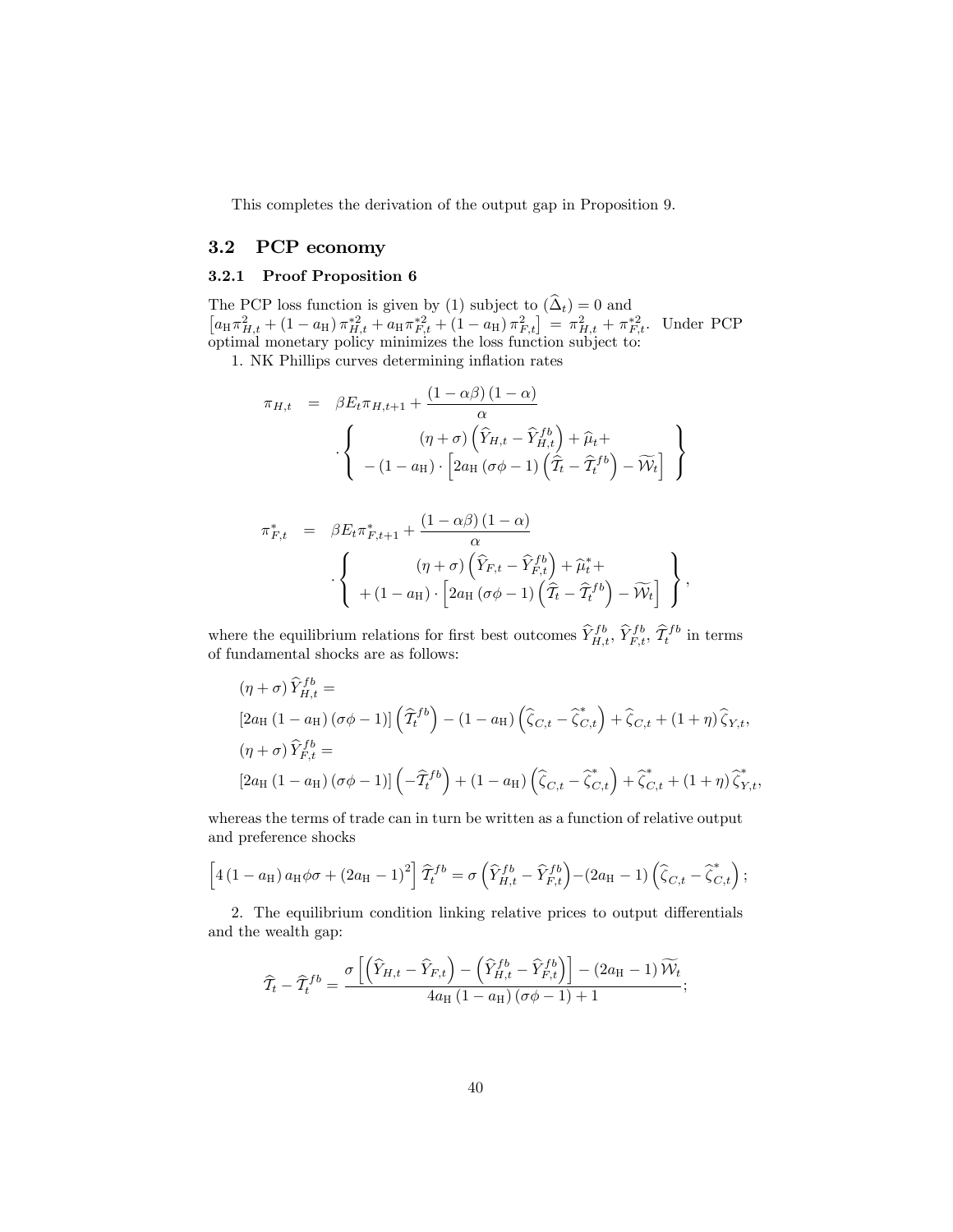This completes the derivation of the output gap in Proposition 9.

## 3.2 PCP economy

### 3.2.1 Proof Proposition 6

The PCP loss function is given by (1) subject to $(\widehat{\Delta}_t) = 0$ and $\left[a_{\rm H}\pi_{H,t}^2 + (1-a_{\rm H})\pi_{H,t}^{*2} + a_{\rm H}\pi_{F,t}^{*2} + (1-a_{\rm H})\pi_{F,t}^2\right] = \pi_{H,t}^2 + \pi_{F,t}^{*2}$. Under PCP optimal monetary policy minimizes the loss function subject to:

1. NK Phillips curves determining inflation rates

$$
\begin{aligned}
\pi_{H,t} &= \beta E_t \pi_{H,t+1} + \frac{(1-\alpha\beta)(1-\alpha)}{\alpha} \\
&\quad \cdot \left\{ \begin{array}{c} (\eta+\sigma)\left(\widehat{Y}_{H,t} - \widehat{Y}_{H,t}^{fb}\right) + \widehat{\mu}_t + \\ -(1-a_{\rm H}) \cdot \left[2a_{\rm H}(\sigma\phi - 1)\left(\widehat{\mathcal{T}}_t - \widehat{\mathcal{T}}_t^{fb}\right) - \widetilde{\mathcal{W}}_t\right] \end{array} \right\}
\end{aligned}
$$

$$
\begin{aligned}
\pi_{F,t}^* &= \beta E_t \pi_{F,t+1}^* + \frac{(1-\alpha\beta)(1-\alpha)}{\alpha} \\
&\quad \cdot \left\{ \begin{array}{c} (\eta+\sigma)\left(\widehat{Y}_{F,t} - \widehat{Y}_{F,t}^{fb}\right) + \widehat{\mu}_t^* + \\ +(1-a_{\rm H}) \cdot \left[2a_{\rm H}(\sigma\phi - 1)\left(\widehat{\mathcal{T}}_t - \widehat{\mathcal{T}}_t^{fb}\right) - \widetilde{\mathcal{W}}_t\right] \end{array} \right\},
\end{aligned}
$$

where the equilibrium relations for first best outcomes $\widehat{Y}_{H,t}^{fb}$, $\widehat{Y}_{F,t}^{fb}$, $\widehat{\mathcal{T}}_t^{fb}$ in terms of fundamental shocks are as follows:

$$
\begin{aligned}
&(\eta+\sigma)\widehat{Y}_{H,t}^{fb} = \\
&\left[2a_{\rm H}(1-a_{\rm H})(\sigma\phi-1)\right]\left(\widehat{\mathcal{T}}_t^{fb}\right) - (1-a_{\rm H})\left(\widehat{\zeta}_{C,t} - \widehat{\zeta}_{C,t}^*\right) + \widehat{\zeta}_{C,t} + (1+\eta)\widehat{\zeta}_{Y,t}, \\
&(\eta+\sigma)\widehat{Y}_{F,t}^{fb} = \\
&\left[2a_{\rm H}(1-a_{\rm H})(\sigma\phi-1)\right]\left(-\widehat{\mathcal{T}}_t^{fb}\right) + (1-a_{\rm H})\left(\widehat{\zeta}_{C,t} - \widehat{\zeta}_{C,t}^*\right) + \widehat{\zeta}_{C,t}^* + (1+\eta)\widehat{\zeta}_{Y,t}^*,
\end{aligned}
$$

whereas the terms of trade can in turn be written as a function of relative output and preference shocks

$$
\left[4(1-a_{\rm H})a_{\rm H}\phi\sigma + (2a_{\rm H}-1)^2\right]\widehat{\mathcal{T}}_t^{fb} = \sigma\left(\widehat{Y}_{H,t}^{fb} - \widehat{Y}_{F,t}^{fb}\right) - (2a_{\rm H}-1)\left(\widehat{\zeta}_{C,t} - \widehat{\zeta}_{C,t}^*\right);
$$

2. The equilibrium condition linking relative prices to output differentials and the wealth gap:

$$
\widehat{\mathcal{T}}_t - \widehat{\mathcal{T}}_t^{fb} = \frac{\sigma\left[\left(\widehat{Y}_{H,t} - \widehat{Y}_{F,t}\right) - \left(\widehat{Y}_{H,t}^{fb} - \widehat{Y}_{F,t}^{fb}\right)\right] - (2a_{\rm H}-1)\widetilde{\mathcal{W}}_t}{4a_{\rm H}(1-a_{\rm H})(\sigma\phi-1)+1};
$$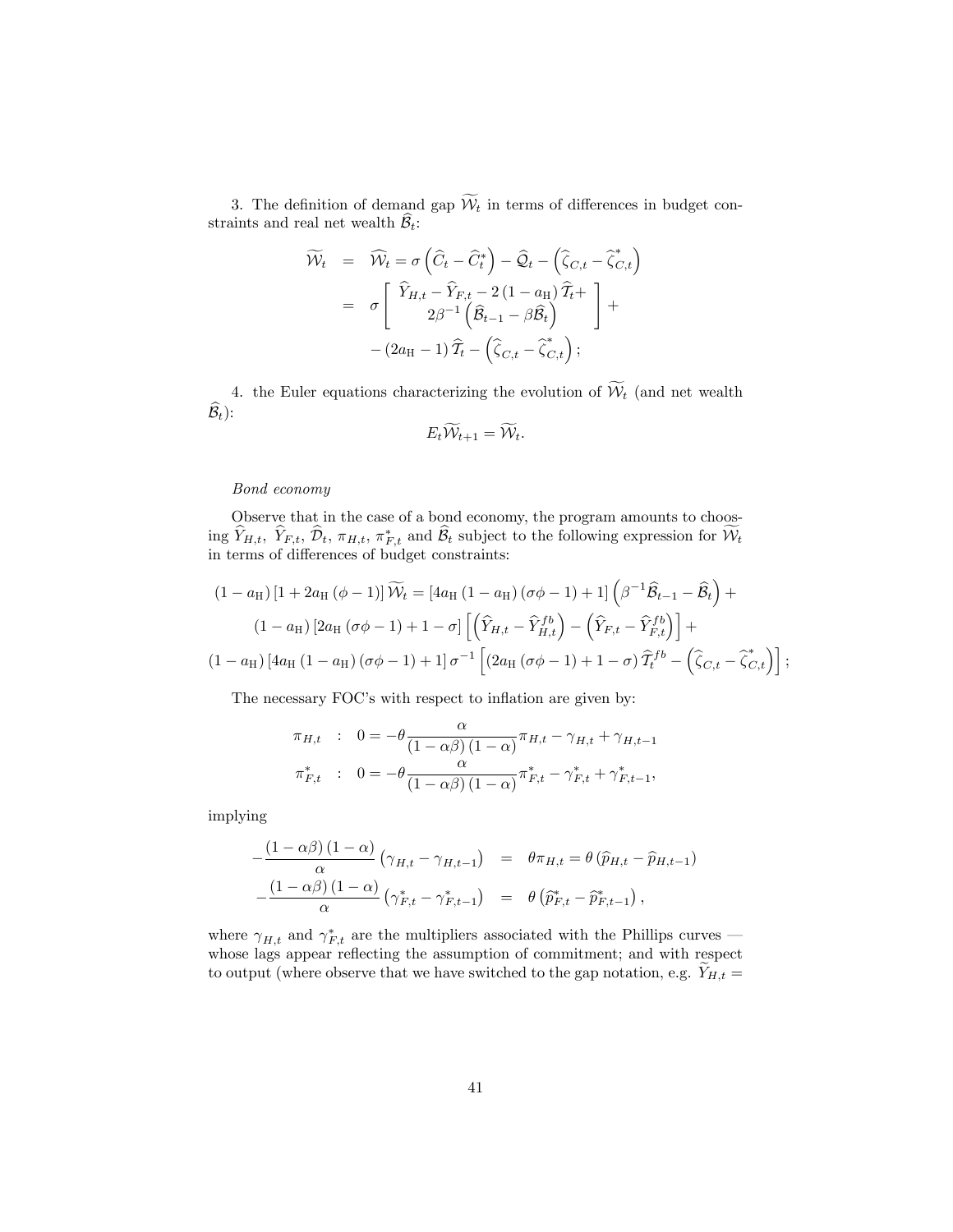3. The definition of demand gap $\widetilde{\mathcal{W}}_t$ in terms of differences in budget constraints and real net wealth $\widehat{\mathcal{B}}_t$:

$$
\begin{aligned}
\widetilde{\mathcal{W}}_t &= \widehat{\mathcal{W}}_t = \sigma\left(\widehat{C}_t - \widehat{C}_t^*\right) - \widehat{\mathcal{Q}}_t - \left(\widehat{\zeta}_{C,t} - \widehat{\zeta}_{C,t}^*\right) \\
&= \sigma \left[ \begin{array}{c} \widehat{Y}_{H,t} - \widehat{Y}_{F,t} - 2\left(1-a_{\mathrm{H}}\right)\widehat{\mathcal{T}}_t + \\ 2\beta^{-1}\left(\widehat{\mathcal{B}}_{t-1} - \beta\widehat{\mathcal{B}}_t\right) \end{array} \right] + \\
&\quad - \left(2a_{\mathrm{H}} - 1\right)\widehat{\mathcal{T}}_t - \left(\widehat{\zeta}_{C,t} - \widehat{\zeta}_{C,t}^*\right);
\end{aligned}
$$

4. the Euler equations characterizing the evolution of $\widetilde{\mathcal{W}}_t$ (and net wealth $\widehat{\mathcal{B}}_t$):

$$
E_t\widetilde{\mathcal{W}}_{t+1} = \widetilde{\mathcal{W}}_t.
$$

*Bond economy*

Observe that in the case of a bond economy, the program amounts to choosing $\widehat{Y}_{H,t}$, $\widehat{Y}_{F,t}$, $\widehat{\mathcal{D}}_t$, $\pi_{H,t}$, $\pi^*_{F,t}$ and $\widehat{\mathcal{B}}_t$ subject to the following expression for $\widetilde{\mathcal{W}}_t$ in terms of differences of budget constraints:

$$
\begin{aligned}
&\left(1-a_{\mathrm{H}}\right)\left[1+2a_{\mathrm{H}}\left(\phi-1\right)\right]\widetilde{\mathcal{W}}_t = \left[4a_{\mathrm{H}}\left(1-a_{\mathrm{H}}\right)\left(\sigma\phi-1\right)+1\right]\left(\beta^{-1}\widehat{\mathcal{B}}_{t-1} - \widehat{\mathcal{B}}_t\right) + \\
&\quad \left(1-a_{\mathrm{H}}\right)\left[2a_{\mathrm{H}}\left(\sigma\phi-1\right)+1-\sigma\right]\left[\left(\widehat{Y}_{H,t} - \widehat{Y}_{H,t}^{fb}\right) - \left(\widehat{Y}_{F,t} - \widehat{Y}_{F,t}^{fb}\right)\right] + \\
&\left(1-a_{\mathrm{H}}\right)\left[4a_{\mathrm{H}}\left(1-a_{\mathrm{H}}\right)\left(\sigma\phi-1\right)+1\right]\sigma^{-1}\left[\left(2a_{\mathrm{H}}\left(\sigma\phi-1\right)+1-\sigma\right)\widehat{\mathcal{T}}_t^{fb} - \left(\widehat{\zeta}_{C,t} - \widehat{\zeta}_{C,t}^*\right)\right];
\end{aligned}
$$

The necessary FOC's with respect to inflation are given by:

$$
\begin{aligned}
\pi_{H,t} &: \quad 0 = -\theta\frac{\alpha}{\left(1-\alpha\beta\right)\left(1-\alpha\right)}\pi_{H,t} - \gamma_{H,t} + \gamma_{H,t-1} \\
\pi^*_{F,t} &: \quad 0 = -\theta\frac{\alpha}{\left(1-\alpha\beta\right)\left(1-\alpha\right)}\pi^*_{F,t} - \gamma^*_{F,t} + \gamma^*_{F,t-1},
\end{aligned}
$$

implying

$$
\begin{aligned}
-\frac{\left(1-\alpha\beta\right)\left(1-\alpha\right)}{\alpha}\left(\gamma_{H,t} - \gamma_{H,t-1}\right) &= \theta\pi_{H,t} = \theta\left(\widehat{p}_{H,t} - \widehat{p}_{H,t-1}\right) \\
-\frac{\left(1-\alpha\beta\right)\left(1-\alpha\right)}{\alpha}\left(\gamma^*_{F,t} - \gamma^*_{F,t-1}\right) &= \theta\left(\widehat{p}^*_{F,t} - \widehat{p}^*_{F,t-1}\right),
\end{aligned}
$$

where $\gamma_{H,t}$ and $\gamma^*_{F,t}$ are the multipliers associated with the Phillips curves — whose lags appear reflecting the assumption of commitment; and with respect to output (where observe that we have switched to the gap notation, e.g. $\widetilde{Y}_{H,t} =$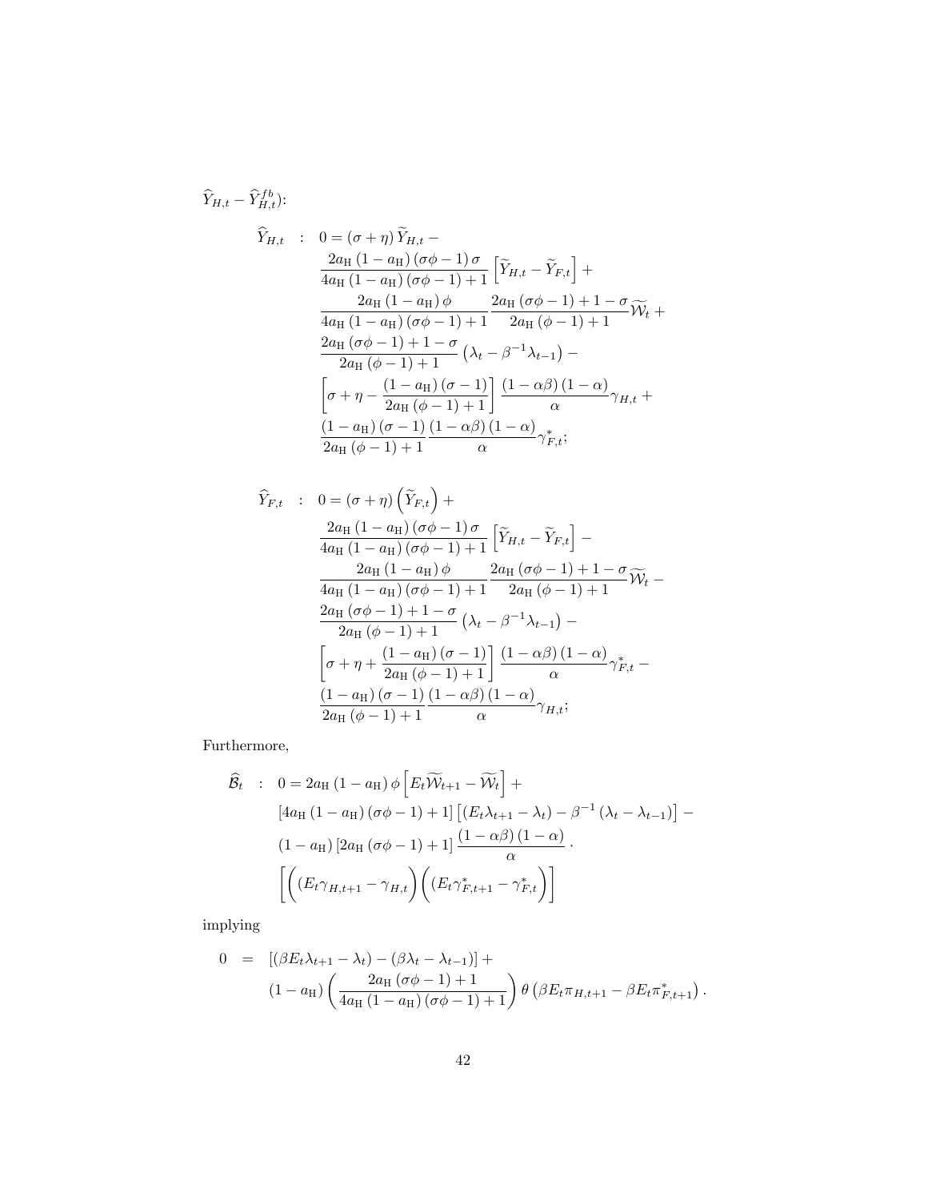$\widehat{Y}_{H,t}-\widehat{Y}^{fb}_{H,t}$):

$$
\begin{aligned}
\widehat{Y}_{H,t} \quad : \quad & 0=(\sigma+\eta)\,\widetilde{Y}_{H,t}- \\
& \frac{2a_{\rm H}\,(1-a_{\rm H})\,(\sigma\phi-1)\,\sigma}{4a_{\rm H}\,(1-a_{\rm H})\,(\sigma\phi-1)+1}\left[\widetilde{Y}_{H,t}-\widetilde{Y}_{F,t}\right]+ \\
& \frac{2a_{\rm H}\,(1-a_{\rm H})\,\phi}{4a_{\rm H}\,(1-a_{\rm H})\,(\sigma\phi-1)+1}\,\frac{2a_{\rm H}\,(\sigma\phi-1)+1-\sigma}{2a_{\rm H}\,(\phi-1)+1}\widetilde{\mathcal{W}}_t+ \\
& \frac{2a_{\rm H}\,(\sigma\phi-1)+1-\sigma}{2a_{\rm H}\,(\phi-1)+1}\left(\lambda_t-\beta^{-1}\lambda_{t-1}\right)- \\
& \left[\sigma+\eta-\frac{(1-a_{\rm H})\,(\sigma-1)}{2a_{\rm H}\,(\phi-1)+1}\right]\frac{(1-\alpha\beta)\,(1-\alpha)}{\alpha}\gamma_{H,t}+ \\
& \frac{(1-a_{\rm H})\,(\sigma-1)}{2a_{\rm H}\,(\phi-1)+1}\,\frac{(1-\alpha\beta)\,(1-\alpha)}{\alpha}\gamma^{*}_{F,t};
\end{aligned}
$$

$$
\begin{aligned}
\widehat{Y}_{F,t} \quad : \quad & 0=(\sigma+\eta)\left(\widetilde{Y}_{F,t}\right)+ \\
& \frac{2a_{\rm H}\,(1-a_{\rm H})\,(\sigma\phi-1)\,\sigma}{4a_{\rm H}\,(1-a_{\rm H})\,(\sigma\phi-1)+1}\left[\widetilde{Y}_{H,t}-\widetilde{Y}_{F,t}\right]- \\
& \frac{2a_{\rm H}\,(1-a_{\rm H})\,\phi}{4a_{\rm H}\,(1-a_{\rm H})\,(\sigma\phi-1)+1}\,\frac{2a_{\rm H}\,(\sigma\phi-1)+1-\sigma}{2a_{\rm H}\,(\phi-1)+1}\widetilde{\mathcal{W}}_t- \\
& \frac{2a_{\rm H}\,(\sigma\phi-1)+1-\sigma}{2a_{\rm H}\,(\phi-1)+1}\left(\lambda_t-\beta^{-1}\lambda_{t-1}\right)- \\
& \left[\sigma+\eta+\frac{(1-a_{\rm H})\,(\sigma-1)}{2a_{\rm H}\,(\phi-1)+1}\right]\frac{(1-\alpha\beta)\,(1-\alpha)}{\alpha}\gamma^{*}_{F,t}- \\
& \frac{(1-a_{\rm H})\,(\sigma-1)}{2a_{\rm H}\,(\phi-1)+1}\,\frac{(1-\alpha\beta)\,(1-\alpha)}{\alpha}\gamma_{H,t};
\end{aligned}
$$

Furthermore,

$$
\begin{aligned}
\widehat{\mathcal{B}}_t \quad : \quad & 0=2a_{\rm H}\,(1-a_{\rm H})\,\phi\left[E_t\widetilde{\mathcal{W}}_{t+1}-\widetilde{\mathcal{W}}_t\right]+ \\
& \left[4a_{\rm H}\,(1-a_{\rm H})\,(\sigma\phi-1)+1\right]\left[(E_t\lambda_{t+1}-\lambda_t)-\beta^{-1}\left(\lambda_t-\lambda_{t-1}\right)\right]- \\
& (1-a_{\rm H})\left[2a_{\rm H}\,(\sigma\phi-1)+1\right]\frac{(1-\alpha\beta)\,(1-\alpha)}{\alpha}\cdot \\
& \left[\left((E_t\gamma_{H,t+1}-\gamma_{H,t}\right)\left((E_t\gamma^{*}_{F,t+1}-\gamma^{*}_{F,t}\right)\right]
\end{aligned}
$$

implying

$$
\begin{aligned}
0 \quad = \quad & \left[(\beta E_t\lambda_{t+1}-\lambda_t)-(\beta\lambda_t-\lambda_{t-1})\right]+ \\
& (1-a_{\rm H})\left(\frac{2a_{\rm H}\,(\sigma\phi-1)+1}{4a_{\rm H}\,(1-a_{\rm H})\,(\sigma\phi-1)+1}\right)\theta\left(\beta E_t\pi_{H,t+1}-\beta E_t\pi^{*}_{F,t+1}\right).
\end{aligned}
$$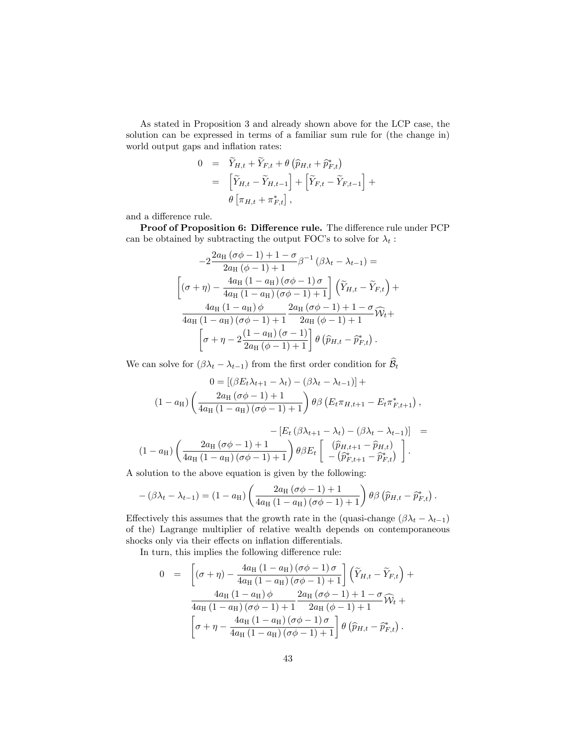As stated in Proposition 3 and already shown above for the LCP case, the solution can be expressed in terms of a familiar sum rule for (the change in) world output gaps and inflation rates:

$$
\begin{aligned}
0 &= \widetilde{Y}_{H,t} + \widetilde{Y}_{F,t} + \theta\left(\widehat{p}_{H,t} + \widehat{p}^*_{F,t}\right) \\
&= \left[\widetilde{Y}_{H,t} - \widetilde{Y}_{H,t-1}\right] + \left[\widetilde{Y}_{F,t} - \widetilde{Y}_{F,t-1}\right] + \\
&\quad \theta\left[\pi_{H,t} + \pi^*_{F,t}\right],
\end{aligned}
$$

and a difference rule.

**Proof of Proposition 6: Difference rule.** The difference rule under PCP can be obtained by subtracting the output FOC's to solve for $\lambda_t$ :

$$
\begin{aligned}
&-2\frac{2a_{\mathrm{H}}\left(\sigma\phi-1\right)+1-\sigma}{2a_{\mathrm{H}}\left(\phi-1\right)+1}\beta^{-1}\left(\beta\lambda_t-\lambda_{t-1}\right) = \\
&\left[(\sigma+\eta)-\frac{4a_{\mathrm{H}}\left(1-a_{\mathrm{H}}\right)\left(\sigma\phi-1\right)\sigma}{4a_{\mathrm{H}}\left(1-a_{\mathrm{H}}\right)\left(\sigma\phi-1\right)+1}\right]\left(\widetilde{Y}_{H,t}-\widetilde{Y}_{F,t}\right)+ \\
&\frac{4a_{\mathrm{H}}\left(1-a_{\mathrm{H}}\right)\phi}{4a_{\mathrm{H}}\left(1-a_{\mathrm{H}}\right)\left(\sigma\phi-1\right)+1}\frac{2a_{\mathrm{H}}\left(\sigma\phi-1\right)+1-\sigma}{2a_{\mathrm{H}}\left(\phi-1\right)+1}\widehat{\mathcal{W}}_t+ \\
&\left[\sigma+\eta-2\frac{\left(1-a_{\mathrm{H}}\right)\left(\sigma-1\right)}{2a_{\mathrm{H}}\left(\phi-1\right)+1}\right]\theta\left(\widehat{p}_{H,t}-\widehat{p}^*_{F,t}\right).
\end{aligned}
$$

We can solve for $(\beta\lambda_t - \lambda_{t-1})$ from the first order condition for $\widehat{\mathcal{B}}_t$

$$
\begin{aligned}
0 &= \left[\left(\beta E_t\lambda_{t+1}-\lambda_t\right)-\left(\beta\lambda_t-\lambda_{t-1}\right)\right]+ \\
&\left(1-a_{\mathrm{H}}\right)\left(\frac{2a_{\mathrm{H}}\left(\sigma\phi-1\right)+1}{4a_{\mathrm{H}}\left(1-a_{\mathrm{H}}\right)\left(\sigma\phi-1\right)+1}\right)\theta\beta\left(E_t\pi_{H,t+1}-E_t\pi^*_{F,t+1}\right),
\end{aligned}
$$

$$
\begin{aligned}
&-\left[E_t\left(\beta\lambda_{t+1}-\lambda_t\right)-\left(\beta\lambda_t-\lambda_{t-1}\right)\right] = \\
&\left(1-a_{\mathrm{H}}\right)\left(\frac{2a_{\mathrm{H}}\left(\sigma\phi-1\right)+1}{4a_{\mathrm{H}}\left(1-a_{\mathrm{H}}\right)\left(\sigma\phi-1\right)+1}\right)\theta\beta E_t\left[\begin{array}{c}\left(\widehat{p}_{H,t+1}-\widehat{p}_{H,t}\right)\\-\left(\widehat{p}^*_{F,t+1}-\widehat{p}^*_{F,t}\right)\end{array}\right].
\end{aligned}
$$

A solution to the above equation is given by the following:

$$
-\left(\beta\lambda_t-\lambda_{t-1}\right)=\left(1-a_{\mathrm{H}}\right)\left(\frac{2a_{\mathrm{H}}\left(\sigma\phi-1\right)+1}{4a_{\mathrm{H}}\left(1-a_{\mathrm{H}}\right)\left(\sigma\phi-1\right)+1}\right)\theta\beta\left(\widehat{p}_{H,t}-\widehat{p}^*_{F,t}\right).
$$

Effectively this assumes that the growth rate in the (quasi-change $(\beta\lambda_t - \lambda_{t-1})$ of the) Lagrange multiplier of relative wealth depends on contemporaneous shocks only via their effects on inflation differentials.

In turn, this implies the following difference rule:

$$
\begin{aligned}
0 \;=\; &\left[(\sigma+\eta)-\frac{4a_{\mathrm{H}}\left(1-a_{\mathrm{H}}\right)\left(\sigma\phi-1\right)\sigma}{4a_{\mathrm{H}}\left(1-a_{\mathrm{H}}\right)\left(\sigma\phi-1\right)+1}\right]\left(\widetilde{Y}_{H,t}-\widetilde{Y}_{F,t}\right)+ \\
&\frac{4a_{\mathrm{H}}\left(1-a_{\mathrm{H}}\right)\phi}{4a_{\mathrm{H}}\left(1-a_{\mathrm{H}}\right)\left(\sigma\phi-1\right)+1}\frac{2a_{\mathrm{H}}\left(\sigma\phi-1\right)+1-\sigma}{2a_{\mathrm{H}}\left(\phi-1\right)+1}\widehat{\mathcal{W}}_t+ \\
&\left[\sigma+\eta-\frac{4a_{\mathrm{H}}\left(1-a_{\mathrm{H}}\right)\left(\sigma\phi-1\right)\sigma}{4a_{\mathrm{H}}\left(1-a_{\mathrm{H}}\right)\left(\sigma\phi-1\right)+1}\right]\theta\left(\widehat{p}_{H,t}-\widehat{p}^*_{F,t}\right).
\end{aligned}
$$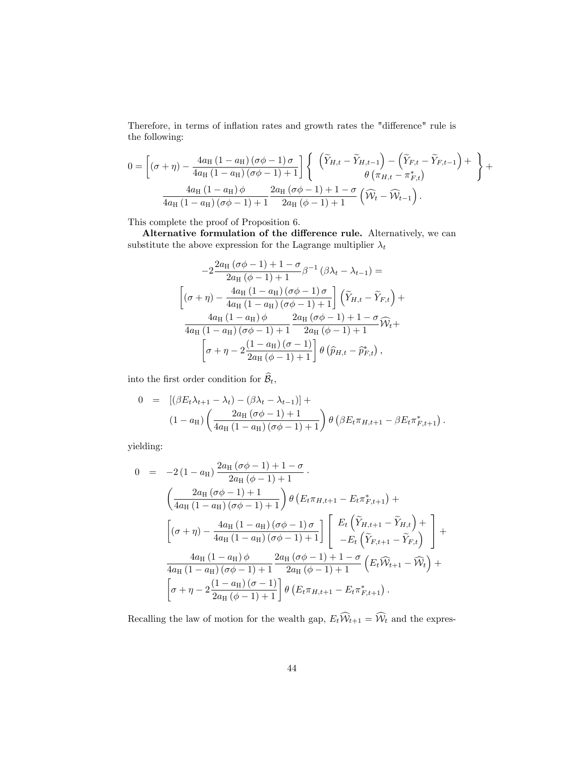Therefore, in terms of inflation rates and growth rates the "difference" rule is the following:

$$
0=\left[(\sigma+\eta)-\frac{4a_{\mathrm{H}}\left(1-a_{\mathrm{H}}\right)(\sigma\phi-1)\,\sigma}{4a_{\mathrm{H}}\left(1-a_{\mathrm{H}}\right)(\sigma\phi-1)+1}\right]\left\{\begin{array}{c}\left(\widetilde{Y}_{H,t}-\widetilde{Y}_{H,t-1}\right)-\left(\widetilde{Y}_{F,t}-\widetilde{Y}_{F,t-1}\right)+\\ \theta\left(\pi_{H,t}-\pi_{F,t}^{*}\right)\end{array}\right\}+
$$

$$
\frac{4a_{\mathrm{H}}\left(1-a_{\mathrm{H}}\right)\phi}{4a_{\mathrm{H}}\left(1-a_{\mathrm{H}}\right)(\sigma\phi-1)+1}\frac{2a_{\mathrm{H}}(\sigma\phi-1)+1-\sigma}{2a_{\mathrm{H}}(\phi-1)+1}\left(\widehat{\mathcal{W}}_{t}-\widehat{\mathcal{W}}_{t-1}\right).
$$

This complete the proof of Proposition 6.

**Alternative formulation of the difference rule.** Alternatively, we can substitute the above expression for the Lagrange multiplier $\lambda_t$

$$
\begin{gathered}
-2\frac{2a_{\mathrm{H}}(\sigma\phi-1)+1-\sigma}{2a_{\mathrm{H}}(\phi-1)+1}\beta^{-1}\left(\beta\lambda_{t}-\lambda_{t-1}\right)= \\
\left[(\sigma+\eta)-\frac{4a_{\mathrm{H}}\left(1-a_{\mathrm{H}}\right)(\sigma\phi-1)\,\sigma}{4a_{\mathrm{H}}\left(1-a_{\mathrm{H}}\right)(\sigma\phi-1)+1}\right]\left(\widetilde{Y}_{H,t}-\widetilde{Y}_{F,t}\right)+ \\
\frac{4a_{\mathrm{H}}\left(1-a_{\mathrm{H}}\right)\phi}{4a_{\mathrm{H}}\left(1-a_{\mathrm{H}}\right)(\sigma\phi-1)+1}\frac{2a_{\mathrm{H}}(\sigma\phi-1)+1-\sigma}{2a_{\mathrm{H}}(\phi-1)+1}\widehat{\mathcal{W}}_{t}+ \\
\left[\sigma+\eta-2\frac{\left(1-a_{\mathrm{H}}\right)(\sigma-1)}{2a_{\mathrm{H}}(\phi-1)+1}\right]\theta\left(\widehat{p}_{H,t}-\widehat{p}_{F,t}^{*}\right),
\end{gathered}
$$

into the first order condition for $\widehat{\mathcal{B}}_t$,

$$
\begin{aligned}
0 &= \left[\left(\beta E_{t}\lambda_{t+1}-\lambda_{t}\right)-\left(\beta\lambda_{t}-\lambda_{t-1}\right)\right]+ \\
&\quad \left(1-a_{\mathrm{H}}\right)\left(\frac{2a_{\mathrm{H}}(\sigma\phi-1)+1}{4a_{\mathrm{H}}\left(1-a_{\mathrm{H}}\right)(\sigma\phi-1)+1}\right)\theta\left(\beta E_{t}\pi_{H,t+1}-\beta E_{t}\pi_{F,t+1}^{*}\right).
\end{aligned}
$$

yielding:

$$
\begin{aligned}
0 &= -2\left(1-a_{\mathrm{H}}\right)\frac{2a_{\mathrm{H}}(\sigma\phi-1)+1-\sigma}{2a_{\mathrm{H}}(\phi-1)+1}\cdot \\
&\quad \left(\frac{2a_{\mathrm{H}}(\sigma\phi-1)+1}{4a_{\mathrm{H}}\left(1-a_{\mathrm{H}}\right)(\sigma\phi-1)+1}\right)\theta\left(E_{t}\pi_{H,t+1}-E_{t}\pi_{F,t+1}^{*}\right)+ \\
&\quad \left[(\sigma+\eta)-\frac{4a_{\mathrm{H}}\left(1-a_{\mathrm{H}}\right)(\sigma\phi-1)\,\sigma}{4a_{\mathrm{H}}\left(1-a_{\mathrm{H}}\right)(\sigma\phi-1)+1}\right]\left[\begin{array}{c}E_{t}\left(\widetilde{Y}_{H,t+1}-\widetilde{Y}_{H,t}\right)+\\ -E_{t}\left(\widetilde{Y}_{F,t+1}-\widetilde{Y}_{F,t}\right)\end{array}\right]+ \\
&\quad \frac{4a_{\mathrm{H}}\left(1-a_{\mathrm{H}}\right)\phi}{4a_{\mathrm{H}}\left(1-a_{\mathrm{H}}\right)(\sigma\phi-1)+1}\frac{2a_{\mathrm{H}}(\sigma\phi-1)+1-\sigma}{2a_{\mathrm{H}}(\phi-1)+1}\left(E_{t}\widehat{\mathcal{W}}_{t+1}-\widehat{\mathcal{W}}_{t}\right)+ \\
&\quad \left[\sigma+\eta-2\frac{\left(1-a_{\mathrm{H}}\right)(\sigma-1)}{2a_{\mathrm{H}}(\phi-1)+1}\right]\theta\left(E_{t}\pi_{H,t+1}-E_{t}\pi_{F,t+1}^{*}\right).
\end{aligned}
$$

Recalling the law of motion for the wealth gap, $E_t\widehat{\mathcal{W}}_{t+1}=\widehat{\mathcal{W}}_t$ and the expres-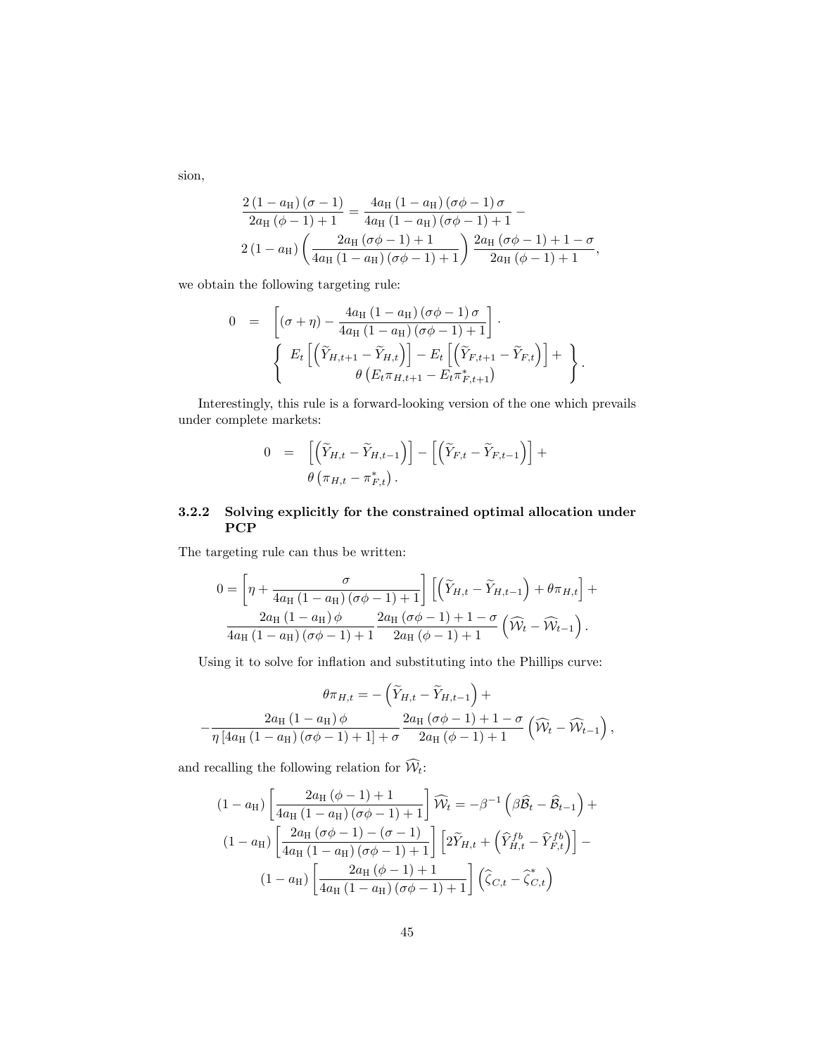sion,

$$
\frac{2(1-a_{\mathrm{H}})(\sigma-1)}{2a_{\mathrm{H}}(\phi-1)+1} = \frac{4a_{\mathrm{H}}(1-a_{\mathrm{H}})(\sigma\phi-1)\sigma}{4a_{\mathrm{H}}(1-a_{\mathrm{H}})(\sigma\phi-1)+1} - 
$$

$$
2(1-a_{\mathrm{H}})\left(\frac{2a_{\mathrm{H}}(\sigma\phi-1)+1}{4a_{\mathrm{H}}(1-a_{\mathrm{H}})(\sigma\phi-1)+1}\right)\frac{2a_{\mathrm{H}}(\sigma\phi-1)+1-\sigma}{2a_{\mathrm{H}}(\phi-1)+1},
$$

we obtain the following targeting rule:

$$
\begin{aligned}
0 \quad = \quad & \left[(\sigma+\eta) - \frac{4a_{\mathrm{H}}(1-a_{\mathrm{H}})(\sigma\phi-1)\sigma}{4a_{\mathrm{H}}(1-a_{\mathrm{H}})(\sigma\phi-1)+1}\right] \cdot \\
& \left\{ \begin{array}{c} E_t\left[\left(\widetilde{Y}_{H,t+1} - \widetilde{Y}_{H,t}\right)\right] - E_t\left[\left(\widetilde{Y}_{F,t+1} - \widetilde{Y}_{F,t}\right)\right] + \\ \theta\left(E_t\pi_{H,t+1} - E_t\pi^*_{F,t+1}\right) \end{array} \right\}.
\end{aligned}
$$

Interestingly, this rule is a forward-looking version of the one which prevails under complete markets:

$$
\begin{aligned}
0 \quad = \quad & \left[\left(\widetilde{Y}_{H,t} - \widetilde{Y}_{H,t-1}\right)\right] - \left[\left(\widetilde{Y}_{F,t} - \widetilde{Y}_{F,t-1}\right)\right] + \\
& \theta\left(\pi_{H,t} - \pi^*_{F,t}\right).
\end{aligned}
$$

### 3.2.2 Solving explicitly for the constrained optimal allocation under PCP

The targeting rule can thus be written:

$$
0 = \left[\eta + \frac{\sigma}{4a_{\mathrm{H}}(1-a_{\mathrm{H}})(\sigma\phi-1)+1}\right]\left[\left(\widetilde{Y}_{H,t} - \widetilde{Y}_{H,t-1}\right) + \theta\pi_{H,t}\right] + 
$$

$$
\frac{2a_{\mathrm{H}}(1-a_{\mathrm{H}})\phi}{4a_{\mathrm{H}}(1-a_{\mathrm{H}})(\sigma\phi-1)+1}\frac{2a_{\mathrm{H}}(\sigma\phi-1)+1-\sigma}{2a_{\mathrm{H}}(\phi-1)+1}\left(\widehat{\mathcal{W}}_t - \widehat{\mathcal{W}}_{t-1}\right).
$$

Using it to solve for inflation and substituting into the Phillips curve:

$$
\theta\pi_{H,t} = -\left(\widetilde{Y}_{H,t} - \widetilde{Y}_{H,t-1}\right) + 
$$

$$
-\frac{2a_{\mathrm{H}}(1-a_{\mathrm{H}})\phi}{\eta\left[4a_{\mathrm{H}}(1-a_{\mathrm{H}})(\sigma\phi-1)+1\right]+\sigma}\frac{2a_{\mathrm{H}}(\sigma\phi-1)+1-\sigma}{2a_{\mathrm{H}}(\phi-1)+1}\left(\widehat{\mathcal{W}}_t - \widehat{\mathcal{W}}_{t-1}\right),
$$

and recalling the following relation for $\widehat{\mathcal{W}}_t$:

$$
(1-a_{\mathrm{H}})\left[\frac{2a_{\mathrm{H}}(\phi-1)+1}{4a_{\mathrm{H}}(1-a_{\mathrm{H}})(\sigma\phi-1)+1}\right]\widehat{\mathcal{W}}_t = -\beta^{-1}\left(\beta\widehat{\mathcal{B}}_t - \widehat{\mathcal{B}}_{t-1}\right) + 
$$

$$
(1-a_{\mathrm{H}})\left[\frac{2a_{\mathrm{H}}(\sigma\phi-1)-(\sigma-1)}{4a_{\mathrm{H}}(1-a_{\mathrm{H}})(\sigma\phi-1)+1}\right]\left[2\widetilde{Y}_{H,t} + \left(\widehat{Y}^{fb}_{H,t} - \widehat{Y}^{fb}_{F,t}\right)\right] - 
$$

$$
(1-a_{\mathrm{H}})\left[\frac{2a_{\mathrm{H}}(\phi-1)+1}{4a_{\mathrm{H}}(1-a_{\mathrm{H}})(\sigma\phi-1)+1}\right]\left(\widehat{\zeta}_{C,t} - \widehat{\zeta}^*_{C,t}\right)
$$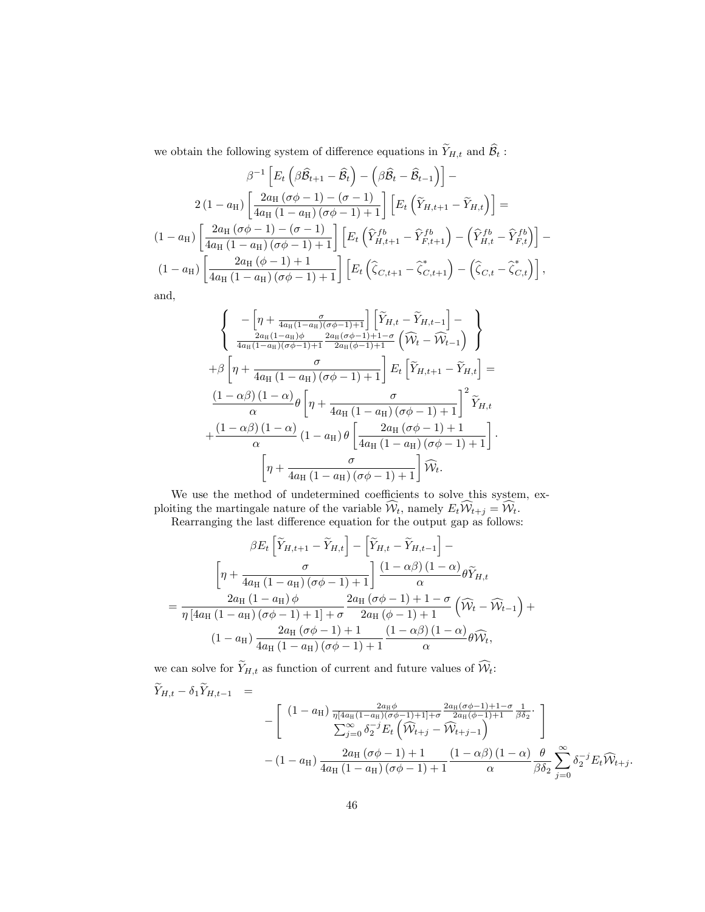we obtain the following system of difference equations in $\widetilde{Y}_{H,t}$ and $\widehat{\mathcal{B}}_t$ :

$$
\begin{gathered}
\beta^{-1}\left[E_t\left(\beta\widehat{\mathcal{B}}_{t+1}-\widehat{\mathcal{B}}_t\right)-\left(\beta\widehat{\mathcal{B}}_t-\widehat{\mathcal{B}}_{t-1}\right)\right]- \\
2\left(1-a_{\mathrm{H}}\right)\left[\frac{2a_{\mathrm{H}}\left(\sigma\phi-1\right)-\left(\sigma-1\right)}{4a_{\mathrm{H}}\left(1-a_{\mathrm{H}}\right)\left(\sigma\phi-1\right)+1}\right]\left[E_t\left(\widetilde{Y}_{H,t+1}-\widetilde{Y}_{H,t}\right)\right]= \\
\left(1-a_{\mathrm{H}}\right)\left[\frac{2a_{\mathrm{H}}\left(\sigma\phi-1\right)-\left(\sigma-1\right)}{4a_{\mathrm{H}}\left(1-a_{\mathrm{H}}\right)\left(\sigma\phi-1\right)+1}\right]\left[E_t\left(\widehat{Y}^{fb}_{H,t+1}-\widehat{Y}^{fb}_{F,t+1}\right)-\left(\widehat{Y}^{fb}_{H,t}-\widehat{Y}^{fb}_{F,t}\right)\right]- \\
\left(1-a_{\mathrm{H}}\right)\left[\frac{2a_{\mathrm{H}}\left(\phi-1\right)+1}{4a_{\mathrm{H}}\left(1-a_{\mathrm{H}}\right)\left(\sigma\phi-1\right)+1}\right]\left[E_t\left(\widehat{\zeta}_{C,t+1}-\widehat{\zeta}^{*}_{C,t+1}\right)-\left(\widehat{\zeta}_{C,t}-\widehat{\zeta}^{*}_{C,t}\right)\right],
\end{gathered}
$$

and,

$$
\begin{gathered}
\left\{\begin{array}{c}
-\left[\eta+\frac{\sigma}{4a_{\mathrm{H}}(1-a_{\mathrm{H}})(\sigma\phi-1)+1}\right]\left[\widetilde{Y}_{H,t}-\widetilde{Y}_{H,t-1}\right]- \\
\frac{2a_{\mathrm{H}}(1-a_{\mathrm{H}})\phi}{4a_{\mathrm{H}}(1-a_{\mathrm{H}})(\sigma\phi-1)+1}\frac{2a_{\mathrm{H}}(\sigma\phi-1)+1-\sigma}{2a_{\mathrm{H}}(\phi-1)+1}\left(\widehat{\mathcal{W}}_t-\widehat{\mathcal{W}}_{t-1}\right)
\end{array}\right\} \\
+\beta\left[\eta+\frac{\sigma}{4a_{\mathrm{H}}\left(1-a_{\mathrm{H}}\right)\left(\sigma\phi-1\right)+1}\right]E_t\left[\widetilde{Y}_{H,t+1}-\widetilde{Y}_{H,t}\right]= \\
\frac{\left(1-\alpha\beta\right)\left(1-\alpha\right)}{\alpha}\theta\left[\eta+\frac{\sigma}{4a_{\mathrm{H}}\left(1-a_{\mathrm{H}}\right)\left(\sigma\phi-1\right)+1}\right]^2\widetilde{Y}_{H,t} \\
+\frac{\left(1-\alpha\beta\right)\left(1-\alpha\right)}{\alpha}\left(1-a_{\mathrm{H}}\right)\theta\left[\frac{2a_{\mathrm{H}}\left(\sigma\phi-1\right)+1}{4a_{\mathrm{H}}\left(1-a_{\mathrm{H}}\right)\left(\sigma\phi-1\right)+1}\right]\cdot \\
\left[\eta+\frac{\sigma}{4a_{\mathrm{H}}\left(1-a_{\mathrm{H}}\right)\left(\sigma\phi-1\right)+1}\right]\widehat{\mathcal{W}}_t.
\end{gathered}
$$

We use the method of undetermined coefficients to solve this system, exploiting the martingale nature of the variable $\widehat{\mathcal{W}}_t$, namely $E_t\widehat{\mathcal{W}}_{t+j}=\widehat{\mathcal{W}}_t$.

Rearranging the last difference equation for the output gap as follows:

$$
\begin{gathered}
\beta E_t\left[\widetilde{Y}_{H,t+1}-\widetilde{Y}_{H,t}\right]-\left[\widetilde{Y}_{H,t}-\widetilde{Y}_{H,t-1}\right]- \\
\left[\eta+\frac{\sigma}{4a_{\mathrm{H}}\left(1-a_{\mathrm{H}}\right)\left(\sigma\phi-1\right)+1}\right]\frac{\left(1-\alpha\beta\right)\left(1-\alpha\right)}{\alpha}\theta\widetilde{Y}_{H,t} \\
=\frac{2a_{\mathrm{H}}\left(1-a_{\mathrm{H}}\right)\phi}{\eta\left[4a_{\mathrm{H}}\left(1-a_{\mathrm{H}}\right)\left(\sigma\phi-1\right)+1\right]+\sigma}\frac{2a_{\mathrm{H}}\left(\sigma\phi-1\right)+1-\sigma}{2a_{\mathrm{H}}\left(\phi-1\right)+1}\left(\widehat{\mathcal{W}}_t-\widehat{\mathcal{W}}_{t-1}\right)+ \\
\left(1-a_{\mathrm{H}}\right)\frac{2a_{\mathrm{H}}\left(\sigma\phi-1\right)+1}{4a_{\mathrm{H}}\left(1-a_{\mathrm{H}}\right)\left(\sigma\phi-1\right)+1}\frac{\left(1-\alpha\beta\right)\left(1-\alpha\right)}{\alpha}\theta\widehat{\mathcal{W}}_t,
\end{gathered}
$$

we can solve for $\widetilde{Y}_{H,t}$ as function of current and future values of $\widehat{\mathcal{W}}_t$:

$$
\begin{aligned}
\widetilde{Y}_{H,t}-\delta_1\widetilde{Y}_{H,t-1} \quad = & \\
& -\left[\begin{array}{c}
\left(1-a_{\mathrm{H}}\right)\frac{2a_{\mathrm{H}}\phi}{\eta[4a_{\mathrm{H}}(1-a_{\mathrm{H}})(\sigma\phi-1)+1]+\sigma}\frac{2a_{\mathrm{H}}(\sigma\phi-1)+1-\sigma}{2a_{\mathrm{H}}(\phi-1)+1}\frac{1}{\beta\delta_2}\cdot \\
\sum_{j=0}^{\infty}\delta_2^{-j}E_t\left(\widehat{\mathcal{W}}_{t+j}-\widehat{\mathcal{W}}_{t+j-1}\right)
\end{array}\right] \\
& -\left(1-a_{\mathrm{H}}\right)\frac{2a_{\mathrm{H}}\left(\sigma\phi-1\right)+1}{4a_{\mathrm{H}}\left(1-a_{\mathrm{H}}\right)\left(\sigma\phi-1\right)+1}\frac{\left(1-\alpha\beta\right)\left(1-\alpha\right)}{\alpha}\frac{\theta}{\beta\delta_2}\sum_{j=0}^{\infty}\delta_2^{-j}E_t\widehat{\mathcal{W}}_{t+j}.
\end{aligned}
$$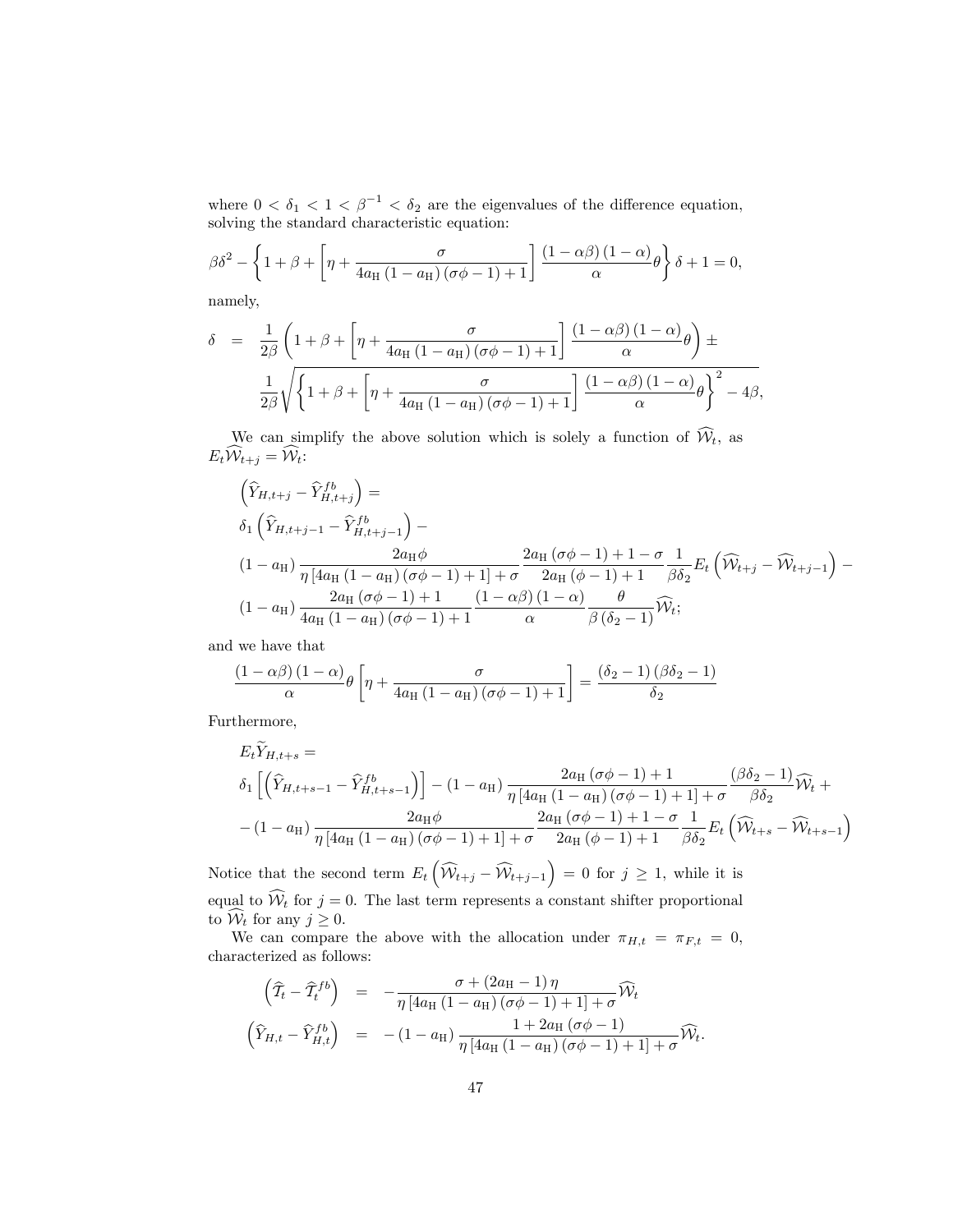where $0 < \delta_1 < 1 < \beta^{-1} < \delta_2$ are the eigenvalues of the difference equation, solving the standard characteristic equation:

$$\beta\delta^2 - \left\{1 + \beta + \left[\eta + \frac{\sigma}{4a_{\rm H}(1-a_{\rm H})(\sigma\phi - 1) + 1}\right]\frac{(1-\alpha\beta)(1-\alpha)}{\alpha}\theta\right\}\delta + 1 = 0,$$

namely,

$$\begin{aligned}
\delta &= \frac{1}{2\beta}\left(1 + \beta + \left[\eta + \frac{\sigma}{4a_{\rm H}(1-a_{\rm H})(\sigma\phi - 1) + 1}\right]\frac{(1-\alpha\beta)(1-\alpha)}{\alpha}\theta\right) \pm \\
&\quad \frac{1}{2\beta}\sqrt{\left\{1 + \beta + \left[\eta + \frac{\sigma}{4a_{\rm H}(1-a_{\rm H})(\sigma\phi - 1) + 1}\right]\frac{(1-\alpha\beta)(1-\alpha)}{\alpha}\theta\right\}^2 - 4\beta},
\end{aligned}$$

We can simplify the above solution which is solely a function of $\widehat{\mathcal{W}}_t$, as $E_t\widehat{\mathcal{W}}_{t+j} = \widehat{\mathcal{W}}_t$:

$$\begin{aligned}
&\left(\widehat{Y}_{H,t+j} - \widehat{Y}^{fb}_{H,t+j}\right) = \\
&\delta_1\left(\widehat{Y}_{H,t+j-1} - \widehat{Y}^{fb}_{H,t+j-1}\right) - \\
&(1-a_{\rm H})\frac{2a_{\rm H}\phi}{\eta\left[4a_{\rm H}(1-a_{\rm H})(\sigma\phi - 1) + 1\right] + \sigma}\frac{2a_{\rm H}(\sigma\phi - 1) + 1 - \sigma}{2a_{\rm H}(\phi - 1) + 1}\frac{1}{\beta\delta_2}E_t\left(\widehat{\mathcal{W}}_{t+j} - \widehat{\mathcal{W}}_{t+j-1}\right) - \\
&(1-a_{\rm H})\frac{2a_{\rm H}(\sigma\phi - 1) + 1}{4a_{\rm H}(1-a_{\rm H})(\sigma\phi - 1) + 1}\frac{(1-\alpha\beta)(1-\alpha)}{\alpha}\frac{\theta}{\beta(\delta_2 - 1)}\widehat{\mathcal{W}}_t;
\end{aligned}$$

and we have that

$$\frac{(1-\alpha\beta)(1-\alpha)}{\alpha}\theta\left[\eta + \frac{\sigma}{4a_{\rm H}(1-a_{\rm H})(\sigma\phi - 1) + 1}\right] = \frac{(\delta_2 - 1)(\beta\delta_2 - 1)}{\delta_2}$$

Furthermore,

$$\begin{aligned}
&E_t\widetilde{Y}_{H,t+s} = \\
&\delta_1\left[\left(\widehat{Y}_{H,t+s-1} - \widehat{Y}^{fb}_{H,t+s-1}\right)\right] - (1-a_{\rm H})\frac{2a_{\rm H}(\sigma\phi - 1) + 1}{\eta\left[4a_{\rm H}(1-a_{\rm H})(\sigma\phi - 1) + 1\right] + \sigma}\frac{(\beta\delta_2 - 1)}{\beta\delta_2}\widehat{\mathcal{W}}_t + \\
&-(1-a_{\rm H})\frac{2a_{\rm H}\phi}{\eta\left[4a_{\rm H}(1-a_{\rm H})(\sigma\phi - 1) + 1\right] + \sigma}\frac{2a_{\rm H}(\sigma\phi - 1) + 1 - \sigma}{2a_{\rm H}(\phi - 1) + 1}\frac{1}{\beta\delta_2}E_t\left(\widehat{\mathcal{W}}_{t+s} - \widehat{\mathcal{W}}_{t+s-1}\right)
\end{aligned}$$

Notice that the second term $E_t\left(\widehat{\mathcal{W}}_{t+j} - \widehat{\mathcal{W}}_{t+j-1}\right) = 0$ for $j \geq 1$, while it is equal to $\widehat{\mathcal{W}}_t$ for $j = 0$. The last term represents a constant shifter proportional to $\widehat{\mathcal{W}}_t$ for any $j \geq 0$.

We can compare the above with the allocation under $\pi_{H,t} = \pi_{F,t} = 0$, characterized as follows:

$$\begin{aligned}
\left(\widehat{\mathcal{T}}_t - \widehat{\mathcal{T}}^{fb}_t\right) &= -\frac{\sigma + (2a_{\rm H} - 1)\eta}{\eta\left[4a_{\rm H}(1-a_{\rm H})(\sigma\phi - 1) + 1\right] + \sigma}\widehat{\mathcal{W}}_t \\
\left(\widehat{Y}_{H,t} - \widehat{Y}^{fb}_{H,t}\right) &= -(1-a_{\rm H})\frac{1 + 2a_{\rm H}(\sigma\phi - 1)}{\eta\left[4a_{\rm H}(1-a_{\rm H})(\sigma\phi - 1) + 1\right] + \sigma}\widehat{\mathcal{W}}_t.
\end{aligned}$$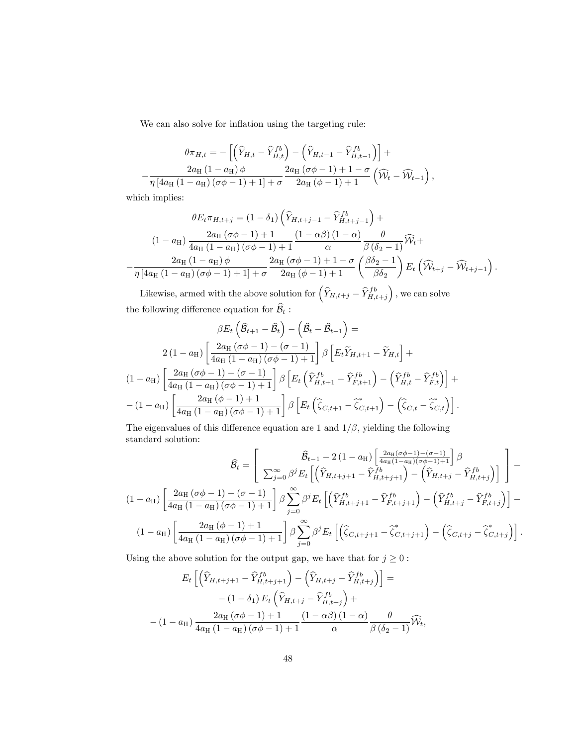We can also solve for inflation using the targeting rule:

$$\theta\pi_{H,t} = -\left[\left(\widehat{Y}_{H,t} - \widehat{Y}_{H,t}^{fb}\right) - \left(\widehat{Y}_{H,t-1} - \widehat{Y}_{H,t-1}^{fb}\right)\right] +$$
$$-\frac{2a_{\rm H}\left(1-a_{\rm H}\right)\phi}{\eta\left[4a_{\rm H}\left(1-a_{\rm H}\right)\left(\sigma\phi-1\right)+1\right]+\sigma}\frac{2a_{\rm H}\left(\sigma\phi-1\right)+1-\sigma}{2a_{\rm H}\left(\phi-1\right)+1}\left(\widehat{\mathcal{W}}_t - \widehat{\mathcal{W}}_{t-1}\right),$$

which implies:

$$\theta E_t\pi_{H,t+j} = \left(1-\delta_1\right)\left(\widehat{Y}_{H,t+j-1} - \widehat{Y}_{H,t+j-1}^{fb}\right) +$$
$$\left(1-a_{\rm H}\right)\frac{2a_{\rm H}\left(\sigma\phi-1\right)+1}{4a_{\rm H}\left(1-a_{\rm H}\right)\left(\sigma\phi-1\right)+1}\frac{\left(1-\alpha\beta\right)\left(1-\alpha\right)}{\alpha}\frac{\theta}{\beta\left(\delta_2-1\right)}\widehat{\mathcal{W}}_t +$$
$$-\frac{2a_{\rm H}\left(1-a_{\rm H}\right)\phi}{\eta\left[4a_{\rm H}\left(1-a_{\rm H}\right)\left(\sigma\phi-1\right)+1\right]+\sigma}\frac{2a_{\rm H}\left(\sigma\phi-1\right)+1-\sigma}{2a_{\rm H}\left(\phi-1\right)+1}\left(\frac{\beta\delta_2-1}{\beta\delta_2}\right)E_t\left(\widehat{\mathcal{W}}_{t+j} - \widehat{\mathcal{W}}_{t+j-1}\right).$$

Likewise, armed with the above solution for $\left(\widehat{Y}_{H,t+j} - \widehat{Y}_{H,t+j}^{fb}\right)$, we can solve the following difference equation for $\widehat{\mathcal{B}}_t$ :

$$\beta E_t\left(\widehat{\mathcal{B}}_{t+1} - \widehat{\mathcal{B}}_t\right) - \left(\widehat{\mathcal{B}}_t - \widehat{\mathcal{B}}_{t-1}\right) =$$
$$2\left(1-a_{\rm H}\right)\left[\frac{2a_{\rm H}\left(\sigma\phi-1\right)-\left(\sigma-1\right)}{4a_{\rm H}\left(1-a_{\rm H}\right)\left(\sigma\phi-1\right)+1}\right]\beta\left[E_t\widetilde{Y}_{H,t+1} - \widetilde{Y}_{H,t}\right] +$$
$$\left(1-a_{\rm H}\right)\left[\frac{2a_{\rm H}\left(\sigma\phi-1\right)-\left(\sigma-1\right)}{4a_{\rm H}\left(1-a_{\rm H}\right)\left(\sigma\phi-1\right)+1}\right]\beta\left[E_t\left(\widehat{Y}_{H,t+1}^{fb} - \widehat{Y}_{F,t+1}^{fb}\right) - \left(\widehat{Y}_{H,t}^{fb} - \widehat{Y}_{F,t}^{fb}\right)\right] +$$
$$-\left(1-a_{\rm H}\right)\left[\frac{2a_{\rm H}\left(\phi-1\right)+1}{4a_{\rm H}\left(1-a_{\rm H}\right)\left(\sigma\phi-1\right)+1}\right]\beta\left[E_t\left(\widehat{\zeta}_{C,t+1} - \widehat{\zeta}_{C,t+1}^{*}\right) - \left(\widehat{\zeta}_{C,t} - \widehat{\zeta}_{C,t}^{*}\right)\right].$$

The eigenvalues of this difference equation are 1 and $1/\beta$, yielding the following standard solution:

$$\widehat{\mathcal{B}}_t = \left[\begin{array}{c}\widehat{\mathcal{B}}_{t-1} - 2\left(1-a_{\rm H}\right)\left[\frac{2a_{\rm H}\left(\sigma\phi-1\right)-\left(\sigma-1\right)}{4a_{\rm H}\left(1-a_{\rm H}\right)\left(\sigma\phi-1\right)+1}\right]\beta \\ \sum_{j=0}^{\infty}\beta^j E_t\left[\left(\widehat{Y}_{H,t+j+1} - \widehat{Y}_{H,t+j+1}^{fb}\right) - \left(\widehat{Y}_{H,t+j} - \widehat{Y}_{H,t+j}^{fb}\right)\right]\end{array}\right] -$$
$$\left(1-a_{\rm H}\right)\left[\frac{2a_{\rm H}\left(\sigma\phi-1\right)-\left(\sigma-1\right)}{4a_{\rm H}\left(1-a_{\rm H}\right)\left(\sigma\phi-1\right)+1}\right]\beta\sum_{j=0}^{\infty}\beta^j E_t\left[\left(\widehat{Y}_{H,t+j+1}^{fb} - \widehat{Y}_{F,t+j+1}^{fb}\right) - \left(\widehat{Y}_{H,t+j}^{fb} - \widehat{Y}_{F,t+j}^{fb}\right)\right] -$$
$$\left(1-a_{\rm H}\right)\left[\frac{2a_{\rm H}\left(\phi-1\right)+1}{4a_{\rm H}\left(1-a_{\rm H}\right)\left(\sigma\phi-1\right)+1}\right]\beta\sum_{j=0}^{\infty}\beta^j E_t\left[\left(\widehat{\zeta}_{C,t+j+1} - \widehat{\zeta}_{C,t+j+1}^{*}\right) - \left(\widehat{\zeta}_{C,t+j} - \widehat{\zeta}_{C,t+j}^{*}\right)\right].$$

Using the above solution for the output gap, we have that for $j \geq 0$ :

$$E_t\left[\left(\widehat{Y}_{H,t+j+1} - \widehat{Y}_{H,t+j+1}^{fb}\right) - \left(\widehat{Y}_{H,t+j} - \widehat{Y}_{H,t+j}^{fb}\right)\right] =$$
$$-\left(1-\delta_1\right)E_t\left(\widehat{Y}_{H,t+j} - \widehat{Y}_{H,t+j}^{fb}\right) +$$
$$-\left(1-a_{\rm H}\right)\frac{2a_{\rm H}\left(\sigma\phi-1\right)+1}{4a_{\rm H}\left(1-a_{\rm H}\right)\left(\sigma\phi-1\right)+1}\frac{\left(1-\alpha\beta\right)\left(1-\alpha\right)}{\alpha}\frac{\theta}{\beta\left(\delta_2-1\right)}\widehat{\mathcal{W}}_t,$$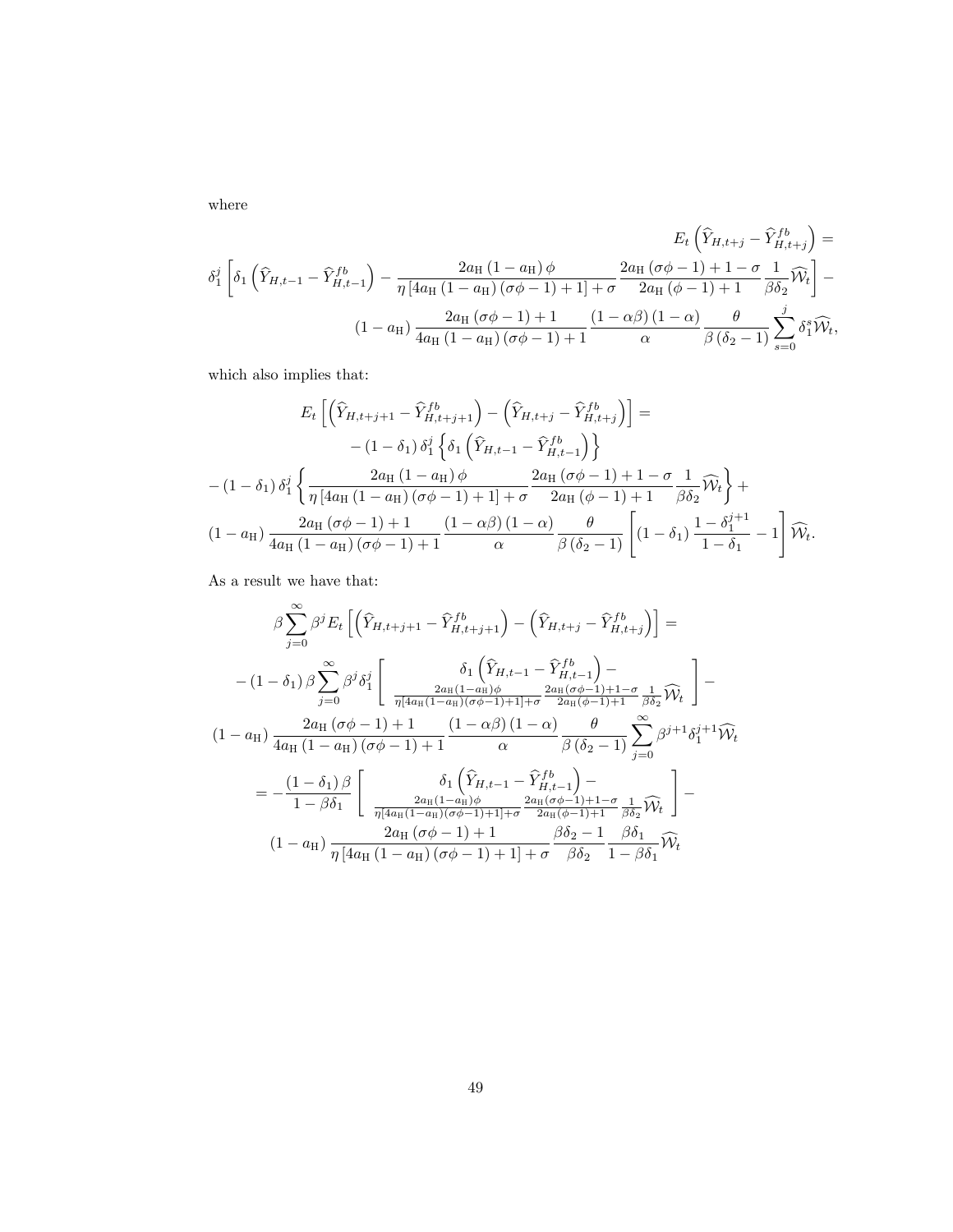where

$$
E_t\left(\widehat{Y}_{H,t+j}-\widehat{Y}_{H,t+j}^{fb}\right)=
$$

$$
\delta_1^j\left[\delta_1\left(\widehat{Y}_{H,t-1}-\widehat{Y}_{H,t-1}^{fb}\right)-\frac{2a_{\mathrm{H}}\left(1-a_{\mathrm{H}}\right)\phi}{\eta\left[4a_{\mathrm{H}}\left(1-a_{\mathrm{H}}\right)\left(\sigma\phi-1\right)+1\right]+\sigma}\frac{2a_{\mathrm{H}}\left(\sigma\phi-1\right)+1-\sigma}{2a_{\mathrm{H}}\left(\phi-1\right)+1}\frac{1}{\beta\delta_2}\widehat{\mathcal{W}}_t\right]-
$$

$$
\left(1-a_{\mathrm{H}}\right)\frac{2a_{\mathrm{H}}\left(\sigma\phi-1\right)+1}{4a_{\mathrm{H}}\left(1-a_{\mathrm{H}}\right)\left(\sigma\phi-1\right)+1}\frac{\left(1-\alpha\beta\right)\left(1-\alpha\right)}{\alpha}\frac{\theta}{\beta\left(\delta_2-1\right)}\sum_{s=0}^{j}\delta_1^s\widehat{\mathcal{W}}_t,
$$

which also implies that:

$$
E_t\left[\left(\widehat{Y}_{H,t+j+1}-\widehat{Y}_{H,t+j+1}^{fb}\right)-\left(\widehat{Y}_{H,t+j}-\widehat{Y}_{H,t+j}^{fb}\right)\right]=
$$

$$
-\left(1-\delta_1\right)\delta_1^j\left\{\delta_1\left(\widehat{Y}_{H,t-1}-\widehat{Y}_{H,t-1}^{fb}\right)\right\}
$$

$$
-\left(1-\delta_1\right)\delta_1^j\left\{\frac{2a_{\mathrm{H}}\left(1-a_{\mathrm{H}}\right)\phi}{\eta\left[4a_{\mathrm{H}}\left(1-a_{\mathrm{H}}\right)\left(\sigma\phi-1\right)+1\right]+\sigma}\frac{2a_{\mathrm{H}}\left(\sigma\phi-1\right)+1-\sigma}{2a_{\mathrm{H}}\left(\phi-1\right)+1}\frac{1}{\beta\delta_2}\widehat{\mathcal{W}}_t\right\}+
$$

$$
\left(1-a_{\mathrm{H}}\right)\frac{2a_{\mathrm{H}}\left(\sigma\phi-1\right)+1}{4a_{\mathrm{H}}\left(1-a_{\mathrm{H}}\right)\left(\sigma\phi-1\right)+1}\frac{\left(1-\alpha\beta\right)\left(1-\alpha\right)}{\alpha}\frac{\theta}{\beta\left(\delta_2-1\right)}\left[\left(1-\delta_1\right)\frac{1-\delta_1^{j+1}}{1-\delta_1}-1\right]\widehat{\mathcal{W}}_t.
$$

As a result we have that:

$$
\beta\sum_{j=0}^{\infty}\beta^jE_t\left[\left(\widehat{Y}_{H,t+j+1}-\widehat{Y}_{H,t+j+1}^{fb}\right)-\left(\widehat{Y}_{H,t+j}-\widehat{Y}_{H,t+j}^{fb}\right)\right]=
$$

$$
-\left(1-\delta_1\right)\beta\sum_{j=0}^{\infty}\beta^j\delta_1^j\left[\begin{array}{c}\delta_1\left(\widehat{Y}_{H,t-1}-\widehat{Y}_{H,t-1}^{fb}\right)-\\ \frac{2a_{\mathrm{H}}(1-a_{\mathrm{H}})\phi}{\eta[4a_{\mathrm{H}}(1-a_{\mathrm{H}})(\sigma\phi-1)+1]+\sigma}\frac{2a_{\mathrm{H}}(\sigma\phi-1)+1-\sigma}{2a_{\mathrm{H}}(\phi-1)+1}\frac{1}{\beta\delta_2}\widehat{\mathcal{W}}_t\end{array}\right]-
$$

$$
\left(1-a_{\mathrm{H}}\right)\frac{2a_{\mathrm{H}}\left(\sigma\phi-1\right)+1}{4a_{\mathrm{H}}\left(1-a_{\mathrm{H}}\right)\left(\sigma\phi-1\right)+1}\frac{\left(1-\alpha\beta\right)\left(1-\alpha\right)}{\alpha}\frac{\theta}{\beta\left(\delta_2-1\right)}\sum_{j=0}^{\infty}\beta^{j+1}\delta_1^{j+1}\widehat{\mathcal{W}}_t
$$

$$
=-\frac{\left(1-\delta_1\right)\beta}{1-\beta\delta_1}\left[\begin{array}{c}\delta_1\left(\widehat{Y}_{H,t-1}-\widehat{Y}_{H,t-1}^{fb}\right)-\\ \frac{2a_{\mathrm{H}}(1-a_{\mathrm{H}})\phi}{\eta[4a_{\mathrm{H}}(1-a_{\mathrm{H}})(\sigma\phi-1)+1]+\sigma}\frac{2a_{\mathrm{H}}(\sigma\phi-1)+1-\sigma}{2a_{\mathrm{H}}(\phi-1)+1}\frac{1}{\beta\delta_2}\widehat{\mathcal{W}}_t\end{array}\right]-
$$

$$
\left(1-a_{\mathrm{H}}\right)\frac{2a_{\mathrm{H}}\left(\sigma\phi-1\right)+1}{\eta\left[4a_{\mathrm{H}}\left(1-a_{\mathrm{H}}\right)\left(\sigma\phi-1\right)+1\right]+\sigma}\frac{\beta\delta_2-1}{\beta\delta_2}\frac{\beta\delta_1}{1-\beta\delta_1}\widehat{\mathcal{W}}_t
$$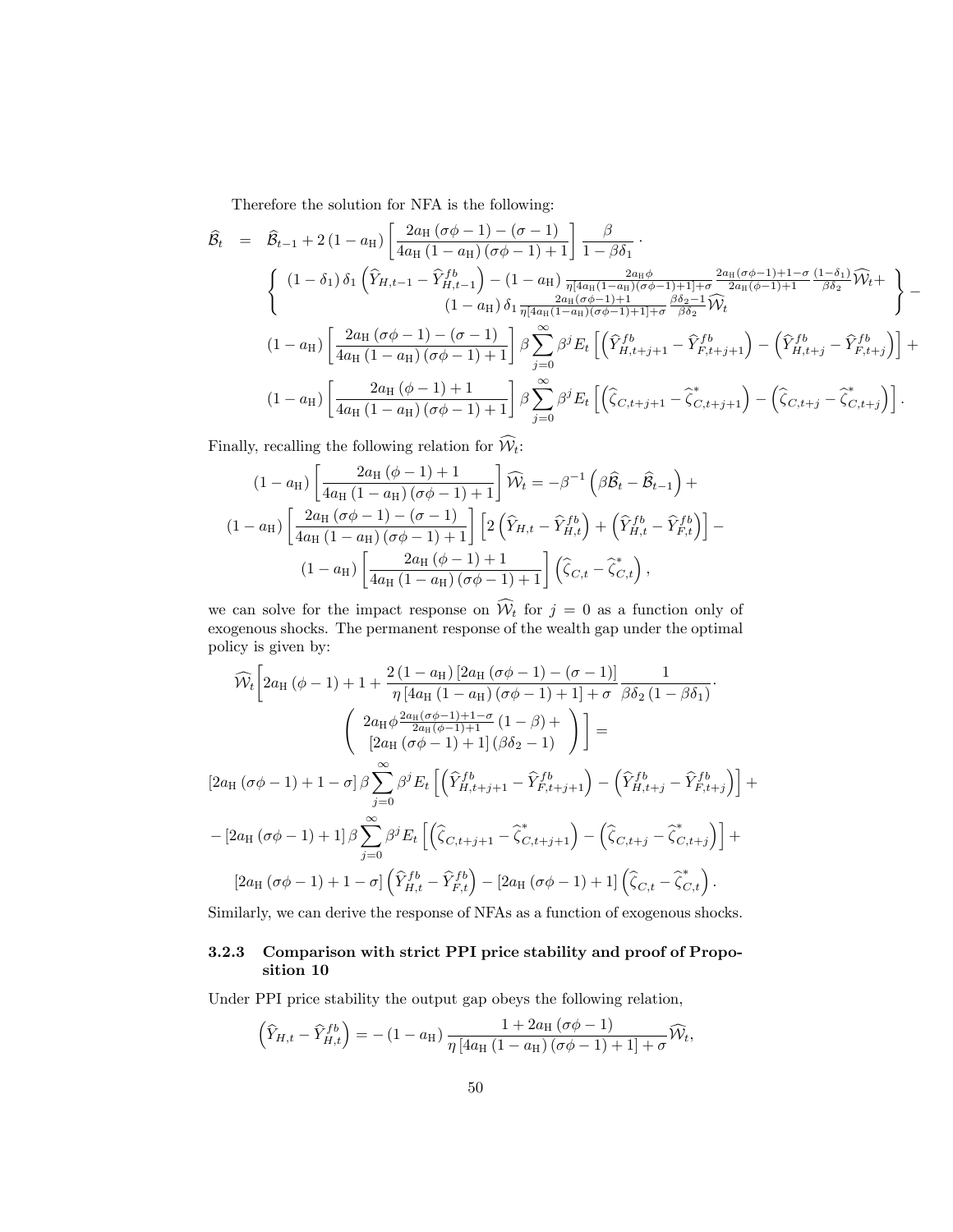Therefore the solution for NFA is the following:

$$
\begin{aligned}
\widehat{\mathcal{B}}_t \;=\;& \widehat{\mathcal{B}}_{t-1} + 2\left(1-a_{\rm H}\right)\left[\frac{2a_{\rm H}\left(\sigma\phi-1\right)-\left(\sigma-1\right)}{4a_{\rm H}\left(1-a_{\rm H}\right)\left(\sigma\phi-1\right)+1}\right]\frac{\beta}{1-\beta\delta_1}\cdot \\
&\left\{ \begin{array}{c} \left(1-\delta_1\right)\delta_1\left(\widehat{Y}_{H,t-1}-\widehat{Y}^{fb}_{H,t-1}\right) - \left(1-a_{\rm H}\right)\frac{2a_{\rm H}\phi}{\eta\left[4a_{\rm H}\left(1-a_{\rm H}\right)\left(\sigma\phi-1\right)+1\right]+\sigma}\frac{2a_{\rm H}\left(\sigma\phi-1\right)+1-\sigma}{2a_{\rm H}\left(\phi-1\right)+1}\frac{\left(1-\delta_1\right)}{\beta\delta_2}\widehat{\mathcal{W}}_t + \\ \left(1-a_{\rm H}\right)\delta_1\frac{2a_{\rm H}\left(\phi-1\right)+1}{\eta\left[4a_{\rm H}\left(1-a_{\rm H}\right)\left(\sigma\phi-1\right)+1\right]+\sigma}\frac{\beta\delta_2-1}{\beta\delta_2}\widehat{\mathcal{W}}_t \end{array}\right\} - \\
&\left(1-a_{\rm H}\right)\left[\frac{2a_{\rm H}\left(\sigma\phi-1\right)-\left(\sigma-1\right)}{4a_{\rm H}\left(1-a_{\rm H}\right)\left(\sigma\phi-1\right)+1}\right]\beta\sum_{j=0}^{\infty}\beta^jE_t\left[\left(\widehat{Y}^{fb}_{H,t+j+1}-\widehat{Y}^{fb}_{F,t+j+1}\right)-\left(\widehat{Y}^{fb}_{H,t+j}-\widehat{Y}^{fb}_{F,t+j}\right)\right] + \\
&\left(1-a_{\rm H}\right)\left[\frac{2a_{\rm H}\left(\phi-1\right)+1}{4a_{\rm H}\left(1-a_{\rm H}\right)\left(\sigma\phi-1\right)+1}\right]\beta\sum_{j=0}^{\infty}\beta^jE_t\left[\left(\widehat{\zeta}_{C,t+j+1}-\widehat{\zeta}^{*}_{C,t+j+1}\right)-\left(\widehat{\zeta}_{C,t+j}-\widehat{\zeta}^{*}_{C,t+j}\right)\right].
\end{aligned}
$$

Finally, recalling the following relation for $\widehat{\mathcal{W}}_t$:

$$
\begin{aligned}
&\left(1-a_{\rm H}\right)\left[\frac{2a_{\rm H}\left(\phi-1\right)+1}{4a_{\rm H}\left(1-a_{\rm H}\right)\left(\sigma\phi-1\right)+1}\right]\widehat{\mathcal{W}}_t = -\beta^{-1}\left(\beta\widehat{\mathcal{B}}_t-\widehat{\mathcal{B}}_{t-1}\right) + \\
&\left(1-a_{\rm H}\right)\left[\frac{2a_{\rm H}\left(\sigma\phi-1\right)-\left(\sigma-1\right)}{4a_{\rm H}\left(1-a_{\rm H}\right)\left(\sigma\phi-1\right)+1}\right]\left[2\left(\widehat{Y}_{H,t}-\widehat{Y}^{fb}_{H,t}\right)+\left(\widehat{Y}^{fb}_{H,t}-\widehat{Y}^{fb}_{F,t}\right)\right] - \\
&\left(1-a_{\rm H}\right)\left[\frac{2a_{\rm H}\left(\phi-1\right)+1}{4a_{\rm H}\left(1-a_{\rm H}\right)\left(\sigma\phi-1\right)+1}\right]\left(\widehat{\zeta}_{C,t}-\widehat{\zeta}^{*}_{C,t}\right),
\end{aligned}
$$

we can solve for the impact response on $\widehat{\mathcal{W}}_t$ for $j=0$ as a function only of exogenous shocks. The permanent response of the wealth gap under the optimal policy is given by:

$$
\begin{aligned}
&\widehat{\mathcal{W}}_t\Bigg[2a_{\rm H}\left(\phi-1\right)+1+\frac{2\left(1-a_{\rm H}\right)\left[2a_{\rm H}\left(\sigma\phi-1\right)-\left(\sigma-1\right)\right]}{\eta\left[4a_{\rm H}\left(1-a_{\rm H}\right)\left(\sigma\phi-1\right)+1\right]+\sigma}\frac{1}{\beta\delta_2\left(1-\beta\delta_1\right)}\cdot \\
&\qquad\left(\begin{array}{c} 2a_{\rm H}\phi\frac{2a_{\rm H}\left(\sigma\phi-1\right)+1-\sigma}{2a_{\rm H}\left(\phi-1\right)+1}\left(1-\beta\right)+ \\ \left[2a_{\rm H}\left(\sigma\phi-1\right)+1\right]\left(\beta\delta_2-1\right)\end{array}\right)\Bigg] = \\
&\left[2a_{\rm H}\left(\sigma\phi-1\right)+1-\sigma\right]\beta\sum_{j=0}^{\infty}\beta^jE_t\left[\left(\widehat{Y}^{fb}_{H,t+j+1}-\widehat{Y}^{fb}_{F,t+j+1}\right)-\left(\widehat{Y}^{fb}_{H,t+j}-\widehat{Y}^{fb}_{F,t+j}\right)\right] + \\
&-\left[2a_{\rm H}\left(\sigma\phi-1\right)+1\right]\beta\sum_{j=0}^{\infty}\beta^jE_t\left[\left(\widehat{\zeta}_{C,t+j+1}-\widehat{\zeta}^{*}_{C,t+j+1}\right)-\left(\widehat{\zeta}_{C,t+j}-\widehat{\zeta}^{*}_{C,t+j}\right)\right] + \\
&\left[2a_{\rm H}\left(\sigma\phi-1\right)+1-\sigma\right]\left(\widehat{Y}^{fb}_{H,t}-\widehat{Y}^{fb}_{F,t}\right)-\left[2a_{\rm H}\left(\sigma\phi-1\right)+1\right]\left(\widehat{\zeta}_{C,t}-\widehat{\zeta}^{*}_{C,t}\right).
\end{aligned}
$$

Similarly, we can derive the response of NFAs as a function of exogenous shocks.

### 3.2.3 Comparison with strict PPI price stability and proof of Proposition 10

Under PPI price stability the output gap obeys the following relation,

$$
\left(\widehat{Y}_{H,t}-\widehat{Y}^{fb}_{H,t}\right) = -\left(1-a_{\rm H}\right)\frac{1+2a_{\rm H}\left(\sigma\phi-1\right)}{\eta\left[4a_{\rm H}\left(1-a_{\rm H}\right)\left(\sigma\phi-1\right)+1\right]+\sigma}\widehat{\mathcal{W}}_t,
$$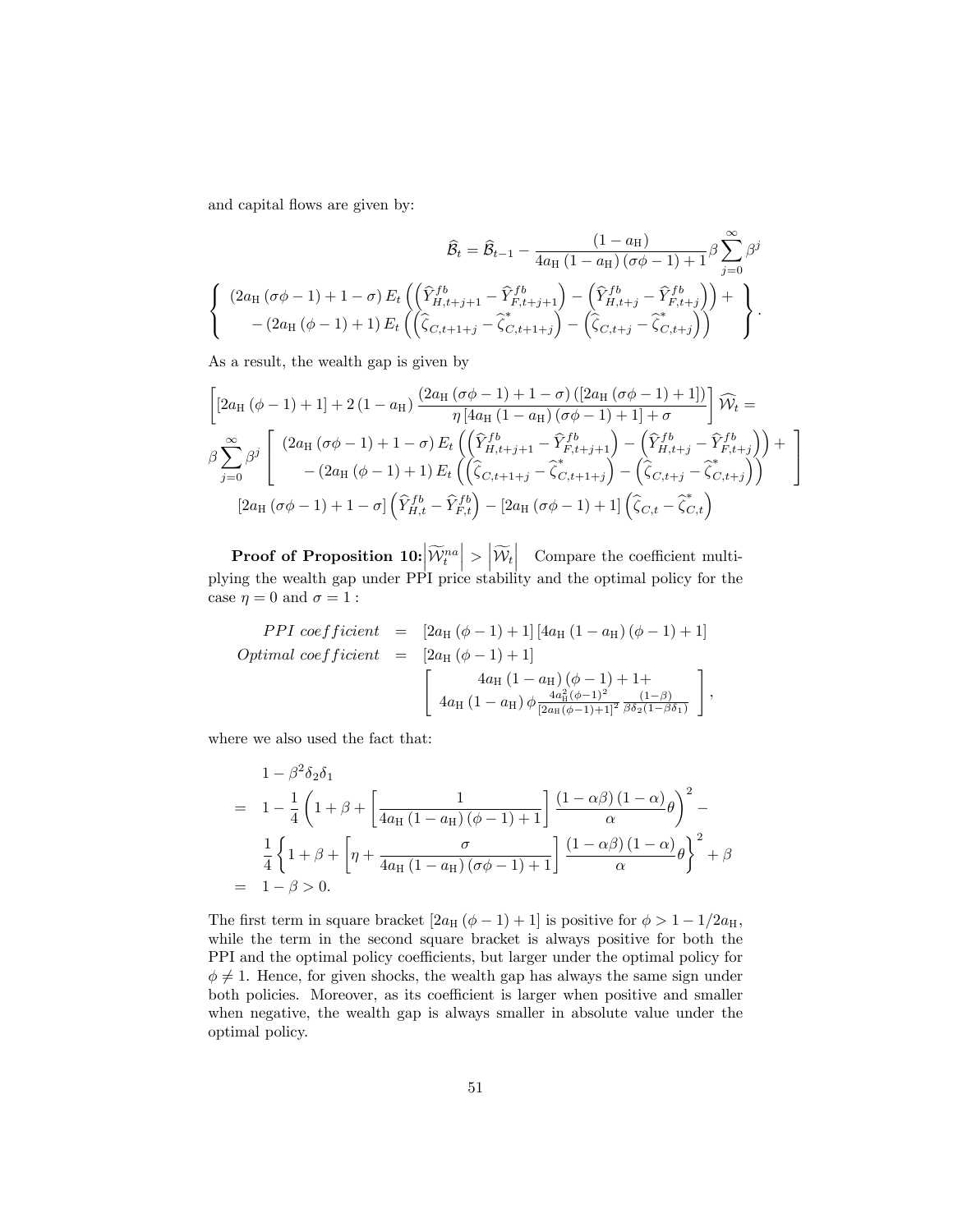and capital flows are given by:

$$
\widehat{\mathcal{B}}_t = \widehat{\mathcal{B}}_{t-1} - \frac{(1-a_{\rm H})}{4a_{\rm H}(1-a_{\rm H})(\sigma\phi-1)+1}\beta\sum_{j=0}^{\infty}\beta^j
$$

$$
\left\{ \begin{array}{c} (2a_{\rm H}(\sigma\phi-1)+1-\sigma)E_t\left(\left(\widehat{Y}^{fb}_{H,t+j+1}-\widehat{Y}^{fb}_{F,t+j+1}\right)-\left(\widehat{Y}^{fb}_{H,t+j}-\widehat{Y}^{fb}_{F,t+j}\right)\right)+ \\ -(2a_{\rm H}(\phi-1)+1)E_t\left(\left(\widehat{\zeta}_{C,t+1+j}-\widehat{\zeta}^{*}_{C,t+1+j}\right)-\left(\widehat{\zeta}_{C,t+j}-\widehat{\zeta}^{*}_{C,t+j}\right)\right) \end{array} \right\}.
$$

As a result, the wealth gap is given by

$$
\left[[2a_{\rm H}(\phi-1)+1]+2(1-a_{\rm H})\frac{(2a_{\rm H}(\sigma\phi-1)+1-\sigma)([2a_{\rm H}(\sigma\phi-1)+1])}{\eta[4a_{\rm H}(1-a_{\rm H})(\sigma\phi-1)+1]+\sigma}\right]\widehat{\mathcal{W}}_t =
$$

$$
\beta\sum_{j=0}^{\infty}\beta^j\left[\begin{array}{c} (2a_{\rm H}(\sigma\phi-1)+1-\sigma)E_t\left(\left(\widehat{Y}^{fb}_{H,t+j+1}-\widehat{Y}^{fb}_{F,t+j+1}\right)-\left(\widehat{Y}^{fb}_{H,t+j}-\widehat{Y}^{fb}_{F,t+j}\right)\right)+ \\ -(2a_{\rm H}(\phi-1)+1)E_t\left(\left(\widehat{\zeta}_{C,t+1+j}-\widehat{\zeta}^{*}_{C,t+1+j}\right)-\left(\widehat{\zeta}_{C,t+j}-\widehat{\zeta}^{*}_{C,t+j}\right)\right)\end{array}\right]
$$

$$
[2a_{\rm H}(\sigma\phi-1)+1-\sigma]\left(\widehat{Y}^{fb}_{H,t}-\widehat{Y}^{fb}_{F,t}\right)-[2a_{\rm H}(\sigma\phi-1)+1]\left(\widehat{\zeta}_{C,t}-\widehat{\zeta}^{*}_{C,t}\right)
$$

**Proof of Proposition 10:** $\left|\widetilde{\mathcal{W}}^{na}_t\right| > \left|\widetilde{\mathcal{W}}_t\right|$ Compare the coefficient multiplying the wealth gap under PPI price stability and the optimal policy for the case $\eta = 0$ and $\sigma = 1$ :

$$
\begin{aligned}
PPI\ coefficient &= [2a_{\rm H}(\phi-1)+1][4a_{\rm H}(1-a_{\rm H})(\phi-1)+1] \\
Optimal\ coefficient &= [2a_{\rm H}(\phi-1)+1] \\
&\quad \left[\begin{array}{c} 4a_{\rm H}(1-a_{\rm H})(\phi-1)+1+ \\ 4a_{\rm H}(1-a_{\rm H})\phi\frac{4a_{\rm H}^2(\phi-1)^2}{[2a_{\rm H}(\phi-1)+1]^2}\frac{(1-\beta)}{\beta\delta_2(1-\beta\delta_1)}\end{array}\right],
\end{aligned}
$$

where we also used the fact that:

$$
\begin{aligned}
& 1-\beta^2\delta_2\delta_1 \\
=\ & 1-\frac{1}{4}\left(1+\beta+\left[\frac{1}{4a_{\rm H}(1-a_{\rm H})(\phi-1)+1}\right]\frac{(1-\alpha\beta)(1-\alpha)}{\alpha}\theta\right)^2- \\
& \frac{1}{4}\left\{1+\beta+\left[\eta+\frac{\sigma}{4a_{\rm H}(1-a_{\rm H})(\sigma\phi-1)+1}\right]\frac{(1-\alpha\beta)(1-\alpha)}{\alpha}\theta\right\}^2+\beta \\
=\ & 1-\beta>0.
\end{aligned}
$$

The first term in square bracket $[2a_{\rm H}(\phi-1)+1]$ is positive for $\phi > 1-1/2a_{\rm H}$, while the term in the second square bracket is always positive for both the PPI and the optimal policy coefficients, but larger under the optimal policy for $\phi \neq 1$. Hence, for given shocks, the wealth gap has always the same sign under both policies. Moreover, as its coefficient is larger when positive and smaller when negative, the wealth gap is always smaller in absolute value under the optimal policy.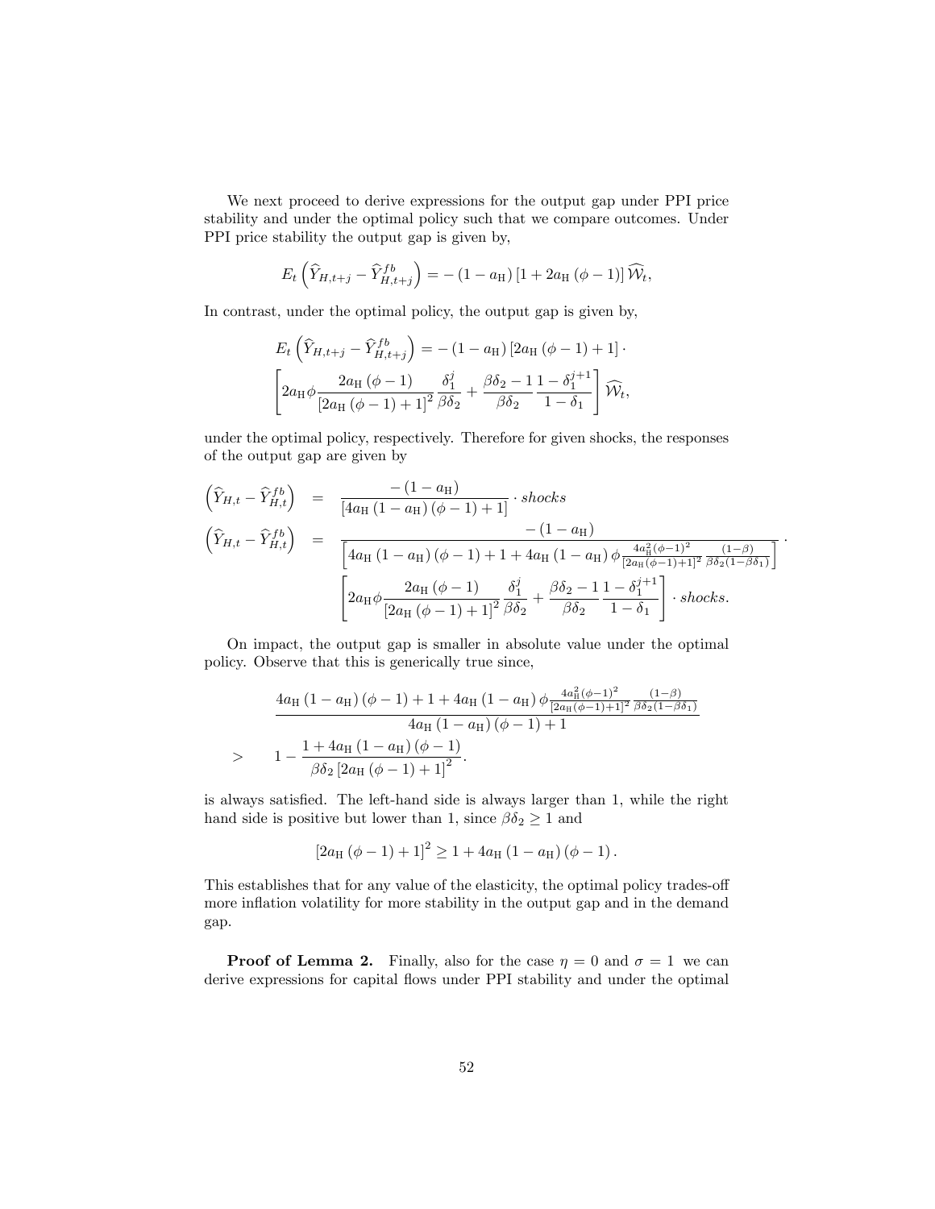We next proceed to derive expressions for the output gap under PPI price stability and under the optimal policy such that we compare outcomes. Under PPI price stability the output gap is given by,

$$E_t\left(\widehat{Y}_{H,t+j} - \widehat{Y}^{fb}_{H,t+j}\right) = -\left(1-a_{\rm H}\right)\left[1+2a_{\rm H}\left(\phi-1\right)\right]\widehat{\mathcal{W}}_t,$$

In contrast, under the optimal policy, the output gap is given by,

$$E_t\left(\widehat{Y}_{H,t+j} - \widehat{Y}^{fb}_{H,t+j}\right) = -\left(1-a_{\rm H}\right)\left[2a_{\rm H}\left(\phi-1\right)+1\right]\cdot \left[2a_{\rm H}\phi\frac{2a_{\rm H}\left(\phi-1\right)}{\left[2a_{\rm H}\left(\phi-1\right)+1\right]^2}\frac{\delta_1^j}{\beta\delta_2} + \frac{\beta\delta_2-1}{\beta\delta_2}\frac{1-\delta_1^{j+1}}{1-\delta_1}\right]\widehat{\mathcal{W}}_t,$$

under the optimal policy, respectively. Therefore for given shocks, the responses of the output gap are given by

$$\begin{aligned}
\left(\widehat{Y}_{H,t} - \widehat{Y}^{fb}_{H,t}\right) &= \frac{-\left(1-a_{\rm H}\right)}{\left[4a_{\rm H}\left(1-a_{\rm H}\right)\left(\phi-1\right)+1\right]}\cdot shocks \\
\left(\widehat{Y}_{H,t} - \widehat{Y}^{fb}_{H,t}\right) &= \frac{-\left(1-a_{\rm H}\right)}{\left[4a_{\rm H}\left(1-a_{\rm H}\right)\left(\phi-1\right)+1+4a_{\rm H}\left(1-a_{\rm H}\right)\phi\frac{4a_{\rm H}^2\left(\phi-1\right)^2}{\left[2a_{\rm H}\left(\phi-1\right)+1\right]^2}\frac{\left(1-\beta\right)}{\beta\delta_2\left(1-\beta\delta_1\right)}\right]}\cdot \\
&\quad \left[2a_{\rm H}\phi\frac{2a_{\rm H}\left(\phi-1\right)}{\left[2a_{\rm H}\left(\phi-1\right)+1\right]^2}\frac{\delta_1^j}{\beta\delta_2} + \frac{\beta\delta_2-1}{\beta\delta_2}\frac{1-\delta_1^{j+1}}{1-\delta_1}\right]\cdot shocks.
\end{aligned}$$

On impact, the output gap is smaller in absolute value under the optimal policy. Observe that this is generically true since,

$$\begin{aligned}
&\frac{4a_{\rm H}\left(1-a_{\rm H}\right)\left(\phi-1\right)+1+4a_{\rm H}\left(1-a_{\rm H}\right)\phi\frac{4a_{\rm H}^2\left(\phi-1\right)^2}{\left[2a_{\rm H}\left(\phi-1\right)+1\right]^2}\frac{\left(1-\beta\right)}{\beta\delta_2\left(1-\beta\delta_1\right)}}{4a_{\rm H}\left(1-a_{\rm H}\right)\left(\phi-1\right)+1} \\
> \quad & 1-\frac{1+4a_{\rm H}\left(1-a_{\rm H}\right)\left(\phi-1\right)}{\beta\delta_2\left[2a_{\rm H}\left(\phi-1\right)+1\right]^2}.
\end{aligned}$$

is always satisfied. The left-hand side is always larger than 1, while the right hand side is positive but lower than 1, since $\beta\delta_2 \geq 1$ and

$$\left[2a_{\rm H}\left(\phi-1\right)+1\right]^2 \geq 1+4a_{\rm H}\left(1-a_{\rm H}\right)\left(\phi-1\right).$$

This establishes that for any value of the elasticity, the optimal policy trades-off more inflation volatility for more stability in the output gap and in the demand gap.

**Proof of Lemma 2.** Finally, also for the case $\eta = 0$ and $\sigma = 1$ we can derive expressions for capital flows under PPI stability and under the optimal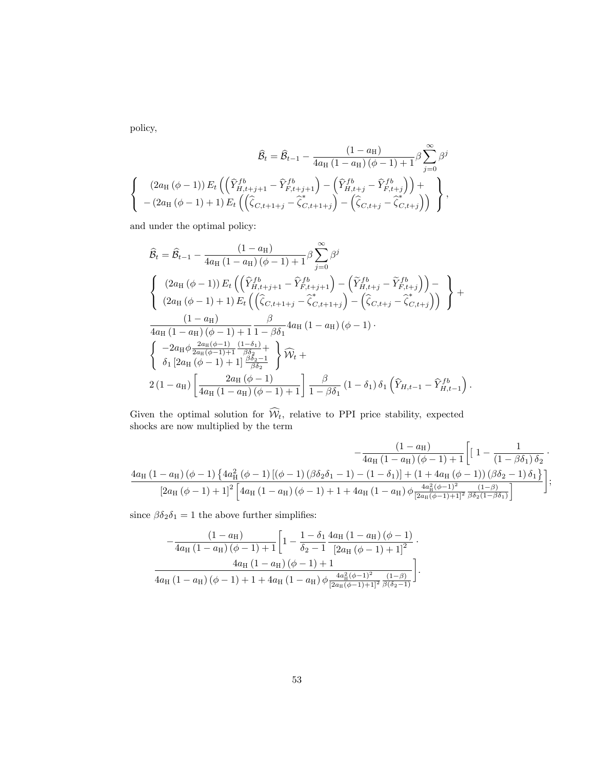policy,

$$
\widehat{\mathcal{B}}_t = \widehat{\mathcal{B}}_{t-1} - \frac{(1-a_{\rm H})}{4a_{\rm H}(1-a_{\rm H})(\phi-1)+1}\beta\sum_{j=0}^{\infty}\beta^j
$$

$$
\left\{ \begin{array}{c} (2a_{\rm H}(\phi-1))\, E_t\left(\left(\widehat{Y}^{fb}_{H,t+j+1} - \widehat{Y}^{fb}_{F,t+j+1}\right) - \left(\widehat{Y}^{fb}_{H,t+j} - \widehat{Y}^{fb}_{F,t+j}\right)\right) + \\ -(2a_{\rm H}(\phi-1)+1)\, E_t\left(\left(\widehat{\zeta}_{C,t+1+j} - \widehat{\zeta}^*_{C,t+1+j}\right) - \left(\widehat{\zeta}_{C,t+j} - \widehat{\zeta}^*_{C,t+j}\right)\right) \end{array} \right\},
$$

and under the optimal policy:

$$
\begin{aligned}
&\widehat{\mathcal{B}}_t = \widehat{\mathcal{B}}_{t-1} - \frac{(1-a_{\rm H})}{4a_{\rm H}(1-a_{\rm H})(\phi-1)+1}\beta\sum_{j=0}^{\infty}\beta^j \\
&\left\{ \begin{array}{c} (2a_{\rm H}(\phi-1))\, E_t\left(\left(\widehat{Y}^{fb}_{H,t+j+1} - \widehat{Y}^{fb}_{F,t+j+1}\right) - \left(\widetilde{Y}^{fb}_{H,t+j} - \widetilde{Y}^{fb}_{F,t+j}\right)\right) - \\ (2a_{\rm H}(\phi-1)+1)\, E_t\left(\left(\widehat{\zeta}_{C,t+1+j} - \widehat{\zeta}^*_{C,t+1+j}\right) - \left(\widehat{\zeta}_{C,t+j} - \widehat{\zeta}^*_{C,t+j}\right)\right) \end{array} \right\} + \\
&\frac{(1-a_{\rm H})}{4a_{\rm H}(1-a_{\rm H})(\phi-1)+1}\frac{\beta}{1-\beta\delta_1}4a_{\rm H}(1-a_{\rm H})(\phi-1)\cdot \\
&\left\{ \begin{array}{c} -2a_{\rm H}\phi\frac{2a_{\rm H}(\phi-1)}{2a_{\rm H}(\phi-1)+1}\frac{(1-\delta_1)}{\beta\delta_2} + \\ \delta_1\left[2a_{\rm H}(\phi-1)+1\right]\frac{\beta\delta_2-1}{\beta\delta_2} \end{array} \right\}\widehat{\mathcal{W}}_t + \\
&2(1-a_{\rm H})\left[\frac{2a_{\rm H}(\phi-1)}{4a_{\rm H}(1-a_{\rm H})(\phi-1)+1}\right]\frac{\beta}{1-\beta\delta_1}(1-\delta_1)\delta_1\left(\widehat{Y}_{H,t-1} - \widehat{Y}^{fb}_{H,t-1}\right).
\end{aligned}
$$

Given the optimal solution for $\widehat{\mathcal{W}}_t$, relative to PPI price stability, expected shocks are now multiplied by the term

$$
\begin{aligned}
&-\frac{(1-a_{\rm H})}{4a_{\rm H}(1-a_{\rm H})(\phi-1)+1}\left[\left[\ 1 - \frac{1}{(1-\beta\delta_1)\delta_2}\cdot\right.\right. \\
&\left.\frac{4a_{\rm H}(1-a_{\rm H})(\phi-1)\left\{4a_{\rm H}^2(\phi-1)\left[(\phi-1)(\beta\delta_2\delta_1-1)-(1-\delta_1)\right]+(1+4a_{\rm H}(\phi-1))(\beta\delta_2-1)\delta_1\right\}}{\left[2a_{\rm H}(\phi-1)+1\right]^2\left[4a_{\rm H}(1-a_{\rm H})(\phi-1)+1+4a_{\rm H}(1-a_{\rm H})\phi\frac{4a_{\rm H}^2(\phi-1)^2}{[2a_{\rm H}(\phi-1)+1]^2}\frac{(1-\beta)}{\beta\delta_2(1-\beta\delta_1)}\right]}\right];
\end{aligned}
$$

since $\beta\delta_2\delta_1 = 1$ the above further simplifies:

$$
\begin{aligned}
&-\frac{(1-a_{\rm H})}{4a_{\rm H}(1-a_{\rm H})(\phi-1)+1}\left[1 - \frac{1-\delta_1}{\delta_2-1}\frac{4a_{\rm H}(1-a_{\rm H})(\phi-1)}{\left[2a_{\rm H}(\phi-1)+1\right]^2}\cdot\right. \\
&\left.\frac{4a_{\rm H}(1-a_{\rm H})(\phi-1)+1}{4a_{\rm H}(1-a_{\rm H})(\phi-1)+1+4a_{\rm H}(1-a_{\rm H})\phi\frac{4a_{\rm H}^2(\phi-1)^2}{[2a_{\rm H}(\phi-1)+1]^2}\frac{(1-\beta)}{\beta(\delta_2-1)}}\right].
\end{aligned}
$$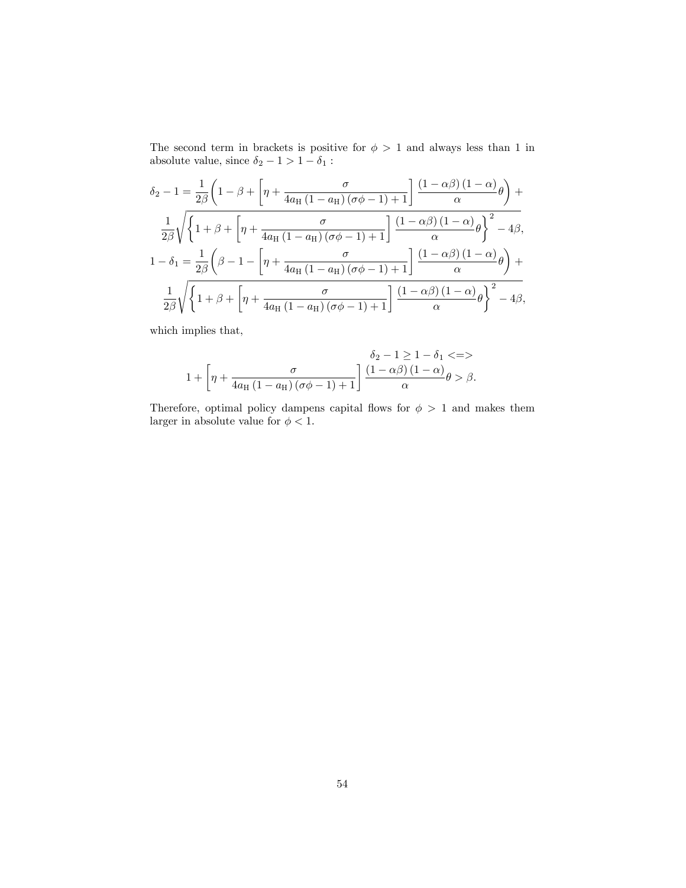The second term in brackets is positive for $\phi > 1$ and always less than 1 in absolute value, since $\delta_2 - 1 > 1 - \delta_1$ :

$$
\begin{aligned}
\delta_2 - 1 &= \frac{1}{2\beta}\left(1 - \beta + \left[\eta + \frac{\sigma}{4a_{\mathrm{H}}\left(1-a_{\mathrm{H}}\right)\left(\sigma\phi - 1\right) + 1}\right]\frac{\left(1-\alpha\beta\right)\left(1-\alpha\right)}{\alpha}\theta\right) + \\
&\frac{1}{2\beta}\sqrt{\left\{1 + \beta + \left[\eta + \frac{\sigma}{4a_{\mathrm{H}}\left(1-a_{\mathrm{H}}\right)\left(\sigma\phi - 1\right) + 1}\right]\frac{\left(1-\alpha\beta\right)\left(1-\alpha\right)}{\alpha}\theta\right\}^2 - 4\beta}, \\
1 - \delta_1 &= \frac{1}{2\beta}\left(\beta - 1 - \left[\eta + \frac{\sigma}{4a_{\mathrm{H}}\left(1-a_{\mathrm{H}}\right)\left(\sigma\phi - 1\right) + 1}\right]\frac{\left(1-\alpha\beta\right)\left(1-\alpha\right)}{\alpha}\theta\right) + \\
&\frac{1}{2\beta}\sqrt{\left\{1 + \beta + \left[\eta + \frac{\sigma}{4a_{\mathrm{H}}\left(1-a_{\mathrm{H}}\right)\left(\sigma\phi - 1\right) + 1}\right]\frac{\left(1-\alpha\beta\right)\left(1-\alpha\right)}{\alpha}\theta\right\}^2 - 4\beta},
\end{aligned}
$$

which implies that,

$$
\begin{gathered}
\delta_2 - 1 \geq 1 - \delta_1 <=> \\
1 + \left[\eta + \frac{\sigma}{4a_{\mathrm{H}}\left(1-a_{\mathrm{H}}\right)\left(\sigma\phi - 1\right) + 1}\right]\frac{\left(1-\alpha\beta\right)\left(1-\alpha\right)}{\alpha}\theta > \beta.
\end{gathered}
$$

Therefore, optimal policy dampens capital flows for $\phi > 1$ and makes them larger in absolute value for $\phi < 1$.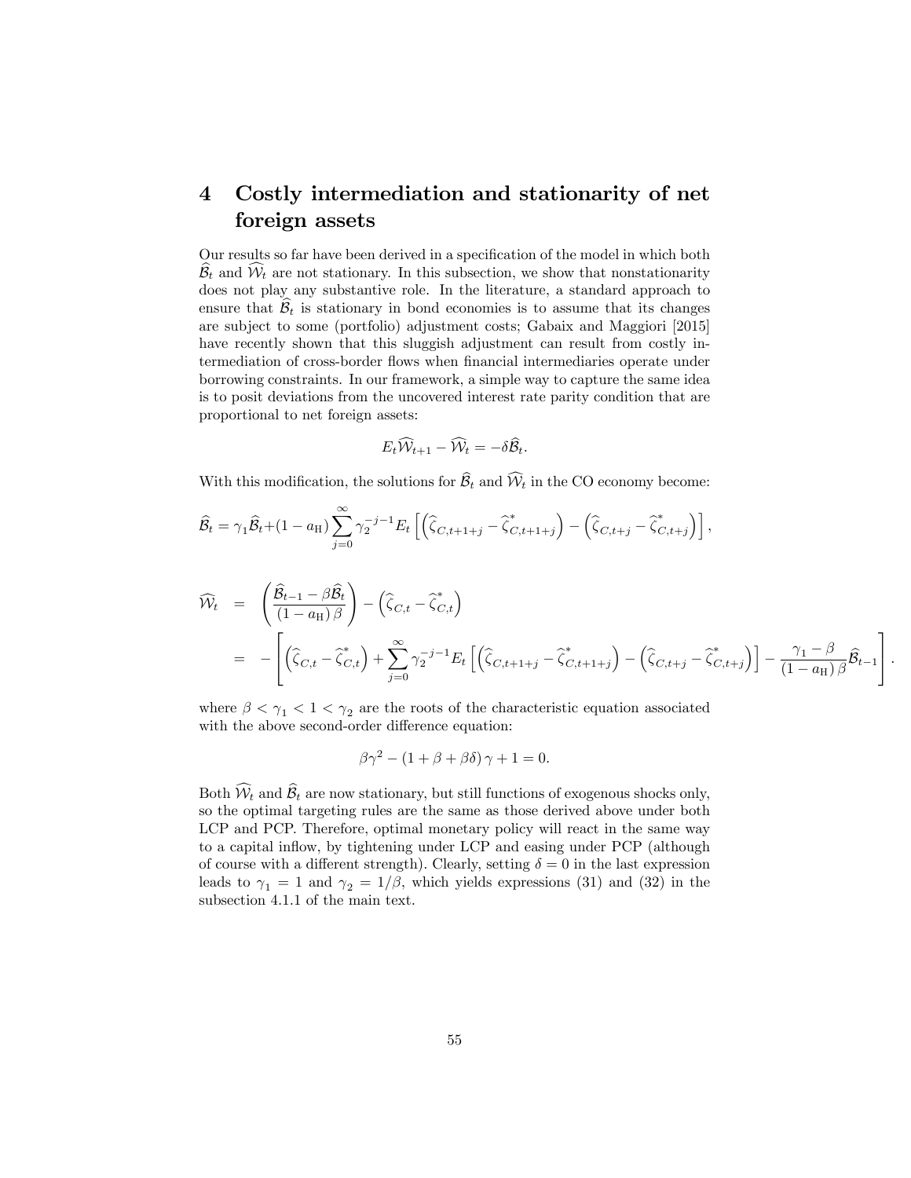# 4 Costly intermediation and stationarity of net foreign assets

Our results so far have been derived in a specification of the model in which both $\widehat{\mathcal{B}}_t$ and $\widehat{\mathcal{W}}_t$ are not stationary. In this subsection, we show that nonstationarity does not play any substantive role. In the literature, a standard approach to ensure that $\widehat{\mathcal{B}}_t$ is stationary in bond economies is to assume that its changes are subject to some (portfolio) adjustment costs; Gabaix and Maggiori [2015] have recently shown that this sluggish adjustment can result from costly intermediation of cross-border flows when financial intermediaries operate under borrowing constraints. In our framework, a simple way to capture the same idea is to posit deviations from the uncovered interest rate parity condition that are proportional to net foreign assets:

$$E_t\widehat{\mathcal{W}}_{t+1} - \widehat{\mathcal{W}}_t = -\delta\widehat{\mathcal{B}}_t.$$

With this modification, the solutions for $\widehat{\mathcal{B}}_t$ and $\widehat{\mathcal{W}}_t$ in the CO economy become:

$$\widehat{\mathcal{B}}_t = \gamma_1\widehat{\mathcal{B}}_t + (1-a_{\mathrm{H}})\sum_{j=0}^{\infty}\gamma_2^{-j-1}E_t\left[\left(\widehat{\zeta}_{C,t+1+j} - \widehat{\zeta}^*_{C,t+1+j}\right) - \left(\widehat{\zeta}_{C,t+j} - \widehat{\zeta}^*_{C,t+j}\right)\right],$$

$$\begin{aligned}
\widehat{\mathcal{W}}_t &= \left(\frac{\widehat{\mathcal{B}}_{t-1} - \beta\widehat{\mathcal{B}}_t}{(1-a_{\mathrm{H}})\,\beta}\right) - \left(\widehat{\zeta}_{C,t} - \widehat{\zeta}^*_{C,t}\right) \\
&= -\left[\left(\widehat{\zeta}_{C,t} - \widehat{\zeta}^*_{C,t}\right) + \sum_{j=0}^{\infty}\gamma_2^{-j-1}E_t\left[\left(\widehat{\zeta}_{C,t+1+j} - \widehat{\zeta}^*_{C,t+1+j}\right) - \left(\widehat{\zeta}_{C,t+j} - \widehat{\zeta}^*_{C,t+j}\right)\right] - \frac{\gamma_1 - \beta}{(1-a_{\mathrm{H}})\,\beta}\widehat{\mathcal{B}}_{t-1}\right].
\end{aligned}$$

where $\beta < \gamma_1 < 1 < \gamma_2$ are the roots of the characteristic equation associated with the above second-order difference equation:

$$\beta\gamma^2 - (1+\beta+\beta\delta)\,\gamma + 1 = 0.$$

Both $\widehat{\mathcal{W}}_t$ and $\widehat{\mathcal{B}}_t$ are now stationary, but still functions of exogenous shocks only, so the optimal targeting rules are the same as those derived above under both LCP and PCP. Therefore, optimal monetary policy will react in the same way to a capital inflow, by tightening under LCP and easing under PCP (although of course with a different strength). Clearly, setting $\delta = 0$ in the last expression leads to $\gamma_1 = 1$ and $\gamma_2 = 1/\beta$, which yields expressions (31) and (32) in the subsection 4.1.1 of the main text.